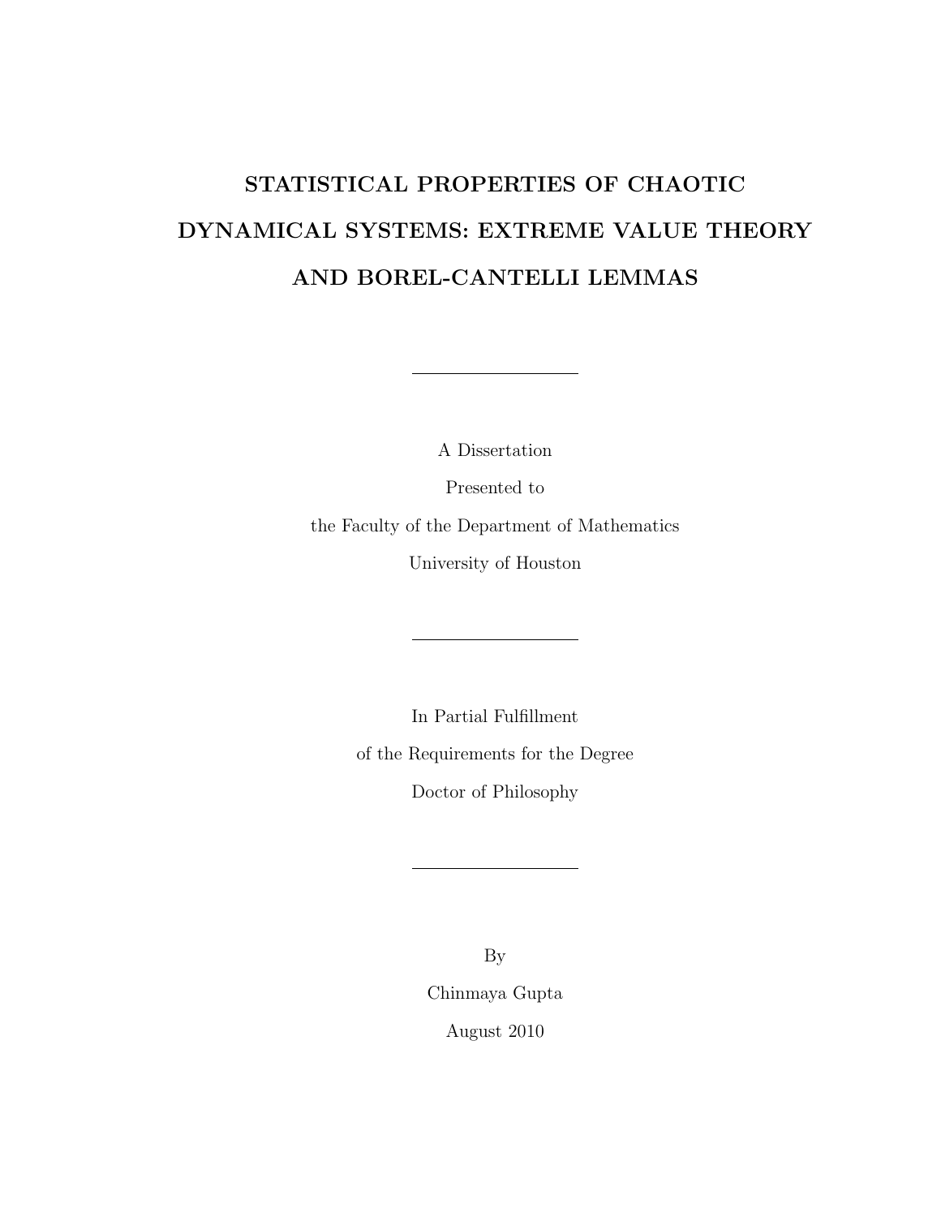# STATISTICAL PROPERTIES OF CHAOTIC DYNAMICAL SYSTEMS: EXTREME VALUE THEORY AND BOREL-CANTELLI LEMMAS

---

A Dissertation

Presented to

the Faculty of the Department of Mathematics

University of Houston

---

In Partial Fulfillment

of the Requirements for the Degree

Doctor of Philosophy

---

By

Chinmaya Gupta

August 2010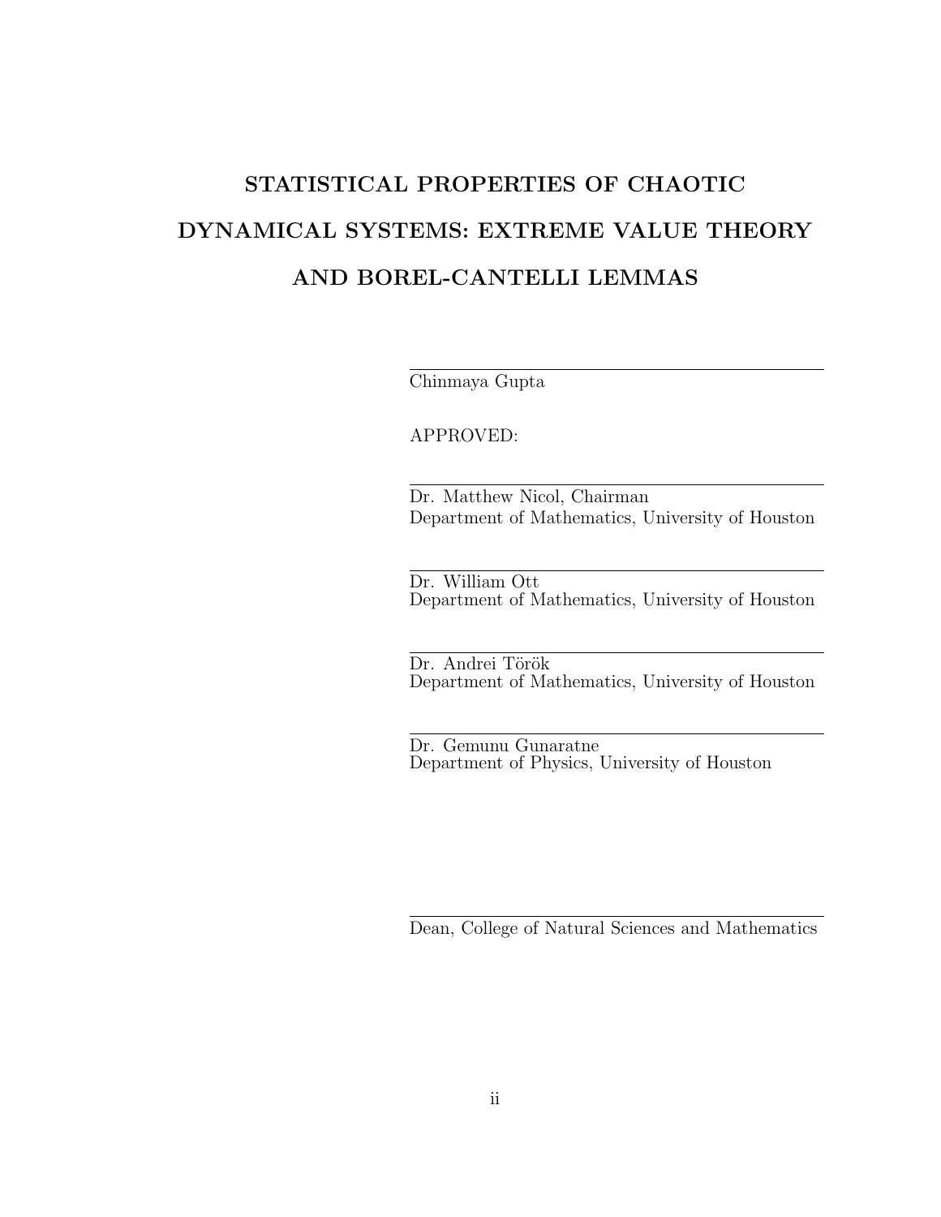# STATISTICAL PROPERTIES OF CHAOTIC DYNAMICAL SYSTEMS: EXTREME VALUE THEORY AND BOREL-CANTELLI LEMMAS

Chinmaya Gupta

APPROVED:

Dr. Matthew Nicol, Chairman
Department of Mathematics, University of Houston

Dr. William Ott
Department of Mathematics, University of Houston

Dr. Andrei Török
Department of Mathematics, University of Houston

Dr. Gemunu Gunaratne
Department of Physics, University of Houston

Dean, College of Natural Sciences and Mathematics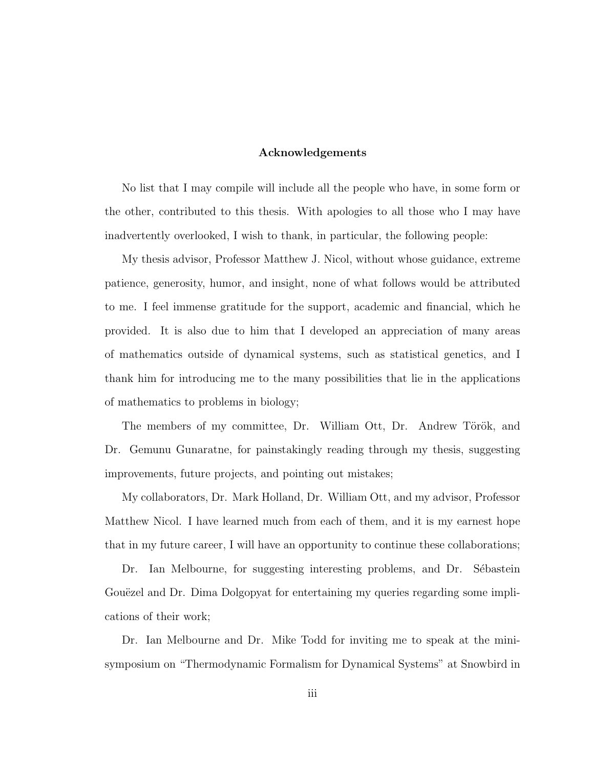## Acknowledgements

No list that I may compile will include all the people who have, in some form or the other, contributed to this thesis. With apologies to all those who I may have inadvertently overlooked, I wish to thank, in particular, the following people:

My thesis advisor, Professor Matthew J. Nicol, without whose guidance, extreme patience, generosity, humor, and insight, none of what follows would be attributed to me. I feel immense gratitude for the support, academic and financial, which he provided. It is also due to him that I developed an appreciation of many areas of mathematics outside of dynamical systems, such as statistical genetics, and I thank him for introducing me to the many possibilities that lie in the applications of mathematics to problems in biology;

The members of my committee, Dr. William Ott, Dr. Andrew Török, and Dr. Gemunu Gunaratne, for painstakingly reading through my thesis, suggesting improvements, future projects, and pointing out mistakes;

My collaborators, Dr. Mark Holland, Dr. William Ott, and my advisor, Professor Matthew Nicol. I have learned much from each of them, and it is my earnest hope that in my future career, I will have an opportunity to continue these collaborations;

Dr. Ian Melbourne, for suggesting interesting problems, and Dr. Sébastein Gouëzel and Dr. Dima Dolgopyat for entertaining my queries regarding some implications of their work;

Dr. Ian Melbourne and Dr. Mike Todd for inviting me to speak at the mini-symposium on "Thermodynamic Formalism for Dynamical Systems" at Snowbird in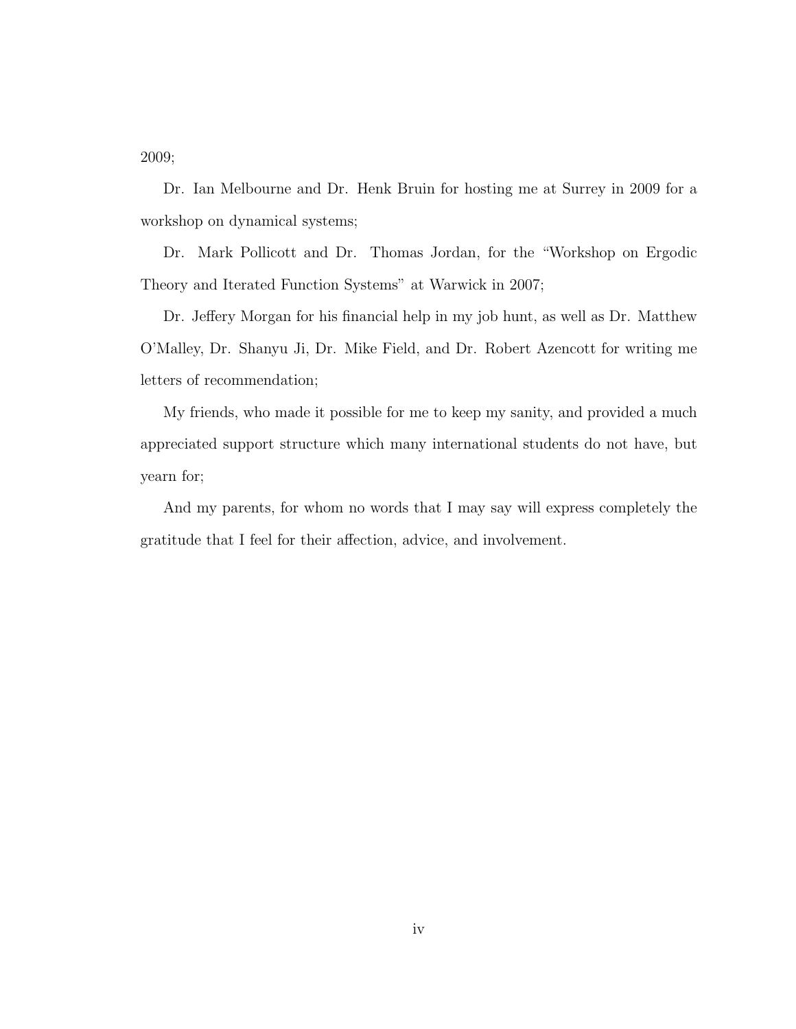2009;

Dr. Ian Melbourne and Dr. Henk Bruin for hosting me at Surrey in 2009 for a workshop on dynamical systems;

Dr. Mark Pollicott and Dr. Thomas Jordan, for the "Workshop on Ergodic Theory and Iterated Function Systems" at Warwick in 2007;

Dr. Jeffery Morgan for his financial help in my job hunt, as well as Dr. Matthew O'Malley, Dr. Shanyu Ji, Dr. Mike Field, and Dr. Robert Azencott for writing me letters of recommendation;

My friends, who made it possible for me to keep my sanity, and provided a much appreciated support structure which many international students do not have, but yearn for;

And my parents, for whom no words that I may say will express completely the gratitude that I feel for their affection, advice, and involvement.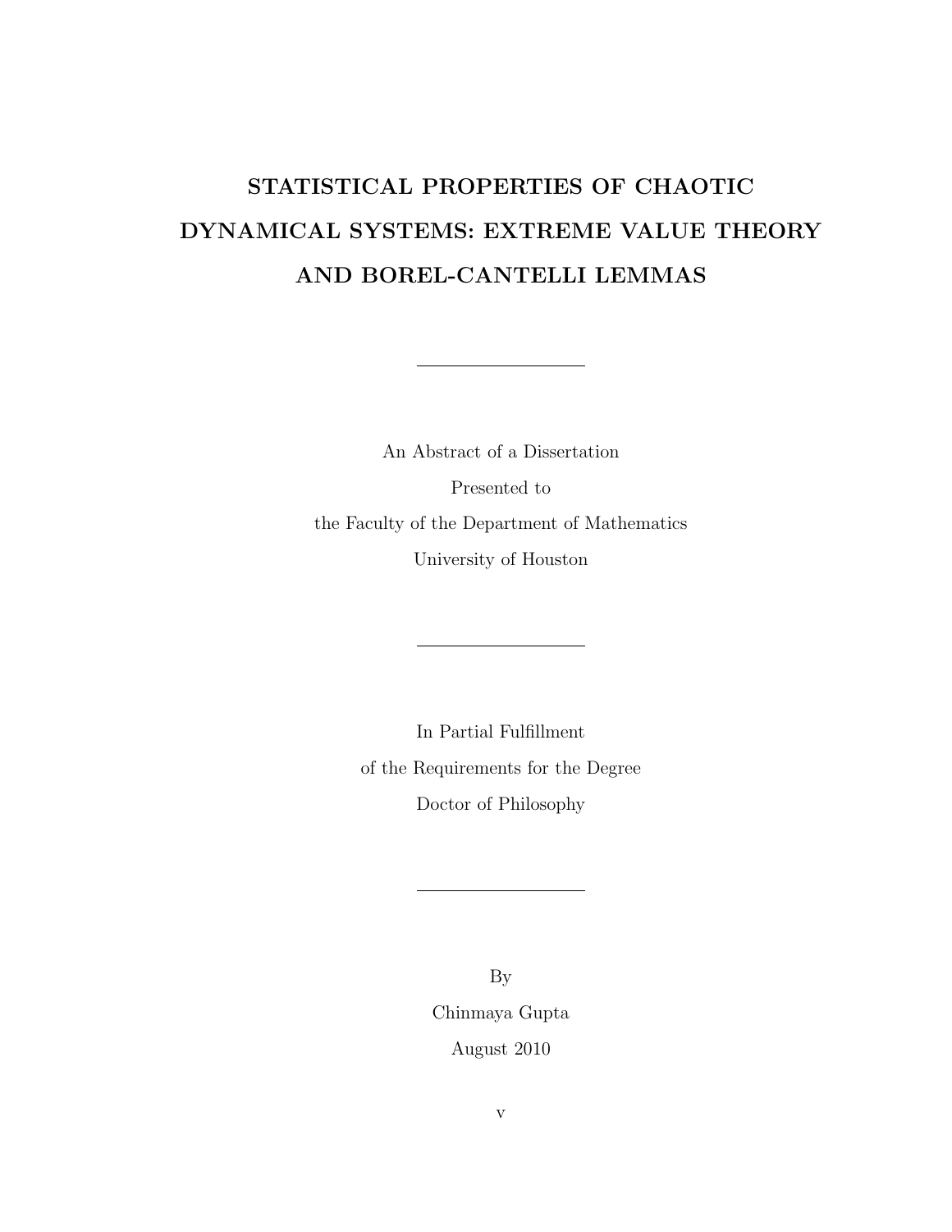# STATISTICAL PROPERTIES OF CHAOTIC DYNAMICAL SYSTEMS: EXTREME VALUE THEORY AND BOREL-CANTELLI LEMMAS

---

An Abstract of a Dissertation

Presented to

the Faculty of the Department of Mathematics

University of Houston

---

In Partial Fulfillment

of the Requirements for the Degree

Doctor of Philosophy

---

By

Chinmaya Gupta

August 2010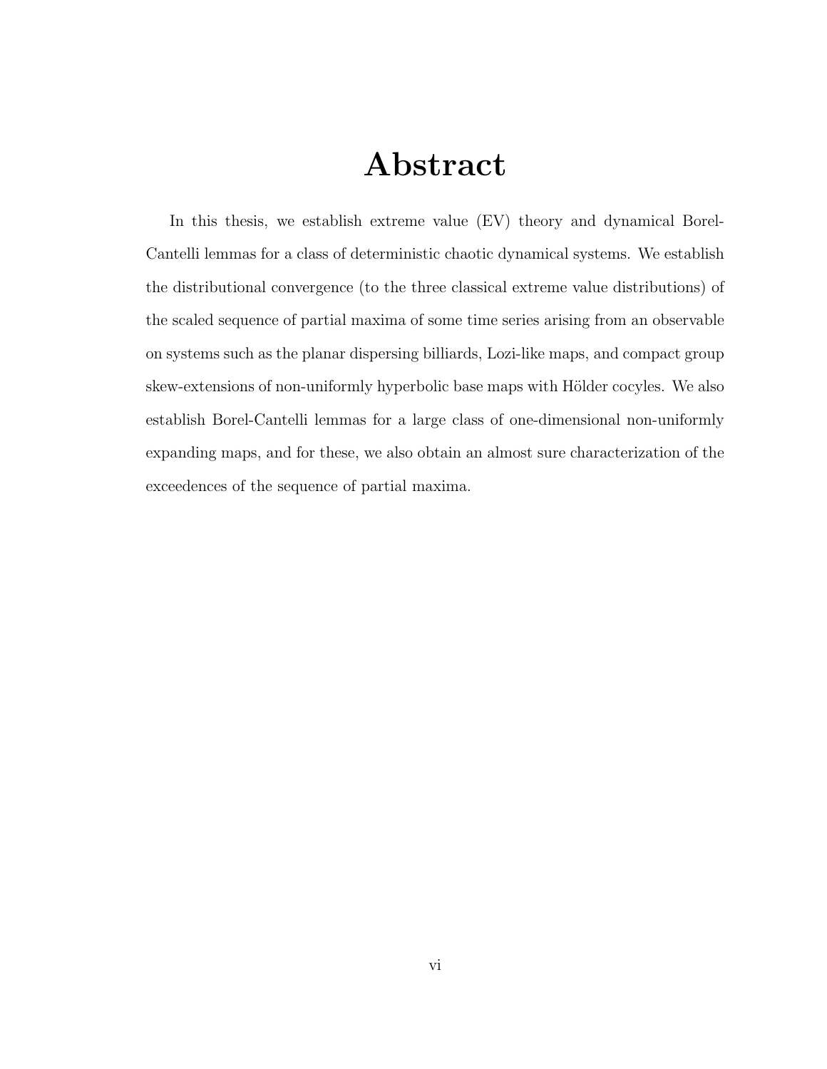# Abstract

In this thesis, we establish extreme value (EV) theory and dynamical Borel-Cantelli lemmas for a class of deterministic chaotic dynamical systems. We establish the distributional convergence (to the three classical extreme value distributions) of the scaled sequence of partial maxima of some time series arising from an observable on systems such as the planar dispersing billiards, Lozi-like maps, and compact group skew-extensions of non-uniformly hyperbolic base maps with Hölder cocyles. We also establish Borel-Cantelli lemmas for a large class of one-dimensional non-uniformly expanding maps, and for these, we also obtain an almost sure characterization of the exceedences of the sequence of partial maxima.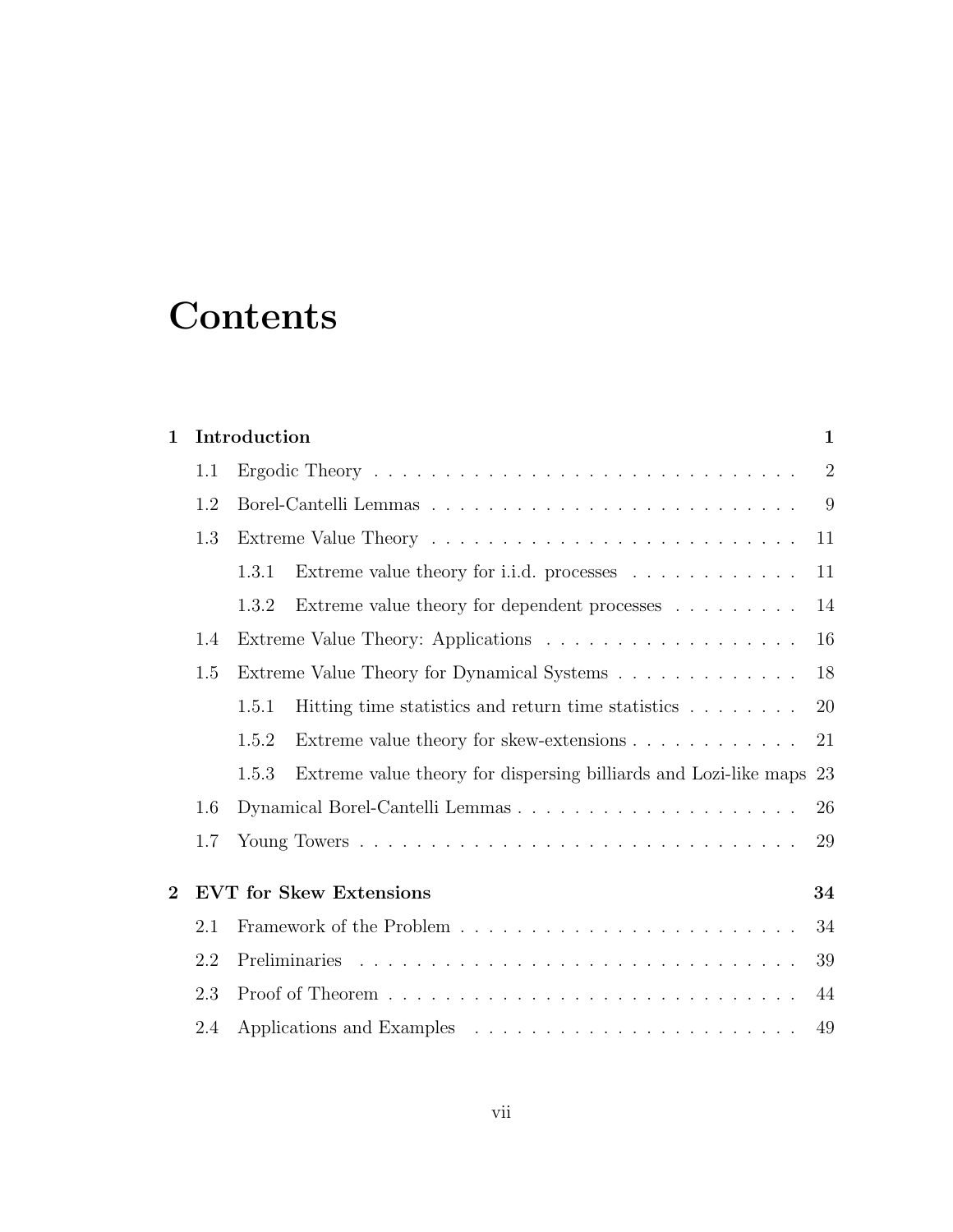# Contents

**1 Introduction** **1**

- 1.1 Ergodic Theory . . . . . . . . . . . . . . . . . . . . . . . . . . . . . 2
- 1.2 Borel-Cantelli Lemmas . . . . . . . . . . . . . . . . . . . . . . . . . . 9
- 1.3 Extreme Value Theory . . . . . . . . . . . . . . . . . . . . . . . . . . 11
  - 1.3.1 Extreme value theory for i.i.d. processes . . . . . . . . . . . . 11
  - 1.3.2 Extreme value theory for dependent processes . . . . . . . . . 14
- 1.4 Extreme Value Theory: Applications . . . . . . . . . . . . . . . . . . 16
- 1.5 Extreme Value Theory for Dynamical Systems . . . . . . . . . . . . . 18
  - 1.5.1 Hitting time statistics and return time statistics . . . . . . . . 20
  - 1.5.2 Extreme value theory for skew-extensions . . . . . . . . . . . . 21
  - 1.5.3 Extreme value theory for dispersing billiards and Lozi-like maps 23
- 1.6 Dynamical Borel-Cantelli Lemmas . . . . . . . . . . . . . . . . . . . 26
- 1.7 Young Towers . . . . . . . . . . . . . . . . . . . . . . . . . . . . . . 29

**2 EVT for Skew Extensions** **34**

- 2.1 Framework of the Problem . . . . . . . . . . . . . . . . . . . . . . . . 34
- 2.2 Preliminaries . . . . . . . . . . . . . . . . . . . . . . . . . . . . . . . 39
- 2.3 Proof of Theorem . . . . . . . . . . . . . . . . . . . . . . . . . . . . . 44
- 2.4 Applications and Examples . . . . . . . . . . . . . . . . . . . . . . . 49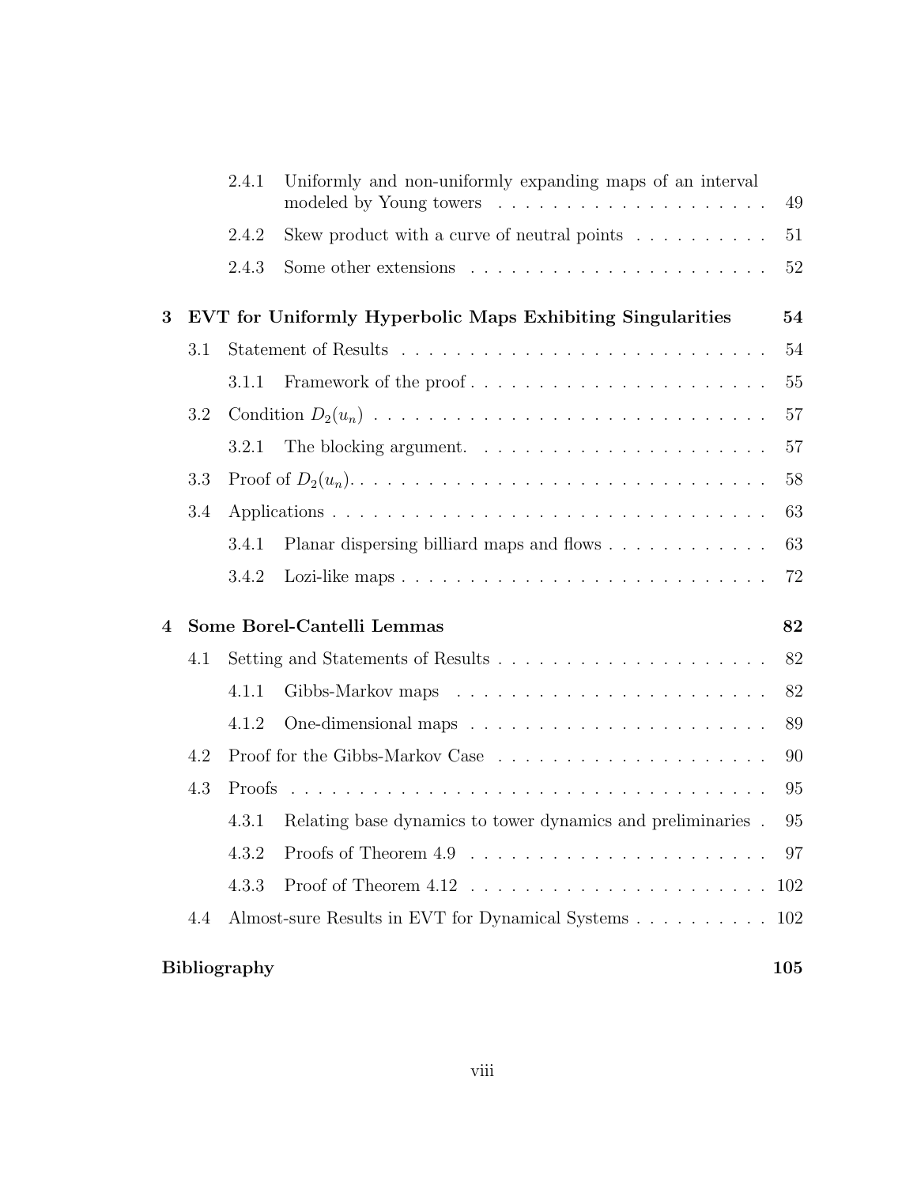2.4.1 Uniformly and non-uniformly expanding maps of an interval modeled by Young towers . . . . . . . . . . . . . . . . . . . . 49

2.4.2 Skew product with a curve of neutral points . . . . . . . . . . 51

2.4.3 Some other extensions . . . . . . . . . . . . . . . . . . . . . . 52

**3 EVT for Uniformly Hyperbolic Maps Exhibiting Singularities 54**

3.1 Statement of Results . . . . . . . . . . . . . . . . . . . . . . . . . . . 54

3.1.1 Framework of the proof . . . . . . . . . . . . . . . . . . . . . . 55

3.2 Condition $D_2(u_n)$ . . . . . . . . . . . . . . . . . . . . . . . . . . . . 57

3.2.1 The blocking argument. . . . . . . . . . . . . . . . . . . . . . 57

3.3 Proof of $D_2(u_n)$. . . . . . . . . . . . . . . . . . . . . . . . . . . . . 58

3.4 Applications . . . . . . . . . . . . . . . . . . . . . . . . . . . . . . . . 63

3.4.1 Planar dispersing billiard maps and flows . . . . . . . . . . . . 63

3.4.2 Lozi-like maps . . . . . . . . . . . . . . . . . . . . . . . . . . . 72

**4 Some Borel-Cantelli Lemmas 82**

4.1 Setting and Statements of Results . . . . . . . . . . . . . . . . . . . . 82

4.1.1 Gibbs-Markov maps . . . . . . . . . . . . . . . . . . . . . . . 82

4.1.2 One-dimensional maps . . . . . . . . . . . . . . . . . . . . . . 89

4.2 Proof for the Gibbs-Markov Case . . . . . . . . . . . . . . . . . . . . 90

4.3 Proofs . . . . . . . . . . . . . . . . . . . . . . . . . . . . . . . . . . . 95

4.3.1 Relating base dynamics to tower dynamics and preliminaries . 95

4.3.2 Proofs of Theorem 4.9 . . . . . . . . . . . . . . . . . . . . . . 97

4.3.3 Proof of Theorem 4.12 . . . . . . . . . . . . . . . . . . . . . . 102

4.4 Almost-sure Results in EVT for Dynamical Systems . . . . . . . . . . 102

**Bibliography 105**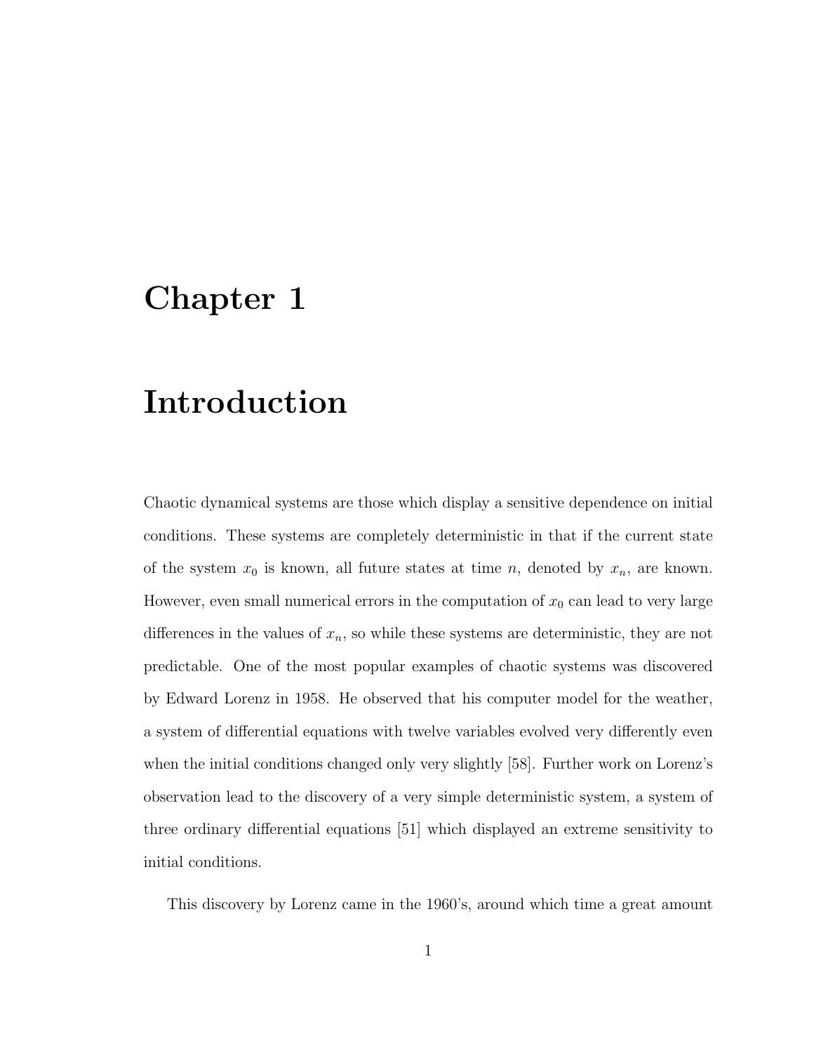# Chapter 1

# Introduction

Chaotic dynamical systems are those which display a sensitive dependence on initial conditions. These systems are completely deterministic in that if the current state of the system $x_0$ is known, all future states at time $n$, denoted by $x_n$, are known. However, even small numerical errors in the computation of $x_0$ can lead to very large differences in the values of $x_n$, so while these systems are deterministic, they are not predictable. One of the most popular examples of chaotic systems was discovered by Edward Lorenz in 1958. He observed that his computer model for the weather, a system of differential equations with twelve variables evolved very differently even when the initial conditions changed only very slightly [58]. Further work on Lorenz's observation lead to the discovery of a very simple deterministic system, a system of three ordinary differential equations [51] which displayed an extreme sensitivity to initial conditions.

This discovery by Lorenz came in the 1960's, around which time a great amount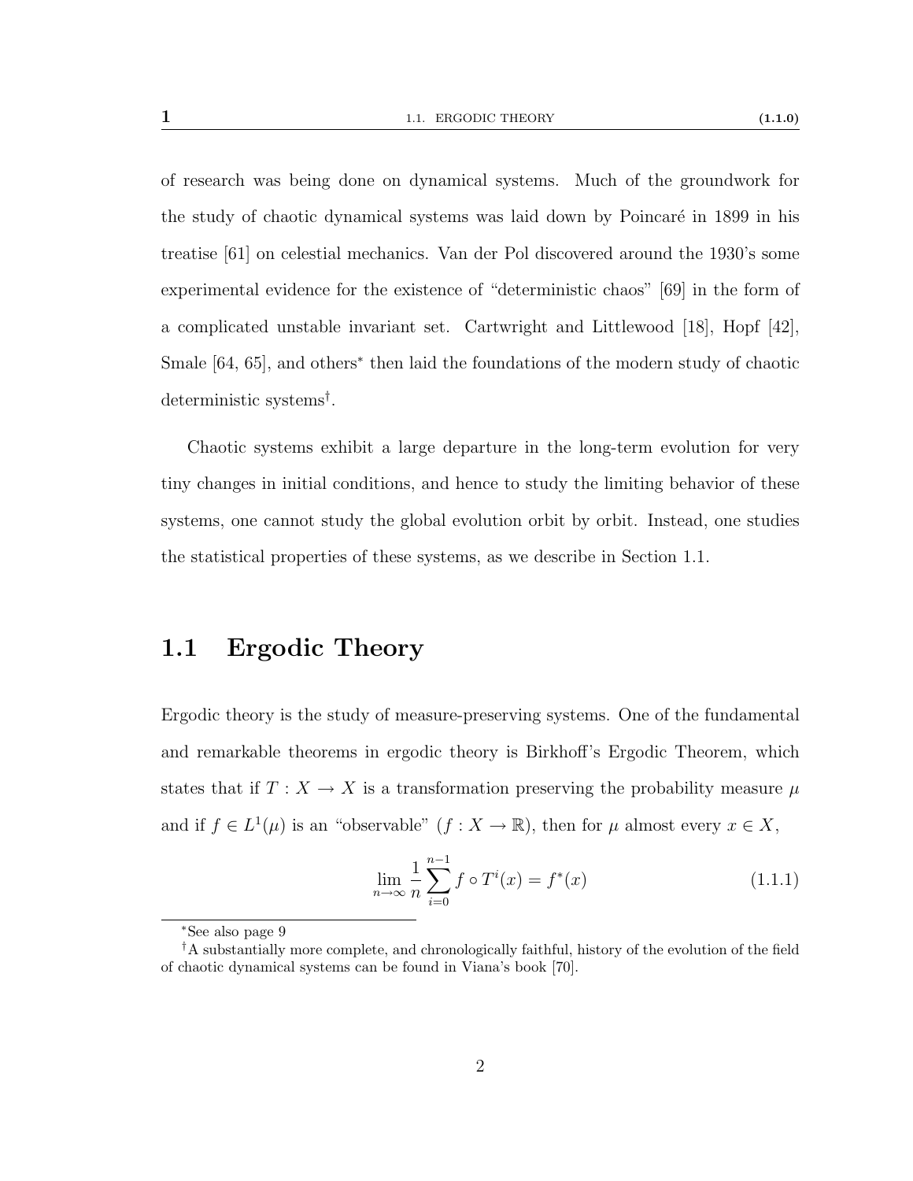of research was being done on dynamical systems. Much of the groundwork for the study of chaotic dynamical systems was laid down by Poincaré in 1899 in his treatise [61] on celestial mechanics. Van der Pol discovered around the 1930's some experimental evidence for the existence of "deterministic chaos" [69] in the form of a complicated unstable invariant set. Cartwright and Littlewood [18], Hopf [42], Smale [64, 65], and others* then laid the foundations of the modern study of chaotic deterministic systems†.

Chaotic systems exhibit a large departure in the long-term evolution for very tiny changes in initial conditions, and hence to study the limiting behavior of these systems, one cannot study the global evolution orbit by orbit. Instead, one studies the statistical properties of these systems, as we describe in Section 1.1.

## 1.1 Ergodic Theory

Ergodic theory is the study of measure-preserving systems. One of the fundamental and remarkable theorems in ergodic theory is Birkhoff's Ergodic Theorem, which states that if $T : X \to X$ is a transformation preserving the probability measure $\mu$ and if $f \in L^1(\mu)$ is an "observable" ($f : X \to \mathbb{R}$), then for $\mu$ almost every $x \in X$,

$$\lim_{n\to\infty} \frac{1}{n} \sum_{i=0}^{n-1} f \circ T^i(x) = f^*(x) \tag{1.1.1}$$

*See also page 9

†A substantially more complete, and chronologically faithful, history of the evolution of the field of chaotic dynamical systems can be found in Viana's book [70].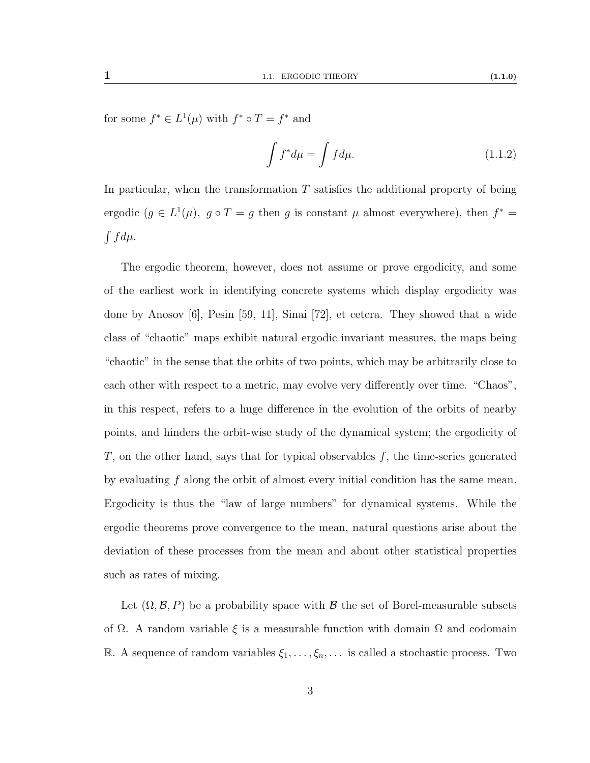for some $f^* \in L^1(\mu)$ with $f^* \circ T = f^*$ and

$$\int f^* d\mu = \int f d\mu. \tag{1.1.2}$$

In particular, when the transformation $T$ satisfies the additional property of being ergodic ($g \in L^1(\mu)$, $g \circ T = g$ then $g$ is constant $\mu$ almost everywhere), then $f^* = \int f d\mu$.

The ergodic theorem, however, does not assume or prove ergodicity, and some of the earliest work in identifying concrete systems which display ergodicity was done by Anosov [6], Pesin [59, 11], Sinai [72], et cetera. They showed that a wide class of "chaotic" maps exhibit natural ergodic invariant measures, the maps being "chaotic" in the sense that the orbits of two points, which may be arbitrarily close to each other with respect to a metric, may evolve very differently over time. "Chaos", in this respect, refers to a huge difference in the evolution of the orbits of nearby points, and hinders the orbit-wise study of the dynamical system; the ergodicity of $T$, on the other hand, says that for typical observables $f$, the time-series generated by evaluating $f$ along the orbit of almost every initial condition has the same mean. Ergodicity is thus the "law of large numbers" for dynamical systems. While the ergodic theorems prove convergence to the mean, natural questions arise about the deviation of these processes from the mean and about other statistical properties such as rates of mixing.

Let $(\Omega, \mathcal{B}, P)$ be a probability space with $\mathcal{B}$ the set of Borel-measurable subsets of $\Omega$. A random variable $\xi$ is a measurable function with domain $\Omega$ and codomain $\mathbb{R}$. A sequence of random variables $\xi_1, \ldots, \xi_n, \ldots$ is called a stochastic process. Two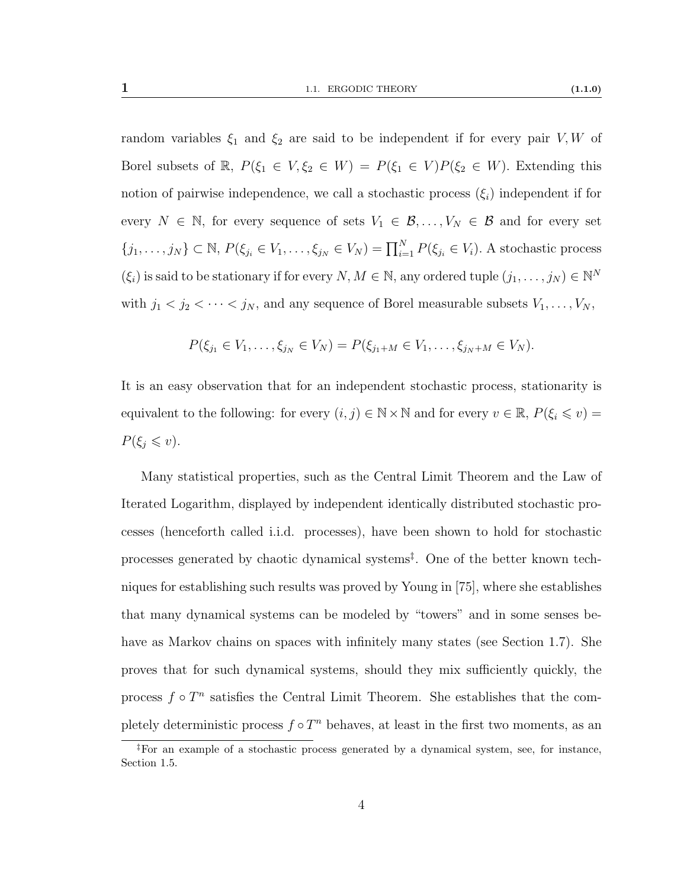random variables $\xi_1$ and $\xi_2$ are said to be independent if for every pair $V, W$ of Borel subsets of $\mathbb{R}$, $P(\xi_1 \in V, \xi_2 \in W) = P(\xi_1 \in V)P(\xi_2 \in W)$. Extending this notion of pairwise independence, we call a stochastic process $(\xi_i)$ independent if for every $N \in \mathbb{N}$, for every sequence of sets $V_1 \in \mathcal{B}, \ldots, V_N \in \mathcal{B}$ and for every set $\{j_1, \ldots, j_N\} \subset \mathbb{N}$, $P(\xi_{j_1} \in V_1, \ldots, \xi_{j_N} \in V_N) = \prod_{i=1}^{N} P(\xi_{j_i} \in V_i)$. A stochastic process $(\xi_i)$ is said to be stationary if for every $N, M \in \mathbb{N}$, any ordered tuple $(j_1, \ldots, j_N) \in \mathbb{N}^N$ with $j_1 < j_2 < \cdots < j_N$, and any sequence of Borel measurable subsets $V_1, \ldots, V_N$,

$$P(\xi_{j_1} \in V_1, \ldots, \xi_{j_N} \in V_N) = P(\xi_{j_1+M} \in V_1, \ldots, \xi_{j_N+M} \in V_N).$$

It is an easy observation that for an independent stochastic process, stationarity is equivalent to the following: for every $(i, j) \in \mathbb{N} \times \mathbb{N}$ and for every $v \in \mathbb{R}$, $P(\xi_i \leqslant v) = P(\xi_j \leqslant v)$.

Many statistical properties, such as the Central Limit Theorem and the Law of Iterated Logarithm, displayed by independent identically distributed stochastic processes (henceforth called i.i.d. processes), have been shown to hold for stochastic processes generated by chaotic dynamical systems[‡]. One of the better known techniques for establishing such results was proved by Young in [75], where she establishes that many dynamical systems can be modeled by "towers" and in some senses behave as Markov chains on spaces with infinitely many states (see Section 1.7). She proves that for such dynamical systems, should they mix sufficiently quickly, the process $f \circ T^n$ satisfies the Central Limit Theorem. She establishes that the completely deterministic process $f \circ T^n$ behaves, at least in the first two moments, as an

[‡]For an example of a stochastic process generated by a dynamical system, see, for instance, Section 1.5.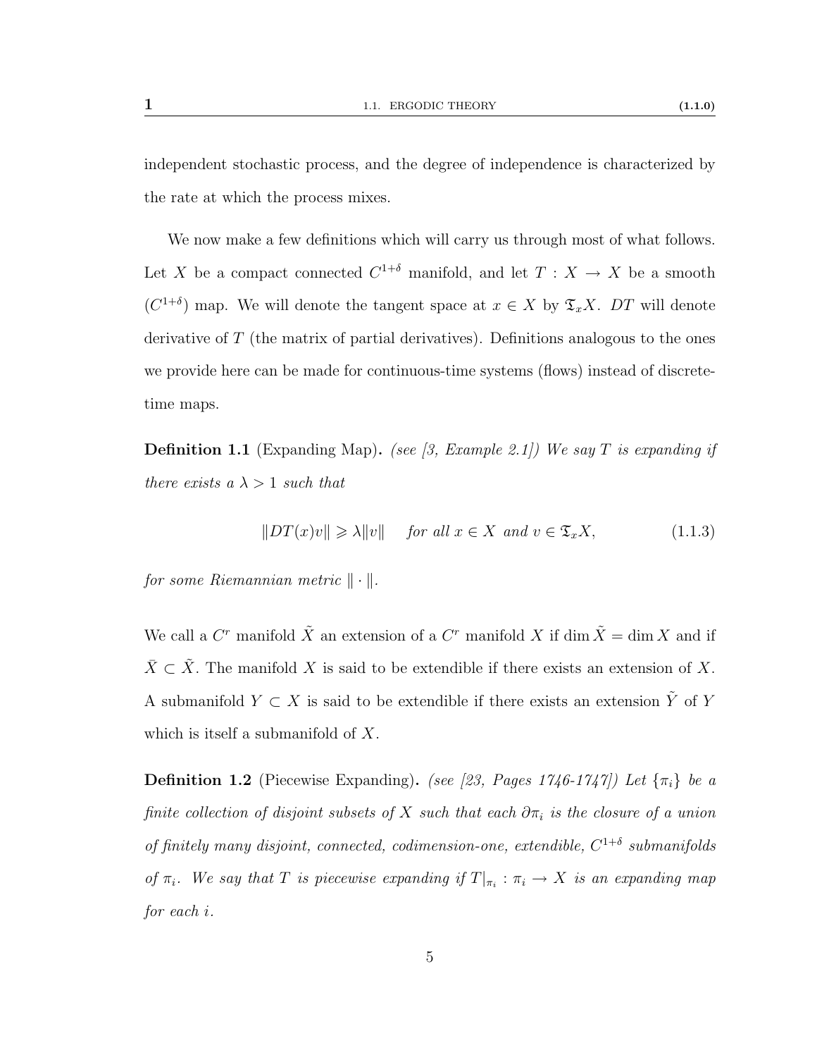independent stochastic process, and the degree of independence is characterized by the rate at which the process mixes.

We now make a few definitions which will carry us through most of what follows. Let $X$ be a compact connected $C^{1+\delta}$ manifold, and let $T : X \to X$ be a smooth ($C^{1+\delta}$) map. We will denote the tangent space at $x \in X$ by $\mathfrak{T}_x X$. $DT$ will denote derivative of $T$ (the matrix of partial derivatives). Definitions analogous to the ones we provide here can be made for continuous-time systems (flows) instead of discrete-time maps.

**Definition 1.1** (Expanding Map)**.** *(see [3, Example 2.1]) We say $T$ is expanding if there exists a $\lambda > 1$ such that*

$$\|DT(x)v\| \geqslant \lambda \|v\| \quad \text{for all } x \in X \text{ and } v \in \mathfrak{T}_x X, \tag{1.1.3}$$

*for some Riemannian metric $\| \cdot \|$.*

We call a $C^r$ manifold $\tilde{X}$ an extension of a $C^r$ manifold $X$ if $\dim \tilde{X} = \dim X$ and if $\bar{X} \subset \tilde{X}$. The manifold $X$ is said to be extendible if there exists an extension of $X$. A submanifold $Y \subset X$ is said to be extendible if there exists an extension $\tilde{Y}$ of $Y$ which is itself a submanifold of $X$.

**Definition 1.2** (Piecewise Expanding)**.** *(see [23, Pages 1746-1747]) Let $\{\pi_i\}$ be a finite collection of disjoint subsets of $X$ such that each $\partial \pi_i$ is the closure of a union of finitely many disjoint, connected, codimension-one, extendible, $C^{1+\delta}$ submanifolds of $\pi_i$. We say that $T$ is piecewise expanding if $T|_{\pi_i} : \pi_i \to X$ is an expanding map for each $i$.*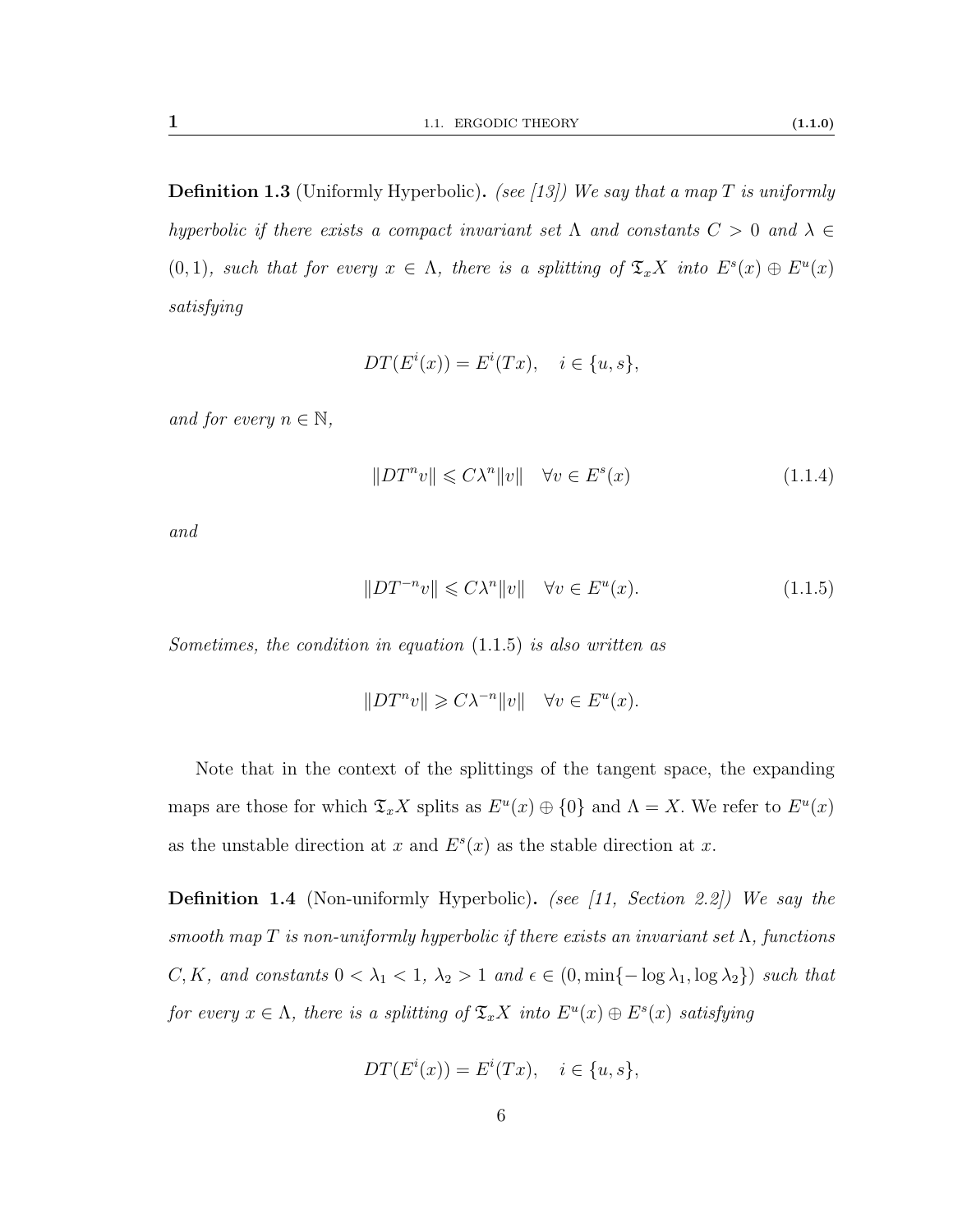**Definition 1.3** (Uniformly Hyperbolic)**.** *(see [13]) We say that a map $T$ is uniformly hyperbolic if there exists a compact invariant set $\Lambda$ and constants $C > 0$ and $\lambda \in (0,1)$, such that for every $x \in \Lambda$, there is a splitting of $\mathfrak{T}_x X$ into $E^s(x) \oplus E^u(x)$ satisfying*

$$DT(E^i(x)) = E^i(Tx), \quad i \in \{u, s\},$$

*and for every $n \in \mathbb{N}$,*

$$\|DT^n v\| \leqslant C\lambda^n \|v\| \quad \forall v \in E^s(x) \tag{1.1.4}$$

*and*

$$\|DT^{-n} v\| \leqslant C\lambda^n \|v\| \quad \forall v \in E^u(x). \tag{1.1.5}$$

*Sometimes, the condition in equation* (1.1.5) *is also written as*

$$\|DT^n v\| \geqslant C\lambda^{-n} \|v\| \quad \forall v \in E^u(x).$$

Note that in the context of the splittings of the tangent space, the expanding maps are those for which $\mathfrak{T}_x X$ splits as $E^u(x) \oplus \{0\}$ and $\Lambda = X$. We refer to $E^u(x)$ as the unstable direction at $x$ and $E^s(x)$ as the stable direction at $x$.

**Definition 1.4** (Non-uniformly Hyperbolic)**.** *(see [11, Section 2.2]) We say the smooth map $T$ is non-uniformly hyperbolic if there exists an invariant set $\Lambda$, functions $C, K$, and constants $0 < \lambda_1 < 1$, $\lambda_2 > 1$ and $\epsilon \in (0, \min\{-\log \lambda_1, \log \lambda_2\})$ such that for every $x \in \Lambda$, there is a splitting of $\mathfrak{T}_x X$ into $E^u(x) \oplus E^s(x)$ satisfying*

$$DT(E^i(x)) = E^i(Tx), \quad i \in \{u, s\},$$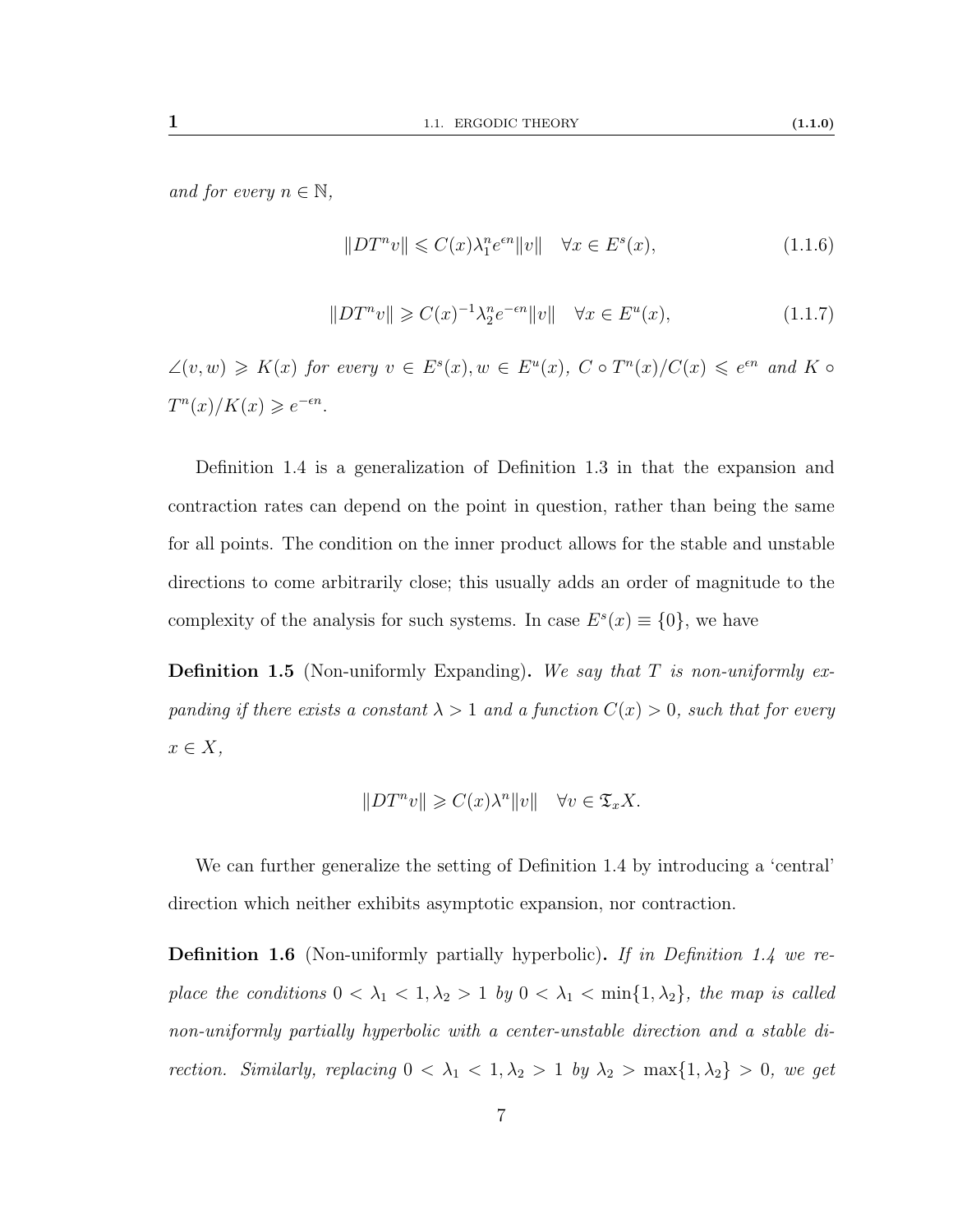*and for every $n \in \mathbb{N}$,*

$$\|DT^n v\| \leqslant C(x)\lambda_1^n e^{\epsilon n}\|v\| \quad \forall x \in E^s(x), \tag{1.1.6}$$

$$\|DT^n v\| \geqslant C(x)^{-1}\lambda_2^n e^{-\epsilon n}\|v\| \quad \forall x \in E^u(x), \tag{1.1.7}$$

*$\angle(v, w) \geqslant K(x)$ for every $v \in E^s(x), w \in E^u(x)$, $C \circ T^n(x)/C(x) \leqslant e^{\epsilon n}$ and $K \circ T^n(x)/K(x) \geqslant e^{-\epsilon n}$.*

Definition 1.4 is a generalization of Definition 1.3 in that the expansion and contraction rates can depend on the point in question, rather than being the same for all points. The condition on the inner product allows for the stable and unstable directions to come arbitrarily close; this usually adds an order of magnitude to the complexity of the analysis for such systems. In case $E^s(x) \equiv \{0\}$, we have

**Definition 1.5** (Non-uniformly Expanding)**.** *We say that $T$ is non-uniformly expanding if there exists a constant $\lambda > 1$ and a function $C(x) > 0$, such that for every $x \in X$,*

$$\|DT^n v\| \geqslant C(x)\lambda^n\|v\| \quad \forall v \in \mathfrak{T}_x X.$$

We can further generalize the setting of Definition 1.4 by introducing a 'central' direction which neither exhibits asymptotic expansion, nor contraction.

**Definition 1.6** (Non-uniformly partially hyperbolic)**.** *If in Definition 1.4 we replace the conditions $0 < \lambda_1 < 1, \lambda_2 > 1$ by $0 < \lambda_1 < \min\{1, \lambda_2\}$, the map is called non-uniformly partially hyperbolic with a center-unstable direction and a stable direction. Similarly, replacing $0 < \lambda_1 < 1, \lambda_2 > 1$ by $\lambda_2 > \max\{1, \lambda_2\} > 0$, we get*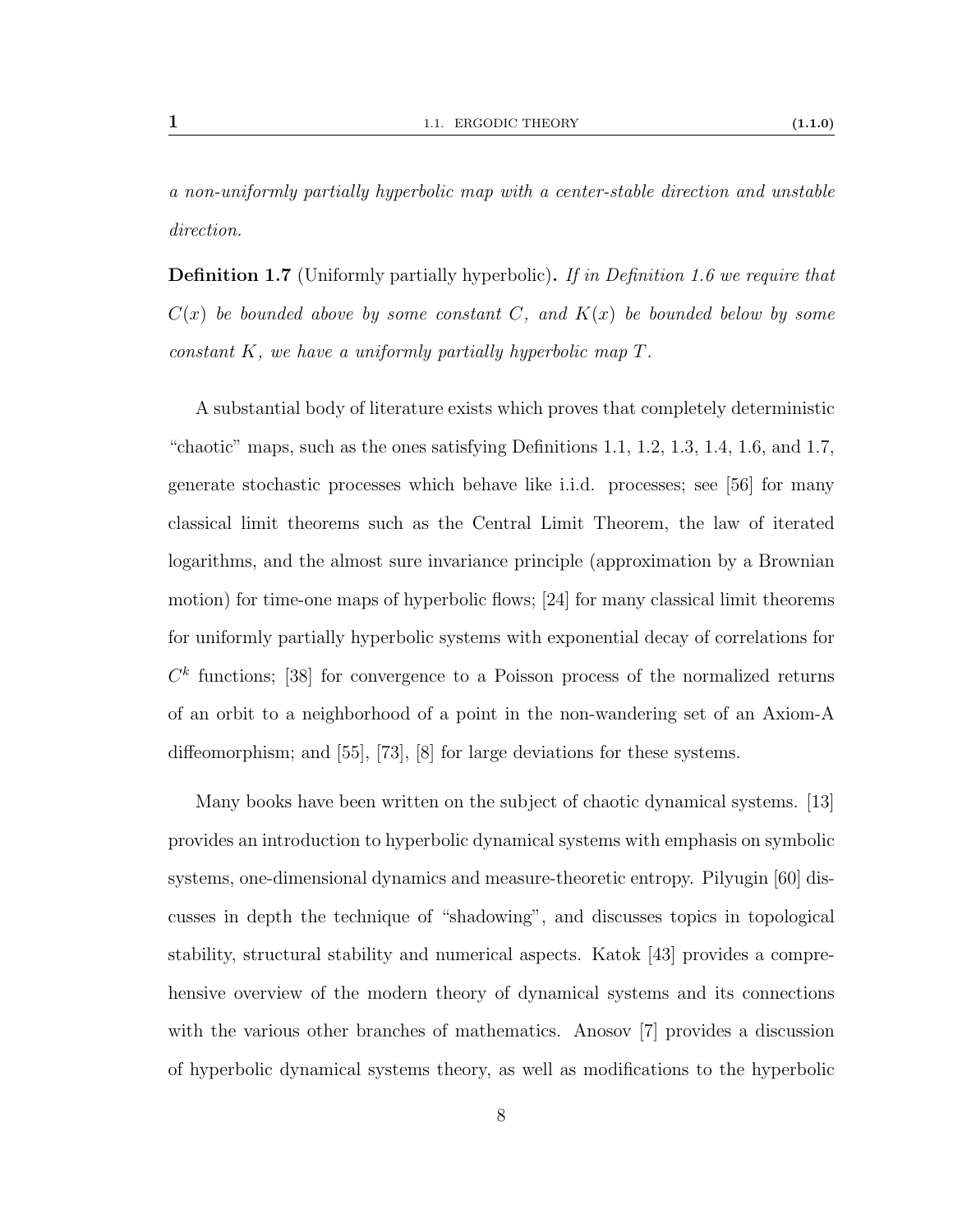*a non-uniformly partially hyperbolic map with a center-stable direction and unstable direction.*

**Definition 1.7** (Uniformly partially hyperbolic)**.** *If in Definition 1.6 we require that $C(x)$ be bounded above by some constant $C$, and $K(x)$ be bounded below by some constant $K$, we have a uniformly partially hyperbolic map $T$.*

A substantial body of literature exists which proves that completely deterministic "chaotic" maps, such as the ones satisfying Definitions 1.1, 1.2, 1.3, 1.4, 1.6, and 1.7, generate stochastic processes which behave like i.i.d. processes; see [56] for many classical limit theorems such as the Central Limit Theorem, the law of iterated logarithms, and the almost sure invariance principle (approximation by a Brownian motion) for time-one maps of hyperbolic flows; [24] for many classical limit theorems for uniformly partially hyperbolic systems with exponential decay of correlations for $C^k$ functions; [38] for convergence to a Poisson process of the normalized returns of an orbit to a neighborhood of a point in the non-wandering set of an Axiom-A diffeomorphism; and [55], [73], [8] for large deviations for these systems.

Many books have been written on the subject of chaotic dynamical systems. [13] provides an introduction to hyperbolic dynamical systems with emphasis on symbolic systems, one-dimensional dynamics and measure-theoretic entropy. Pilyugin [60] discusses in depth the technique of "shadowing", and discusses topics in topological stability, structural stability and numerical aspects. Katok [43] provides a comprehensive overview of the modern theory of dynamical systems and its connections with the various other branches of mathematics. Anosov [7] provides a discussion of hyperbolic dynamical systems theory, as well as modifications to the hyperbolic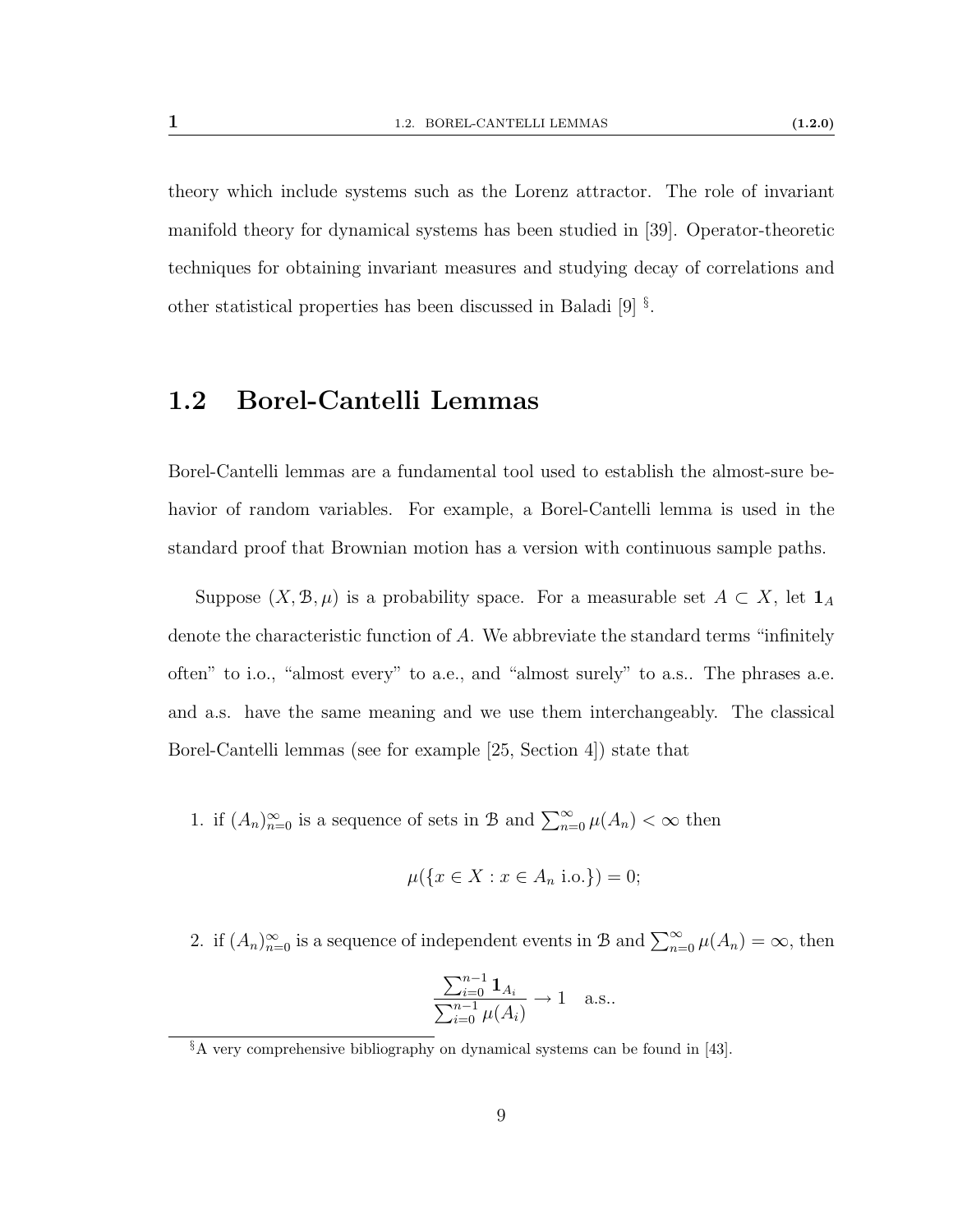theory which include systems such as the Lorenz attractor. The role of invariant manifold theory for dynamical systems has been studied in [39]. Operator-theoretic techniques for obtaining invariant measures and studying decay of correlations and other statistical properties has been discussed in Baladi [9] [§].

## 1.2 Borel-Cantelli Lemmas

Borel-Cantelli lemmas are a fundamental tool used to establish the almost-sure behavior of random variables. For example, a Borel-Cantelli lemma is used in the standard proof that Brownian motion has a version with continuous sample paths.

Suppose $(X, \mathcal{B}, \mu)$ is a probability space. For a measurable set $A \subset X$, let $\mathbf{1}_A$ denote the characteristic function of $A$. We abbreviate the standard terms "infinitely often" to i.o., "almost every" to a.e., and "almost surely" to a.s.. The phrases a.e. and a.s. have the same meaning and we use them interchangeably. The classical Borel-Cantelli lemmas (see for example [25, Section 4]) state that

1. if $(A_n)_{n=0}^{\infty}$ is a sequence of sets in $\mathcal{B}$ and $\sum_{n=0}^{\infty} \mu(A_n) < \infty$ then

$$\mu(\{x \in X : x \in A_n \text{ i.o.}\}) = 0;$$

2. if $(A_n)_{n=0}^{\infty}$ is a sequence of independent events in $\mathcal{B}$ and $\sum_{n=0}^{\infty} \mu(A_n) = \infty$, then

$$\frac{\sum_{i=0}^{n-1} \mathbf{1}_{A_i}}{\sum_{i=0}^{n-1} \mu(A_i)} \to 1 \quad \text{a.s..}$$

[§] A very comprehensive bibliography on dynamical systems can be found in [43].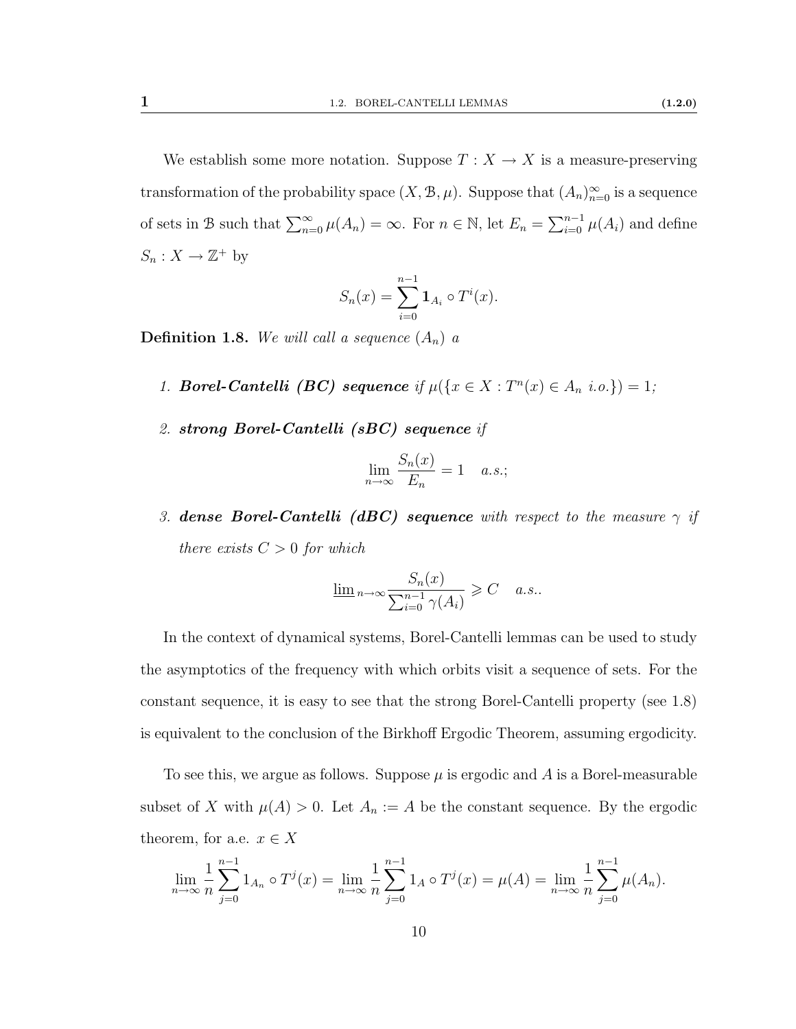We establish some more notation. Suppose $T : X \to X$ is a measure-preserving transformation of the probability space $(X, \mathcal{B}, \mu)$. Suppose that $(A_n)_{n=0}^{\infty}$ is a sequence of sets in $\mathcal{B}$ such that $\sum_{n=0}^{\infty} \mu(A_n) = \infty$. For $n \in \mathbb{N}$, let $E_n = \sum_{i=0}^{n-1} \mu(A_i)$ and define $S_n : X \to \mathbb{Z}^+$ by

$$S_n(x) = \sum_{i=0}^{n-1} \mathbf{1}_{A_i} \circ T^i(x).$$

**Definition 1.8.** *We will call a sequence $(A_n)$ a*

1. ***Borel-Cantelli (BC) sequence*** *if $\mu(\{x \in X : T^n(x) \in A_n \text{ i.o.}\}) = 1$;*
2. ***strong Borel-Cantelli (sBC) sequence*** *if*

$$\lim_{n\to\infty} \frac{S_n(x)}{E_n} = 1 \quad a.s.;$$

3. ***dense Borel-Cantelli (dBC) sequence*** *with respect to the measure $\gamma$ if there exists $C > 0$ for which*

$$\varliminf_{n\to\infty} \frac{S_n(x)}{\sum_{i=0}^{n-1} \gamma(A_i)} \geqslant C \quad a.s..$$

In the context of dynamical systems, Borel-Cantelli lemmas can be used to study the asymptotics of the frequency with which orbits visit a sequence of sets. For the constant sequence, it is easy to see that the strong Borel-Cantelli property (see 1.8) is equivalent to the conclusion of the Birkhoff Ergodic Theorem, assuming ergodicity.

To see this, we argue as follows. Suppose $\mu$ is ergodic and $A$ is a Borel-measurable subset of $X$ with $\mu(A) > 0$. Let $A_n := A$ be the constant sequence. By the ergodic theorem, for a.e. $x \in X$

$$\lim_{n\to\infty} \frac{1}{n} \sum_{j=0}^{n-1} 1_{A_n} \circ T^j(x) = \lim_{n\to\infty} \frac{1}{n} \sum_{j=0}^{n-1} 1_A \circ T^j(x) = \mu(A) = \lim_{n\to\infty} \frac{1}{n} \sum_{j=0}^{n-1} \mu(A_n).$$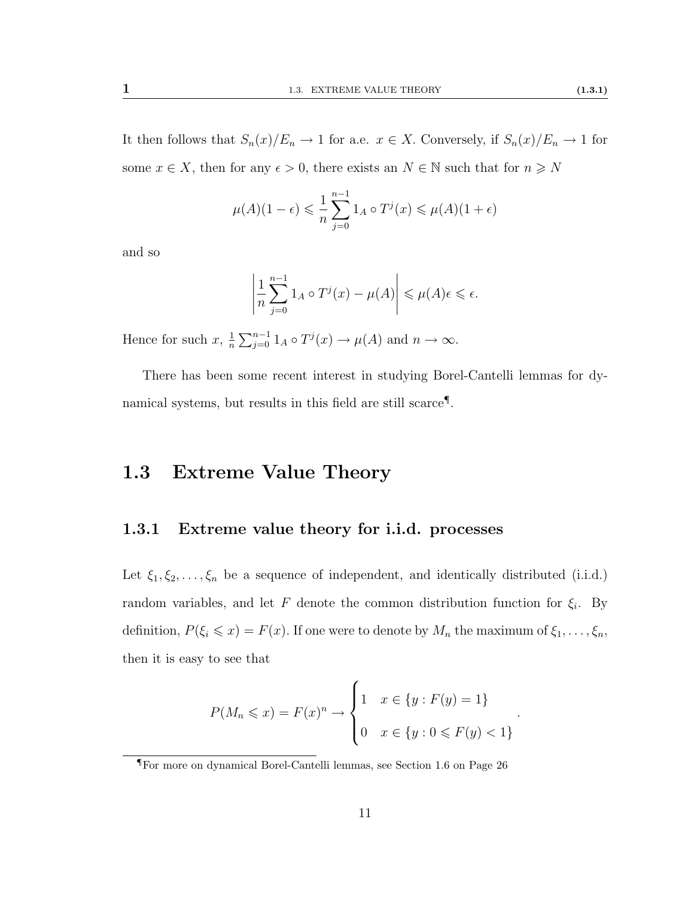It then follows that $S_n(x)/E_n \to 1$ for a.e. $x \in X$. Conversely, if $S_n(x)/E_n \to 1$ for some $x \in X$, then for any $\epsilon > 0$, there exists an $N \in \mathbb{N}$ such that for $n \geqslant N$

$$\mu(A)(1-\epsilon) \leqslant \frac{1}{n}\sum_{j=0}^{n-1} 1_A \circ T^j(x) \leqslant \mu(A)(1+\epsilon)$$

and so

$$\left|\frac{1}{n}\sum_{j=0}^{n-1} 1_A \circ T^j(x) - \mu(A)\right| \leqslant \mu(A)\epsilon \leqslant \epsilon.$$

Hence for such $x$, $\frac{1}{n}\sum_{j=0}^{n-1} 1_A \circ T^j(x) \to \mu(A)$ and $n \to \infty$.

There has been some recent interest in studying Borel-Cantelli lemmas for dynamical systems, but results in this field are still scarce[¶].

## 1.3 Extreme Value Theory

### 1.3.1 Extreme value theory for i.i.d. processes

Let $\xi_1, \xi_2, \ldots, \xi_n$ be a sequence of independent, and identically distributed (i.i.d.) random variables, and let $F$ denote the common distribution function for $\xi_i$. By definition, $P(\xi_i \leqslant x) = F(x)$. If one were to denote by $M_n$ the maximum of $\xi_1, \ldots, \xi_n$, then it is easy to see that

$$P(M_n \leqslant x) = F(x)^n \to \begin{cases} 1 & x \in \{y : F(y) = 1\} \\ 0 & x \in \{y : 0 \leqslant F(y) < 1\} \end{cases}.$$

[¶]For more on dynamical Borel-Cantelli lemmas, see Section 1.6 on Page 26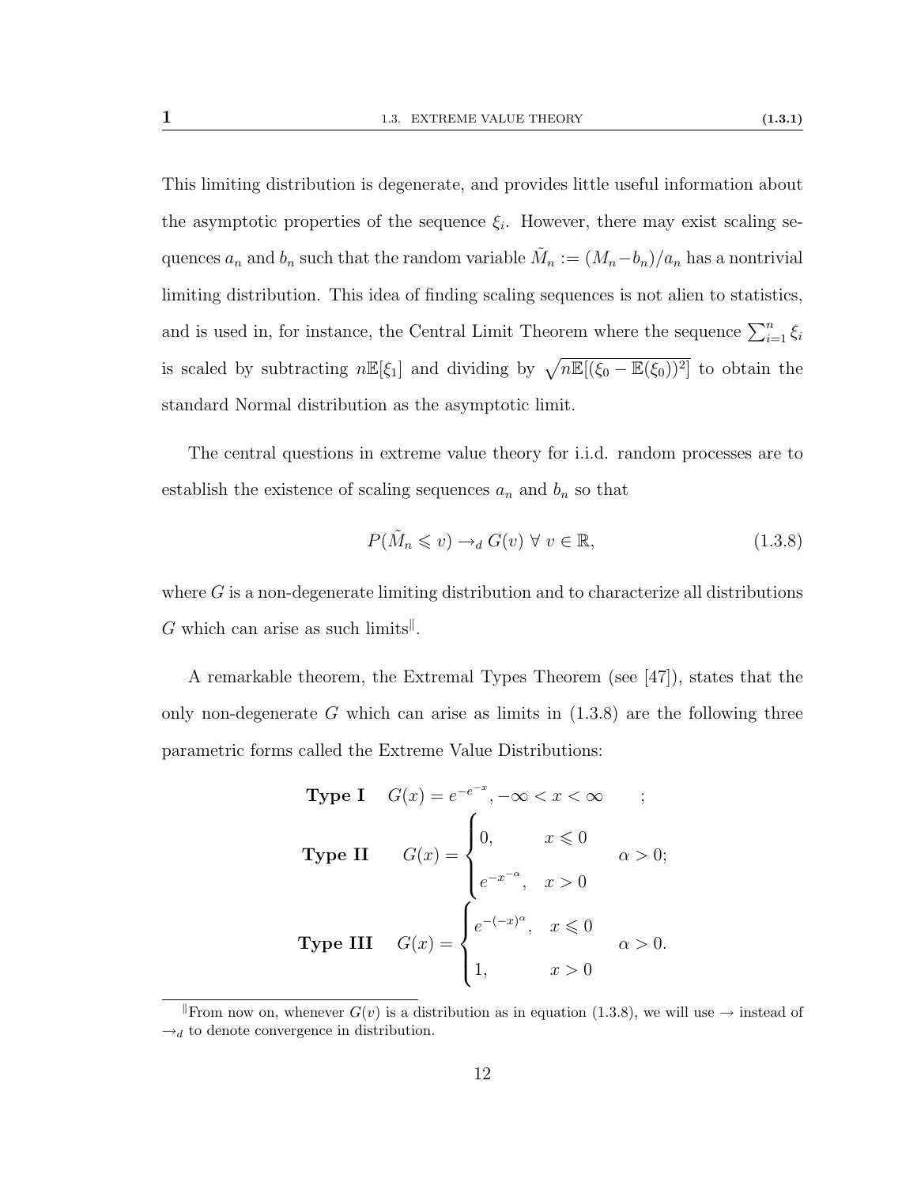This limiting distribution is degenerate, and provides little useful information about the asymptotic properties of the sequence $\xi_i$. However, there may exist scaling sequences $a_n$ and $b_n$ such that the random variable $\tilde{M}_n := (M_n - b_n)/a_n$ has a nontrivial limiting distribution. This idea of finding scaling sequences is not alien to statistics, and is used in, for instance, the Central Limit Theorem where the sequence $\sum_{i=1}^{n} \xi_i$ is scaled by subtracting $n\mathbb{E}[\xi_1]$ and dividing by $\sqrt{n\mathbb{E}[(\xi_0 - \mathbb{E}(\xi_0))^2]}$ to obtain the standard Normal distribution as the asymptotic limit.

The central questions in extreme value theory for i.i.d. random processes are to establish the existence of scaling sequences $a_n$ and $b_n$ so that

$$P(\tilde{M}_n \leqslant v) \to_d G(v) \ \forall \ v \in \mathbb{R}, \tag{1.3.8}$$

where $G$ is a non-degenerate limiting distribution and to characterize all distributions $G$ which can arise as such limits[‖].

A remarkable theorem, the Extremal Types Theorem (see [47]), states that the only non-degenerate $G$ which can arise as limits in (1.3.8) are the following three parametric forms called the Extreme Value Distributions:

$$\textbf{Type I} \quad G(x) = e^{-e^{-x}}, -\infty < x < \infty \qquad ;$$

$$\textbf{Type II} \qquad G(x) = \begin{cases} 0, & x \leqslant 0 \\ e^{-x^{-\alpha}}, & x > 0 \end{cases} \qquad \alpha > 0;$$

$$\textbf{Type III} \quad G(x) = \begin{cases} e^{-(-x)^{\alpha}}, & x \leqslant 0 \\ 1, & x > 0 \end{cases} \qquad \alpha > 0.$$

[‖] From now on, whenever $G(v)$ is a distribution as in equation (1.3.8), we will use $\to$ instead of $\to_d$ to denote convergence in distribution.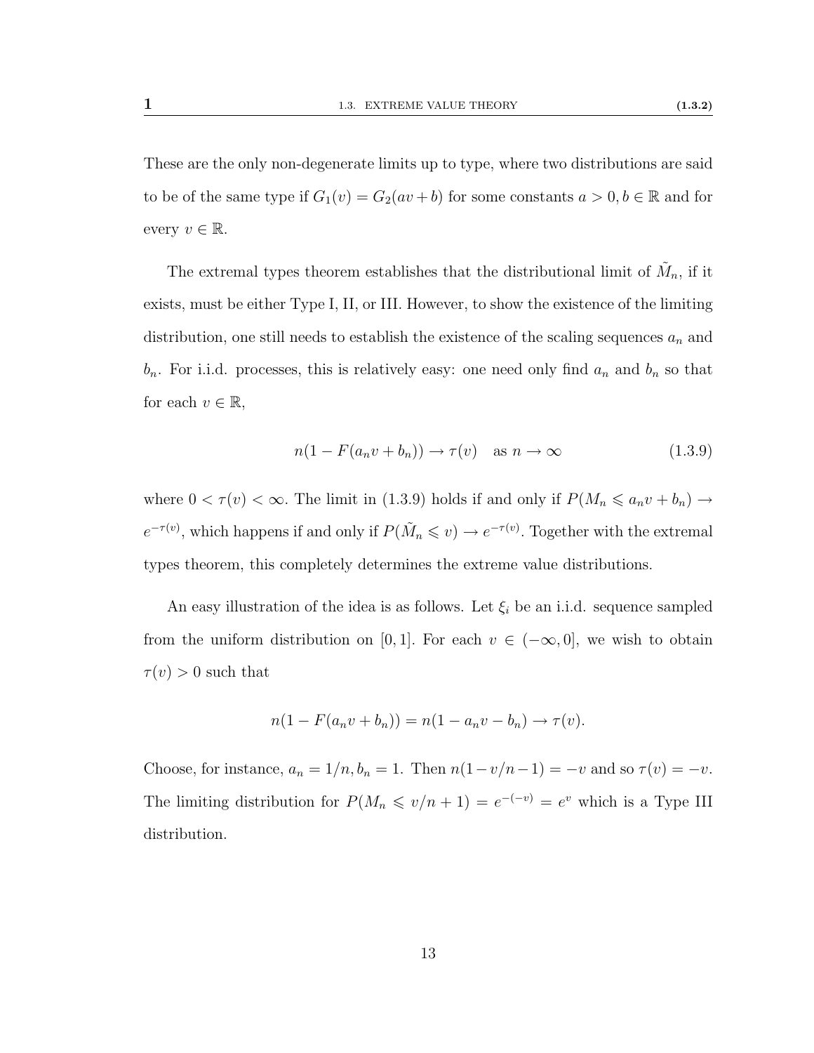These are the only non-degenerate limits up to type, where two distributions are said to be of the same type if $G_1(v) = G_2(av + b)$ for some constants $a > 0, b \in \mathbb{R}$ and for every $v \in \mathbb{R}$.

The extremal types theorem establishes that the distributional limit of $\tilde{M}_n$, if it exists, must be either Type I, II, or III. However, to show the existence of the limiting distribution, one still needs to establish the existence of the scaling sequences $a_n$ and $b_n$. For i.i.d. processes, this is relatively easy: one need only find $a_n$ and $b_n$ so that for each $v \in \mathbb{R}$,

$$n(1 - F(a_n v + b_n)) \to \tau(v) \quad \text{as } n \to \infty \tag{1.3.9}$$

where $0 < \tau(v) < \infty$. The limit in (1.3.9) holds if and only if $P(M_n \leqslant a_n v + b_n) \to e^{-\tau(v)}$, which happens if and only if $P(\tilde{M}_n \leqslant v) \to e^{-\tau(v)}$. Together with the extremal types theorem, this completely determines the extreme value distributions.

An easy illustration of the idea is as follows. Let $\xi_i$ be an i.i.d. sequence sampled from the uniform distribution on $[0, 1]$. For each $v \in (-\infty, 0]$, we wish to obtain $\tau(v) > 0$ such that

$$n(1 - F(a_n v + b_n)) = n(1 - a_n v - b_n) \to \tau(v).$$

Choose, for instance, $a_n = 1/n, b_n = 1$. Then $n(1 - v/n - 1) = -v$ and so $\tau(v) = -v$. The limiting distribution for $P(M_n \leqslant v/n + 1) = e^{-(-v)} = e^v$ which is a Type III distribution.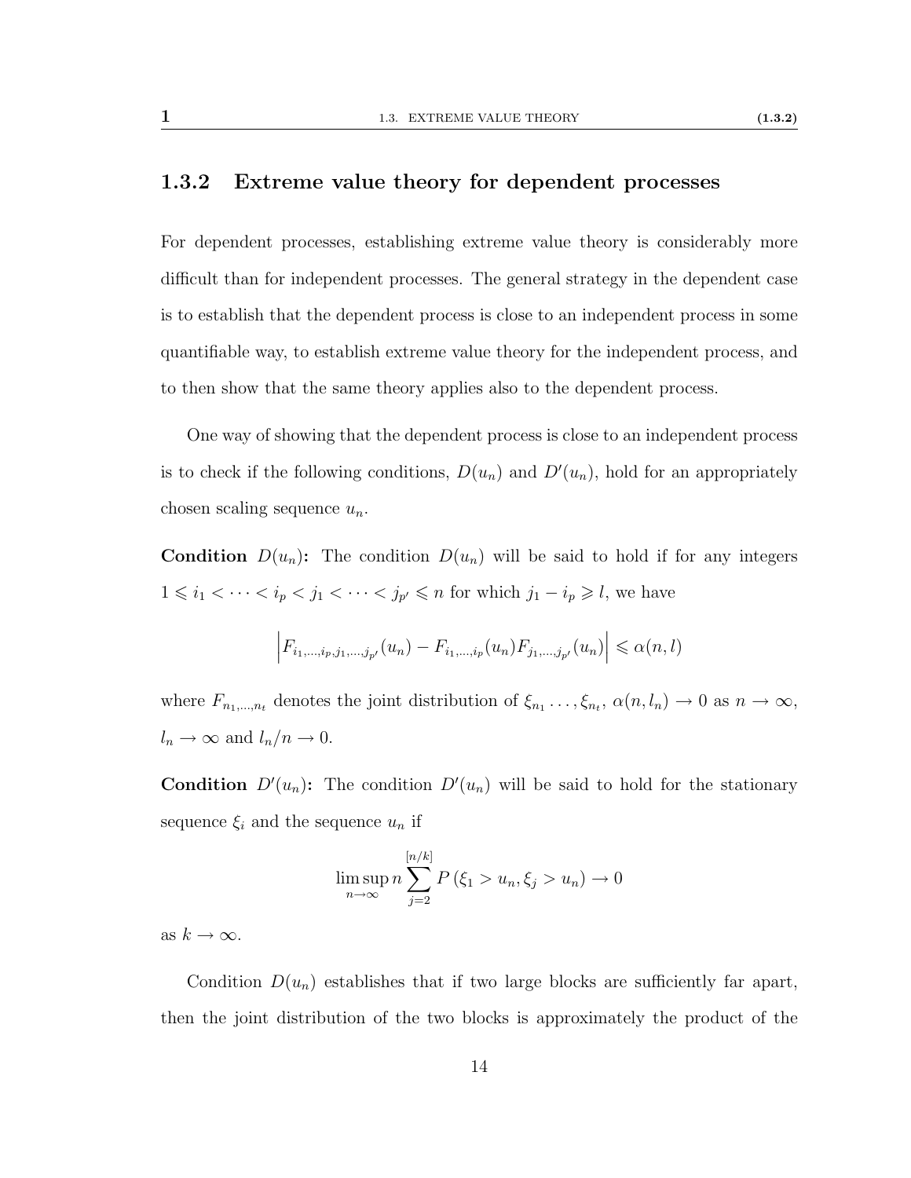### 1.3.2 Extreme value theory for dependent processes

For dependent processes, establishing extreme value theory is considerably more difficult than for independent processes. The general strategy in the dependent case is to establish that the dependent process is close to an independent process in some quantifiable way, to establish extreme value theory for the independent process, and to then show that the same theory applies also to the dependent process.

One way of showing that the dependent process is close to an independent process is to check if the following conditions, $D(u_n)$ and $D'(u_n)$, hold for an appropriately chosen scaling sequence $u_n$.

**Condition** $D(u_n)$**:** The condition $D(u_n)$ will be said to hold if for any integers $1 \leqslant i_1 < \cdots < i_p < j_1 < \cdots < j_{p'} \leqslant n$ for which $j_1 - i_p \geqslant l$, we have

$$\left| F_{i_1,\ldots,i_p,j_1,\ldots,j_{p'}}(u_n) - F_{i_1,\ldots,i_p}(u_n) F_{j_1,\ldots,j_{p'}}(u_n) \right| \leqslant \alpha(n,l)$$

where $F_{n_1,\ldots,n_t}$ denotes the joint distribution of $\xi_{n_1} \ldots, \xi_{n_t}$, $\alpha(n, l_n) \to 0$ as $n \to \infty$, $l_n \to \infty$ and $l_n/n \to 0$.

**Condition** $D'(u_n)$**:** The condition $D'(u_n)$ will be said to hold for the stationary sequence $\xi_i$ and the sequence $u_n$ if

$$\limsup_{n\to\infty} n \sum_{j=2}^{[n/k]} P\left(\xi_1 > u_n, \xi_j > u_n\right) \to 0$$

as $k \to \infty$.

Condition $D(u_n)$ establishes that if two large blocks are sufficiently far apart, then the joint distribution of the two blocks is approximately the product of the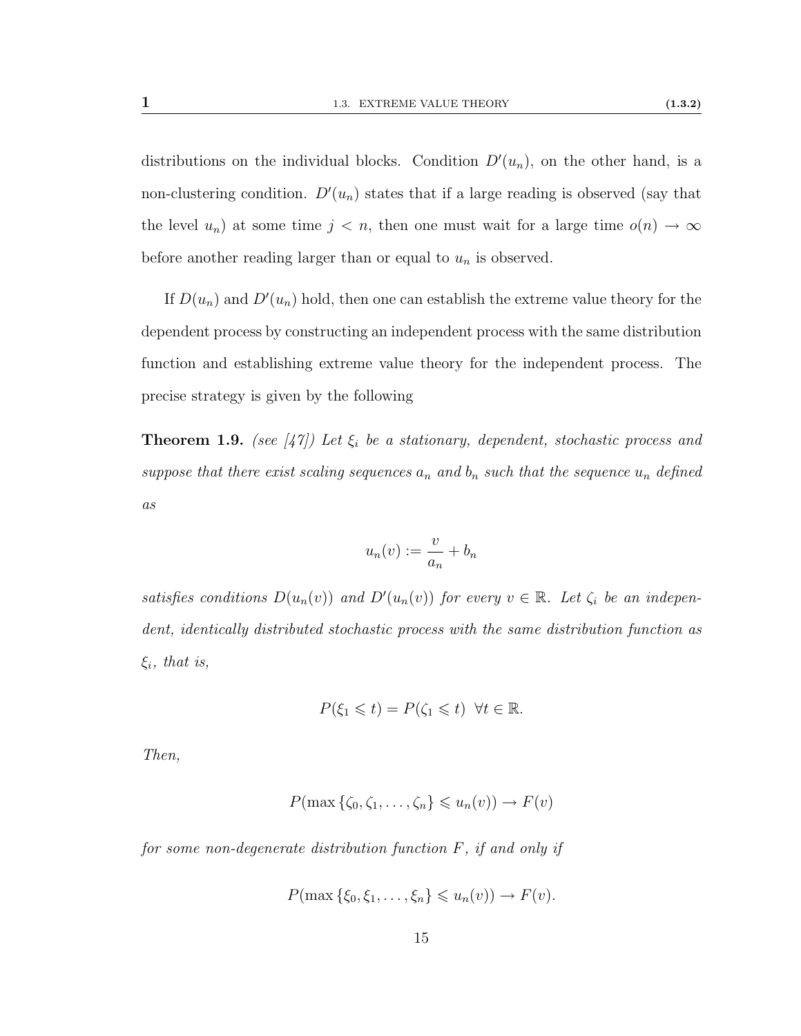distributions on the individual blocks. Condition $D'(u_n)$, on the other hand, is a non-clustering condition. $D'(u_n)$ states that if a large reading is observed (say that the level $u_n$) at some time $j < n$, then one must wait for a large time $o(n) \to \infty$ before another reading larger than or equal to $u_n$ is observed.

If $D(u_n)$ and $D'(u_n)$ hold, then one can establish the extreme value theory for the dependent process by constructing an independent process with the same distribution function and establishing extreme value theory for the independent process. The precise strategy is given by the following

**Theorem 1.9.** *(see [47]) Let $\xi_i$ be a stationary, dependent, stochastic process and suppose that there exist scaling sequences $a_n$ and $b_n$ such that the sequence $u_n$ defined as*

$$u_n(v) := \frac{v}{a_n} + b_n$$

*satisfies conditions $D(u_n(v))$ and $D'(u_n(v))$ for every $v \in \mathbb{R}$. Let $\zeta_i$ be an independent, identically distributed stochastic process with the same distribution function as $\xi_i$, that is,*

$$P(\xi_1 \leqslant t) = P(\zeta_1 \leqslant t) \ \ \forall t \in \mathbb{R}.$$

*Then,*

$$P(\max\{\zeta_0, \zeta_1, \ldots, \zeta_n\} \leqslant u_n(v)) \to F(v)$$

*for some non-degenerate distribution function $F$, if and only if*

$$P(\max\{\xi_0, \xi_1, \ldots, \xi_n\} \leqslant u_n(v)) \to F(v).$$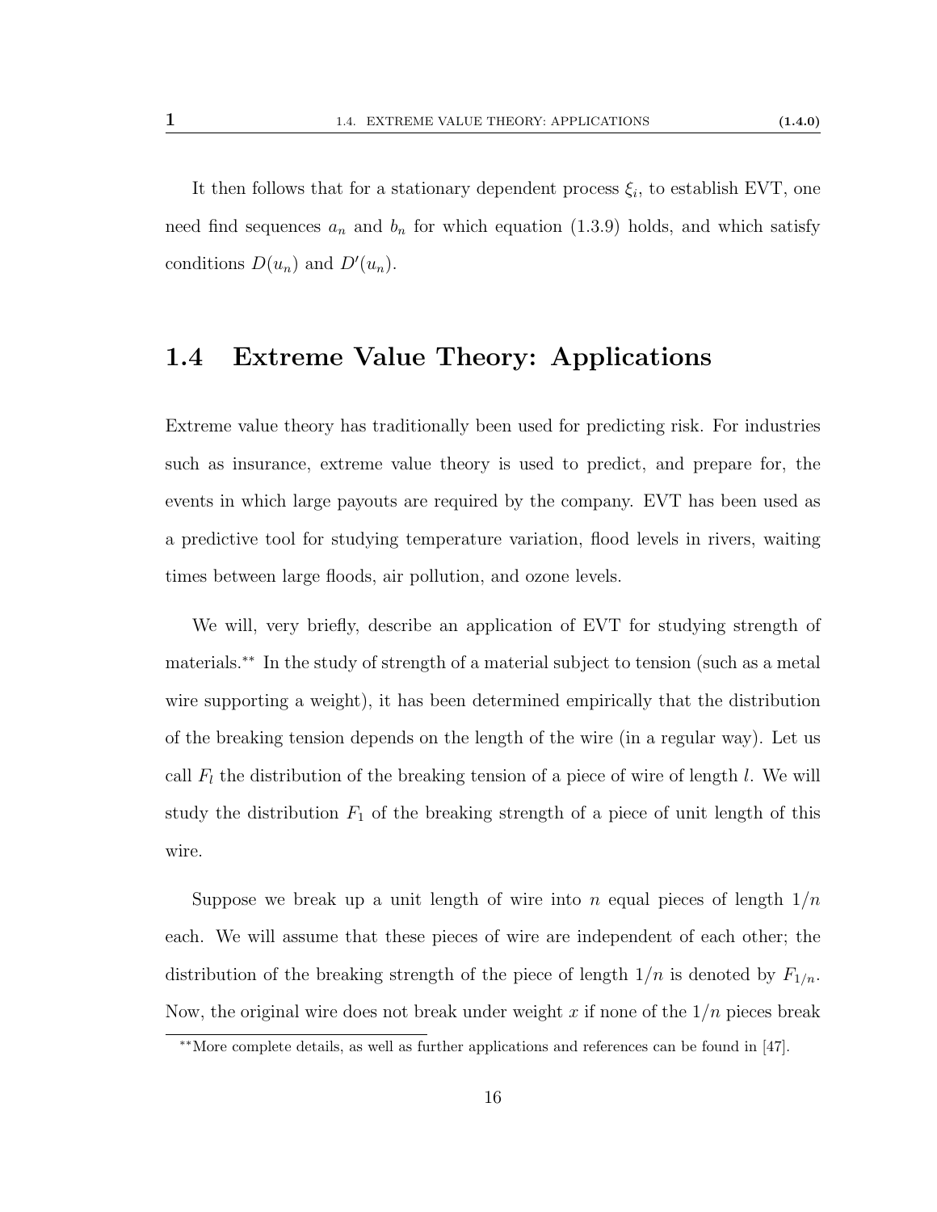It then follows that for a stationary dependent process $\xi_i$, to establish EVT, one need find sequences $a_n$ and $b_n$ for which equation (1.3.9) holds, and which satisfy conditions $D(u_n)$ and $D'(u_n)$.

## 1.4 Extreme Value Theory: Applications

Extreme value theory has traditionally been used for predicting risk. For industries such as insurance, extreme value theory is used to predict, and prepare for, the events in which large payouts are required by the company. EVT has been used as a predictive tool for studying temperature variation, flood levels in rivers, waiting times between large floods, air pollution, and ozone levels.

We will, very briefly, describe an application of EVT for studying strength of materials.[**] In the study of strength of a material subject to tension (such as a metal wire supporting a weight), it has been determined empirically that the distribution of the breaking tension depends on the length of the wire (in a regular way). Let us call $F_l$ the distribution of the breaking tension of a piece of wire of length $l$. We will study the distribution $F_1$ of the breaking strength of a piece of unit length of this wire.

Suppose we break up a unit length of wire into $n$ equal pieces of length $1/n$ each. We will assume that these pieces of wire are independent of each other; the distribution of the breaking strength of the piece of length $1/n$ is denoted by $F_{1/n}$. Now, the original wire does not break under weight $x$ if none of the $1/n$ pieces break

[**] More complete details, as well as further applications and references can be found in [47].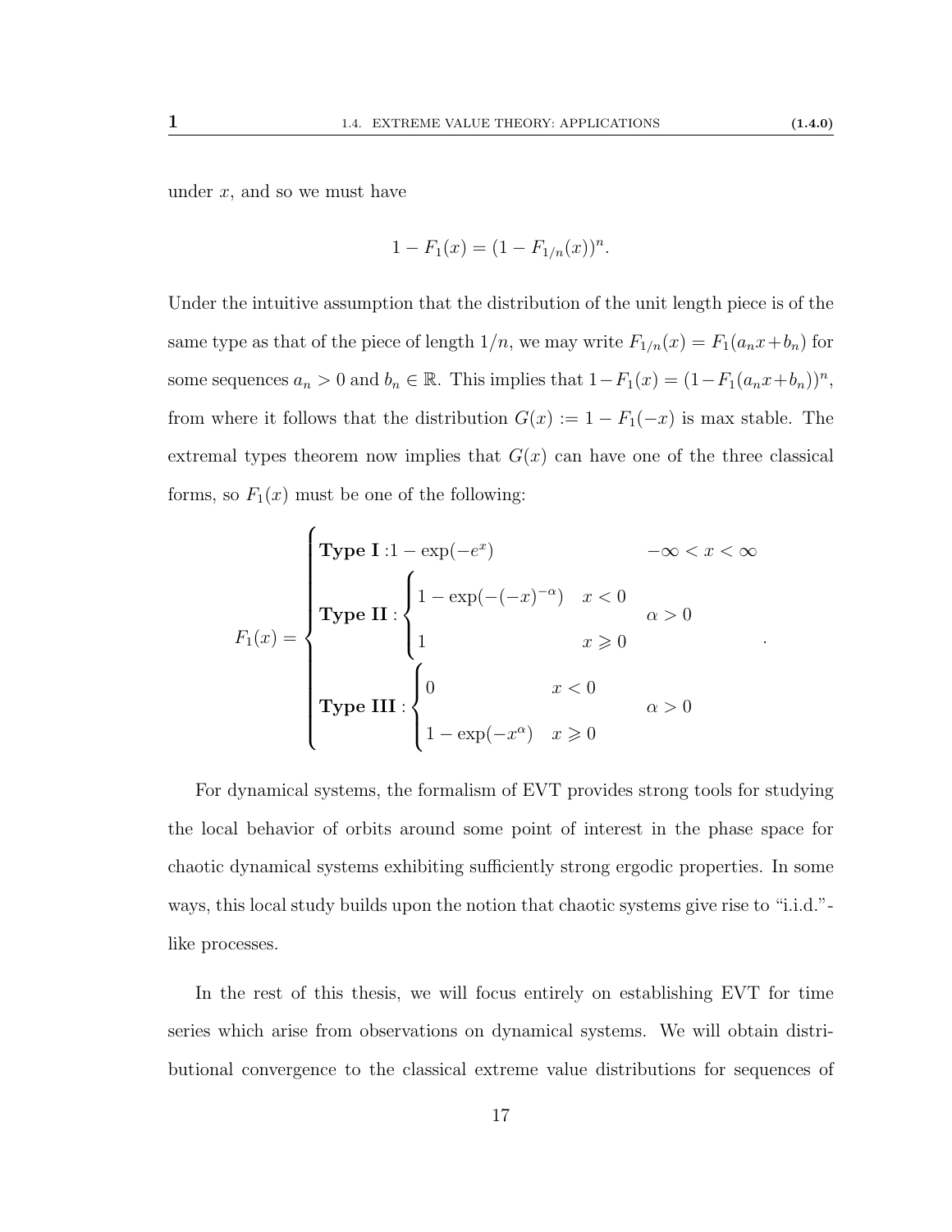under $x$, and so we must have

$$1 - F_1(x) = (1 - F_{1/n}(x))^n.$$

Under the intuitive assumption that the distribution of the unit length piece is of the same type as that of the piece of length $1/n$, we may write $F_{1/n}(x) = F_1(a_n x + b_n)$ for some sequences $a_n > 0$ and $b_n \in \mathbb{R}$. This implies that $1 - F_1(x) = (1 - F_1(a_n x + b_n))^n$, from where it follows that the distribution $G(x) := 1 - F_1(-x)$ is max stable. The extremal types theorem now implies that $G(x)$ can have one of the three classical forms, so $F_1(x)$ must be one of the following:

$$F_1(x) = \begin{cases} \textbf{Type I} : 1 - \exp(-e^x) & -\infty < x < \infty \\ \textbf{Type II} : \begin{cases} 1 - \exp(-(-x)^{-\alpha}) & x < 0 \\ 1 & x \geqslant 0 \end{cases} & \alpha > 0 \\ \textbf{Type III} : \begin{cases} 0 & x < 0 \\ 1 - \exp(-x^{\alpha}) & x \geqslant 0 \end{cases} & \alpha > 0 \end{cases}.$$

For dynamical systems, the formalism of EVT provides strong tools for studying the local behavior of orbits around some point of interest in the phase space for chaotic dynamical systems exhibiting sufficiently strong ergodic properties. In some ways, this local study builds upon the notion that chaotic systems give rise to "i.i.d."-like processes.

In the rest of this thesis, we will focus entirely on establishing EVT for time series which arise from observations on dynamical systems. We will obtain distributional convergence to the classical extreme value distributions for sequences of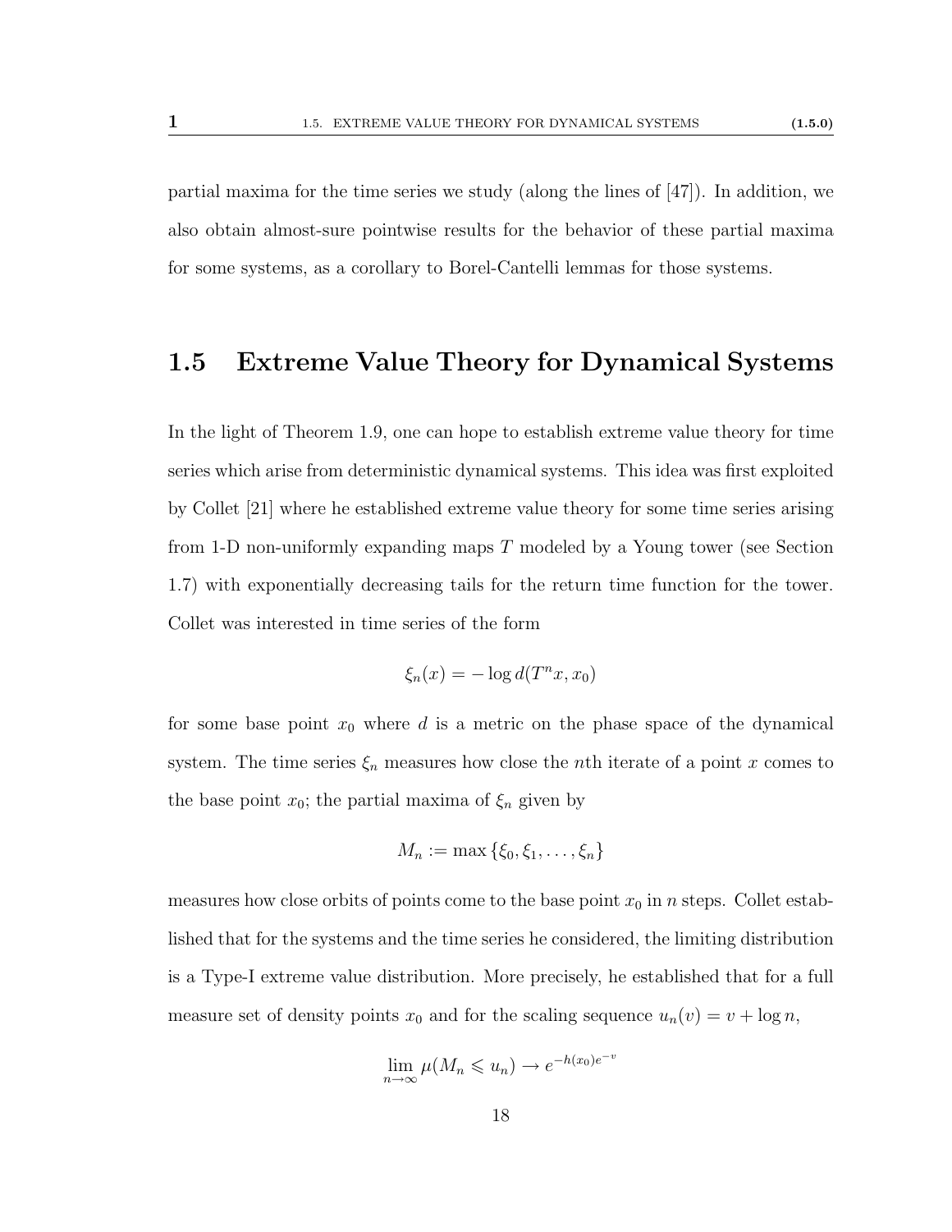partial maxima for the time series we study (along the lines of [47]). In addition, we also obtain almost-sure pointwise results for the behavior of these partial maxima for some systems, as a corollary to Borel-Cantelli lemmas for those systems.

## 1.5 Extreme Value Theory for Dynamical Systems

In the light of Theorem 1.9, one can hope to establish extreme value theory for time series which arise from deterministic dynamical systems. This idea was first exploited by Collet [21] where he established extreme value theory for some time series arising from 1-D non-uniformly expanding maps $T$ modeled by a Young tower (see Section 1.7) with exponentially decreasing tails for the return time function for the tower. Collet was interested in time series of the form

$$\xi_n(x) = -\log d(T^n x, x_0)$$

for some base point $x_0$ where $d$ is a metric on the phase space of the dynamical system. The time series $\xi_n$ measures how close the $n$th iterate of a point $x$ comes to the base point $x_0$; the partial maxima of $\xi_n$ given by

$$M_n := \max\{\xi_0, \xi_1, \ldots, \xi_n\}$$

measures how close orbits of points come to the base point $x_0$ in $n$ steps. Collet established that for the systems and the time series he considered, the limiting distribution is a Type-I extreme value distribution. More precisely, he established that for a full measure set of density points $x_0$ and for the scaling sequence $u_n(v) = v + \log n$,

$$\lim_{n\to\infty} \mu(M_n \leqslant u_n) \to e^{-h(x_0)e^{-v}}$$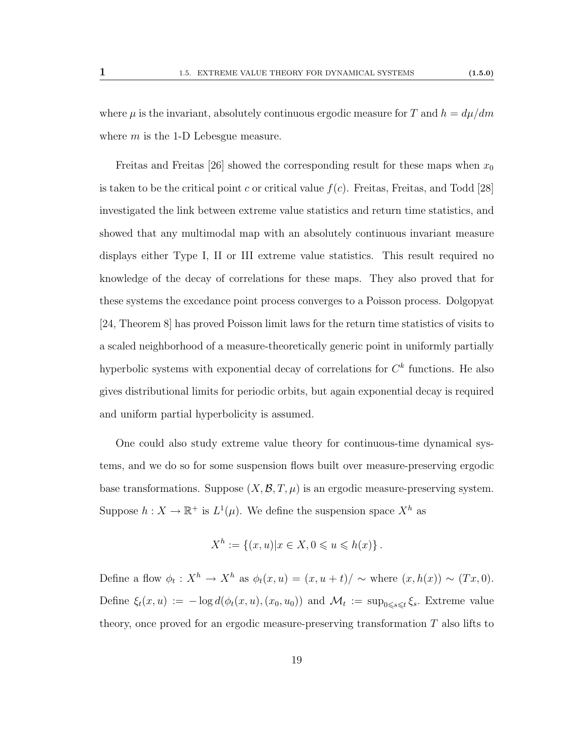where $\mu$ is the invariant, absolutely continuous ergodic measure for $T$ and $h = d\mu/dm$ where $m$ is the 1-D Lebesgue measure.

Freitas and Freitas [26] showed the corresponding result for these maps when $x_0$ is taken to be the critical point $c$ or critical value $f(c)$. Freitas, Freitas, and Todd [28] investigated the link between extreme value statistics and return time statistics, and showed that any multimodal map with an absolutely continuous invariant measure displays either Type I, II or III extreme value statistics. This result required no knowledge of the decay of correlations for these maps. They also proved that for these systems the excedance point process converges to a Poisson process. Dolgopyat [24, Theorem 8] has proved Poisson limit laws for the return time statistics of visits to a scaled neighborhood of a measure-theoretically generic point in uniformly partially hyperbolic systems with exponential decay of correlations for $C^k$ functions. He also gives distributional limits for periodic orbits, but again exponential decay is required and uniform partial hyperbolicity is assumed.

One could also study extreme value theory for continuous-time dynamical systems, and we do so for some suspension flows built over measure-preserving ergodic base transformations. Suppose $(X, \mathcal{B}, T, \mu)$ is an ergodic measure-preserving system. Suppose $h : X \to \mathbb{R}^+$ is $L^1(\mu)$. We define the suspension space $X^h$ as

$$X^h := \{(x, u) | x \in X, 0 \leqslant u \leqslant h(x)\}.$$

Define a flow $\phi_t : X^h \to X^h$ as $\phi_t(x, u) = (x, u + t)/\sim$ where $(x, h(x)) \sim (Tx, 0)$. Define $\xi_t(x, u) := -\log d(\phi_t(x, u), (x_0, u_0))$ and $\mathcal{M}_t := \sup_{0 \leqslant s \leqslant t} \xi_s$. Extreme value theory, once proved for an ergodic measure-preserving transformation $T$ also lifts to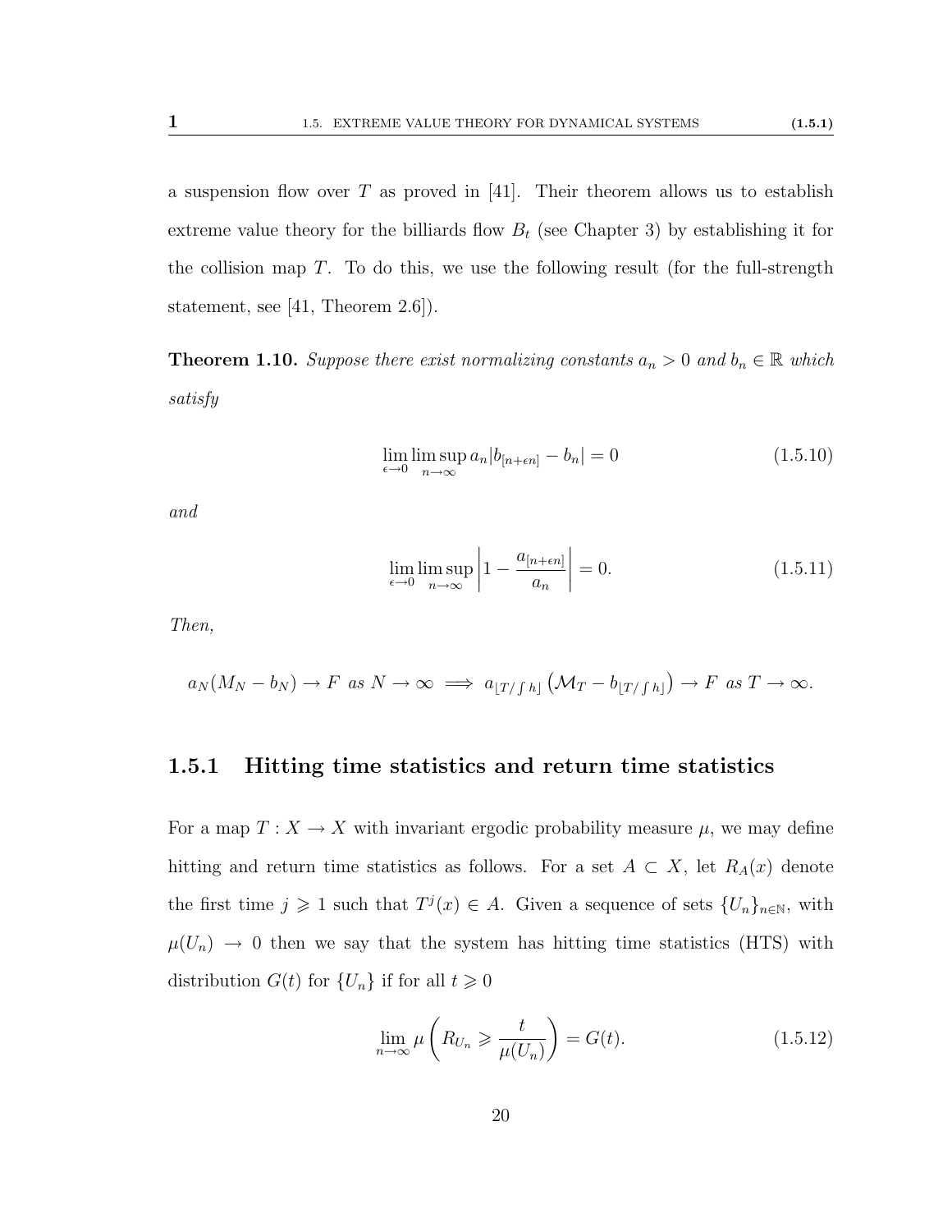a suspension flow over $T$ as proved in [41]. Their theorem allows us to establish extreme value theory for the billiards flow $B_t$ (see Chapter 3) by establishing it for the collision map $T$. To do this, we use the following result (for the full-strength statement, see [41, Theorem 2.6]).

**Theorem 1.10.** *Suppose there exist normalizing constants $a_n > 0$ and $b_n \in \mathbb{R}$ which satisfy*

$$\lim_{\epsilon \to 0} \limsup_{n \to \infty} a_n |b_{[n+\epsilon n]} - b_n| = 0 \tag{1.5.10}$$

*and*

$$\lim_{\epsilon \to 0} \limsup_{n \to \infty} \left| 1 - \frac{a_{[n+\epsilon n]}}{a_n} \right| = 0. \tag{1.5.11}$$

*Then,*

$$a_N(M_N - b_N) \to F \text{ as } N \to \infty \implies a_{\lfloor T/\int h \rfloor} \left( \mathcal{M}_T - b_{\lfloor T/\int h \rfloor} \right) \to F \text{ as } T \to \infty.$$

### 1.5.1 Hitting time statistics and return time statistics

For a map $T : X \to X$ with invariant ergodic probability measure $\mu$, we may define hitting and return time statistics as follows. For a set $A \subset X$, let $R_A(x)$ denote the first time $j \geqslant 1$ such that $T^j(x) \in A$. Given a sequence of sets $\{U_n\}_{n \in \mathbb{N}}$, with $\mu(U_n) \to 0$ then we say that the system has hitting time statistics (HTS) with distribution $G(t)$ for $\{U_n\}$ if for all $t \geqslant 0$

$$\lim_{n \to \infty} \mu \left( R_{U_n} \geqslant \frac{t}{\mu(U_n)} \right) = G(t). \tag{1.5.12}$$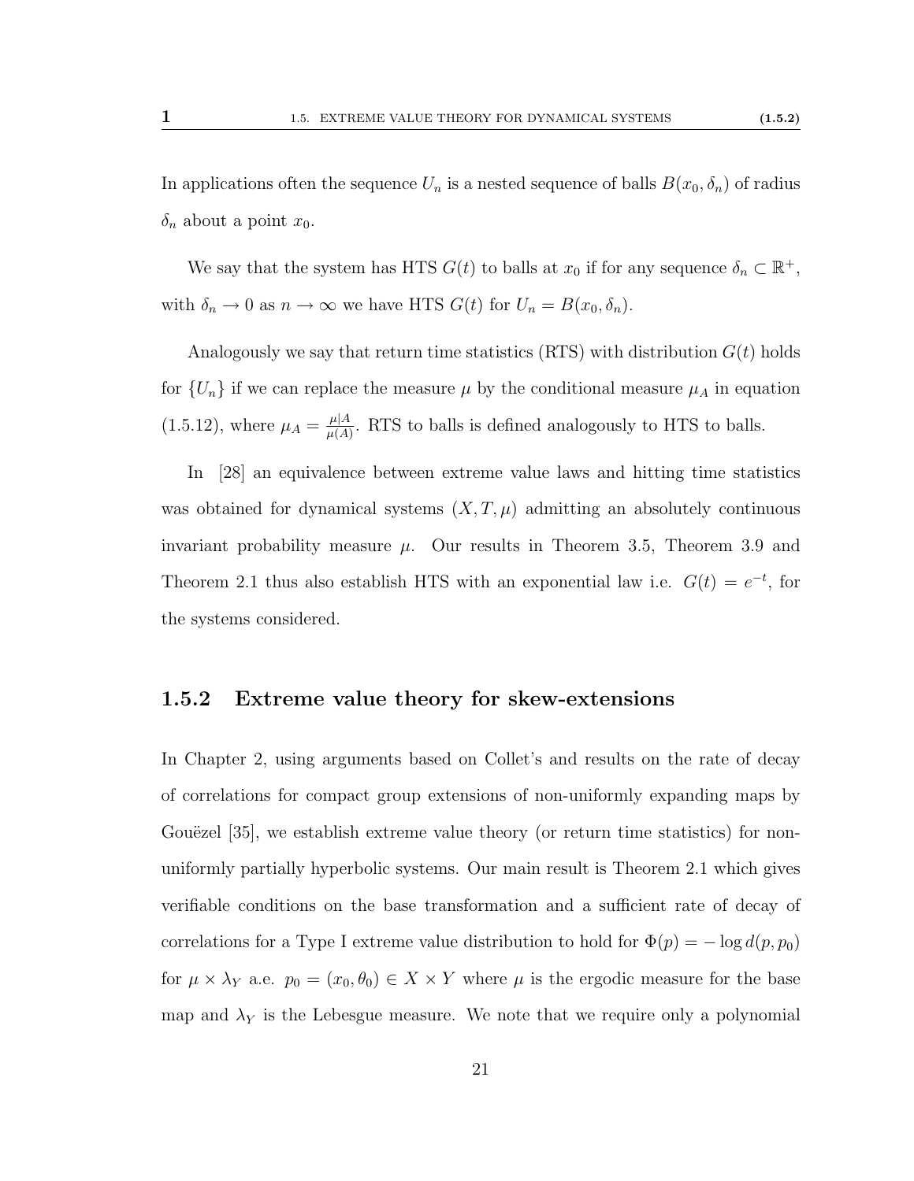In applications often the sequence $U_n$ is a nested sequence of balls $B(x_0, \delta_n)$ of radius $\delta_n$ about a point $x_0$.

We say that the system has HTS $G(t)$ to balls at $x_0$ if for any sequence $\delta_n \subset \mathbb{R}^+$, with $\delta_n \to 0$ as $n \to \infty$ we have HTS $G(t)$ for $U_n = B(x_0, \delta_n)$.

Analogously we say that return time statistics (RTS) with distribution $G(t)$ holds for $\{U_n\}$ if we can replace the measure $\mu$ by the conditional measure $\mu_A$ in equation (1.5.12), where $\mu_A = \frac{\mu|A}{\mu(A)}$. RTS to balls is defined analogously to HTS to balls.

In [28] an equivalence between extreme value laws and hitting time statistics was obtained for dynamical systems $(X, T, \mu)$ admitting an absolutely continuous invariant probability measure $\mu$. Our results in Theorem 3.5, Theorem 3.9 and Theorem 2.1 thus also establish HTS with an exponential law i.e. $G(t) = e^{-t}$, for the systems considered.

### 1.5.2 Extreme value theory for skew-extensions

In Chapter 2, using arguments based on Collet's and results on the rate of decay of correlations for compact group extensions of non-uniformly expanding maps by Gouëzel [35], we establish extreme value theory (or return time statistics) for non-uniformly partially hyperbolic systems. Our main result is Theorem 2.1 which gives verifiable conditions on the base transformation and a sufficient rate of decay of correlations for a Type I extreme value distribution to hold for $\Phi(p) = -\log d(p, p_0)$ for $\mu \times \lambda_Y$ a.e. $p_0 = (x_0, \theta_0) \in X \times Y$ where $\mu$ is the ergodic measure for the base map and $\lambda_Y$ is the Lebesgue measure. We note that we require only a polynomial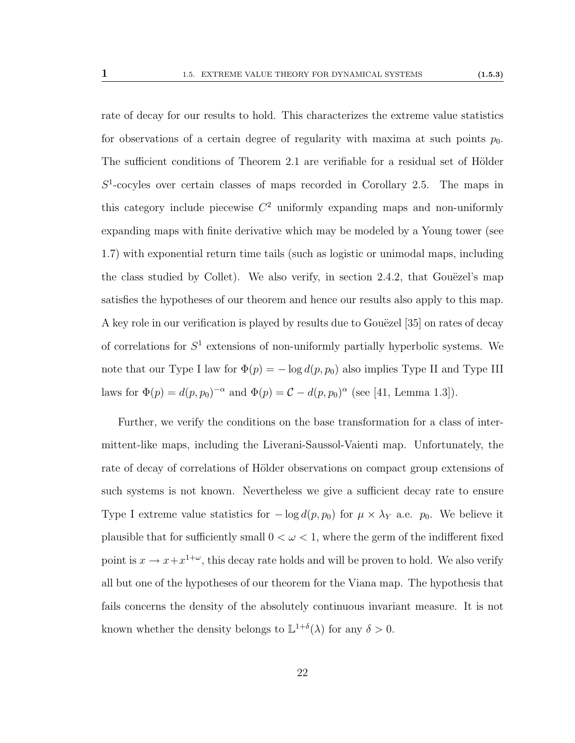rate of decay for our results to hold. This characterizes the extreme value statistics for observations of a certain degree of regularity with maxima at such points $p_0$. The sufficient conditions of Theorem 2.1 are verifiable for a residual set of Hölder $S^1$-cocyles over certain classes of maps recorded in Corollary 2.5. The maps in this category include piecewise $C^2$ uniformly expanding maps and non-uniformly expanding maps with finite derivative which may be modeled by a Young tower (see 1.7) with exponential return time tails (such as logistic or unimodal maps, including the class studied by Collet). We also verify, in section 2.4.2, that Gouëzel's map satisfies the hypotheses of our theorem and hence our results also apply to this map. A key role in our verification is played by results due to Gouëzel [35] on rates of decay of correlations for $S^1$ extensions of non-uniformly partially hyperbolic systems. We note that our Type I law for $\Phi(p) = -\log d(p, p_0)$ also implies Type II and Type III laws for $\Phi(p) = d(p, p_0)^{-\alpha}$ and $\Phi(p) = \mathcal{C} - d(p, p_0)^{\alpha}$ (see [41, Lemma 1.3]).

Further, we verify the conditions on the base transformation for a class of intermittent-like maps, including the Liverani-Saussol-Vaienti map. Unfortunately, the rate of decay of correlations of Hölder observations on compact group extensions of such systems is not known. Nevertheless we give a sufficient decay rate to ensure Type I extreme value statistics for $-\log d(p, p_0)$ for $\mu \times \lambda_Y$ a.e. $p_0$. We believe it plausible that for sufficiently small $0 < \omega < 1$, where the germ of the indifferent fixed point is $x \to x + x^{1+\omega}$, this decay rate holds and will be proven to hold. We also verify all but one of the hypotheses of our theorem for the Viana map. The hypothesis that fails concerns the density of the absolutely continuous invariant measure. It is not known whether the density belongs to $\mathbb{L}^{1+\delta}(\lambda)$ for any $\delta > 0$.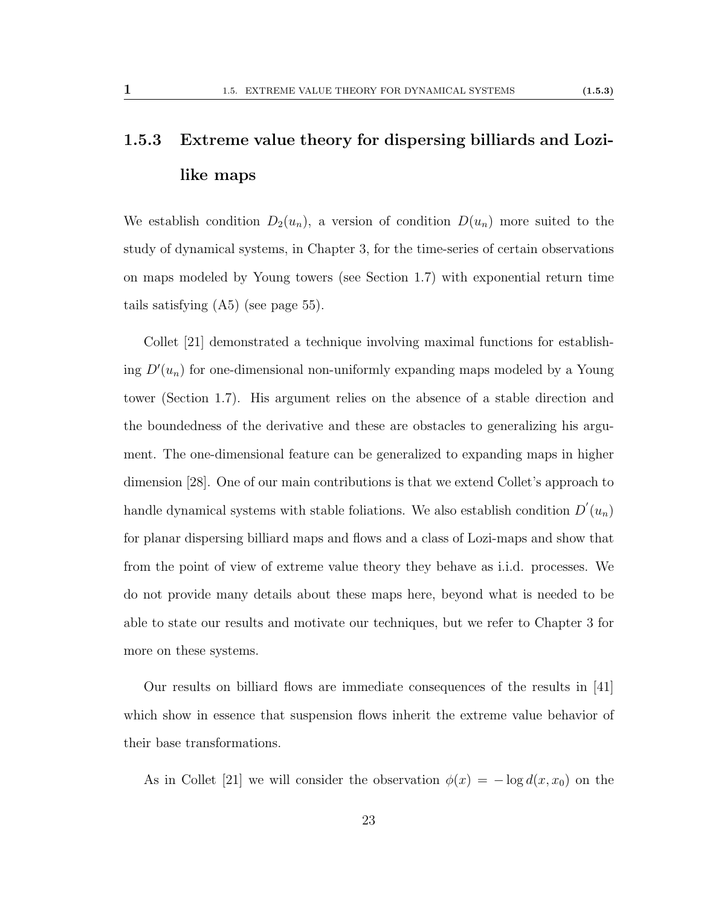### 1.5.3 Extreme value theory for dispersing billiards and Lozi-like maps

We establish condition $D_2(u_n)$, a version of condition $D(u_n)$ more suited to the study of dynamical systems, in Chapter 3, for the time-series of certain observations on maps modeled by Young towers (see Section 1.7) with exponential return time tails satisfying (A5) (see page 55).

Collet [21] demonstrated a technique involving maximal functions for establishing $D'(u_n)$ for one-dimensional non-uniformly expanding maps modeled by a Young tower (Section 1.7). His argument relies on the absence of a stable direction and the boundedness of the derivative and these are obstacles to generalizing his argument. The one-dimensional feature can be generalized to expanding maps in higher dimension [28]. One of our main contributions is that we extend Collet's approach to handle dynamical systems with stable foliations. We also establish condition $D^{'}(u_n)$ for planar dispersing billiard maps and flows and a class of Lozi-maps and show that from the point of view of extreme value theory they behave as i.i.d. processes. We do not provide many details about these maps here, beyond what is needed to be able to state our results and motivate our techniques, but we refer to Chapter 3 for more on these systems.

Our results on billiard flows are immediate consequences of the results in [41] which show in essence that suspension flows inherit the extreme value behavior of their base transformations.

As in Collet [21] we will consider the observation $\phi(x) = -\log d(x, x_0)$ on the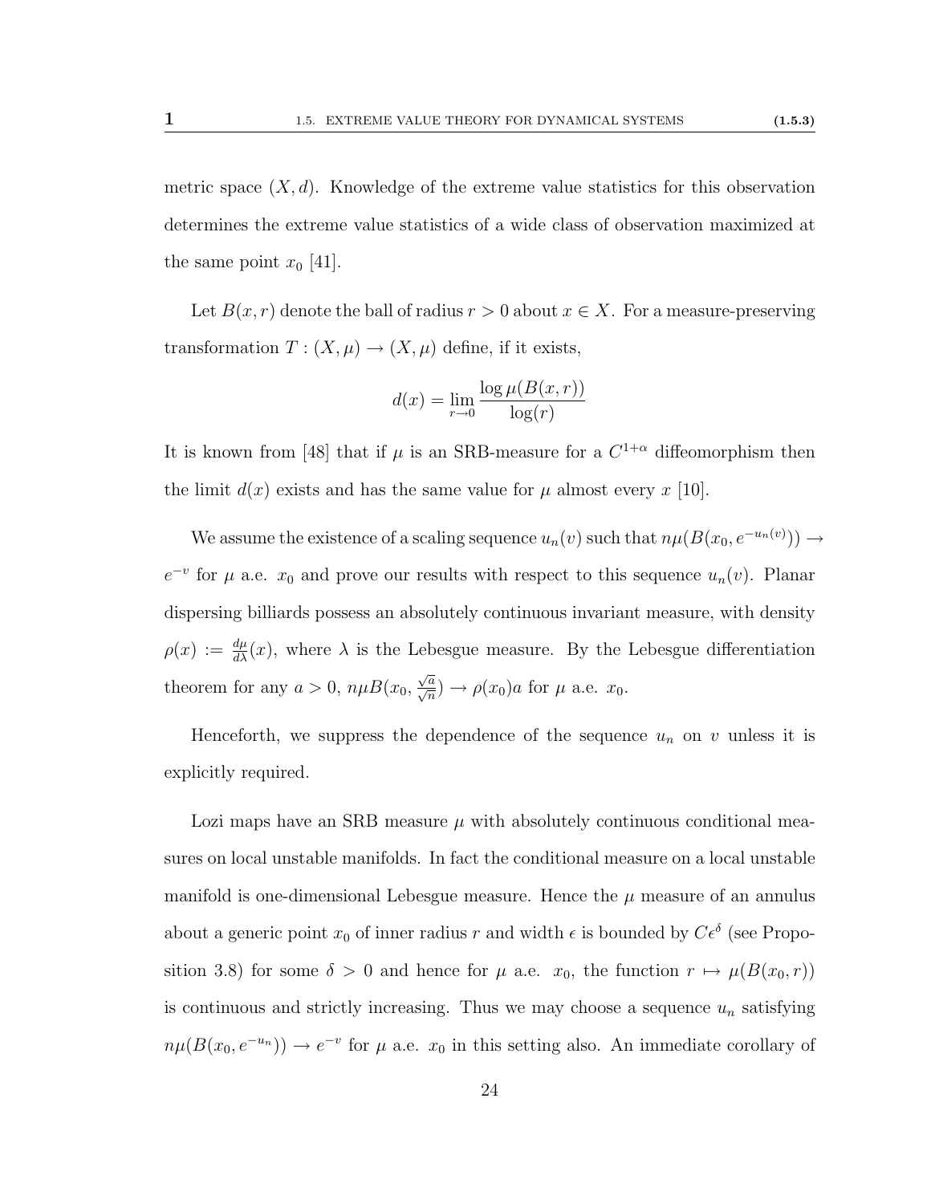metric space $(X, d)$. Knowledge of the extreme value statistics for this observation determines the extreme value statistics of a wide class of observation maximized at the same point $x_0$ [41].

Let $B(x, r)$ denote the ball of radius $r > 0$ about $x \in X$. For a measure-preserving transformation $T : (X, \mu) \to (X, \mu)$ define, if it exists,

$$d(x) = \lim_{r \to 0} \frac{\log \mu(B(x, r))}{\log(r)}$$

It is known from [48] that if $\mu$ is an SRB-measure for a $C^{1+\alpha}$ diffeomorphism then the limit $d(x)$ exists and has the same value for $\mu$ almost every $x$ [10].

We assume the existence of a scaling sequence $u_n(v)$ such that $n\mu(B(x_0, e^{-u_n(v)})) \to e^{-v}$ for $\mu$ a.e. $x_0$ and prove our results with respect to this sequence $u_n(v)$. Planar dispersing billiards possess an absolutely continuous invariant measure, with density $\rho(x) := \frac{d\mu}{d\lambda}(x)$, where $\lambda$ is the Lebesgue measure. By the Lebesgue differentiation theorem for any $a > 0$, $n\mu B(x_0, \frac{\sqrt{a}}{\sqrt{n}}) \to \rho(x_0)a$ for $\mu$ a.e. $x_0$.

Henceforth, we suppress the dependence of the sequence $u_n$ on $v$ unless it is explicitly required.

Lozi maps have an SRB measure $\mu$ with absolutely continuous conditional measures on local unstable manifolds. In fact the conditional measure on a local unstable manifold is one-dimensional Lebesgue measure. Hence the $\mu$ measure of an annulus about a generic point $x_0$ of inner radius $r$ and width $\epsilon$ is bounded by $C\epsilon^{\delta}$ (see Proposition 3.8) for some $\delta > 0$ and hence for $\mu$ a.e. $x_0$, the function $r \mapsto \mu(B(x_0, r))$ is continuous and strictly increasing. Thus we may choose a sequence $u_n$ satisfying $n\mu(B(x_0, e^{-u_n})) \to e^{-v}$ for $\mu$ a.e. $x_0$ in this setting also. An immediate corollary of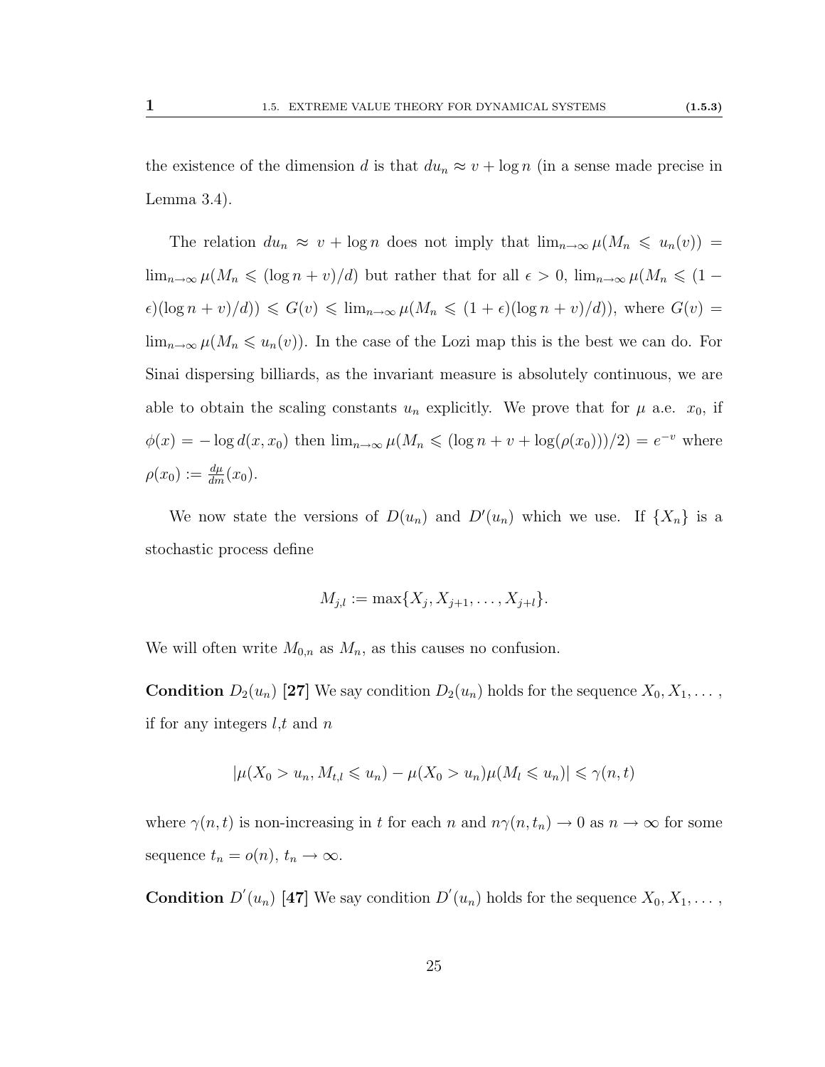the existence of the dimension $d$ is that $du_n \approx v + \log n$ (in a sense made precise in Lemma 3.4).

The relation $du_n \approx v + \log n$ does not imply that $\lim_{n\to\infty} \mu(M_n \leqslant u_n(v)) = \lim_{n\to\infty} \mu(M_n \leqslant (\log n + v)/d)$ but rather that for all $\epsilon > 0$, $\lim_{n\to\infty} \mu(M_n \leqslant (1-\epsilon)(\log n + v)/d)) \leqslant G(v) \leqslant \lim_{n\to\infty} \mu(M_n \leqslant (1+\epsilon)(\log n + v)/d))$, where $G(v) = \lim_{n\to\infty} \mu(M_n \leqslant u_n(v))$. In the case of the Lozi map this is the best we can do. For Sinai dispersing billiards, as the invariant measure is absolutely continuous, we are able to obtain the scaling constants $u_n$ explicitly. We prove that for $\mu$ a.e. $x_0$, if $\phi(x) = -\log d(x, x_0)$ then $\lim_{n\to\infty} \mu(M_n \leqslant (\log n + v + \log(\rho(x_0)))/2) = e^{-v}$ where $\rho(x_0) := \frac{d\mu}{dm}(x_0)$.

We now state the versions of $D(u_n)$ and $D'(u_n)$ which we use. If $\{X_n\}$ is a stochastic process define

$$M_{j,l} := \max\{X_j, X_{j+1}, \dots, X_{j+l}\}.$$

We will often write $M_{0,n}$ as $M_n$, as this causes no confusion.

**Condition** $D_2(u_n)$ **[27]** We say condition $D_2(u_n)$ holds for the sequence $X_0, X_1, \dots$, if for any integers $l$,$t$ and $n$

$$|\mu(X_0 > u_n, M_{t,l} \leqslant u_n) - \mu(X_0 > u_n)\mu(M_l \leqslant u_n)| \leqslant \gamma(n,t)$$

where $\gamma(n,t)$ is non-increasing in $t$ for each $n$ and $n\gamma(n,t_n) \to 0$ as $n \to \infty$ for some sequence $t_n = o(n)$, $t_n \to \infty$.

**Condition** $D'(u_n)$ **[47]** We say condition $D'(u_n)$ holds for the sequence $X_0, X_1, \dots$,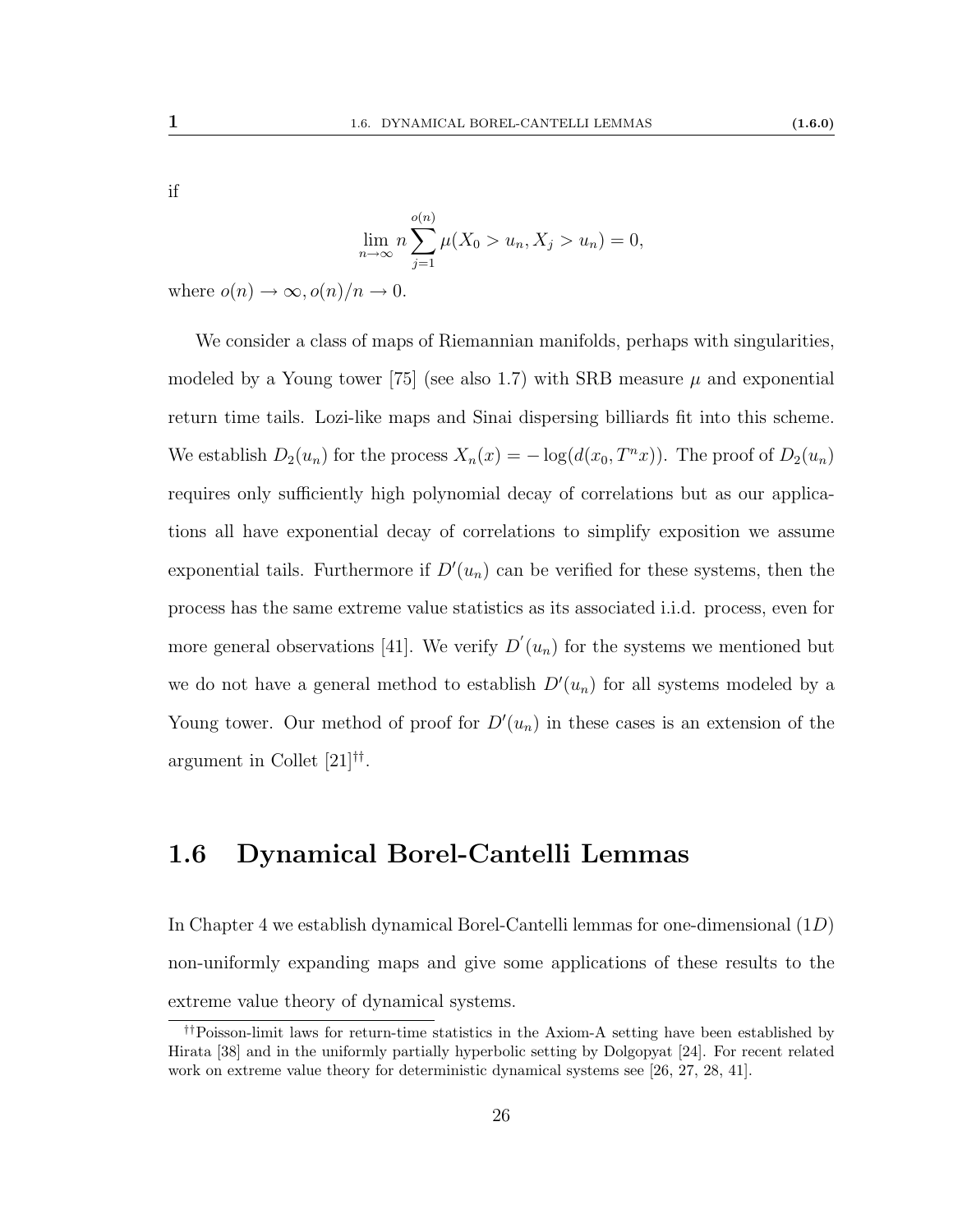if

$$\lim_{n\to\infty} n \sum_{j=1}^{o(n)} \mu(X_0 > u_n, X_j > u_n) = 0,$$

where $o(n) \to \infty, o(n)/n \to 0$.

We consider a class of maps of Riemannian manifolds, perhaps with singularities, modeled by a Young tower [75] (see also 1.7) with SRB measure $\mu$ and exponential return time tails. Lozi-like maps and Sinai dispersing billiards fit into this scheme. We establish $D_2(u_n)$ for the process $X_n(x) = -\log(d(x_0, T^n x))$. The proof of $D_2(u_n)$ requires only sufficiently high polynomial decay of correlations but as our applications all have exponential decay of correlations to simplify exposition we assume exponential tails. Furthermore if $D'(u_n)$ can be verified for these systems, then the process has the same extreme value statistics as its associated i.i.d. process, even for more general observations [41]. We verify $D'(u_n)$ for the systems we mentioned but we do not have a general method to establish $D'(u_n)$ for all systems modeled by a Young tower. Our method of proof for $D'(u_n)$ in these cases is an extension of the argument in Collet [21]††.

## 1.6 Dynamical Borel-Cantelli Lemmas

In Chapter 4 we establish dynamical Borel-Cantelli lemmas for one-dimensional ($1D$) non-uniformly expanding maps and give some applications of these results to the extreme value theory of dynamical systems.

††Poisson-limit laws for return-time statistics in the Axiom-A setting have been established by Hirata [38] and in the uniformly partially hyperbolic setting by Dolgopyat [24]. For recent related work on extreme value theory for deterministic dynamical systems see [26, 27, 28, 41].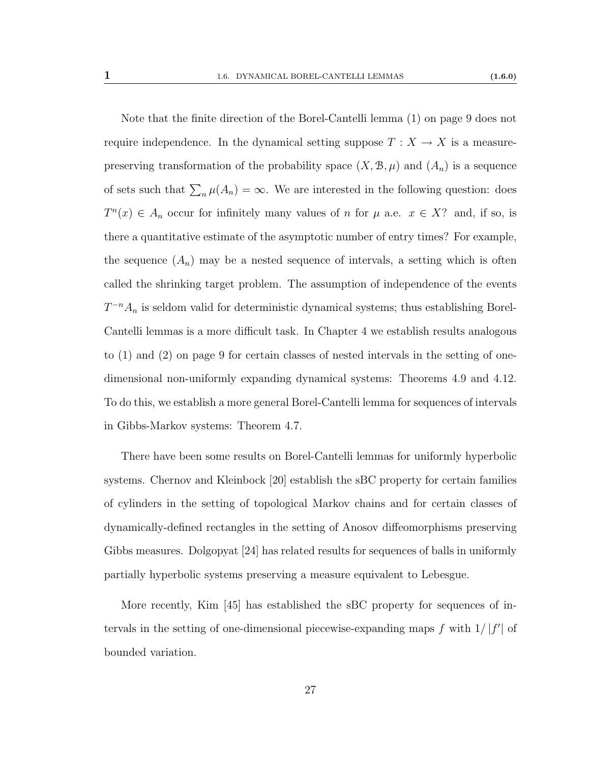Note that the finite direction of the Borel-Cantelli lemma (1) on page 9 does not require independence. In the dynamical setting suppose $T : X \to X$ is a measure-preserving transformation of the probability space $(X, \mathcal{B}, \mu)$ and $(A_n)$ is a sequence of sets such that $\sum_n \mu(A_n) = \infty$. We are interested in the following question: does $T^n(x) \in A_n$ occur for infinitely many values of $n$ for $\mu$ a.e. $x \in X$? and, if so, is there a quantitative estimate of the asymptotic number of entry times? For example, the sequence $(A_n)$ may be a nested sequence of intervals, a setting which is often called the shrinking target problem. The assumption of independence of the events $T^{-n}A_n$ is seldom valid for deterministic dynamical systems; thus establishing Borel-Cantelli lemmas is a more difficult task. In Chapter 4 we establish results analogous to (1) and (2) on page 9 for certain classes of nested intervals in the setting of one-dimensional non-uniformly expanding dynamical systems: Theorems 4.9 and 4.12. To do this, we establish a more general Borel-Cantelli lemma for sequences of intervals in Gibbs-Markov systems: Theorem 4.7.

There have been some results on Borel-Cantelli lemmas for uniformly hyperbolic systems. Chernov and Kleinbock [20] establish the sBC property for certain families of cylinders in the setting of topological Markov chains and for certain classes of dynamically-defined rectangles in the setting of Anosov diffeomorphisms preserving Gibbs measures. Dolgopyat [24] has related results for sequences of balls in uniformly partially hyperbolic systems preserving a measure equivalent to Lebesgue.

More recently, Kim [45] has established the sBC property for sequences of intervals in the setting of one-dimensional piecewise-expanding maps $f$ with $1/|f'|$ of bounded variation.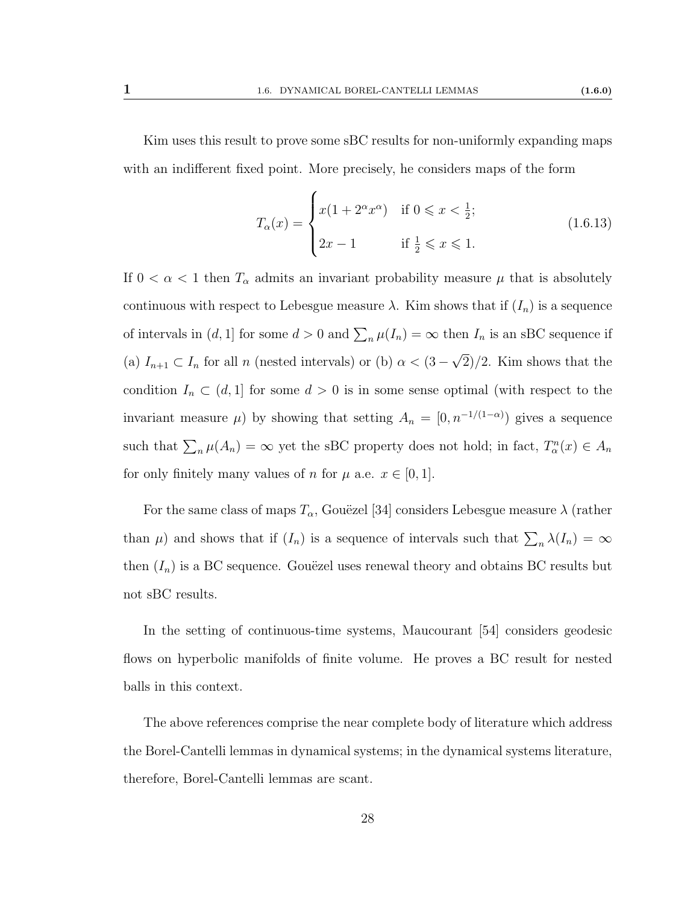Kim uses this result to prove some sBC results for non-uniformly expanding maps with an indifferent fixed point. More precisely, he considers maps of the form

$$T_\alpha(x) = \begin{cases} x(1+2^\alpha x^\alpha) & \text{if } 0 \leqslant x < \frac{1}{2}; \\ 2x-1 & \text{if } \frac{1}{2} \leqslant x \leqslant 1. \end{cases} \tag{1.6.13}$$

If $0 < \alpha < 1$ then $T_\alpha$ admits an invariant probability measure $\mu$ that is absolutely continuous with respect to Lebesgue measure $\lambda$. Kim shows that if $(I_n)$ is a sequence of intervals in $(d, 1]$ for some $d > 0$ and $\sum_n \mu(I_n) = \infty$ then $I_n$ is an sBC sequence if (a) $I_{n+1} \subset I_n$ for all $n$ (nested intervals) or (b) $\alpha < (3-\sqrt{2})/2$. Kim shows that the condition $I_n \subset (d, 1]$ for some $d > 0$ is in some sense optimal (with respect to the invariant measure $\mu$) by showing that setting $A_n = [0, n^{-1/(1-\alpha)})$ gives a sequence such that $\sum_n \mu(A_n) = \infty$ yet the sBC property does not hold; in fact, $T_\alpha^n(x) \in A_n$ for only finitely many values of $n$ for $\mu$ a.e. $x \in [0, 1]$.

For the same class of maps $T_\alpha$, Gouëzel [34] considers Lebesgue measure $\lambda$ (rather than $\mu$) and shows that if $(I_n)$ is a sequence of intervals such that $\sum_n \lambda(I_n) = \infty$ then $(I_n)$ is a BC sequence. Gouëzel uses renewal theory and obtains BC results but not sBC results.

In the setting of continuous-time systems, Maucourant [54] considers geodesic flows on hyperbolic manifolds of finite volume. He proves a BC result for nested balls in this context.

The above references comprise the near complete body of literature which address the Borel-Cantelli lemmas in dynamical systems; in the dynamical systems literature, therefore, Borel-Cantelli lemmas are scant.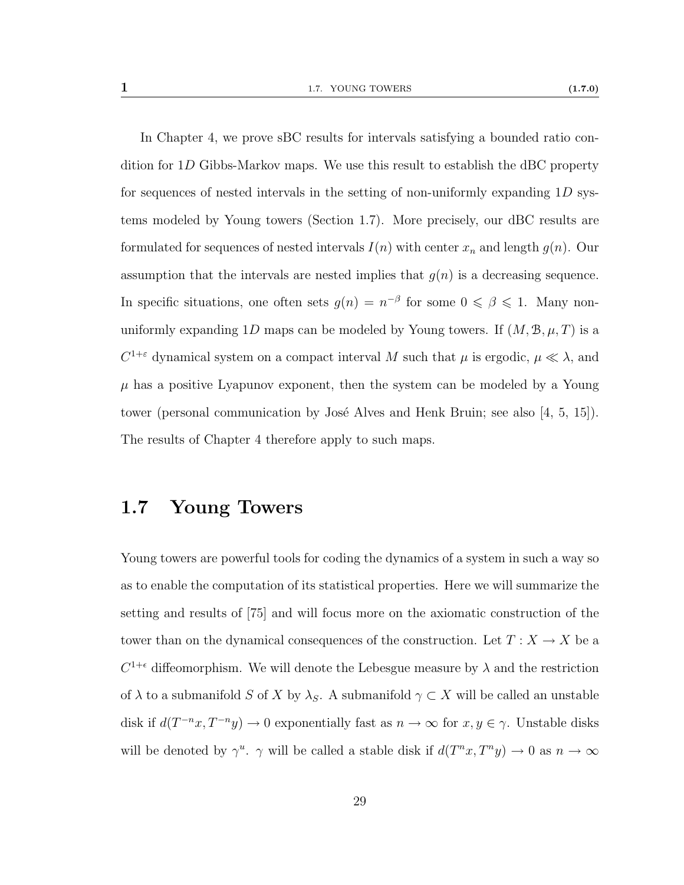In Chapter 4, we prove sBC results for intervals satisfying a bounded ratio condition for $1D$ Gibbs-Markov maps. We use this result to establish the dBC property for sequences of nested intervals in the setting of non-uniformly expanding $1D$ systems modeled by Young towers (Section 1.7). More precisely, our dBC results are formulated for sequences of nested intervals $I(n)$ with center $x_n$ and length $g(n)$. Our assumption that the intervals are nested implies that $g(n)$ is a decreasing sequence. In specific situations, one often sets $g(n) = n^{-\beta}$ for some $0 \leqslant \beta \leqslant 1$. Many non-uniformly expanding $1D$ maps can be modeled by Young towers. If $(M, \mathcal{B}, \mu, T)$ is a $C^{1+\varepsilon}$ dynamical system on a compact interval $M$ such that $\mu$ is ergodic, $\mu \ll \lambda$, and $\mu$ has a positive Lyapunov exponent, then the system can be modeled by a Young tower (personal communication by José Alves and Henk Bruin; see also [4, 5, 15]). The results of Chapter 4 therefore apply to such maps.

## 1.7 Young Towers

Young towers are powerful tools for coding the dynamics of a system in such a way so as to enable the computation of its statistical properties. Here we will summarize the setting and results of [75] and will focus more on the axiomatic construction of the tower than on the dynamical consequences of the construction. Let $T : X \to X$ be a $C^{1+\epsilon}$ diffeomorphism. We will denote the Lebesgue measure by $\lambda$ and the restriction of $\lambda$ to a submanifold $S$ of $X$ by $\lambda_S$. A submanifold $\gamma \subset X$ will be called an unstable disk if $d(T^{-n}x, T^{-n}y) \to 0$ exponentially fast as $n \to \infty$ for $x, y \in \gamma$. Unstable disks will be denoted by $\gamma^u$. $\gamma$ will be called a stable disk if $d(T^n x, T^n y) \to 0$ as $n \to \infty$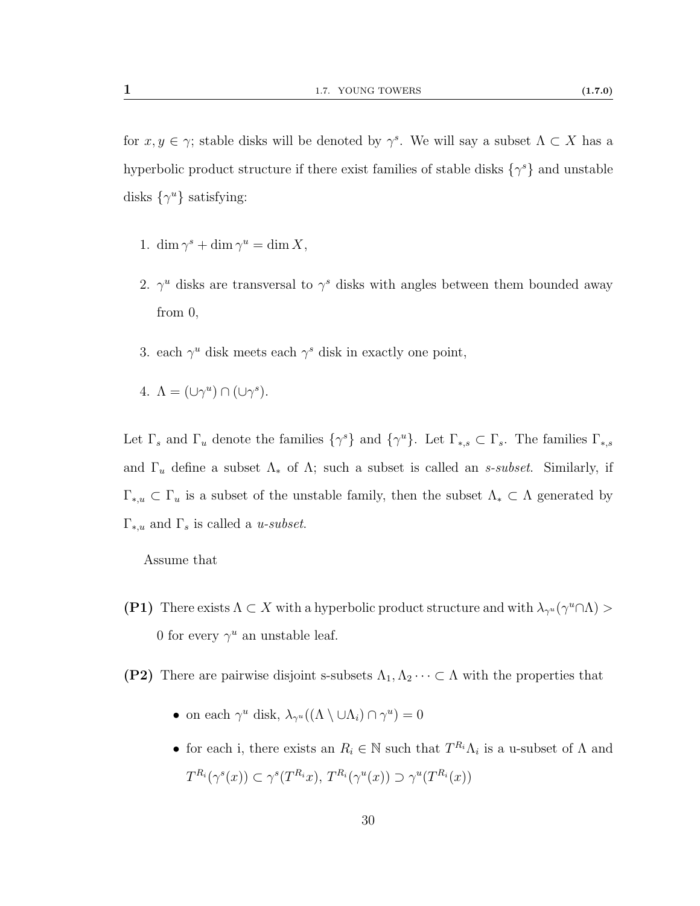for $x, y \in \gamma$; stable disks will be denoted by $\gamma^s$. We will say a subset $\Lambda \subset X$ has a hyperbolic product structure if there exist families of stable disks $\{\gamma^s\}$ and unstable disks $\{\gamma^u\}$ satisfying:

1. $\dim \gamma^s + \dim \gamma^u = \dim X$,
2. $\gamma^u$ disks are transversal to $\gamma^s$ disks with angles between them bounded away from 0,
3. each $\gamma^u$ disk meets each $\gamma^s$ disk in exactly one point,
4. $\Lambda = (\cup \gamma^u) \cap (\cup \gamma^s)$.

Let $\Gamma_s$ and $\Gamma_u$ denote the families $\{\gamma^s\}$ and $\{\gamma^u\}$. Let $\Gamma_{*,s} \subset \Gamma_s$. The families $\Gamma_{*,s}$ and $\Gamma_u$ define a subset $\Lambda_*$ of $\Lambda$; such a subset is called an *s-subset*. Similarly, if $\Gamma_{*,u} \subset \Gamma_u$ is a subset of the unstable family, then the subset $\Lambda_* \subset \Lambda$ generated by $\Gamma_{*,u}$ and $\Gamma_s$ is called a *u-subset*.

Assume that

**(P1)** There exists $\Lambda \subset X$ with a hyperbolic product structure and with $\lambda_{\gamma^u}(\gamma^u \cap \Lambda) > 0$ for every $\gamma^u$ an unstable leaf.

**(P2)** There are pairwise disjoint s-subsets $\Lambda_1, \Lambda_2 \cdots \subset \Lambda$ with the properties that

- on each $\gamma^u$ disk, $\lambda_{\gamma^u}((\Lambda \setminus \cup \Lambda_i) \cap \gamma^u) = 0$
- for each i, there exists an $R_i \in \mathbb{N}$ such that $T^{R_i}\Lambda_i$ is a u-subset of $\Lambda$ and $T^{R_i}(\gamma^s(x)) \subset \gamma^s(T^{R_i}x)$, $T^{R_i}(\gamma^u(x)) \supset \gamma^u(T^{R_i}(x))$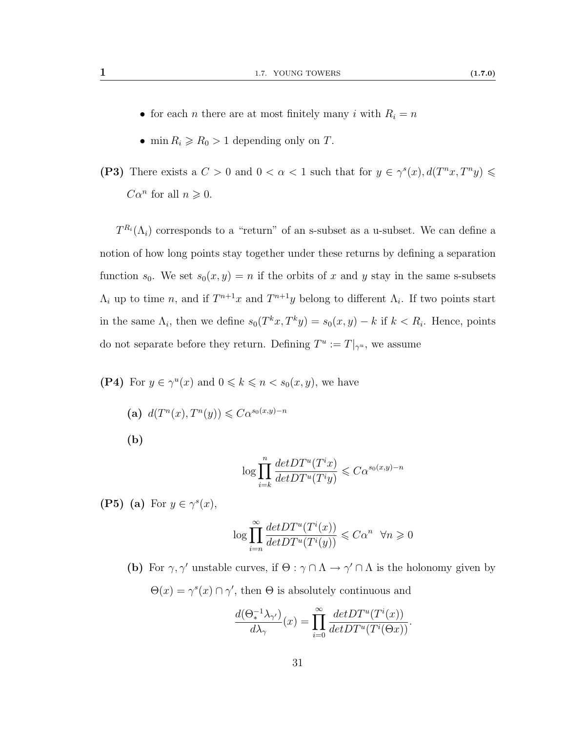- for each $n$ there are at most finitely many $i$ with $R_i = n$
- $\min R_i \geqslant R_0 > 1$ depending only on $T$.

**(P3)** There exists a $C > 0$ and $0 < \alpha < 1$ such that for $y \in \gamma^s(x), d(T^n x, T^n y) \leqslant C\alpha^n$ for all $n \geqslant 0$.

$T^{R_i}(\Lambda_i)$ corresponds to a "return" of an s-subset as a u-subset. We can define a notion of how long points stay together under these returns by defining a separation function $s_0$. We set $s_0(x, y) = n$ if the orbits of $x$ and $y$ stay in the same s-subsets $\Lambda_i$ up to time $n$, and if $T^{n+1}x$ and $T^{n+1}y$ belong to different $\Lambda_i$. If two points start in the same $\Lambda_i$, then we define $s_0(T^k x, T^k y) = s_0(x, y) - k$ if $k < R_i$. Hence, points do not separate before they return. Defining $T^u := T|_{\gamma^u}$, we assume

**(P4)** For $y \in \gamma^u(x)$ and $0 \leqslant k \leqslant n < s_0(x, y)$, we have

**(a)** $d(T^n(x), T^n(y)) \leqslant C\alpha^{s_0(x,y)-n}$

**(b)**

$$\log \prod_{i=k}^{n} \frac{detDT^u(T^i x)}{detDT^u(T^i y)} \leqslant C\alpha^{s_0(x,y)-n}$$

**(P5)** **(a)** For $y \in \gamma^s(x)$,

$$\log \prod_{i=n}^{\infty} \frac{detDT^u(T^i(x))}{detDT^u(T^i(y))} \leqslant C\alpha^n \quad \forall n \geqslant 0$$

**(b)** For $\gamma, \gamma'$ unstable curves, if $\Theta : \gamma \cap \Lambda \to \gamma' \cap \Lambda$ is the holonomy given by $\Theta(x) = \gamma^s(x) \cap \gamma'$, then $\Theta$ is absolutely continuous and

$$\frac{d(\Theta_*^{-1}\lambda_{\gamma'})}{d\lambda_\gamma}(x) = \prod_{i=0}^{\infty} \frac{detDT^u(T^i(x))}{detDT^u(T^i(\Theta x))}.$$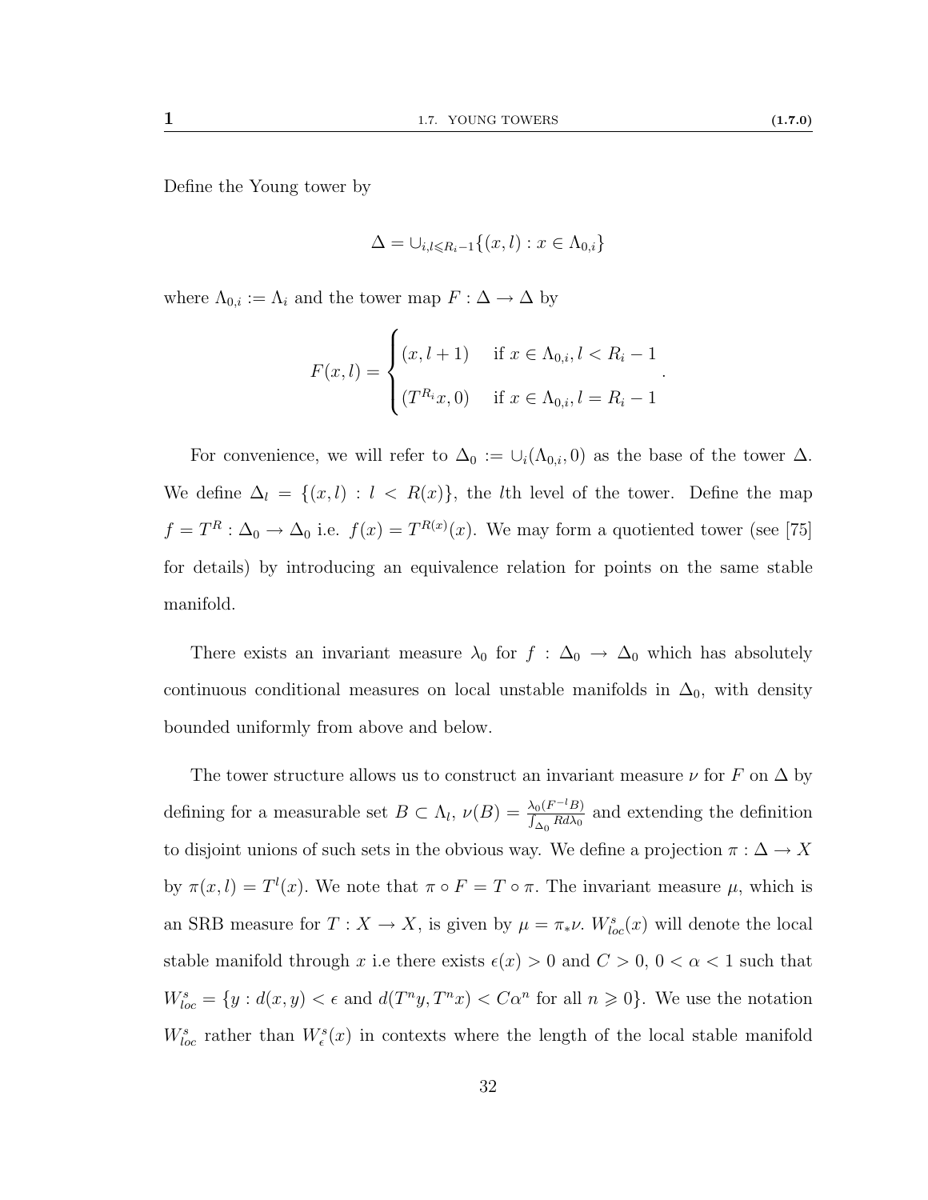Define the Young tower by

$$\Delta = \cup_{i, l \leqslant R_i - 1}\{(x, l) : x \in \Lambda_{0,i}\}$$

where $\Lambda_{0,i} := \Lambda_i$ and the tower map $F : \Delta \to \Delta$ by

$$F(x, l) = \begin{cases} (x, l+1) & \text{if } x \in \Lambda_{0,i}, l < R_i - 1 \\ (T^{R_i}x, 0) & \text{if } x \in \Lambda_{0,i}, l = R_i - 1 \end{cases}.$$

For convenience, we will refer to $\Delta_0 := \cup_i(\Lambda_{0,i}, 0)$ as the base of the tower $\Delta$. We define $\Delta_l = \{(x, l) : l < R(x)\}$, the $l$th level of the tower. Define the map $f = T^R : \Delta_0 \to \Delta_0$ i.e. $f(x) = T^{R(x)}(x)$. We may form a quotiented tower (see [75] for details) by introducing an equivalence relation for points on the same stable manifold.

There exists an invariant measure $\lambda_0$ for $f : \Delta_0 \to \Delta_0$ which has absolutely continuous conditional measures on local unstable manifolds in $\Delta_0$, with density bounded uniformly from above and below.

The tower structure allows us to construct an invariant measure $\nu$ for $F$ on $\Delta$ by defining for a measurable set $B \subset \Lambda_l$, $\nu(B) = \frac{\lambda_0(F^{-l}B)}{\int_{\Delta_0} R d\lambda_0}$ and extending the definition to disjoint unions of such sets in the obvious way. We define a projection $\pi : \Delta \to X$ by $\pi(x, l) = T^l(x)$. We note that $\pi \circ F = T \circ \pi$. The invariant measure $\mu$, which is an SRB measure for $T : X \to X$, is given by $\mu = \pi_* \nu$. $W^s_{loc}(x)$ will denote the local stable manifold through $x$ i.e there exists $\epsilon(x) > 0$ and $C > 0$, $0 < \alpha < 1$ such that $W^s_{loc} = \{y : d(x, y) < \epsilon \text{ and } d(T^n y, T^n x) < C\alpha^n \text{ for all } n \geqslant 0\}$. We use the notation $W^s_{loc}$ rather than $W^s_\epsilon(x)$ in contexts where the length of the local stable manifold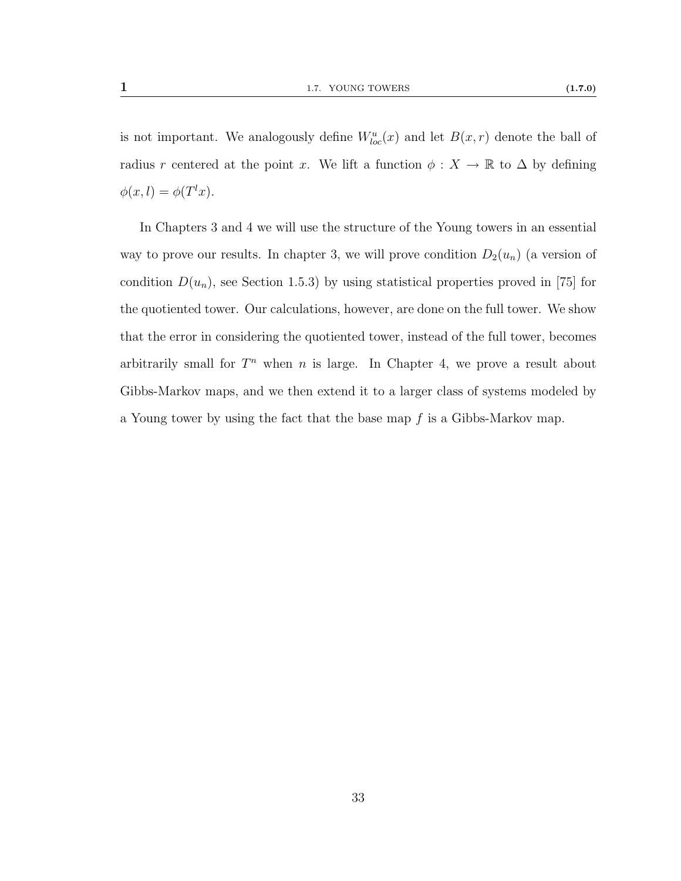is not important. We analogously define $W^u_{loc}(x)$ and let $B(x,r)$ denote the ball of radius $r$ centered at the point $x$. We lift a function $\phi : X \to \mathbb{R}$ to $\Delta$ by defining $\phi(x,l) = \phi(T^l x)$.

In Chapters 3 and 4 we will use the structure of the Young towers in an essential way to prove our results. In chapter 3, we will prove condition $D_2(u_n)$ (a version of condition $D(u_n)$, see Section 1.5.3) by using statistical properties proved in [75] for the quotiented tower. Our calculations, however, are done on the full tower. We show that the error in considering the quotiented tower, instead of the full tower, becomes arbitrarily small for $T^n$ when $n$ is large. In Chapter 4, we prove a result about Gibbs-Markov maps, and we then extend it to a larger class of systems modeled by a Young tower by using the fact that the base map $f$ is a Gibbs-Markov map.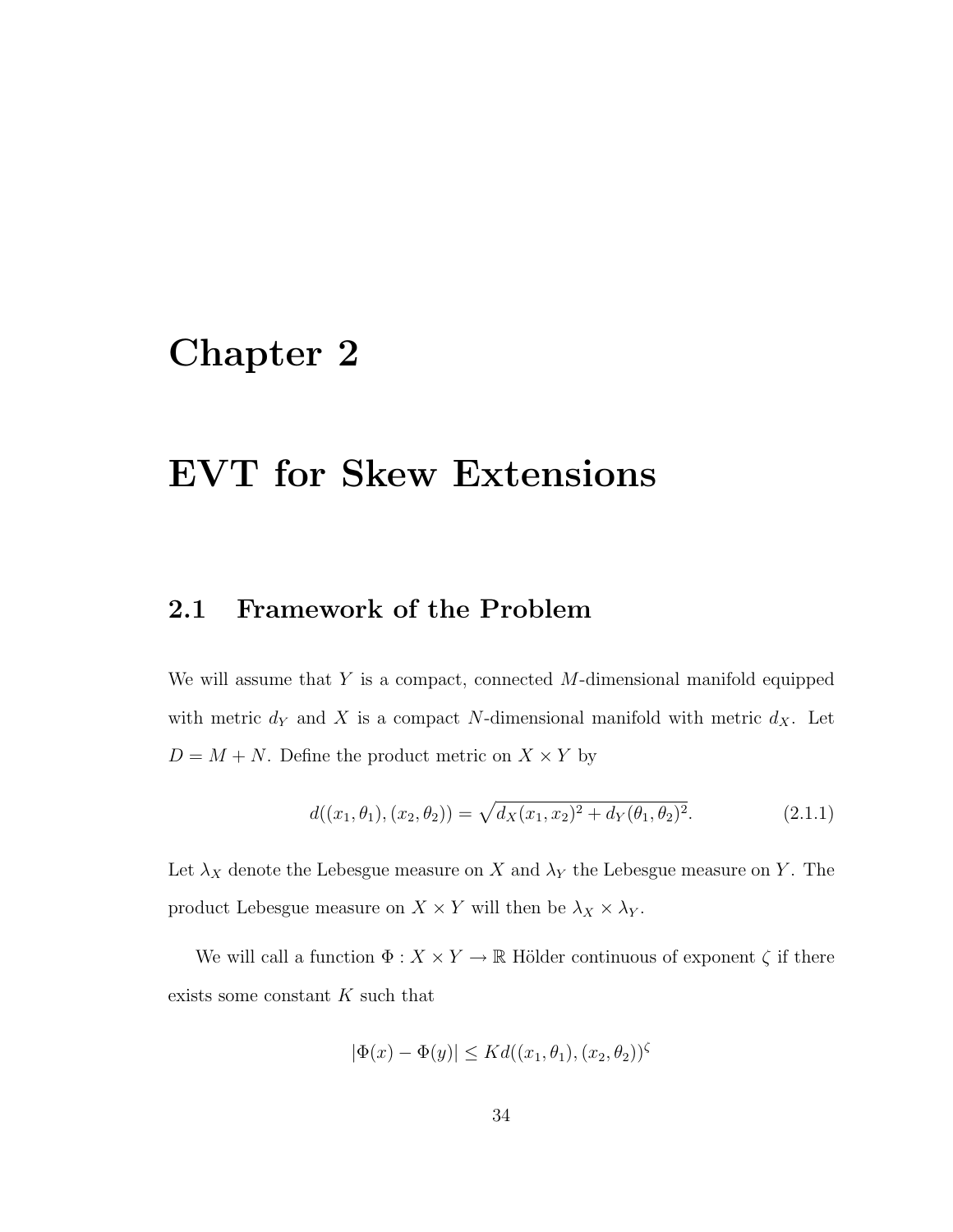# Chapter 2

# EVT for Skew Extensions

## 2.1 Framework of the Problem

We will assume that $Y$ is a compact, connected $M$-dimensional manifold equipped with metric $d_Y$ and $X$ is a compact $N$-dimensional manifold with metric $d_X$. Let $D = M + N$. Define the product metric on $X \times Y$ by

$$d((x_1, \theta_1), (x_2, \theta_2)) = \sqrt{d_X(x_1, x_2)^2 + d_Y(\theta_1, \theta_2)^2}. \tag{2.1.1}$$

Let $\lambda_X$ denote the Lebesgue measure on $X$ and $\lambda_Y$ the Lebesgue measure on $Y$. The product Lebesgue measure on $X \times Y$ will then be $\lambda_X \times \lambda_Y$.

We will call a function $\Phi : X \times Y \to \mathbb{R}$ Hölder continuous of exponent $\zeta$ if there exists some constant $K$ such that

$$|\Phi(x) - \Phi(y)| \leq K d((x_1, \theta_1), (x_2, \theta_2))^{\zeta}$$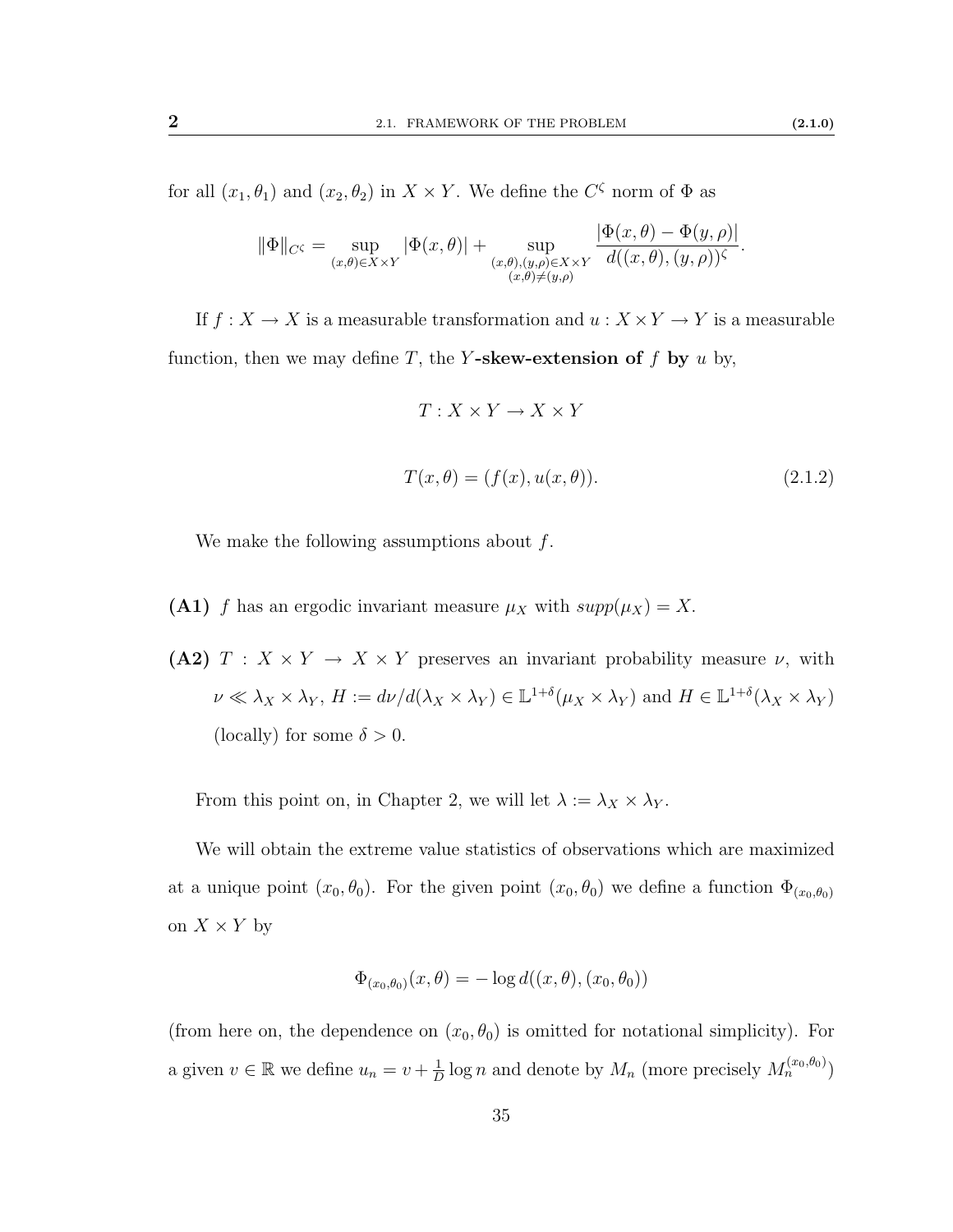for all $(x_1, \theta_1)$ and $(x_2, \theta_2)$ in $X \times Y$. We define the $C^\zeta$ norm of $\Phi$ as

$$\|\Phi\|_{C^\zeta} = \sup_{(x,\theta)\in X\times Y} |\Phi(x,\theta)| + \sup_{\substack{(x,\theta),(y,\rho)\in X\times Y \\ (x,\theta)\neq(y,\rho)}} \frac{|\Phi(x,\theta) - \Phi(y,\rho)|}{d((x,\theta),(y,\rho))^\zeta}.$$

If $f : X \to X$ is a measurable transformation and $u : X \times Y \to Y$ is a measurable function, then we may define $T$, the **$Y$-skew-extension of $f$ by $u$** by,

$$T : X \times Y \to X \times Y$$

$$T(x, \theta) = (f(x), u(x, \theta)). \tag{2.1.2}$$

We make the following assumptions about $f$.

**(A1)** $f$ has an ergodic invariant measure $\mu_X$ with $supp(\mu_X) = X$.

**(A2)** $T : X \times Y \to X \times Y$ preserves an invariant probability measure $\nu$, with $\nu \ll \lambda_X \times \lambda_Y$, $H := d\nu/d(\lambda_X \times \lambda_Y) \in \mathbb{L}^{1+\delta}(\mu_X \times \lambda_Y)$ and $H \in \mathbb{L}^{1+\delta}(\lambda_X \times \lambda_Y)$ (locally) for some $\delta > 0$.

From this point on, in Chapter 2, we will let $\lambda := \lambda_X \times \lambda_Y$.

We will obtain the extreme value statistics of observations which are maximized at a unique point $(x_0, \theta_0)$. For the given point $(x_0, \theta_0)$ we define a function $\Phi_{(x_0,\theta_0)}$ on $X \times Y$ by

$$\Phi_{(x_0,\theta_0)}(x, \theta) = -\log d((x, \theta), (x_0, \theta_0))$$

(from here on, the dependence on $(x_0, \theta_0)$ is omitted for notational simplicity). For a given $v \in \mathbb{R}$ we define $u_n = v + \frac{1}{D} \log n$ and denote by $M_n$ (more precisely $M_n^{(x_0,\theta_0)}$)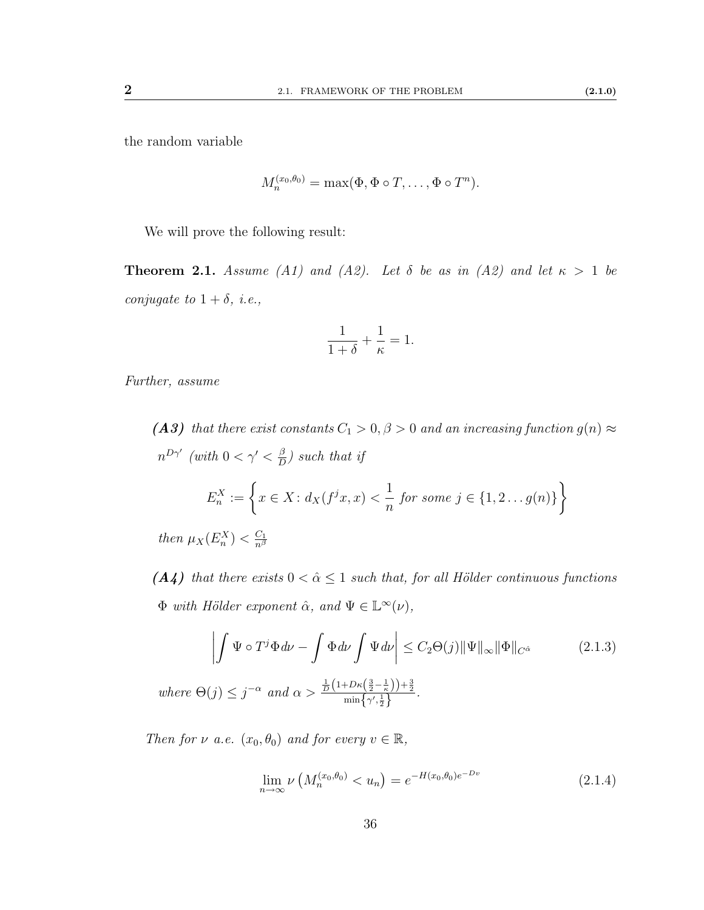the random variable

$$M_n^{(x_0,\theta_0)} = \max(\Phi, \Phi \circ T, \ldots, \Phi \circ T^n).$$

We will prove the following result:

**Theorem 2.1.** *Assume (A1) and (A2). Let $\delta$ be as in (A2) and let $\kappa > 1$ be conjugate to $1+\delta$, i.e.,*

$$\frac{1}{1+\delta} + \frac{1}{\kappa} = 1.$$

*Further, assume*

- ***(A3)*** *that there exist constants $C_1 > 0, \beta > 0$ and an increasing function $g(n) \approx n^{D\gamma'}$ (with $0 < \gamma' < \frac{\beta}{D}$) such that if*

$$E_n^X := \left\{ x \in X \colon d_X(f^j x, x) < \frac{1}{n} \text{ for some } j \in \{1, 2 \ldots g(n)\} \right\}$$

  *then $\mu_X(E_n^X) < \frac{C_1}{n^\beta}$*

- ***(A4)*** *that there exists $0 < \hat{\alpha} \leq 1$ such that, for all Hölder continuous functions $\Phi$ with Hölder exponent $\hat{\alpha}$, and $\Psi \in \mathbb{L}^\infty(\nu)$,*

$$\left| \int \Psi \circ T^j \Phi \, d\nu - \int \Phi \, d\nu \int \Psi \, d\nu \right| \leq C_2 \Theta(j) \|\Psi\|_\infty \|\Phi\|_{C^{\hat{\alpha}}} \tag{2.1.3}$$

  *where $\Theta(j) \leq j^{-\alpha}$ and $\alpha > \frac{\frac{1}{D}\left(1 + D\kappa\left(\frac{3}{2} - \frac{1}{\kappa}\right)\right) + \frac{3}{2}}{\min\left\{\gamma', \frac{1}{2}\right\}}$.*

*Then for $\nu$ a.e. $(x_0, \theta_0)$ and for every $v \in \mathbb{R}$,*

$$\lim_{n \to \infty} \nu\left(M_n^{(x_0,\theta_0)} < u_n\right) = e^{-H(x_0,\theta_0)e^{-Dv}} \tag{2.1.4}$$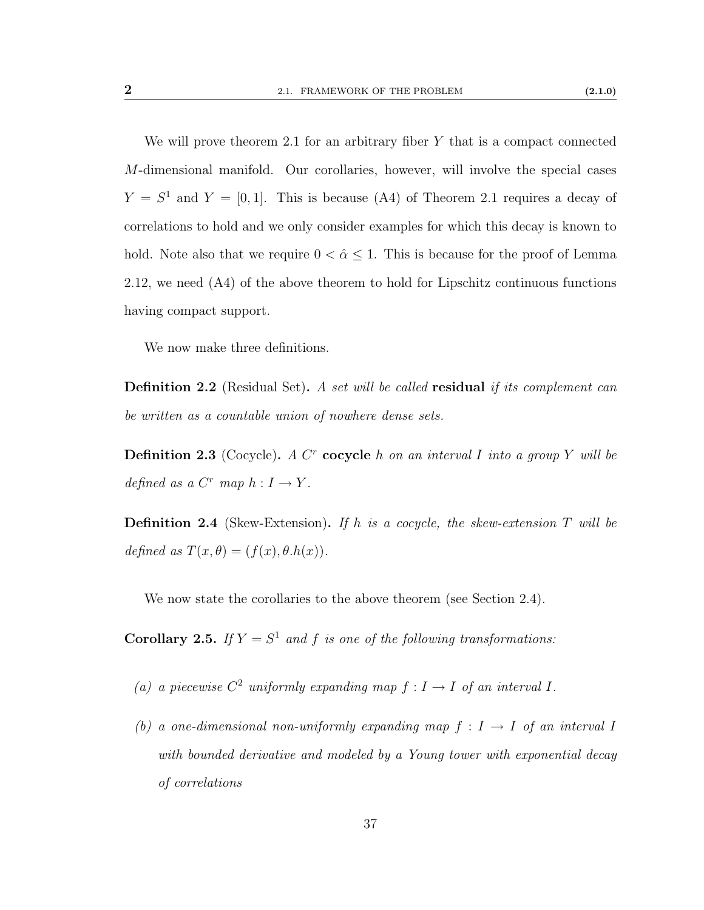We will prove theorem 2.1 for an arbitrary fiber $Y$ that is a compact connected $M$-dimensional manifold. Our corollaries, however, will involve the special cases $Y = S^1$ and $Y = [0,1]$. This is because (A4) of Theorem 2.1 requires a decay of correlations to hold and we only consider examples for which this decay is known to hold. Note also that we require $0 < \hat{\alpha} \leq 1$. This is because for the proof of Lemma 2.12, we need (A4) of the above theorem to hold for Lipschitz continuous functions having compact support.

We now make three definitions.

**Definition 2.2** (Residual Set)**.** *A set will be called* **residual** *if its complement can be written as a countable union of nowhere dense sets.*

**Definition 2.3** (Cocycle)**.** *A $C^r$* **cocycle** *$h$ on an interval $I$ into a group $Y$ will be defined as a $C^r$ map $h : I \to Y$.*

**Definition 2.4** (Skew-Extension)**.** *If $h$ is a cocycle, the skew-extension $T$ will be defined as $T(x, \theta) = (f(x), \theta.h(x))$.*

We now state the corollaries to the above theorem (see Section 2.4).

**Corollary 2.5.** *If $Y = S^1$ and $f$ is one of the following transformations:*

*(a) a piecewise $C^2$ uniformly expanding map $f : I \to I$ of an interval $I$.*

*(b) a one-dimensional non-uniformly expanding map $f : I \to I$ of an interval $I$ with bounded derivative and modeled by a Young tower with exponential decay of correlations*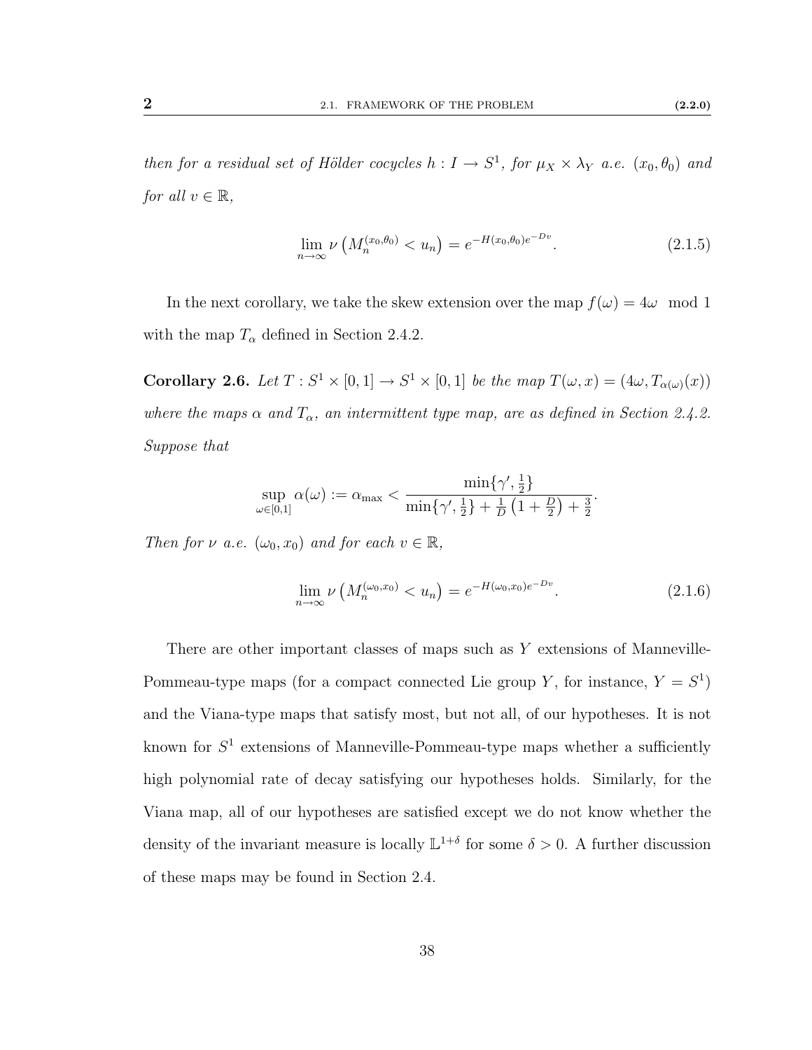*then for a residual set of Hölder cocycles $h : I \to S^1$, for $\mu_X \times \lambda_Y$ a.e. $(x_0, \theta_0)$ and for all $v \in \mathbb{R}$,*

$$\lim_{n\to\infty} \nu\left(M_n^{(x_0,\theta_0)} < u_n\right) = e^{-H(x_0,\theta_0)e^{-Dv}}. \tag{2.1.5}$$

In the next corollary, we take the skew extension over the map $f(\omega) = 4\omega \mod 1$ with the map $T_\alpha$ defined in Section 2.4.2.

**Corollary 2.6.** *Let $T : S^1 \times [0,1] \to S^1 \times [0,1]$ be the map $T(\omega, x) = (4\omega, T_{\alpha(\omega)}(x))$ where the maps $\alpha$ and $T_\alpha$, an intermittent type map, are as defined in Section 2.4.2. Suppose that*

$$\sup_{\omega\in[0,1]} \alpha(\omega) := \alpha_{\max} < \frac{\min\{\gamma', \frac{1}{2}\}}{\min\{\gamma', \frac{1}{2}\} + \frac{1}{D}\left(1 + \frac{D}{2}\right) + \frac{3}{2}}.$$

*Then for $\nu$ a.e. $(\omega_0, x_0)$ and for each $v \in \mathbb{R}$,*

$$\lim_{n\to\infty} \nu\left(M_n^{(\omega_0,x_0)} < u_n\right) = e^{-H(\omega_0,x_0)e^{-Dv}}. \tag{2.1.6}$$

There are other important classes of maps such as $Y$ extensions of Manneville-Pommeau-type maps (for a compact connected Lie group $Y$, for instance, $Y = S^1$) and the Viana-type maps that satisfy most, but not all, of our hypotheses. It is not known for $S^1$ extensions of Manneville-Pommeau-type maps whether a sufficiently high polynomial rate of decay satisfying our hypotheses holds. Similarly, for the Viana map, all of our hypotheses are satisfied except we do not know whether the density of the invariant measure is locally $\mathbb{L}^{1+\delta}$ for some $\delta > 0$. A further discussion of these maps may be found in Section 2.4.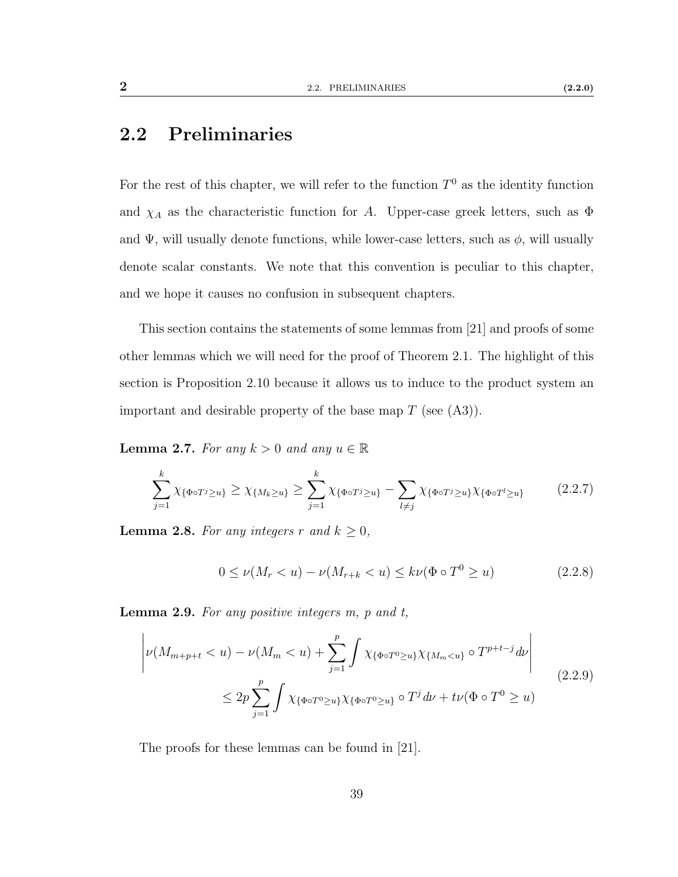## 2.2 Preliminaries

For the rest of this chapter, we will refer to the function $T^0$ as the identity function and $\chi_A$ as the characteristic function for $A$. Upper-case greek letters, such as $\Phi$ and $\Psi$, will usually denote functions, while lower-case letters, such as $\phi$, will usually denote scalar constants. We note that this convention is peculiar to this chapter, and we hope it causes no confusion in subsequent chapters.

This section contains the statements of some lemmas from [21] and proofs of some other lemmas which we will need for the proof of Theorem 2.1. The highlight of this section is Proposition 2.10 because it allows us to induce to the product system an important and desirable property of the base map $T$ (see (A3)).

**Lemma 2.7.** *For any $k > 0$ and any $u \in \mathbb{R}$*

$$\sum_{j=1}^{k} \chi_{\{\Phi \circ T^j \geq u\}} \geq \chi_{\{M_k \geq u\}} \geq \sum_{j=1}^{k} \chi_{\{\Phi \circ T^j \geq u\}} - \sum_{l \neq j} \chi_{\{\Phi \circ T^j \geq u\}} \chi_{\{\Phi \circ T^l \geq u\}} \tag{2.2.7}$$

**Lemma 2.8.** *For any integers $r$ and $k \geq 0$,*

$$0 \leq \nu(M_r < u) - \nu(M_{r+k} < u) \leq k\nu(\Phi \circ T^0 \geq u) \tag{2.2.8}$$

**Lemma 2.9.** *For any positive integers $m$, $p$ and $t$,*

$$\begin{aligned} \left| \nu(M_{m+p+t} < u) - \nu(M_m < u) + \sum_{j=1}^{p} \int \chi_{\{\Phi \circ T^0 \geq u\}} \chi_{\{M_m < u\}} \circ T^{p+t-j} \, d\nu \right| \\ \leq 2p \sum_{j=1}^{p} \int \chi_{\{\Phi \circ T^0 \geq u\}} \chi_{\{\Phi \circ T^0 \geq u\}} \circ T^j \, d\nu + t\nu(\Phi \circ T^0 \geq u) \end{aligned} \tag{2.2.9}$$

The proofs for these lemmas can be found in [21].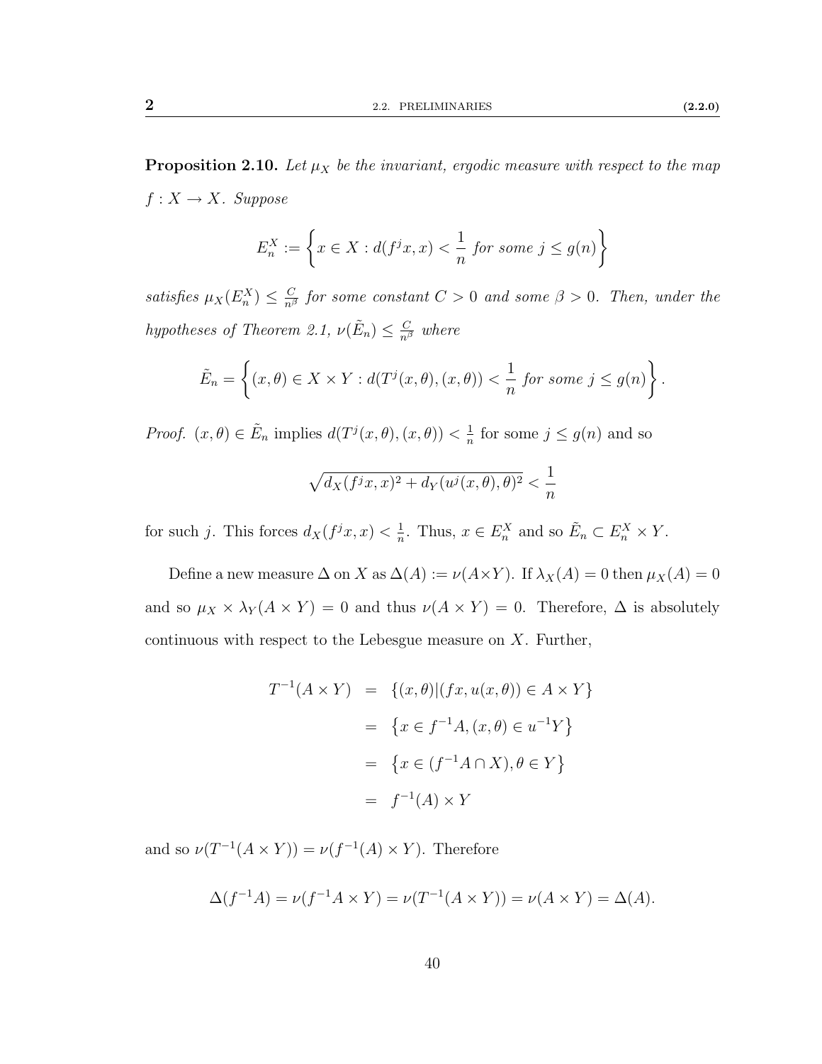**Proposition 2.10.** *Let $\mu_X$ be the invariant, ergodic measure with respect to the map $f : X \to X$. Suppose*

$$E_n^X := \left\{ x \in X : d(f^j x, x) < \frac{1}{n} \text{ for some } j \leq g(n) \right\}$$

*satisfies $\mu_X(E_n^X) \leq \frac{C}{n^\beta}$ for some constant $C > 0$ and some $\beta > 0$. Then, under the hypotheses of Theorem 2.1, $\nu(\tilde{E}_n) \leq \frac{C}{n^\beta}$ where*

$$\tilde{E}_n = \left\{ (x, \theta) \in X \times Y : d(T^j(x,\theta), (x,\theta)) < \frac{1}{n} \text{ for some } j \leq g(n) \right\}.$$

*Proof.* $(x, \theta) \in \tilde{E}_n$ implies $d(T^j(x,\theta), (x,\theta)) < \frac{1}{n}$ for some $j \leq g(n)$ and so

$$\sqrt{d_X(f^j x, x)^2 + d_Y(u^j(x,\theta), \theta)^2} < \frac{1}{n}$$

for such $j$. This forces $d_X(f^j x, x) < \frac{1}{n}$. Thus, $x \in E_n^X$ and so $\tilde{E}_n \subset E_n^X \times Y$.

Define a new measure $\Delta$ on $X$ as $\Delta(A) := \nu(A \times Y)$. If $\lambda_X(A) = 0$ then $\mu_X(A) = 0$ and so $\mu_X \times \lambda_Y(A \times Y) = 0$ and thus $\nu(A \times Y) = 0$. Therefore, $\Delta$ is absolutely continuous with respect to the Lebesgue measure on $X$. Further,

$$\begin{aligned}
T^{-1}(A \times Y) &= \{(x,\theta) | (fx, u(x,\theta)) \in A \times Y\} \\
&= \left\{ x \in f^{-1}A, (x,\theta) \in u^{-1}Y \right\} \\
&= \left\{ x \in (f^{-1}A \cap X), \theta \in Y \right\} \\
&= f^{-1}(A) \times Y
\end{aligned}$$

and so $\nu(T^{-1}(A \times Y)) = \nu(f^{-1}(A) \times Y)$. Therefore

$$\Delta(f^{-1}A) = \nu(f^{-1}A \times Y) = \nu(T^{-1}(A \times Y)) = \nu(A \times Y) = \Delta(A).$$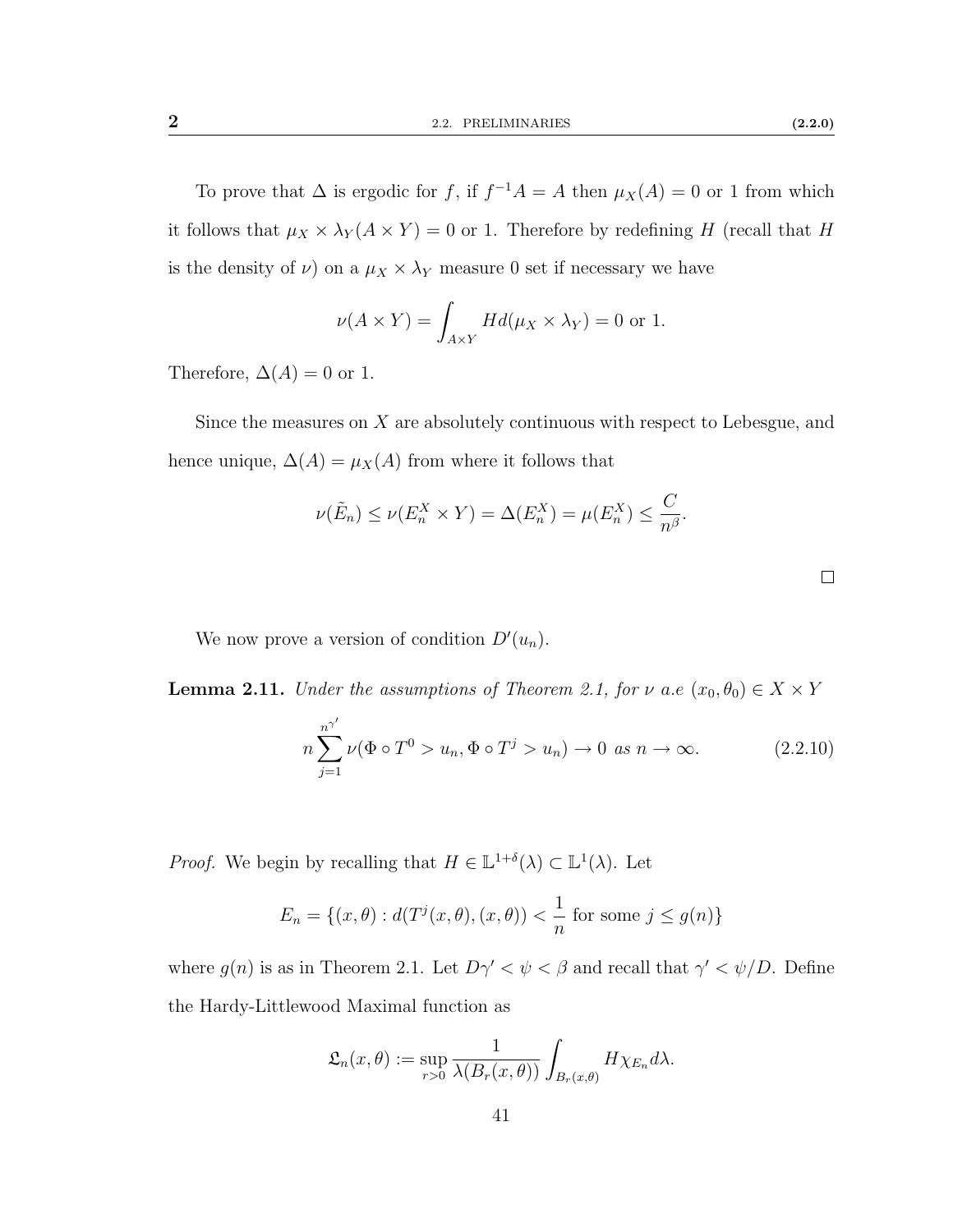To prove that $\Delta$ is ergodic for $f$, if $f^{-1}A = A$ then $\mu_X(A) = 0$ or 1 from which it follows that $\mu_X \times \lambda_Y(A \times Y) = 0$ or 1. Therefore by redefining $H$ (recall that $H$ is the density of $\nu$) on a $\mu_X \times \lambda_Y$ measure 0 set if necessary we have

$$\nu(A \times Y) = \int_{A \times Y} H d(\mu_X \times \lambda_Y) = 0 \text{ or } 1.$$

Therefore, $\Delta(A) = 0$ or 1.

Since the measures on $X$ are absolutely continuous with respect to Lebesgue, and hence unique, $\Delta(A) = \mu_X(A)$ from where it follows that

$$\nu(\tilde{E}_n) \leq \nu(E_n^X \times Y) = \Delta(E_n^X) = \mu(E_n^X) \leq \frac{C}{n^\beta}.$$

□

We now prove a version of condition $D'(u_n)$.

**Lemma 2.11.** *Under the assumptions of Theorem 2.1, for $\nu$ a.e $(x_0, \theta_0) \in X \times Y$*

$$n \sum_{j=1}^{n^{\gamma'}} \nu(\Phi \circ T^0 > u_n, \Phi \circ T^j > u_n) \to 0 \text{ as } n \to \infty. \tag{2.2.10}$$

*Proof.* We begin by recalling that $H \in \mathbb{L}^{1+\delta}(\lambda) \subset \mathbb{L}^1(\lambda)$. Let

$$E_n = \{(x, \theta) : d(T^j(x, \theta), (x, \theta)) < \frac{1}{n} \text{ for some } j \leq g(n)\}$$

where $g(n)$ is as in Theorem 2.1. Let $D\gamma' < \psi < \beta$ and recall that $\gamma' < \psi/D$. Define the Hardy-Littlewood Maximal function as

$$\mathfrak{L}_n(x, \theta) := \sup_{r>0} \frac{1}{\lambda(B_r(x, \theta))} \int_{B_r(x,\theta)} H \chi_{E_n} d\lambda.$$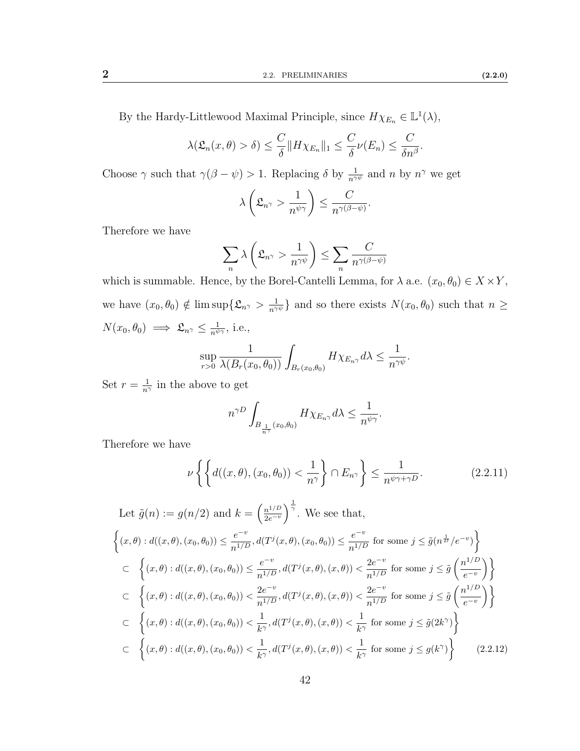By the Hardy-Littlewood Maximal Principle, since $H\chi_{E_n} \in \mathbb{L}^1(\lambda)$,

$$\lambda(\mathfrak{L}_n(x,\theta) > \delta) \leq \frac{C}{\delta}\|H\chi_{E_n}\|_1 \leq \frac{C}{\delta}\nu(E_n) \leq \frac{C}{\delta n^{\beta}}.$$

Choose $\gamma$ such that $\gamma(\beta - \psi) > 1$. Replacing $\delta$ by $\frac{1}{n^{\gamma\psi}}$ and $n$ by $n^{\gamma}$ we get

$$\lambda\left(\mathfrak{L}_{n^{\gamma}} > \frac{1}{n^{\psi\gamma}}\right) \leq \frac{C}{n^{\gamma(\beta-\psi)}}.$$

Therefore we have

$$\sum_n \lambda\left(\mathfrak{L}_{n^{\gamma}} > \frac{1}{n^{\gamma\psi}}\right) \leq \sum_n \frac{C}{n^{\gamma(\beta-\psi)}}$$

which is summable. Hence, by the Borel-Cantelli Lemma, for $\lambda$ a.e. $(x_0, \theta_0) \in X \times Y$, we have $(x_0, \theta_0) \notin \limsup\{\mathfrak{L}_{n^{\gamma}} > \frac{1}{n^{\gamma\psi}}\}$ and so there exists $N(x_0, \theta_0)$ such that $n \geq N(x_0, \theta_0) \implies \mathfrak{L}_{n^{\gamma}} \leq \frac{1}{n^{\psi\gamma}}$, i.e.,

$$\sup_{r>0} \frac{1}{\lambda(B_r(x_0,\theta_0))} \int_{B_r(x_0,\theta_0)} H\chi_{E_{n^{\gamma}}} d\lambda \leq \frac{1}{n^{\gamma\psi}}.$$

Set $r = \frac{1}{n^{\gamma}}$ in the above to get

$$n^{\gamma D} \int_{B_{\frac{1}{n^{\gamma}}}(x_0,\theta_0)} H\chi_{E_{n^{\gamma}}} d\lambda \leq \frac{1}{n^{\psi\gamma}}.$$

Therefore we have

$$\nu\left\{\left\{d((x,\theta),(x_0,\theta_0)) < \frac{1}{n^{\gamma}}\right\} \cap E_{n^{\gamma}}\right\} \leq \frac{1}{n^{\psi\gamma+\gamma D}}. \tag{2.2.11}$$

Let $\tilde{g}(n) := g(n/2)$ and $k = \left(\frac{n^{1/D}}{2e^{-v}}\right)^{\frac{1}{\gamma}}$. We see that,

$$\begin{aligned}
&\left\{(x,\theta) : d((x,\theta),(x_0,\theta_0)) \leq \frac{e^{-v}}{n^{1/D}}, d(T^j(x,\theta),(x_0,\theta_0)) \leq \frac{e^{-v}}{n^{1/D}} \text{ for some } j \leq \tilde{g}(n^{\frac{1}{D}}/e^{-v})\right\} \\
&\subset \left\{(x,\theta) : d((x,\theta),(x_0,\theta_0)) \leq \frac{e^{-v}}{n^{1/D}}, d(T^j(x,\theta),(x,\theta)) < \frac{2e^{-v}}{n^{1/D}} \text{ for some } j \leq \tilde{g}\left(\frac{n^{1/D}}{e^{-v}}\right)\right\} \\
&\subset \left\{(x,\theta) : d((x,\theta),(x_0,\theta_0)) < \frac{2e^{-v}}{n^{1/D}}, d(T^j(x,\theta),(x,\theta)) < \frac{2e^{-v}}{n^{1/D}} \text{ for some } j \leq \tilde{g}\left(\frac{n^{1/D}}{e^{-v}}\right)\right\} \\
&\subset \left\{(x,\theta) : d((x,\theta),(x_0,\theta_0)) < \frac{1}{k^{\gamma}}, d(T^j(x,\theta),(x,\theta)) < \frac{1}{k^{\gamma}} \text{ for some } j \leq \tilde{g}(2k^{\gamma})\right\} \\
&\subset \left\{(x,\theta) : d((x,\theta),(x_0,\theta_0)) < \frac{1}{k^{\gamma}}, d(T^j(x,\theta),(x,\theta)) < \frac{1}{k^{\gamma}} \text{ for some } j \leq g(k^{\gamma})\right\}
\end{aligned} \tag{2.2.12}$$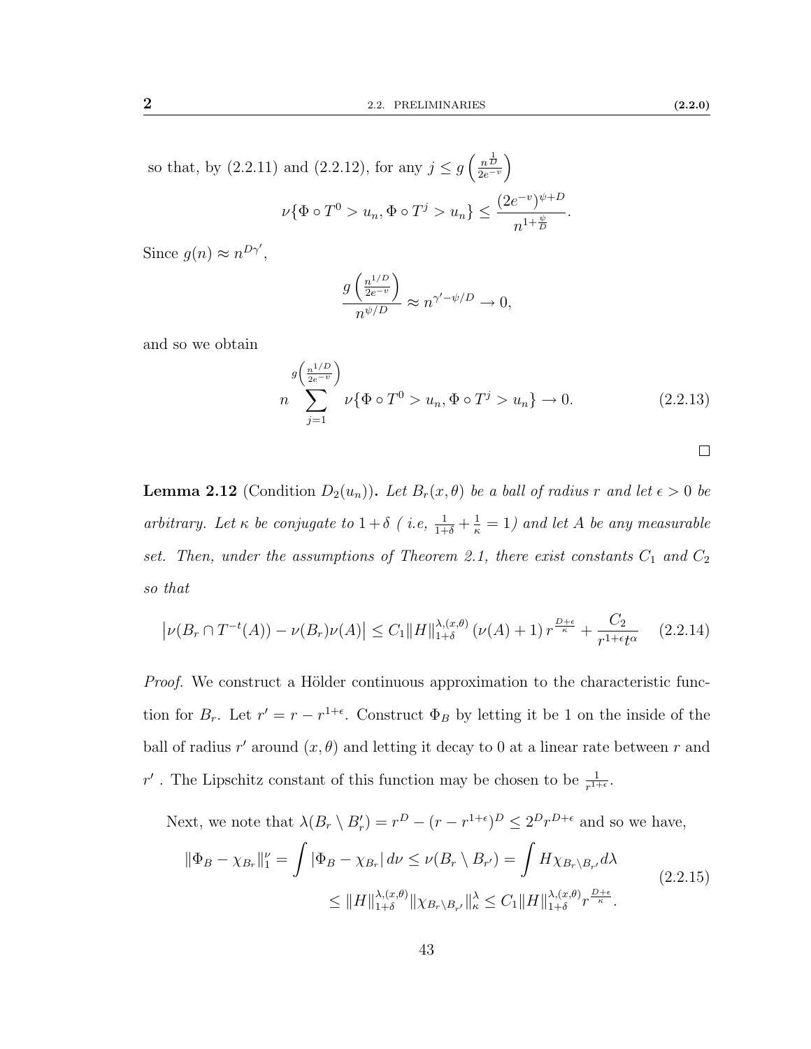so that, by (2.2.11) and (2.2.12), for any $j \leq g\left(\frac{n^{\frac{1}{D}}}{2e^{-v}}\right)$

$$\nu\{\Phi \circ T^0 > u_n, \Phi \circ T^j > u_n\} \leq \frac{(2e^{-v})^{\psi + D}}{n^{1+\frac{\psi}{D}}}.$$

Since $g(n) \approx n^{D\gamma'}$,

$$\frac{g\left(\frac{n^{1/D}}{2e^{-v}}\right)}{n^{\psi/D}} \approx n^{\gamma' - \psi/D} \to 0,$$

and so we obtain

$$n \sum_{j=1}^{g\left(\frac{n^{1/D}}{2e^{-v}}\right)} \nu\{\Phi \circ T^0 > u_n, \Phi \circ T^j > u_n\} \to 0. \tag{2.2.13}$$

□

**Lemma 2.12** (Condition $D_2(u_n)$)**.** *Let $B_r(x,\theta)$ be a ball of radius $r$ and let $\epsilon > 0$ be arbitrary. Let $\kappa$ be conjugate to $1+\delta$ ( i.e, $\frac{1}{1+\delta} + \frac{1}{\kappa} = 1$) and let $A$ be any measurable set. Then, under the assumptions of Theorem 2.1, there exist constants $C_1$ and $C_2$ so that*

$$\left|\nu(B_r \cap T^{-t}(A)) - \nu(B_r)\nu(A)\right| \leq C_1 \|H\|_{1+\delta}^{\lambda,(x,\theta)} (\nu(A) + 1)\, r^{\frac{D+\epsilon}{\kappa}} + \frac{C_2}{r^{1+\epsilon} t^{\alpha}} \tag{2.2.14}$$

*Proof.* We construct a Hölder continuous approximation to the characteristic function for $B_r$. Let $r' = r - r^{1+\epsilon}$. Construct $\Phi_B$ by letting it be 1 on the inside of the ball of radius $r'$ around $(x,\theta)$ and letting it decay to 0 at a linear rate between $r$ and $r'$ . The Lipschitz constant of this function may be chosen to be $\frac{1}{r^{1+\epsilon}}$.

Next, we note that $\lambda(B_r \setminus B_r') = r^D - (r - r^{1+\epsilon})^D \leq 2^D r^{D+\epsilon}$ and so we have,

$$\begin{aligned} \|\Phi_B - \chi_{B_r}\|_1^{\nu} = \int |\Phi_B - \chi_{B_r}|\, d\nu \leq \nu(B_r \setminus B_{r'}) = \int H \chi_{B_r \setminus B_{r'}} d\lambda \\ \leq \|H\|_{1+\delta}^{\lambda,(x,\theta)} \|\chi_{B_r \setminus B_{r'}}\|_{\kappa}^{\lambda} \leq C_1 \|H\|_{1+\delta}^{\lambda,(x,\theta)} r^{\frac{D+\epsilon}{\kappa}}. \end{aligned} \tag{2.2.15}$$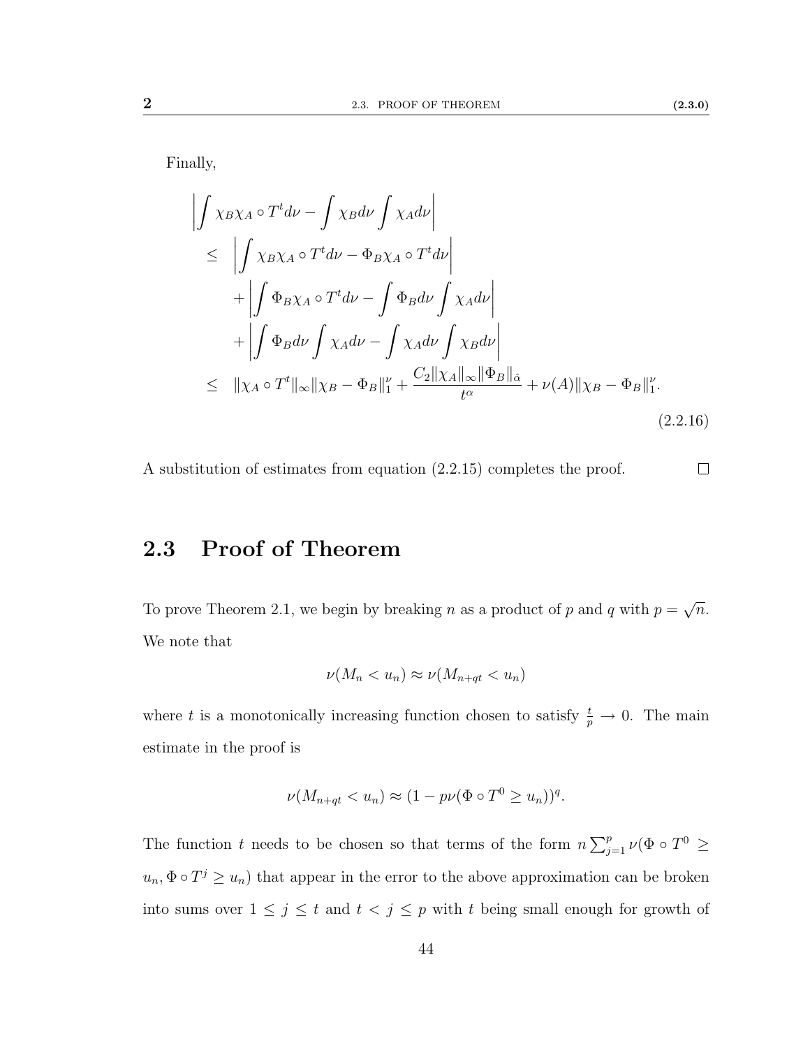Finally,

$$
\begin{aligned}
&\left|\int \chi_B \chi_A \circ T^t d\nu - \int \chi_B d\nu \int \chi_A d\nu\right| \\
\leq \;& \left|\int \chi_B \chi_A \circ T^t d\nu - \Phi_B \chi_A \circ T^t d\nu\right| \\
&+ \left|\int \Phi_B \chi_A \circ T^t d\nu - \int \Phi_B d\nu \int \chi_A d\nu\right| \\
&+ \left|\int \Phi_B d\nu \int \chi_A d\nu - \int \chi_A d\nu \int \chi_B d\nu\right| \\
\leq \;& \|\chi_A \circ T^t\|_\infty \|\chi_B - \Phi_B\|_1^\nu + \frac{C_2 \|\chi_A\|_\infty \|\Phi_B\|_{\hat{\alpha}}}{t^\alpha} + \nu(A)\|\chi_B - \Phi_B\|_1^\nu.
\end{aligned}
\tag{2.2.16}
$$

A substitution of estimates from equation (2.2.15) completes the proof. $\square$

## 2.3 Proof of Theorem

To prove Theorem 2.1, we begin by breaking $n$ as a product of $p$ and $q$ with $p = \sqrt{n}$. We note that

$$\nu(M_n < u_n) \approx \nu(M_{n+qt} < u_n)$$

where $t$ is a monotonically increasing function chosen to satisfy $\frac{t}{p} \to 0$. The main estimate in the proof is

$$\nu(M_{n+qt} < u_n) \approx (1 - p\nu(\Phi \circ T^0 \geq u_n))^q.$$

The function $t$ needs to be chosen so that terms of the form $n \sum_{j=1}^{p} \nu(\Phi \circ T^0 \geq u_n, \Phi \circ T^j \geq u_n)$ that appear in the error to the above approximation can be broken into sums over $1 \leq j \leq t$ and $t < j \leq p$ with $t$ being small enough for growth of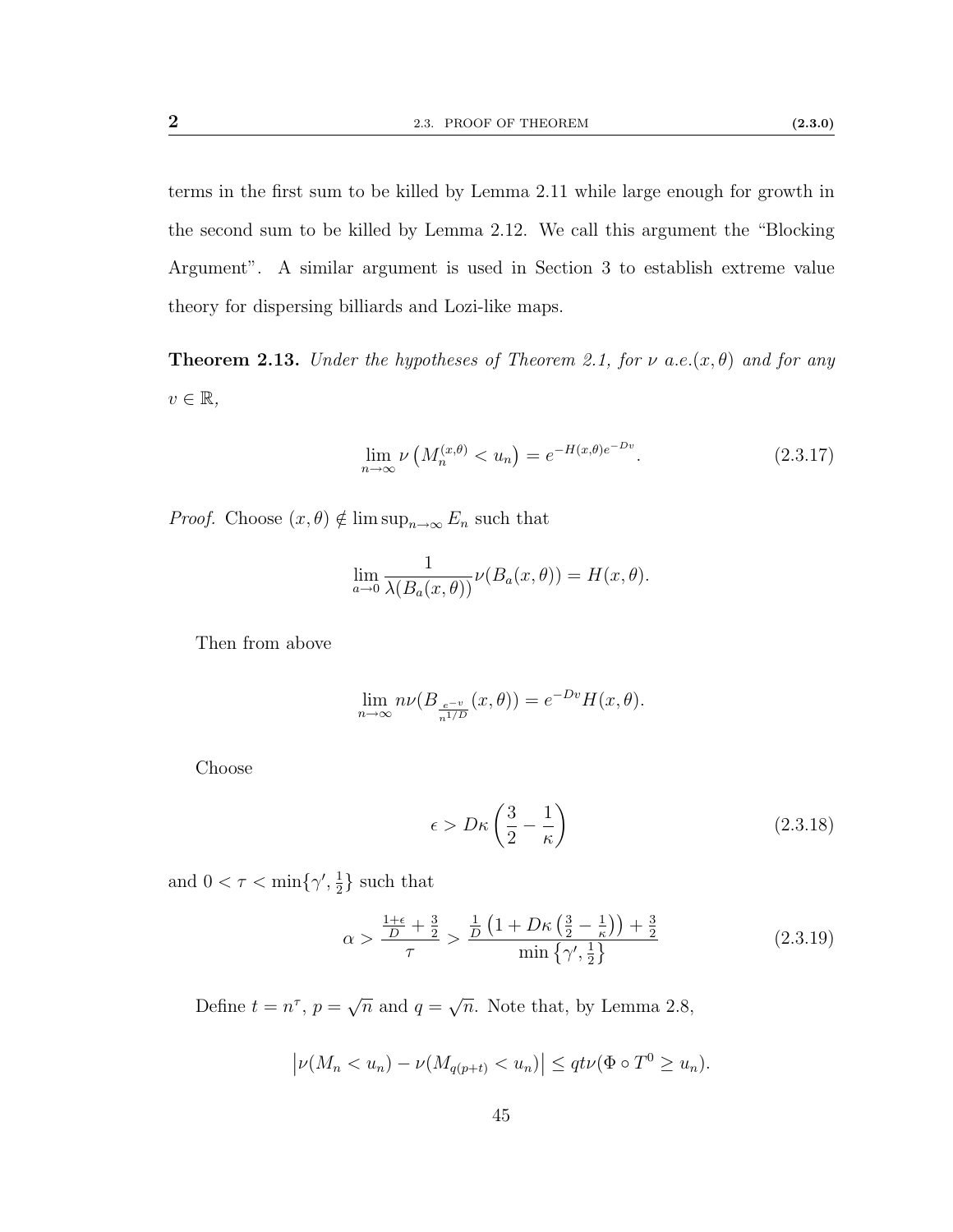terms in the first sum to be killed by Lemma 2.11 while large enough for growth in the second sum to be killed by Lemma 2.12. We call this argument the "Blocking Argument". A similar argument is used in Section 3 to establish extreme value theory for dispersing billiards and Lozi-like maps.

**Theorem 2.13.** *Under the hypotheses of Theorem 2.1, for $\nu$ a.e.$(x,\theta)$ and for any $v \in \mathbb{R}$,*

$$\lim_{n\to\infty} \nu\left(M_n^{(x,\theta)} < u_n\right) = e^{-H(x,\theta)e^{-Dv}}. \tag{2.3.17}$$

*Proof.* Choose $(x,\theta) \notin \limsup_{n\to\infty} E_n$ such that

$$\lim_{a\to 0} \frac{1}{\lambda(B_a(x,\theta))}\nu(B_a(x,\theta)) = H(x,\theta).$$

Then from above

$$\lim_{n\to\infty} n\nu(B_{\frac{e^{-v}}{n^{1/D}}}(x,\theta)) = e^{-Dv}H(x,\theta).$$

Choose

$$\epsilon > D\kappa\left(\frac{3}{2} - \frac{1}{\kappa}\right) \tag{2.3.18}$$

and $0 < \tau < \min\{\gamma', \frac{1}{2}\}$ such that

$$\alpha > \frac{\frac{1+\epsilon}{D} + \frac{3}{2}}{\tau} > \frac{\frac{1}{D}\left(1 + D\kappa\left(\frac{3}{2} - \frac{1}{\kappa}\right)\right) + \frac{3}{2}}{\min\left\{\gamma', \frac{1}{2}\right\}} \tag{2.3.19}$$

Define $t = n^{\tau}$, $p = \sqrt{n}$ and $q = \sqrt{n}$. Note that, by Lemma 2.8,

$$\left|\nu(M_n < u_n) - \nu(M_{q(p+t)} < u_n)\right| \leq qt\nu(\Phi \circ T^0 \geq u_n).$$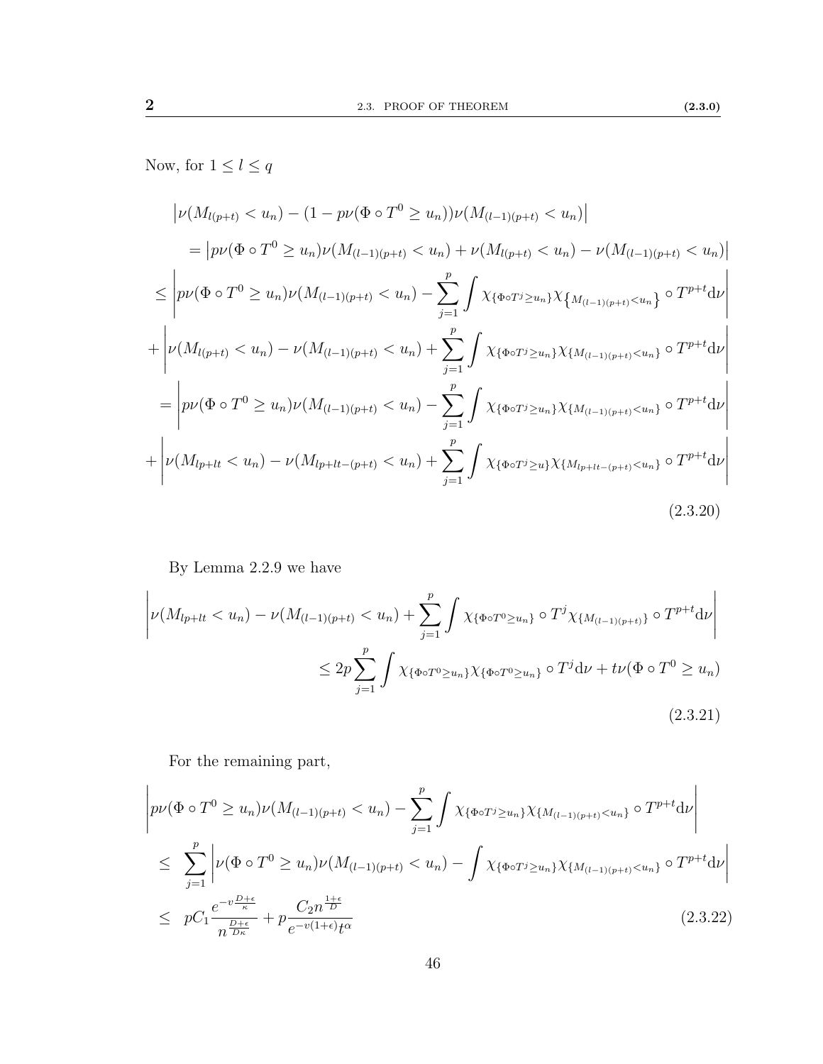Now, for $1 \leq l \leq q$

$$
\begin{aligned}
&\left|\nu(M_{l(p+t)} < u_n) - (1 - p\nu(\Phi \circ T^0 \geq u_n))\nu(M_{(l-1)(p+t)} < u_n)\right| \\
&= \left|p\nu(\Phi \circ T^0 \geq u_n)\nu(M_{(l-1)(p+t)} < u_n) + \nu(M_{l(p+t)} < u_n) - \nu(M_{(l-1)(p+t)} < u_n)\right| \\
&\leq \left|p\nu(\Phi \circ T^0 \geq u_n)\nu(M_{(l-1)(p+t)} < u_n) - \sum_{j=1}^{p} \int \chi_{\{\Phi \circ T^j \geq u_n\}} \chi_{\left\{M_{(l-1)(p+t)} < u_n\right\}} \circ T^{p+t} \mathrm{d}\nu\right| \\
&+ \left|\nu(M_{l(p+t)} < u_n) - \nu(M_{(l-1)(p+t)} < u_n) + \sum_{j=1}^{p} \int \chi_{\{\Phi \circ T^j \geq u_n\}} \chi_{\{M_{(l-1)(p+t)} < u_n\}} \circ T^{p+t} \mathrm{d}\nu\right| \\
&= \left|p\nu(\Phi \circ T^0 \geq u_n)\nu(M_{(l-1)(p+t)} < u_n) - \sum_{j=1}^{p} \int \chi_{\{\Phi \circ T^j \geq u_n\}} \chi_{\{M_{(l-1)(p+t)} < u_n\}} \circ T^{p+t} \mathrm{d}\nu\right| \\
&+ \left|\nu(M_{lp+lt} < u_n) - \nu(M_{lp+lt-(p+t)} < u_n) + \sum_{j=1}^{p} \int \chi_{\{\Phi \circ T^j \geq u\}} \chi_{\{M_{lp+lt-(p+t)} < u_n\}} \circ T^{p+t} \mathrm{d}\nu\right|
\end{aligned}
\tag{2.3.20}
$$

By Lemma 2.2.9 we have

$$
\begin{aligned}
&\left|\nu(M_{lp+lt} < u_n) - \nu(M_{(l-1)(p+t)} < u_n) + \sum_{j=1}^{p} \int \chi_{\{\Phi \circ T^0 \geq u_n\}} \circ T^j \chi_{\{M_{(l-1)(p+t)}\}} \circ T^{p+t} \mathrm{d}\nu\right| \\
&\leq 2p \sum_{j=1}^{p} \int \chi_{\{\Phi \circ T^0 \geq u_n\}} \chi_{\{\Phi \circ T^0 \geq u_n\}} \circ T^j \mathrm{d}\nu + t\nu(\Phi \circ T^0 \geq u_n)
\end{aligned}
\tag{2.3.21}
$$

For the remaining part,

$$
\begin{aligned}
&\left|p\nu(\Phi \circ T^0 \geq u_n)\nu(M_{(l-1)(p+t)} < u_n) - \sum_{j=1}^{p} \int \chi_{\{\Phi \circ T^j \geq u_n\}} \chi_{\{M_{(l-1)(p+t)} < u_n\}} \circ T^{p+t} \mathrm{d}\nu\right| \\
&\leq \sum_{j=1}^{p} \left|\nu(\Phi \circ T^0 \geq u_n)\nu(M_{(l-1)(p+t)} < u_n) - \int \chi_{\{\Phi \circ T^j \geq u_n\}} \chi_{\{M_{(l-1)(p+t)} < u_n\}} \circ T^{p+t} \mathrm{d}\nu\right| \\
&\leq pC_1 \frac{e^{-v\frac{D+\epsilon}{\kappa}}}{n^{\frac{D+\epsilon}{D\kappa}}} + p\frac{C_2 n^{\frac{1+\epsilon}{D}}}{e^{-v(1+\epsilon)} t^{\alpha}}
\end{aligned}
\tag{2.3.22}
$$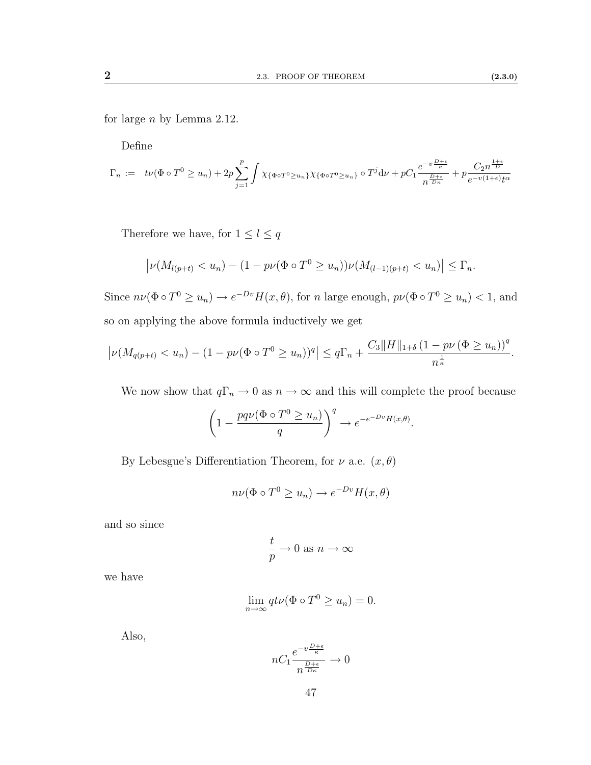for large $n$ by Lemma 2.12.

Define

$$\Gamma_n := \quad t\nu(\Phi \circ T^0 \geq u_n) + 2p\sum_{j=1}^{p}\int \chi_{\{\Phi\circ T^0 \geq u_n\}}\chi_{\{\Phi\circ T^0 \geq u_n\}} \circ T^j \mathrm{d}\nu + pC_1\frac{e^{-v\frac{D+\epsilon}{\kappa}}}{n^{\frac{D+\epsilon}{D\kappa}}} + p\frac{C_2 n^{\frac{1+\epsilon}{D}}}{e^{-v(1+\epsilon)}t^{\alpha}}$$

Therefore we have, for $1 \leq l \leq q$

$$\left|\nu(M_{l(p+t)} < u_n) - (1 - p\nu(\Phi \circ T^0 \geq u_n))\nu(M_{(l-1)(p+t)} < u_n)\right| \leq \Gamma_n.$$

Since $n\nu(\Phi \circ T^0 \geq u_n) \to e^{-Dv}H(x,\theta)$, for $n$ large enough, $p\nu(\Phi \circ T^0 \geq u_n) < 1$, and so on applying the above formula inductively we get

$$\left|\nu(M_{q(p+t)} < u_n) - (1 - p\nu(\Phi \circ T^0 \geq u_n))^q\right| \leq q\Gamma_n + \frac{C_3\|H\|_{1+\delta}\left(1 - p\nu\left(\Phi \geq u_n\right)\right)^q}{n^{\frac{1}{\kappa}}}.$$

We now show that $q\Gamma_n \to 0$ as $n \to \infty$ and this will complete the proof because

$$\left(1 - \frac{pq\nu(\Phi \circ T^0 \geq u_n)}{q}\right)^q \to e^{-e^{-Dv}H(x,\theta)}.$$

By Lebesgue's Differentiation Theorem, for $\nu$ a.e. $(x, \theta)$

$$n\nu(\Phi \circ T^0 \geq u_n) \to e^{-Dv}H(x,\theta)$$

and so since

$$\frac{t}{p} \to 0 \text{ as } n \to \infty$$

we have

$$\lim_{n\to\infty} qt\nu(\Phi \circ T^0 \geq u_n) = 0.$$

Also,

$$nC_1\frac{e^{-v\frac{D+\epsilon}{\kappa}}}{n^{\frac{D+\epsilon}{D\kappa}}} \to 0$$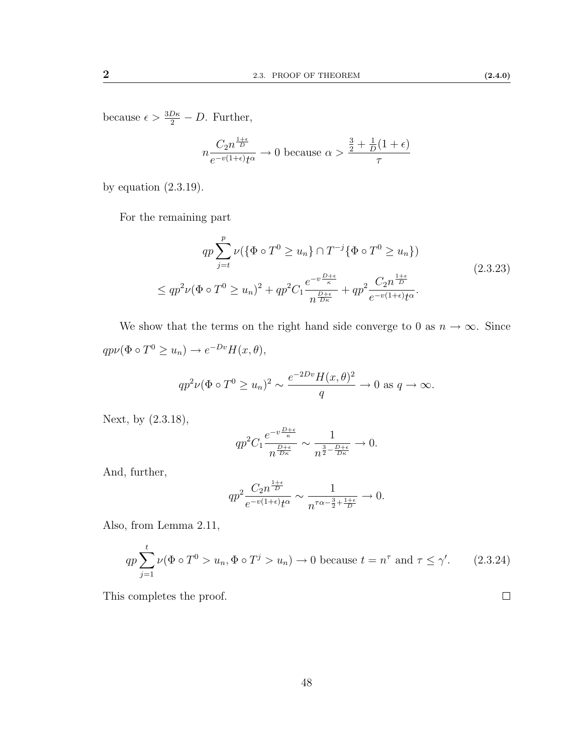because $\epsilon > \frac{3D\kappa}{2} - D$. Further,

$$n \frac{C_2 n^{\frac{1+\epsilon}{D}}}{e^{-v(1+\epsilon)} t^{\alpha}} \to 0 \text{ because } \alpha > \frac{\frac{3}{2} + \frac{1}{D}(1+\epsilon)}{\tau}$$

by equation (2.3.19).

For the remaining part

$$\begin{aligned} qp \sum_{j=t}^{p} \nu(\{\Phi \circ T^0 \geq u_n\} \cap T^{-j}\{\Phi \circ T^0 \geq u_n\}) \\ \leq qp^2 \nu(\Phi \circ T^0 \geq u_n)^2 + qp^2 C_1 \frac{e^{-v\frac{D+\epsilon}{\kappa}}}{n^{\frac{D+\epsilon}{D\kappa}}} + qp^2 \frac{C_2 n^{\frac{1+\epsilon}{D}}}{e^{-v(1+\epsilon)} t^{\alpha}}. \end{aligned} \tag{2.3.23}$$

We show that the terms on the right hand side converge to 0 as $n \to \infty$. Since $qp\nu(\Phi \circ T^0 \geq u_n) \to e^{-Dv} H(x, \theta)$,

$$qp^2 \nu(\Phi \circ T^0 \geq u_n)^2 \sim \frac{e^{-2Dv} H(x, \theta)^2}{q} \to 0 \text{ as } q \to \infty.$$

Next, by (2.3.18),

$$qp^2 C_1 \frac{e^{-v\frac{D+\epsilon}{\kappa}}}{n^{\frac{D+\epsilon}{D\kappa}}} \sim \frac{1}{n^{\frac{3}{2} - \frac{D+\epsilon}{D\kappa}}} \to 0.$$

And, further,

$$qp^2 \frac{C_2 n^{\frac{1+\epsilon}{D}}}{e^{-v(1+\epsilon)} t^{\alpha}} \sim \frac{1}{n^{\tau\alpha - \frac{3}{2} + \frac{1+\epsilon}{D}}} \to 0.$$

Also, from Lemma 2.11,

$$qp \sum_{j=1}^{t} \nu(\Phi \circ T^0 > u_n, \Phi \circ T^j > u_n) \to 0 \text{ because } t = n^{\tau} \text{ and } \tau \leq \gamma'. \tag{2.3.24}$$

This completes the proof. $\square$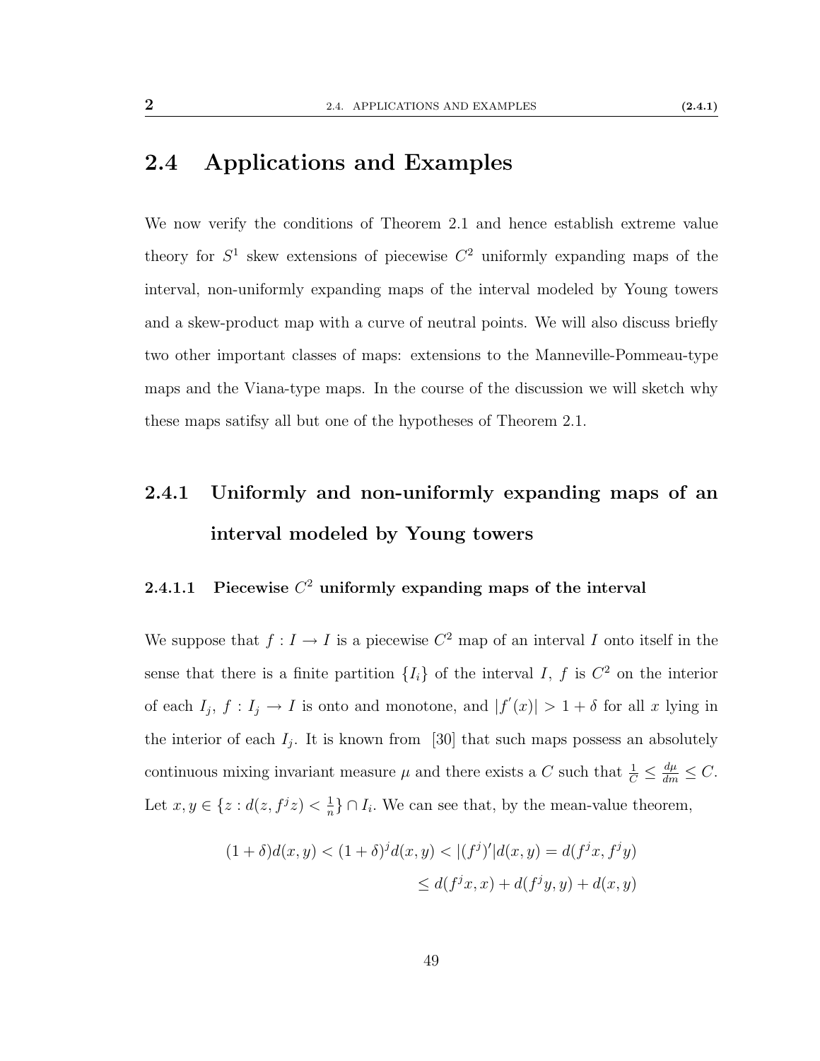## 2.4 Applications and Examples

We now verify the conditions of Theorem 2.1 and hence establish extreme value theory for $S^1$ skew extensions of piecewise $C^2$ uniformly expanding maps of the interval, non-uniformly expanding maps of the interval modeled by Young towers and a skew-product map with a curve of neutral points. We will also discuss briefly two other important classes of maps: extensions to the Manneville-Pommeau-type maps and the Viana-type maps. In the course of the discussion we will sketch why these maps satifsy all but one of the hypotheses of Theorem 2.1.

### 2.4.1 Uniformly and non-uniformly expanding maps of an interval modeled by Young towers

#### 2.4.1.1 Piecewise $C^2$ uniformly expanding maps of the interval

We suppose that $f : I \to I$ is a piecewise $C^2$ map of an interval $I$ onto itself in the sense that there is a finite partition $\{I_i\}$ of the interval $I$, $f$ is $C^2$ on the interior of each $I_j$, $f : I_j \to I$ is onto and monotone, and $|f^{'}(x)| > 1 + \delta$ for all $x$ lying in the interior of each $I_j$. It is known from [30] that such maps possess an absolutely continuous mixing invariant measure $\mu$ and there exists a $C$ such that $\frac{1}{C} \leq \frac{d\mu}{dm} \leq C$. Let $x, y \in \{z : d(z, f^j z) < \frac{1}{n}\} \cap I_i$. We can see that, by the mean-value theorem,

$$
\begin{aligned}
(1+\delta)d(x,y) < (1+\delta)^j d(x,y) < |(f^j)'|d(x,y) &= d(f^j x, f^j y) \\
&\leq d(f^j x, x) + d(f^j y, y) + d(x,y)
\end{aligned}
$$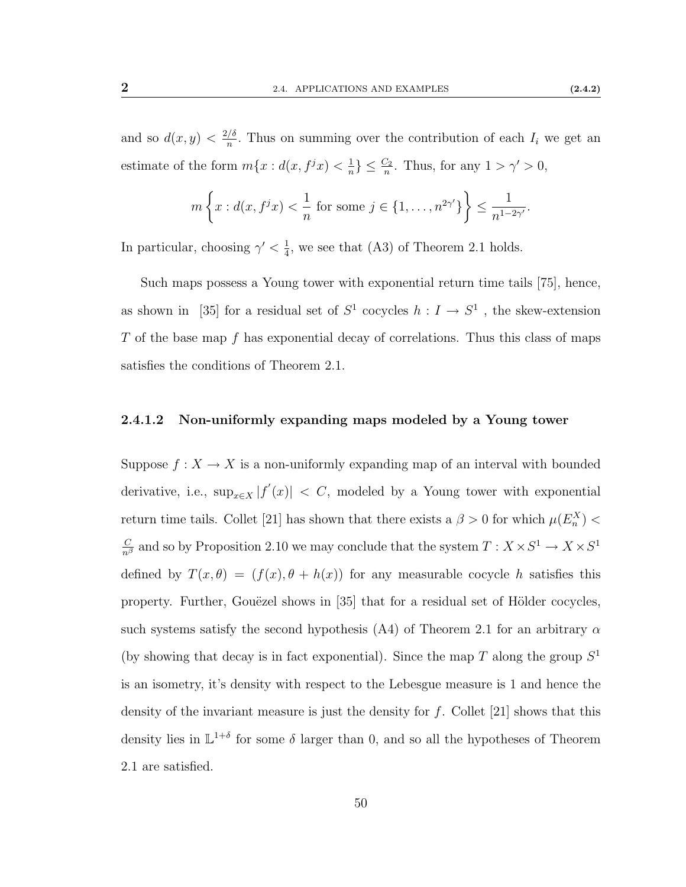and so $d(x, y) < \frac{2/\delta}{n}$. Thus on summing over the contribution of each $I_i$ we get an estimate of the form $m\{x : d(x, f^j x) < \frac{1}{n}\} \leq \frac{C_2}{n}$. Thus, for any $1 > \gamma' > 0$,

$$m\left\{x : d(x, f^j x) < \frac{1}{n} \text{ for some } j \in \{1, \ldots, n^{2\gamma'}\}\right\} \leq \frac{1}{n^{1-2\gamma'}}.$$

In particular, choosing $\gamma' < \frac{1}{4}$, we see that (A3) of Theorem 2.1 holds.

Such maps possess a Young tower with exponential return time tails [75], hence, as shown in [35] for a residual set of $S^1$ cocycles $h : I \to S^1$ , the skew-extension $T$ of the base map $f$ has exponential decay of correlations. Thus this class of maps satisfies the conditions of Theorem 2.1.

#### 2.4.1.2 Non-uniformly expanding maps modeled by a Young tower

Suppose $f : X \to X$ is a non-uniformly expanding map of an interval with bounded derivative, i.e., $\sup_{x \in X} |f'(x)| < C$, modeled by a Young tower with exponential return time tails. Collet [21] has shown that there exists a $\beta > 0$ for which $\mu(E_n^X) < \frac{C}{n^\beta}$ and so by Proposition 2.10 we may conclude that the system $T : X \times S^1 \to X \times S^1$ defined by $T(x, \theta) = (f(x), \theta + h(x))$ for any measurable cocycle $h$ satisfies this property. Further, Gouëzel shows in [35] that for a residual set of Hölder cocycles, such systems satisfy the second hypothesis (A4) of Theorem 2.1 for an arbitrary $\alpha$ (by showing that decay is in fact exponential). Since the map $T$ along the group $S^1$ is an isometry, it's density with respect to the Lebesgue measure is 1 and hence the density of the invariant measure is just the density for $f$. Collet [21] shows that this density lies in $\mathbb{L}^{1+\delta}$ for some $\delta$ larger than 0, and so all the hypotheses of Theorem 2.1 are satisfied.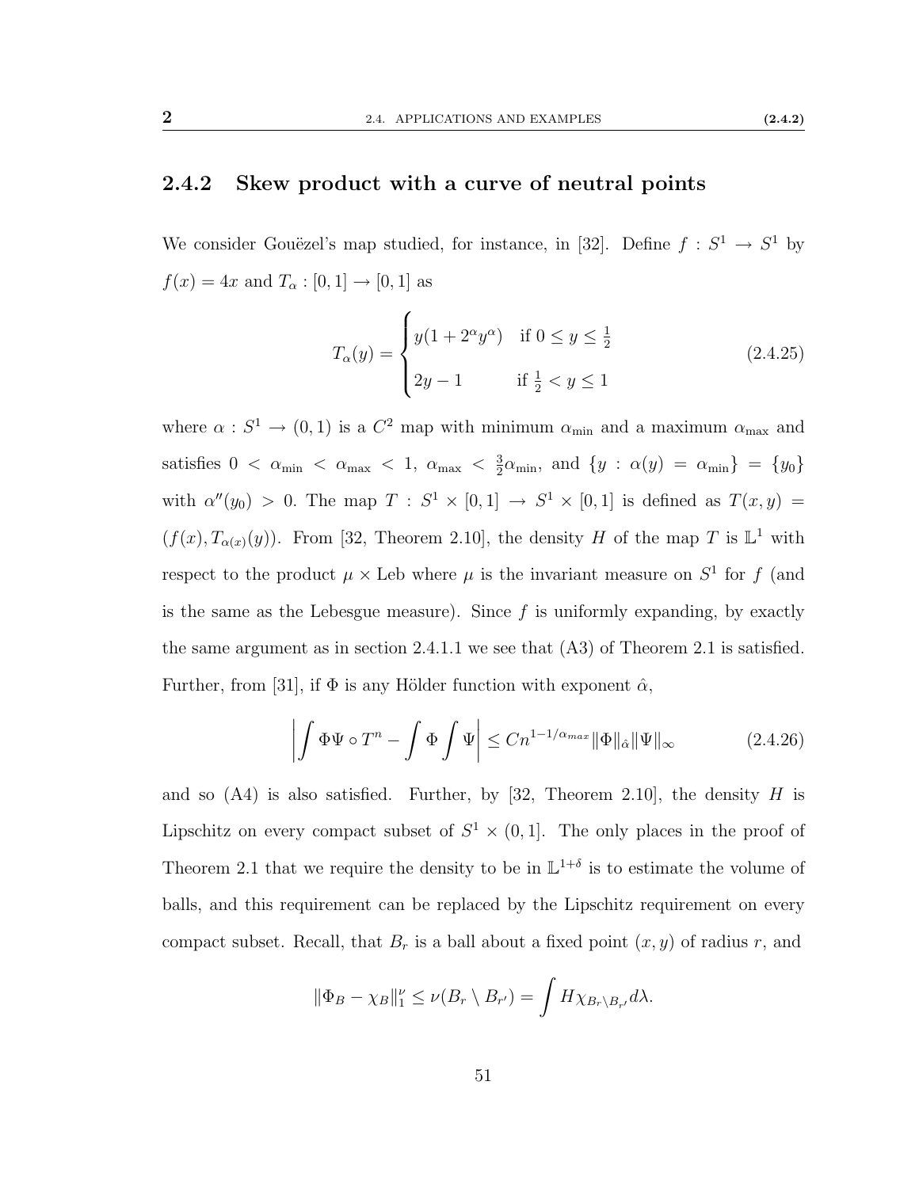### 2.4.2 Skew product with a curve of neutral points

We consider Gouëzel's map studied, for instance, in [32]. Define $f : S^1 \to S^1$ by $f(x) = 4x$ and $T_\alpha : [0,1] \to [0,1]$ as

$$T_\alpha(y) = \begin{cases} y(1 + 2^\alpha y^\alpha) & \text{if } 0 \le y \le \frac{1}{2} \\ 2y - 1 & \text{if } \frac{1}{2} < y \le 1 \end{cases} \tag{2.4.25}$$

where $\alpha : S^1 \to (0,1)$ is a $C^2$ map with minimum $\alpha_{\min}$ and a maximum $\alpha_{\max}$ and satisfies $0 < \alpha_{\min} < \alpha_{\max} < 1$, $\alpha_{\max} < \frac{3}{2}\alpha_{\min}$, and $\{y : \alpha(y) = \alpha_{\min}\} = \{y_0\}$ with $\alpha''(y_0) > 0$. The map $T : S^1 \times [0,1] \to S^1 \times [0,1]$ is defined as $T(x,y) = (f(x), T_{\alpha(x)}(y))$. From [32, Theorem 2.10], the density $H$ of the map $T$ is $\mathbb{L}^1$ with respect to the product $\mu \times \text{Leb}$ where $\mu$ is the invariant measure on $S^1$ for $f$ (and is the same as the Lebesgue measure). Since $f$ is uniformly expanding, by exactly the same argument as in section 2.4.1.1 we see that (A3) of Theorem 2.1 is satisfied. Further, from [31], if $\Phi$ is any Hölder function with exponent $\hat{\alpha}$,

$$\left| \int \Phi \Psi \circ T^n - \int \Phi \int \Psi \right| \le C n^{1-1/\alpha_{max}} \|\Phi\|_{\hat{\alpha}} \|\Psi\|_\infty \tag{2.4.26}$$

and so (A4) is also satisfied. Further, by [32, Theorem 2.10], the density $H$ is Lipschitz on every compact subset of $S^1 \times (0,1]$. The only places in the proof of Theorem 2.1 that we require the density to be in $\mathbb{L}^{1+\delta}$ is to estimate the volume of balls, and this requirement can be replaced by the Lipschitz requirement on every compact subset. Recall, that $B_r$ is a ball about a fixed point $(x,y)$ of radius $r$, and

$$\|\Phi_B - \chi_B\|_1^\nu \le \nu(B_r \setminus B_{r'}) = \int H \chi_{B_r \setminus B_{r'}} d\lambda.$$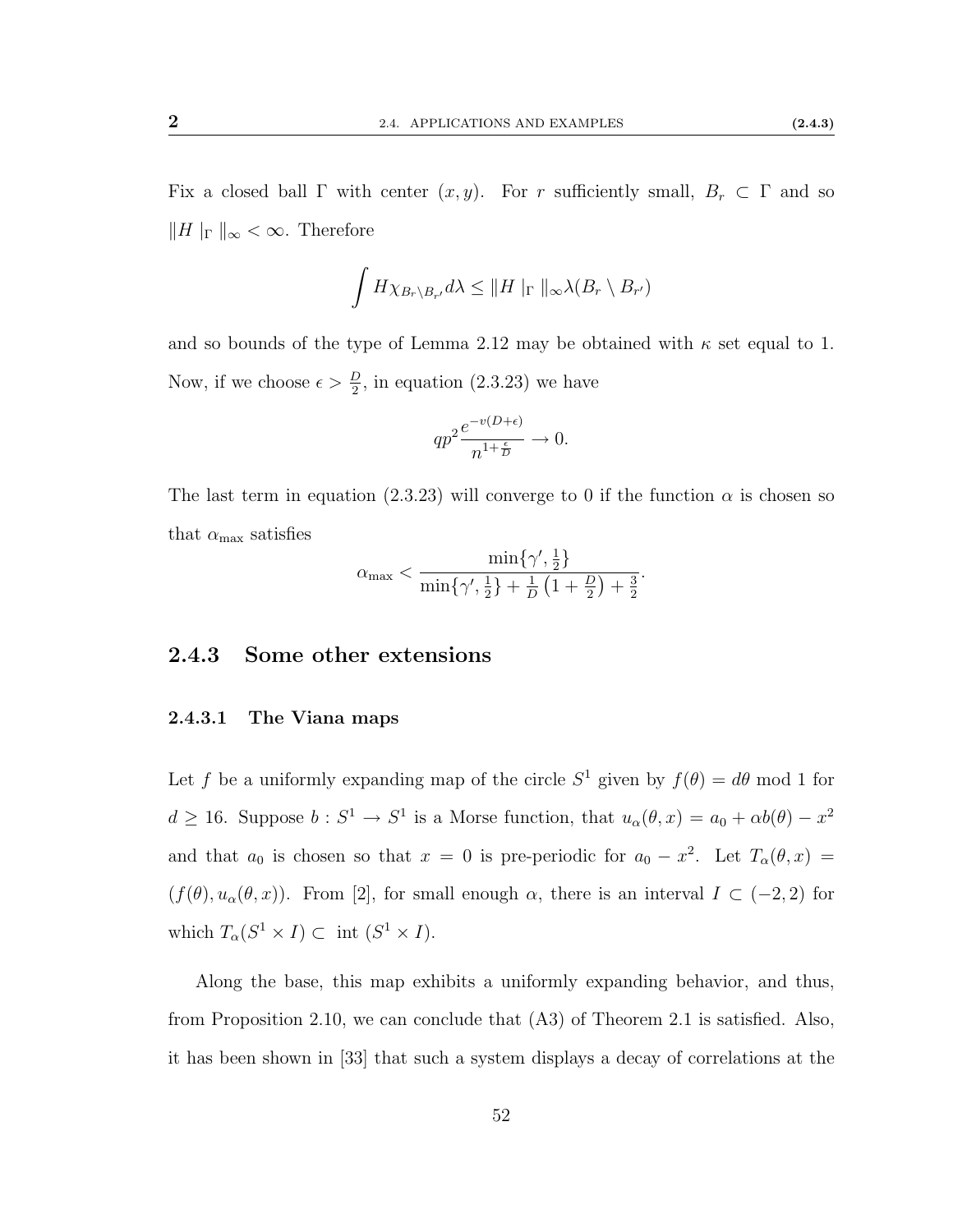Fix a closed ball $\Gamma$ with center $(x, y)$. For $r$ sufficiently small, $B_r \subset \Gamma$ and so $\|H\mid_\Gamma\|_\infty < \infty$. Therefore

$$\int H\chi_{B_r \setminus B_{r'}} d\lambda \leq \|H\mid_\Gamma\|_\infty \lambda(B_r \setminus B_{r'})$$

and so bounds of the type of Lemma 2.12 may be obtained with $\kappa$ set equal to 1. Now, if we choose $\epsilon > \frac{D}{2}$, in equation (2.3.23) we have

$$qp^2 \frac{e^{-v(D+\epsilon)}}{n^{1+\frac{\epsilon}{D}}} \to 0.$$

The last term in equation (2.3.23) will converge to 0 if the function $\alpha$ is chosen so that $\alpha_{\max}$ satisfies

$$\alpha_{\max} < \frac{\min\{\gamma', \frac{1}{2}\}}{\min\{\gamma', \frac{1}{2}\} + \frac{1}{D}\left(1 + \frac{D}{2}\right) + \frac{3}{2}}.$$

### 2.4.3 Some other extensions

#### 2.4.3.1 The Viana maps

Let $f$ be a uniformly expanding map of the circle $S^1$ given by $f(\theta) = d\theta$ mod 1 for $d \geq 16$. Suppose $b : S^1 \to S^1$ is a Morse function, that $u_\alpha(\theta, x) = a_0 + \alpha b(\theta) - x^2$ and that $a_0$ is chosen so that $x = 0$ is pre-periodic for $a_0 - x^2$. Let $T_\alpha(\theta, x) = (f(\theta), u_\alpha(\theta, x))$. From [2], for small enough $\alpha$, there is an interval $I \subset (-2, 2)$ for which $T_\alpha(S^1 \times I) \subset$ int $(S^1 \times I)$.

Along the base, this map exhibits a uniformly expanding behavior, and thus, from Proposition 2.10, we can conclude that (A3) of Theorem 2.1 is satisfied. Also, it has been shown in [33] that such a system displays a decay of correlations at the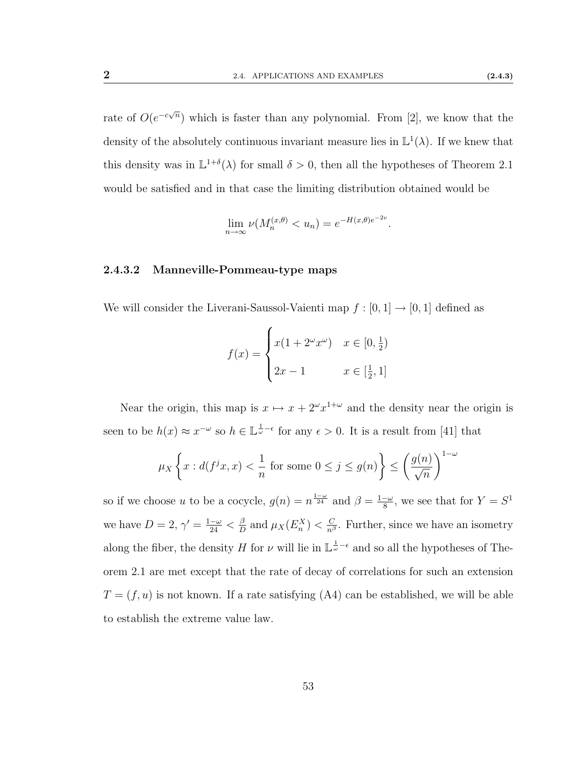rate of $O(e^{-c\sqrt{n}})$ which is faster than any polynomial. From [2], we know that the density of the absolutely continuous invariant measure lies in $\mathbb{L}^1(\lambda)$. If we knew that this density was in $\mathbb{L}^{1+\delta}(\lambda)$ for small $\delta > 0$, then all the hypotheses of Theorem 2.1 would be satisfied and in that case the limiting distribution obtained would be

$$\lim_{n\to\infty} \nu(M_n^{(x,\theta)} < u_n) = e^{-H(x,\theta)e^{-2v}}.$$

### 2.4.3.2 Manneville-Pommeau-type maps

We will consider the Liverani-Saussol-Vaienti map $f : [0,1] \to [0,1]$ defined as

$$f(x) = \begin{cases} x(1 + 2^\omega x^\omega) & x \in [0, \frac{1}{2}) \\ 2x - 1 & x \in [\frac{1}{2}, 1] \end{cases}$$

Near the origin, this map is $x \mapsto x + 2^\omega x^{1+\omega}$ and the density near the origin is seen to be $h(x) \approx x^{-\omega}$ so $h \in \mathbb{L}^{\frac{1}{\omega}-\epsilon}$ for any $\epsilon > 0$. It is a result from [41] that

$$\mu_X \left\{ x : d(f^j x, x) < \frac{1}{n} \text{ for some } 0 \le j \le g(n) \right\} \le \left( \frac{g(n)}{\sqrt{n}} \right)^{1-\omega}$$

so if we choose $u$ to be a cocycle, $g(n) = n^{\frac{1-\omega}{24}}$ and $\beta = \frac{1-\omega}{8}$, we see that for $Y = S^1$ we have $D = 2$, $\gamma' = \frac{1-\omega}{24} < \frac{\beta}{D}$ and $\mu_X(E_n^X) < \frac{C}{n^\beta}$. Further, since we have an isometry along the fiber, the density $H$ for $\nu$ will lie in $\mathbb{L}^{\frac{1}{\omega}-\epsilon}$ and so all the hypotheses of Theorem 2.1 are met except that the rate of decay of correlations for such an extension $T = (f, u)$ is not known. If a rate satisfying (A4) can be established, we will be able to establish the extreme value law.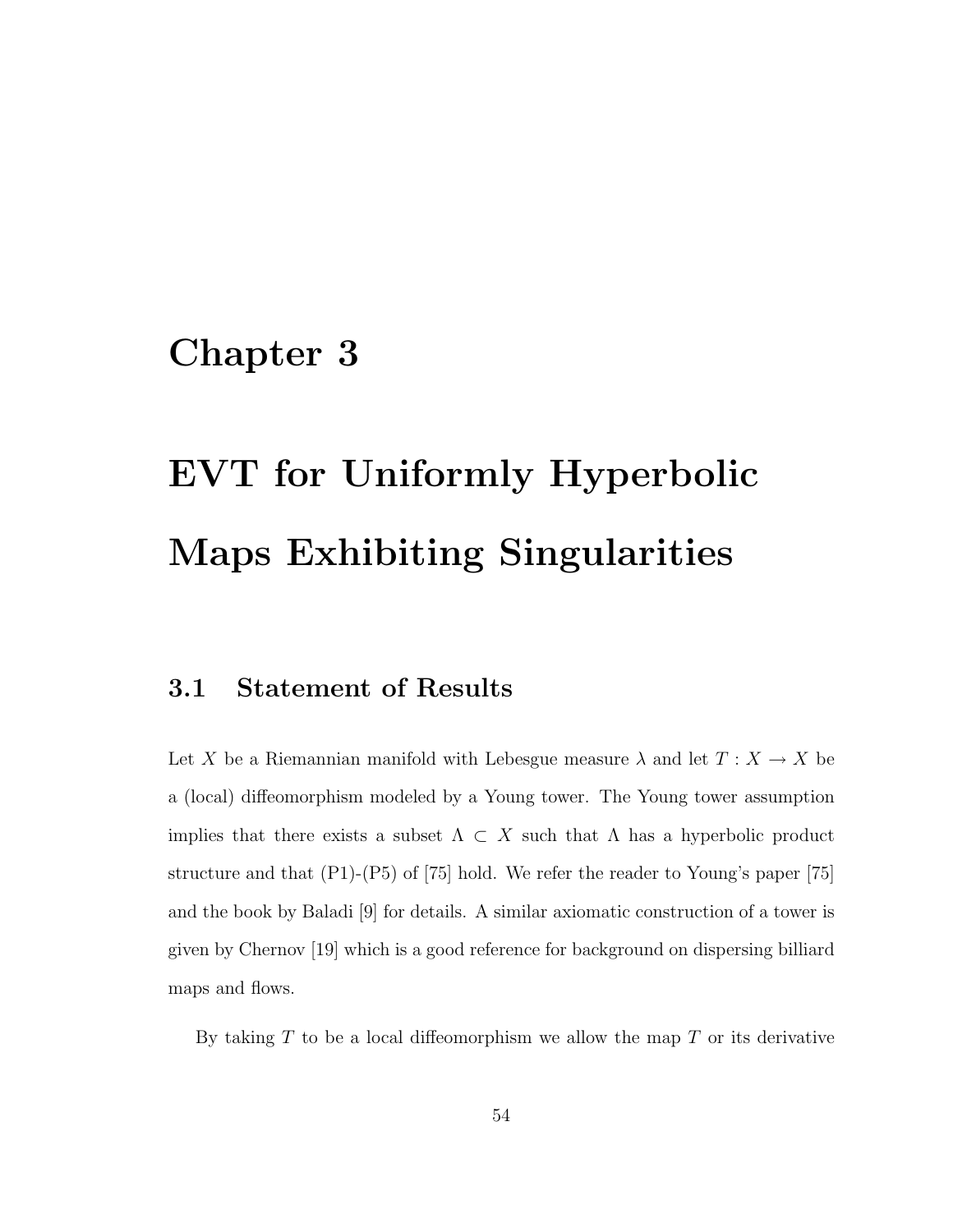# Chapter 3

# EVT for Uniformly Hyperbolic Maps Exhibiting Singularities

## 3.1 Statement of Results

Let $X$ be a Riemannian manifold with Lebesgue measure $\lambda$ and let $T : X \to X$ be a (local) diffeomorphism modeled by a Young tower. The Young tower assumption implies that there exists a subset $\Lambda \subset X$ such that $\Lambda$ has a hyperbolic product structure and that (P1)-(P5) of [75] hold. We refer the reader to Young's paper [75] and the book by Baladi [9] for details. A similar axiomatic construction of a tower is given by Chernov [19] which is a good reference for background on dispersing billiard maps and flows.

By taking $T$ to be a local diffeomorphism we allow the map $T$ or its derivative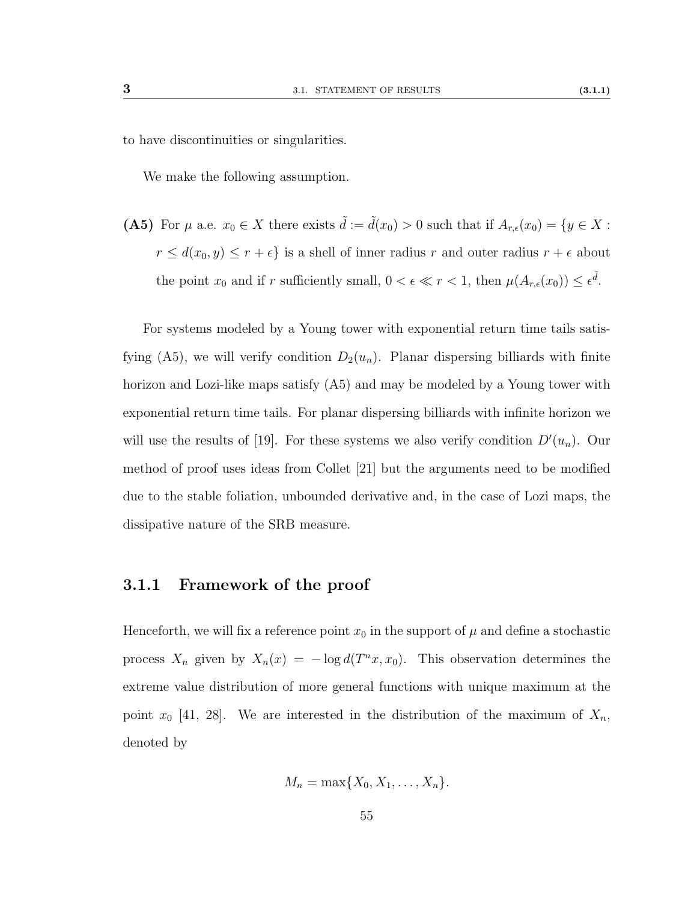to have discontinuities or singularities.

We make the following assumption.

**(A5)** For $\mu$ a.e. $x_0 \in X$ there exists $\tilde{d} := \tilde{d}(x_0) > 0$ such that if $A_{r,\epsilon}(x_0) = \{y \in X : r \leq d(x_0, y) \leq r + \epsilon\}$ is a shell of inner radius $r$ and outer radius $r + \epsilon$ about the point $x_0$ and if $r$ sufficiently small, $0 < \epsilon \ll r < 1$, then $\mu(A_{r,\epsilon}(x_0)) \leq \epsilon^{\tilde{d}}$.

For systems modeled by a Young tower with exponential return time tails satisfying (A5), we will verify condition $D_2(u_n)$. Planar dispersing billiards with finite horizon and Lozi-like maps satisfy (A5) and may be modeled by a Young tower with exponential return time tails. For planar dispersing billiards with infinite horizon we will use the results of [19]. For these systems we also verify condition $D'(u_n)$. Our method of proof uses ideas from Collet [21] but the arguments need to be modified due to the stable foliation, unbounded derivative and, in the case of Lozi maps, the dissipative nature of the SRB measure.

### 3.1.1 Framework of the proof

Henceforth, we will fix a reference point $x_0$ in the support of $\mu$ and define a stochastic process $X_n$ given by $X_n(x) = -\log d(T^n x, x_0)$. This observation determines the extreme value distribution of more general functions with unique maximum at the point $x_0$ [41, 28]. We are interested in the distribution of the maximum of $X_n$, denoted by

$$M_n = \max\{X_0, X_1, \ldots, X_n\}.$$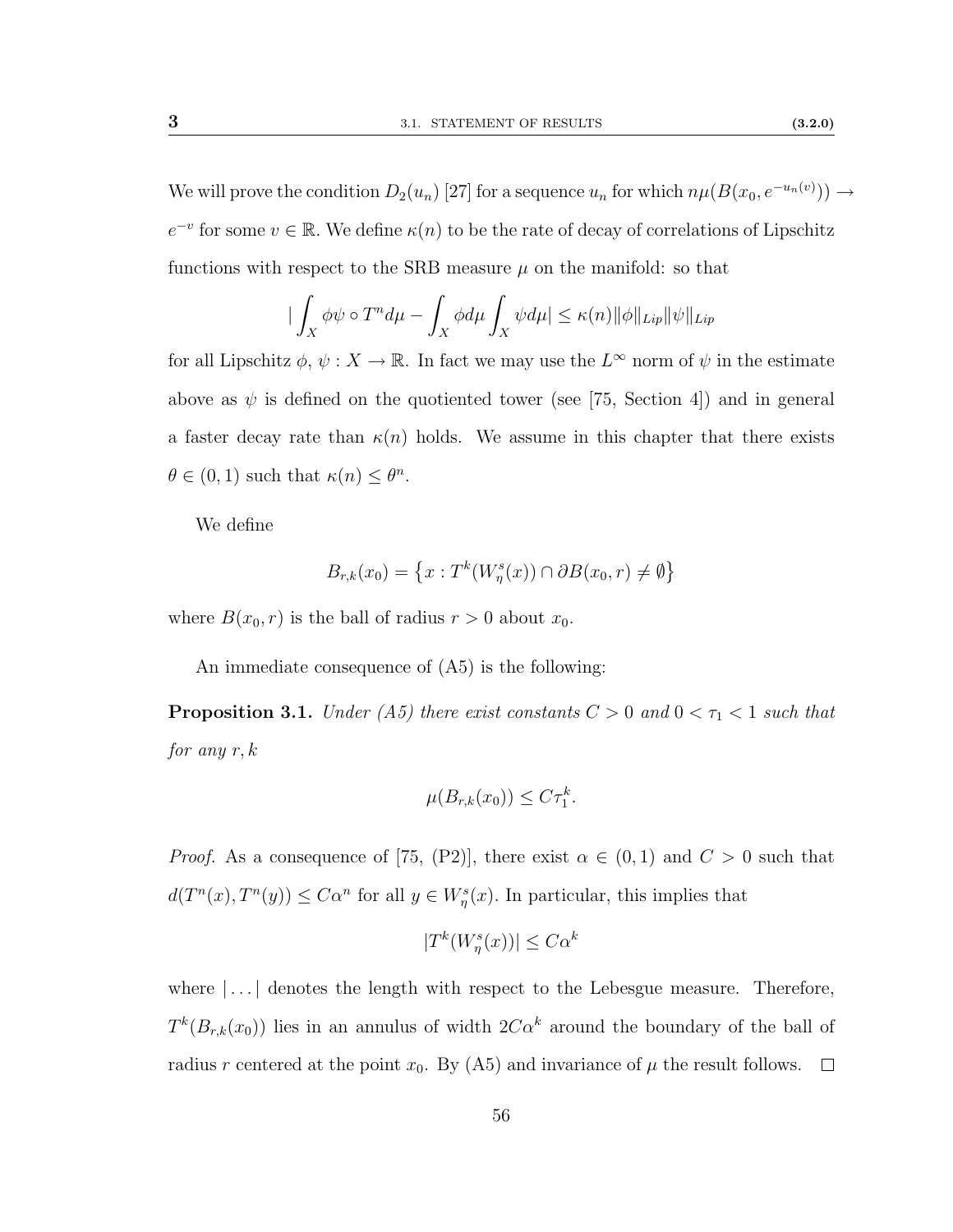We will prove the condition $D_2(u_n)$ [27] for a sequence $u_n$ for which $n\mu(B(x_0, e^{-u_n(v)})) \to e^{-v}$ for some $v \in \mathbb{R}$. We define $\kappa(n)$ to be the rate of decay of correlations of Lipschitz functions with respect to the SRB measure $\mu$ on the manifold: so that

$$|\int_X \phi\psi \circ T^n d\mu - \int_X \phi d\mu \int_X \psi d\mu| \leq \kappa(n)\|\phi\|_{Lip}\|\psi\|_{Lip}$$

for all Lipschitz $\phi$, $\psi : X \to \mathbb{R}$. In fact we may use the $L^\infty$ norm of $\psi$ in the estimate above as $\psi$ is defined on the quotiented tower (see [75, Section 4]) and in general a faster decay rate than $\kappa(n)$ holds. We assume in this chapter that there exists $\theta \in (0, 1)$ such that $\kappa(n) \leq \theta^n$.

We define

$$B_{r,k}(x_0) = \left\{x : T^k(W^s_\eta(x)) \cap \partial B(x_0, r) \neq \emptyset\right\}$$

where $B(x_0, r)$ is the ball of radius $r > 0$ about $x_0$.

An immediate consequence of (A5) is the following:

**Proposition 3.1.** *Under (A5) there exist constants $C > 0$ and $0 < \tau_1 < 1$ such that for any $r, k$*

$$\mu(B_{r,k}(x_0)) \leq C\tau_1^k.$$

*Proof.* As a consequence of [75, (P2)], there exist $\alpha \in (0, 1)$ and $C > 0$ such that $d(T^n(x), T^n(y)) \leq C\alpha^n$ for all $y \in W^s_\eta(x)$. In particular, this implies that

$$|T^k(W^s_\eta(x))| \leq C\alpha^k$$

where $|\dots|$ denotes the length with respect to the Lebesgue measure. Therefore, $T^k(B_{r,k}(x_0))$ lies in an annulus of width $2C\alpha^k$ around the boundary of the ball of radius $r$ centered at the point $x_0$. By (A5) and invariance of $\mu$ the result follows. $\square$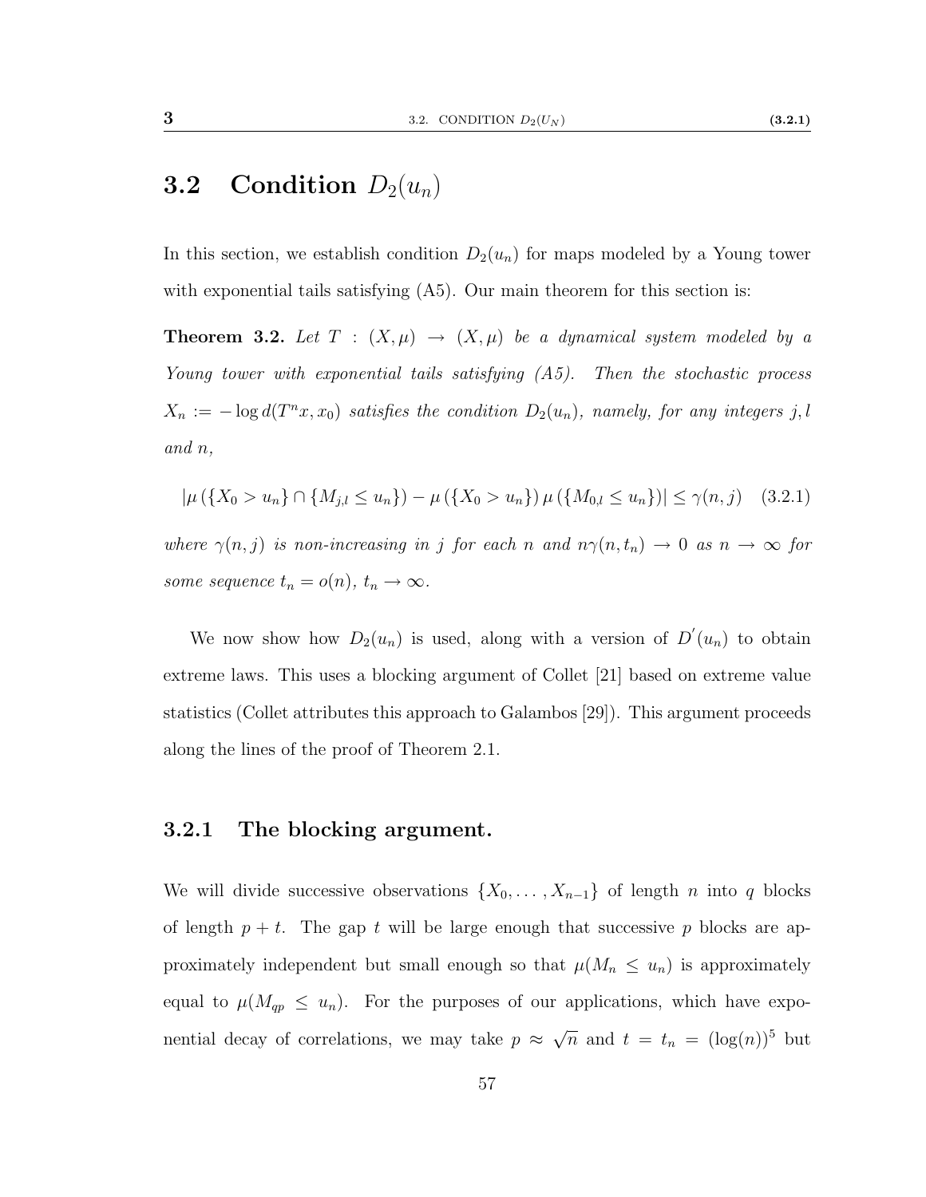## 3.2 Condition $D_2(u_n)$

In this section, we establish condition $D_2(u_n)$ for maps modeled by a Young tower with exponential tails satisfying (A5). Our main theorem for this section is:

**Theorem 3.2.** *Let $T : (X, \mu) \to (X, \mu)$ be a dynamical system modeled by a Young tower with exponential tails satisfying (A5). Then the stochastic process $X_n := -\log d(T^n x, x_0)$ satisfies the condition $D_2(u_n)$, namely, for any integers $j, l$ and $n$,*

$$|\mu(\{X_0 > u_n\} \cap \{M_{j,l} \leq u_n\}) - \mu(\{X_0 > u_n\}) \mu(\{M_{0,l} \leq u_n\})| \leq \gamma(n, j) \quad (3.2.1)$$

*where $\gamma(n, j)$ is non-increasing in $j$ for each $n$ and $n\gamma(n, t_n) \to 0$ as $n \to \infty$ for some sequence $t_n = o(n)$, $t_n \to \infty$.*

We now show how $D_2(u_n)$ is used, along with a version of $D'(u_n)$ to obtain extreme laws. This uses a blocking argument of Collet [21] based on extreme value statistics (Collet attributes this approach to Galambos [29]). This argument proceeds along the lines of the proof of Theorem 2.1.

### 3.2.1 The blocking argument.

We will divide successive observations $\{X_0, \ldots, X_{n-1}\}$ of length $n$ into $q$ blocks of length $p + t$. The gap $t$ will be large enough that successive $p$ blocks are approximately independent but small enough so that $\mu(M_n \leq u_n)$ is approximately equal to $\mu(M_{qp} \leq u_n)$. For the purposes of our applications, which have exponential decay of correlations, we may take $p \approx \sqrt{n}$ and $t = t_n = (\log(n))^5$ but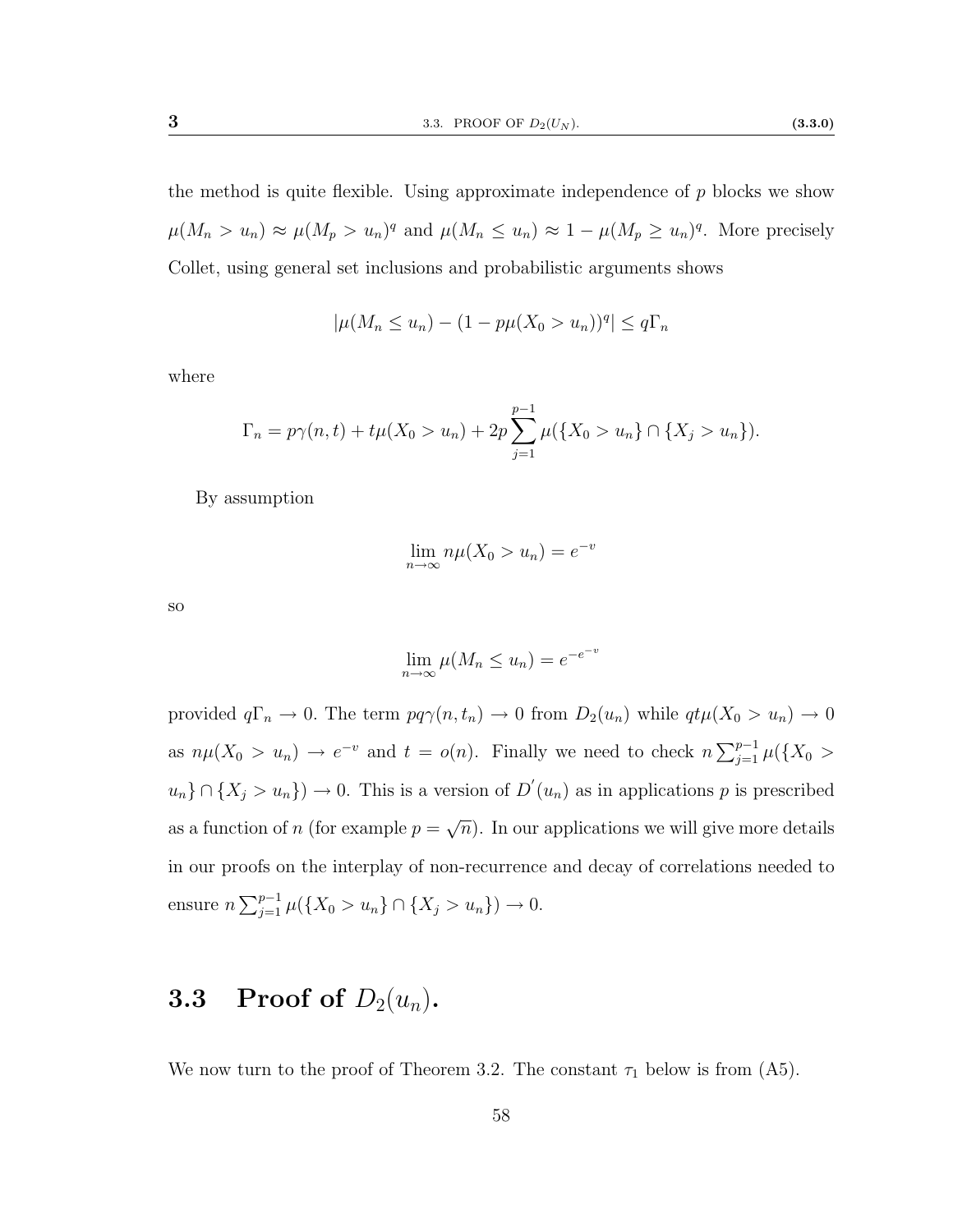the method is quite flexible. Using approximate independence of $p$ blocks we show $\mu(M_n > u_n) \approx \mu(M_p > u_n)^q$ and $\mu(M_n \leq u_n) \approx 1 - \mu(M_p \geq u_n)^q$. More precisely Collet, using general set inclusions and probabilistic arguments shows

$$|\mu(M_n \leq u_n) - (1 - p\mu(X_0 > u_n))^q| \leq q\Gamma_n$$

where

$$\Gamma_n = p\gamma(n,t) + t\mu(X_0 > u_n) + 2p\sum_{j=1}^{p-1}\mu(\{X_0 > u_n\} \cap \{X_j > u_n\}).$$

By assumption

$$\lim_{n\to\infty} n\mu(X_0 > u_n) = e^{-v}$$

so

$$\lim_{n\to\infty} \mu(M_n \leq u_n) = e^{-e^{-v}}$$

provided $q\Gamma_n \to 0$. The term $pq\gamma(n,t_n) \to 0$ from $D_2(u_n)$ while $qt\mu(X_0 > u_n) \to 0$ as $n\mu(X_0 > u_n) \to e^{-v}$ and $t = o(n)$. Finally we need to check $n\sum_{j=1}^{p-1}\mu(\{X_0 > u_n\} \cap \{X_j > u_n\}) \to 0$. This is a version of $D'(u_n)$ as in applications $p$ is prescribed as a function of $n$ (for example $p = \sqrt{n}$). In our applications we will give more details in our proofs on the interplay of non-recurrence and decay of correlations needed to ensure $n\sum_{j=1}^{p-1}\mu(\{X_0 > u_n\} \cap \{X_j > u_n\}) \to 0$.

## 3.3 Proof of $D_2(u_n)$.

We now turn to the proof of Theorem 3.2. The constant $\tau_1$ below is from (A5).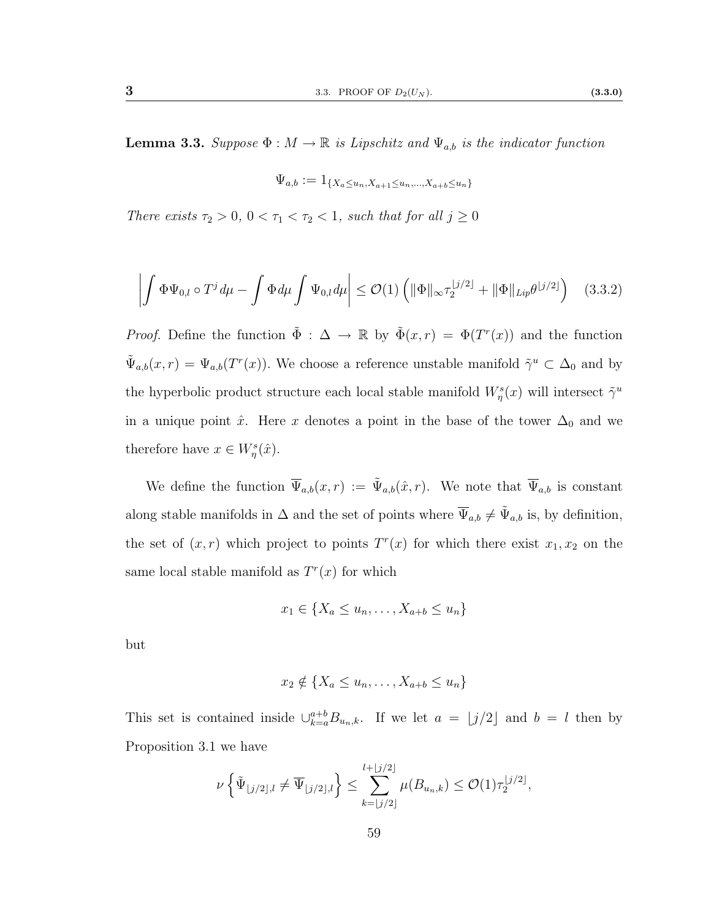**Lemma 3.3.** *Suppose $\Phi : M \to \mathbb{R}$ is Lipschitz and $\Psi_{a,b}$ is the indicator function*

$$\Psi_{a,b} := 1_{\{X_a \leq u_n, X_{a+1} \leq u_n, \ldots, X_{a+b} \leq u_n\}}$$

*There exists $\tau_2 > 0$, $0 < \tau_1 < \tau_2 < 1$, such that for all $j \geq 0$*

$$\left| \int \Phi \Psi_{0,l} \circ T^j \, d\mu - \int \Phi \, d\mu \int \Psi_{0,l} \, d\mu \right| \leq \mathcal{O}(1) \left( \|\Phi\|_\infty \tau_2^{\lfloor j/2 \rfloor} + \|\Phi\|_{Lip} \theta^{\lfloor j/2 \rfloor} \right) \quad (3.3.2)$$

*Proof.* Define the function $\tilde{\Phi} : \Delta \to \mathbb{R}$ by $\tilde{\Phi}(x, r) = \Phi(T^r(x))$ and the function $\tilde{\Psi}_{a,b}(x, r) = \Psi_{a,b}(T^r(x))$. We choose a reference unstable manifold $\tilde{\gamma}^u \subset \Delta_0$ and by the hyperbolic product structure each local stable manifold $W^s_\eta(x)$ will intersect $\tilde{\gamma}^u$ in a unique point $\hat{x}$. Here $x$ denotes a point in the base of the tower $\Delta_0$ and we therefore have $x \in W^s_\eta(\hat{x})$.

We define the function $\overline{\Psi}_{a,b}(x, r) := \tilde{\Psi}_{a,b}(\hat{x}, r)$. We note that $\overline{\Psi}_{a,b}$ is constant along stable manifolds in $\Delta$ and the set of points where $\overline{\Psi}_{a,b} \neq \tilde{\Psi}_{a,b}$ is, by definition, the set of $(x, r)$ which project to points $T^r(x)$ for which there exist $x_1, x_2$ on the same local stable manifold as $T^r(x)$ for which

$$x_1 \in \{X_a \leq u_n, \ldots, X_{a+b} \leq u_n\}$$

but

$$x_2 \notin \{X_a \leq u_n, \ldots, X_{a+b} \leq u_n\}$$

This set is contained inside $\cup_{k=a}^{a+b} B_{u_n,k}$. If we let $a = \lfloor j/2 \rfloor$ and $b = l$ then by Proposition 3.1 we have

$$\nu \left\{ \tilde{\Psi}_{\lfloor j/2 \rfloor, l} \neq \overline{\Psi}_{\lfloor j/2 \rfloor, l} \right\} \leq \sum_{k=\lfloor j/2 \rfloor}^{l+\lfloor j/2 \rfloor} \mu(B_{u_n,k}) \leq \mathcal{O}(1) \tau_2^{\lfloor j/2 \rfloor},$$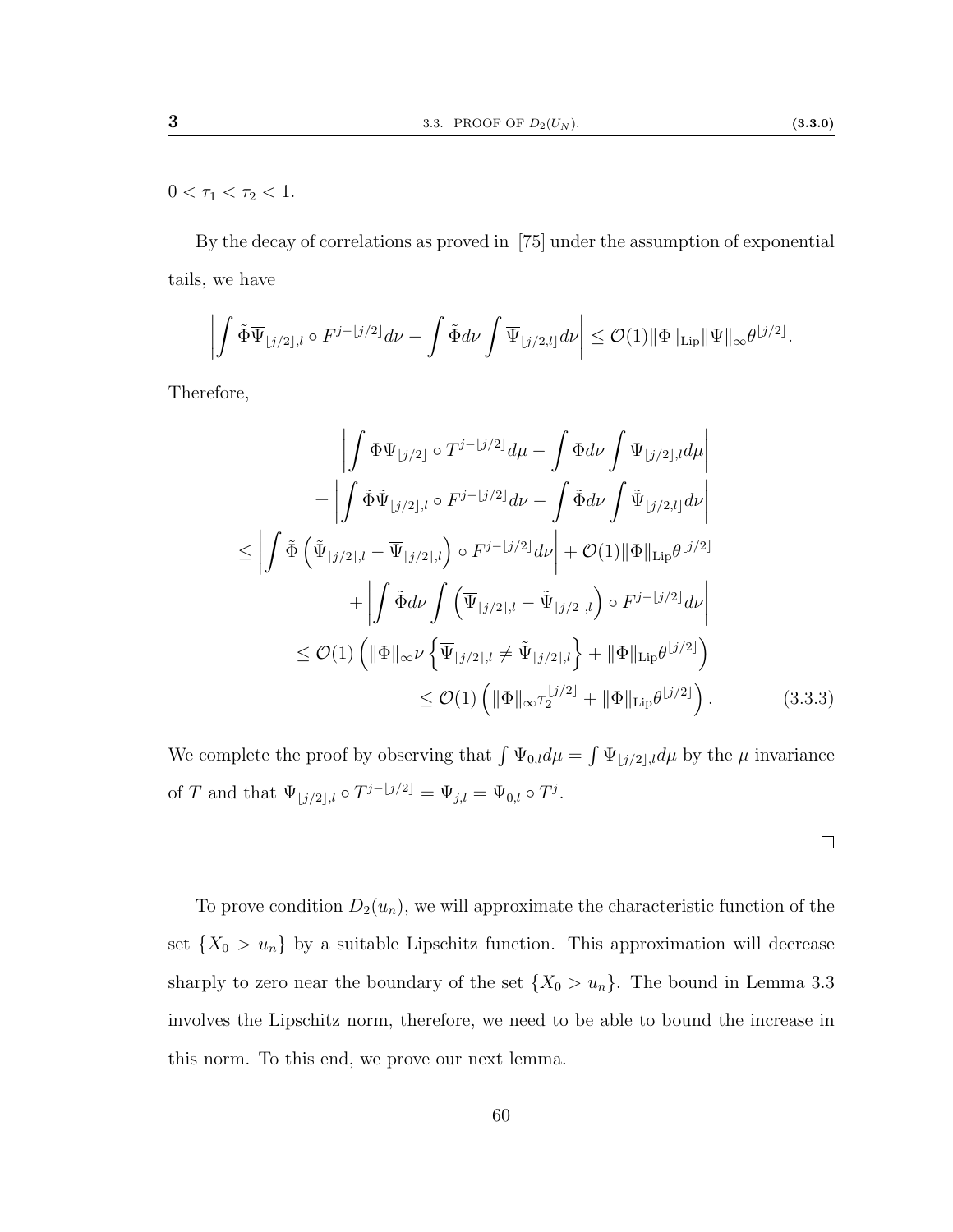$0 < \tau_1 < \tau_2 < 1$.

By the decay of correlations as proved in [75] under the assumption of exponential tails, we have

$$\left| \int \tilde{\Phi} \overline{\Psi}_{\lfloor j/2 \rfloor, l} \circ F^{j - \lfloor j/2 \rfloor} d\nu - \int \tilde{\Phi} d\nu \int \overline{\Psi}_{\lfloor j/2, l \rfloor} d\nu \right| \leq \mathcal{O}(1) \|\Phi\|_{\text{Lip}} \|\Psi\|_\infty \theta^{\lfloor j/2 \rfloor}.$$

Therefore,

$$\begin{aligned}
&\left| \int \Phi \Psi_{\lfloor j/2 \rfloor} \circ T^{j - \lfloor j/2 \rfloor} d\mu - \int \Phi d\nu \int \Psi_{\lfloor j/2 \rfloor, l} d\mu \right| \\
&= \left| \int \tilde{\Phi} \tilde{\Psi}_{\lfloor j/2 \rfloor, l} \circ F^{j - \lfloor j/2 \rfloor} d\nu - \int \tilde{\Phi} d\nu \int \tilde{\Psi}_{\lfloor j/2, l \rfloor} d\nu \right| \\
&\leq \left| \int \tilde{\Phi} \left( \tilde{\Psi}_{\lfloor j/2 \rfloor, l} - \overline{\Psi}_{\lfloor j/2 \rfloor, l} \right) \circ F^{j - \lfloor j/2 \rfloor} d\nu \right| + \mathcal{O}(1) \|\Phi\|_{\text{Lip}} \theta^{\lfloor j/2 \rfloor} \\
&\quad + \left| \int \tilde{\Phi} d\nu \int \left( \overline{\Psi}_{\lfloor j/2 \rfloor, l} - \tilde{\Psi}_{\lfloor j/2 \rfloor, l} \right) \circ F^{j - \lfloor j/2 \rfloor} d\nu \right| \\
&\leq \mathcal{O}(1) \left( \|\Phi\|_\infty \nu \left\{ \overline{\Psi}_{\lfloor j/2 \rfloor, l} \neq \tilde{\Psi}_{\lfloor j/2 \rfloor, l} \right\} + \|\Phi\|_{\text{Lip}} \theta^{\lfloor j/2 \rfloor} \right) \\
&\leq \mathcal{O}(1) \left( \|\Phi\|_\infty \tau_2^{\lfloor j/2 \rfloor} + \|\Phi\|_{\text{Lip}} \theta^{\lfloor j/2 \rfloor} \right). \qquad (3.3.3)
\end{aligned}$$

We complete the proof by observing that $\int \Psi_{0,l} d\mu = \int \Psi_{\lfloor j/2 \rfloor, l} d\mu$ by the $\mu$ invariance of $T$ and that $\Psi_{\lfloor j/2 \rfloor, l} \circ T^{j - \lfloor j/2 \rfloor} = \Psi_{j,l} = \Psi_{0,l} \circ T^j$.

□

To prove condition $D_2(u_n)$, we will approximate the characteristic function of the set $\{X_0 > u_n\}$ by a suitable Lipschitz function. This approximation will decrease sharply to zero near the boundary of the set $\{X_0 > u_n\}$. The bound in Lemma 3.3 involves the Lipschitz norm, therefore, we need to be able to bound the increase in this norm. To this end, we prove our next lemma.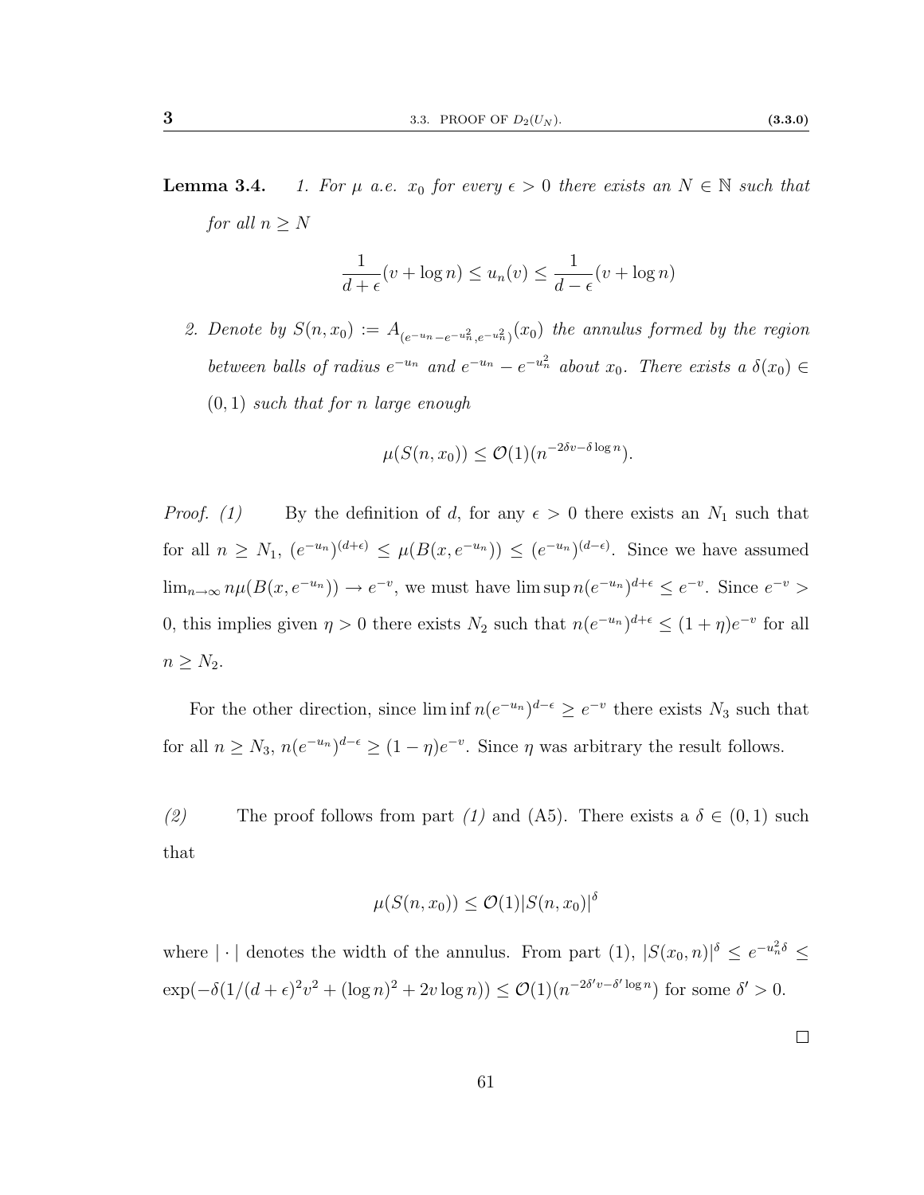**Lemma 3.4.** *1. For $\mu$ a.e. $x_0$ for every $\epsilon > 0$ there exists an $N \in \mathbb{N}$ such that for all $n \geq N$*

$$\frac{1}{d+\epsilon}(v + \log n) \leq u_n(v) \leq \frac{1}{d-\epsilon}(v + \log n)$$

*2. Denote by $S(n, x_0) := A_{(e^{-u_n} - e^{-u_n^2}, e^{-u_n^2})}(x_0)$ the annulus formed by the region between balls of radius $e^{-u_n}$ and $e^{-u_n} - e^{-u_n^2}$ about $x_0$. There exists a $\delta(x_0) \in (0, 1)$ such that for $n$ large enough*

$$\mu(S(n, x_0)) \leq \mathcal{O}(1)(n^{-2\delta v - \delta \log n}).$$

*Proof. (1)* By the definition of $d$, for any $\epsilon > 0$ there exists an $N_1$ such that for all $n \geq N_1$, $(e^{-u_n})^{(d+\epsilon)} \leq \mu(B(x, e^{-u_n})) \leq (e^{-u_n})^{(d-\epsilon)}$. Since we have assumed $\lim_{n\to\infty} n\mu(B(x, e^{-u_n})) \to e^{-v}$, we must have $\limsup n(e^{-u_n})^{d+\epsilon} \leq e^{-v}$. Since $e^{-v} > 0$, this implies given $\eta > 0$ there exists $N_2$ such that $n(e^{-u_n})^{d+\epsilon} \leq (1 + \eta)e^{-v}$ for all $n \geq N_2$.

For the other direction, since $\liminf n(e^{-u_n})^{d-\epsilon} \geq e^{-v}$ there exists $N_3$ such that for all $n \geq N_3$, $n(e^{-u_n})^{d-\epsilon} \geq (1 - \eta)e^{-v}$. Since $\eta$ was arbitrary the result follows.

*(2)* The proof follows from part *(1)* and (A5). There exists a $\delta \in (0, 1)$ such that

$$\mu(S(n, x_0)) \leq \mathcal{O}(1)|S(n, x_0)|^\delta$$

where $|\cdot|$ denotes the width of the annulus. From part (1), $|S(x_0, n)|^\delta \leq e^{-u_n^2 \delta} \leq \exp(-\delta(1/(d+\epsilon)^2 v^2 + (\log n)^2 + 2v \log n)) \leq \mathcal{O}(1)(n^{-2\delta' v - \delta' \log n})$ for some $\delta' > 0$.

□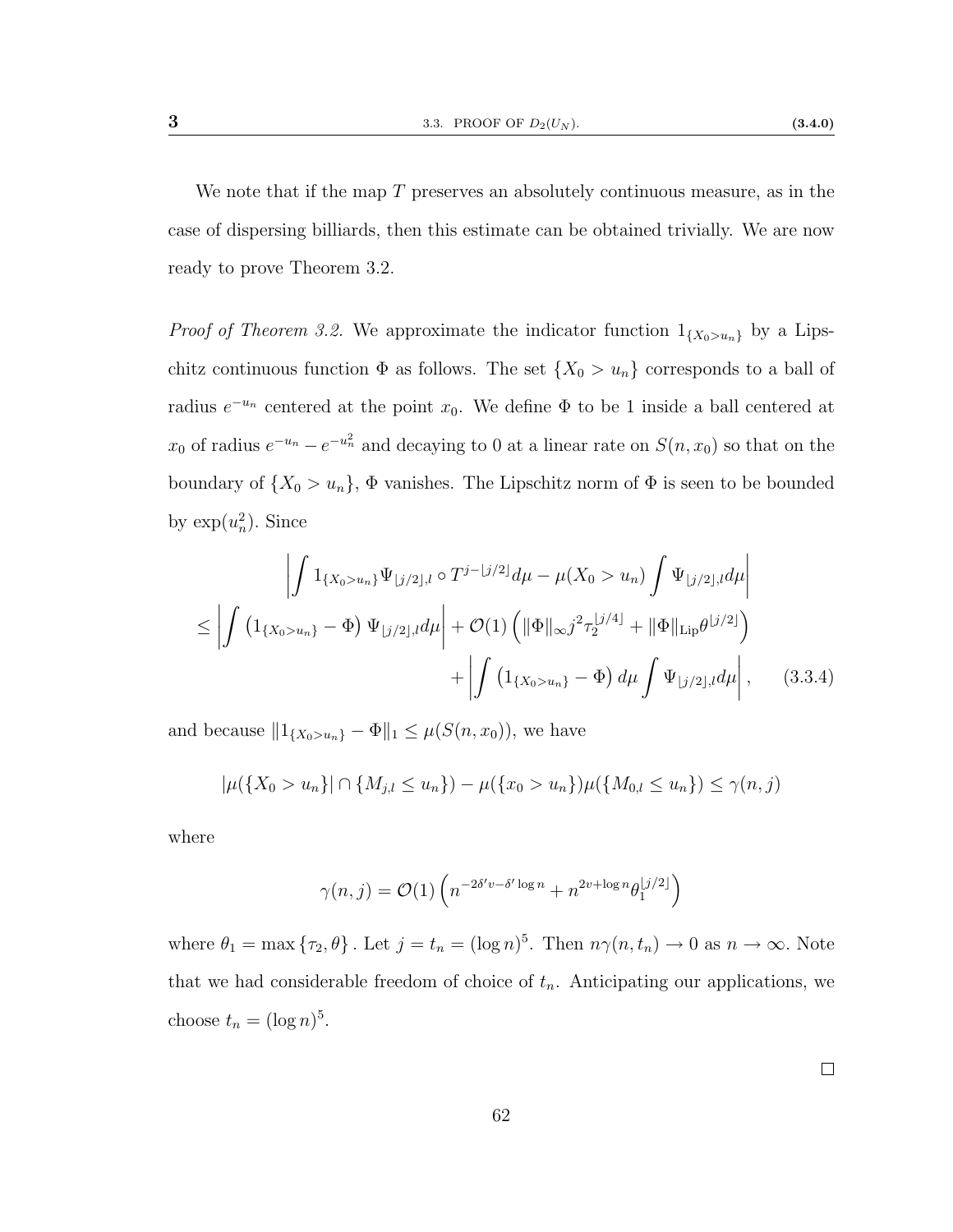We note that if the map $T$ preserves an absolutely continuous measure, as in the case of dispersing billiards, then this estimate can be obtained trivially. We are now ready to prove Theorem 3.2.

*Proof of Theorem 3.2.* We approximate the indicator function $1_{\{X_0 > u_n\}}$ by a Lipschitz continuous function $\Phi$ as follows. The set $\{X_0 > u_n\}$ corresponds to a ball of radius $e^{-u_n}$ centered at the point $x_0$. We define $\Phi$ to be 1 inside a ball centered at $x_0$ of radius $e^{-u_n} - e^{-u_n^2}$ and decaying to 0 at a linear rate on $S(n, x_0)$ so that on the boundary of $\{X_0 > u_n\}$, $\Phi$ vanishes. The Lipschitz norm of $\Phi$ is seen to be bounded by $\exp(u_n^2)$. Since

$$
\begin{aligned}
&\left| \int 1_{\{X_0 > u_n\}} \Psi_{\lfloor j/2 \rfloor, l} \circ T^{j - \lfloor j/2 \rfloor} d\mu - \mu(X_0 > u_n) \int \Psi_{\lfloor j/2 \rfloor, l} d\mu \right| \\
\leq &\left| \int \left( 1_{\{X_0 > u_n\}} - \Phi \right) \Psi_{\lfloor j/2 \rfloor, l} d\mu \right| + \mathcal{O}(1) \left( \|\Phi\|_\infty j^2 \tau_2^{\lfloor j/4 \rfloor} + \|\Phi\|_{\text{Lip}} \theta^{\lfloor j/2 \rfloor} \right) \\
&+ \left| \int \left( 1_{\{X_0 > u_n\}} - \Phi \right) d\mu \int \Psi_{\lfloor j/2 \rfloor, l} d\mu \right|, \qquad (3.3.4)
\end{aligned}
$$

and because $\|1_{\{X_0 > u_n\}} - \Phi\|_1 \leq \mu(S(n, x_0))$, we have

$$
|\mu(\{X_0 > u_n\}| \cap \{M_{j,l} \leq u_n\}) - \mu(\{x_0 > u_n\})\mu(\{M_{0,l} \leq u_n\}) \leq \gamma(n, j)
$$

where

$$
\gamma(n, j) = \mathcal{O}(1) \left( n^{-2\delta' v - \delta' \log n} + n^{2v + \log n} \theta_1^{\lfloor j/2 \rfloor} \right)
$$

where $\theta_1 = \max\{\tau_2, \theta\}$. Let $j = t_n = (\log n)^5$. Then $n\gamma(n, t_n) \to 0$ as $n \to \infty$. Note that we had considerable freedom of choice of $t_n$. Anticipating our applications, we choose $t_n = (\log n)^5$.

□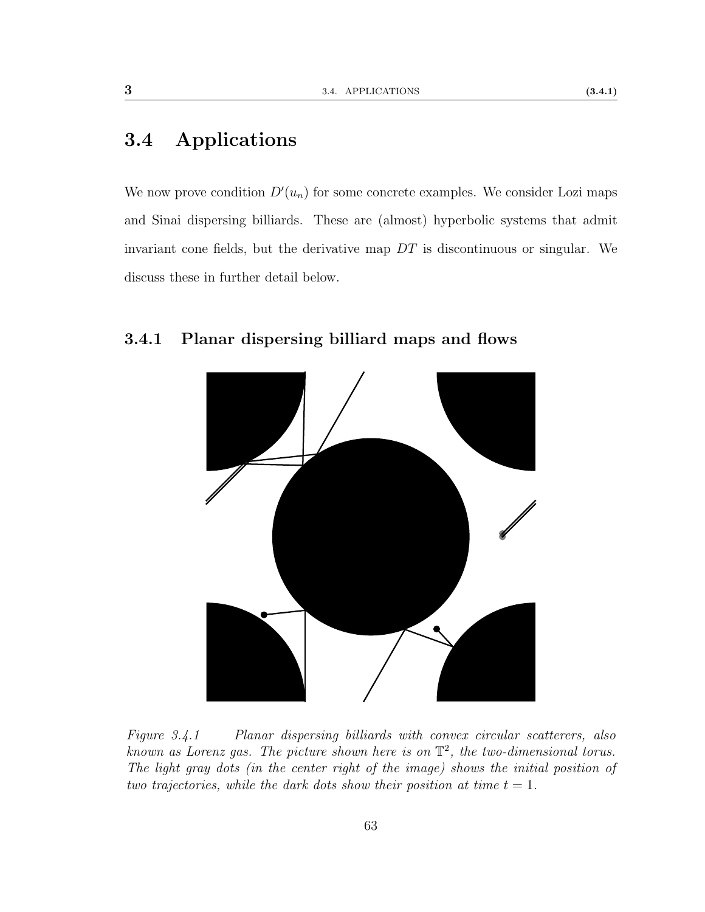## 3.4 Applications

We now prove condition $D'(u_n)$ for some concrete examples. We consider Lozi maps and Sinai dispersing billiards. These are (almost) hyperbolic systems that admit invariant cone fields, but the derivative map $DT$ is discontinuous or singular. We discuss these in further detail below.

### 3.4.1 Planar dispersing billiard maps and flows

*Figure 3.4.1 Planar dispersing billiards with convex circular scatterers, also known as Lorenz gas. The picture shown here is on $\mathbb{T}^2$, the two-dimensional torus. The light gray dots (in the center right of the image) shows the initial position of two trajectories, while the dark dots show their position at time $t = 1$.*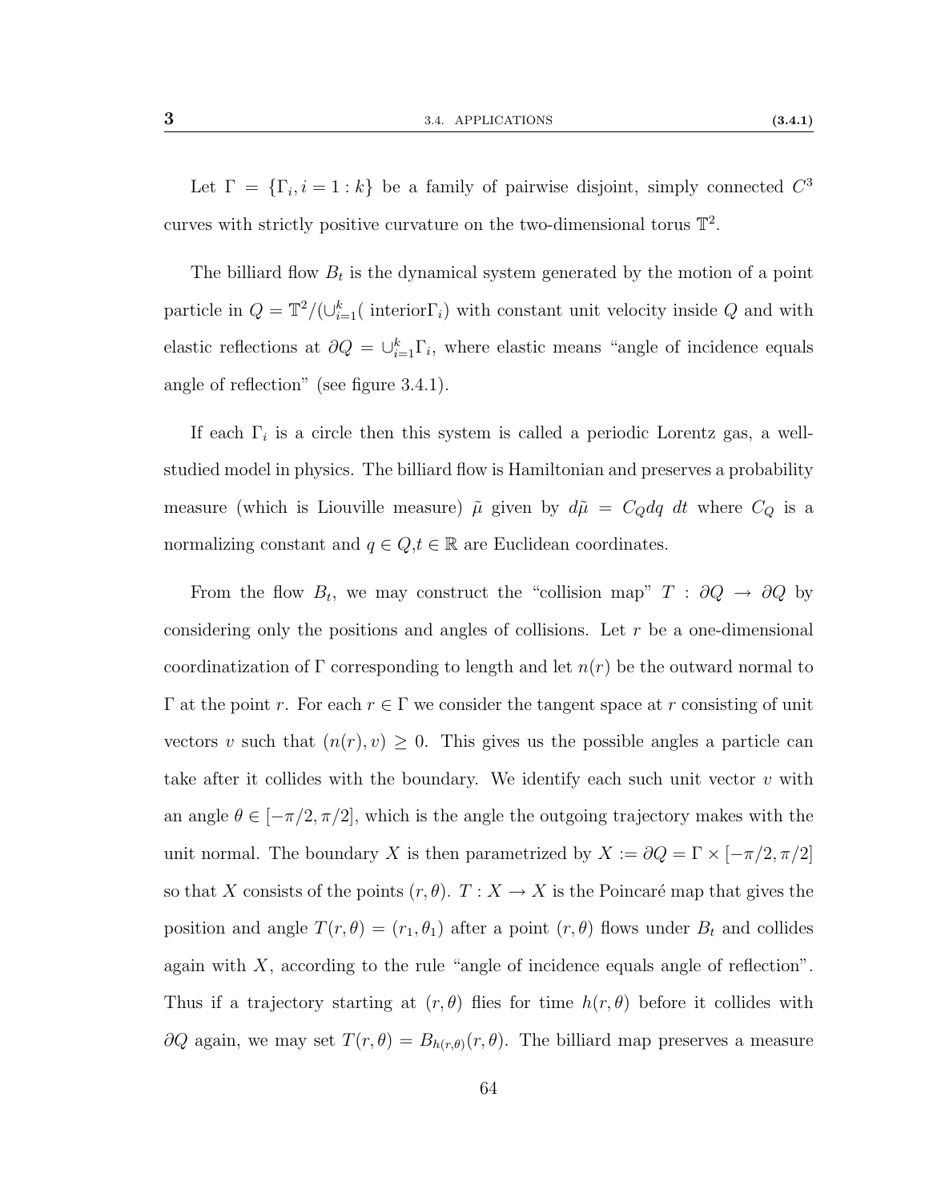Let $\Gamma = \{\Gamma_i, i = 1 : k\}$ be a family of pairwise disjoint, simply connected $C^3$ curves with strictly positive curvature on the two-dimensional torus $\mathbb{T}^2$.

The billiard flow $B_t$ is the dynamical system generated by the motion of a point particle in $Q = \mathbb{T}^2/(\cup_{i=1}^k(\text{ interior}\Gamma_i)$ with constant unit velocity inside $Q$ and with elastic reflections at $\partial Q = \cup_{i=1}^k \Gamma_i$, where elastic means "angle of incidence equals angle of reflection" (see figure 3.4.1).

If each $\Gamma_i$ is a circle then this system is called a periodic Lorentz gas, a well-studied model in physics. The billiard flow is Hamiltonian and preserves a probability measure (which is Liouville measure) $\tilde{\mu}$ given by $d\tilde{\mu} = C_Q dq\ dt$ where $C_Q$ is a normalizing constant and $q \in Q$,$t \in \mathbb{R}$ are Euclidean coordinates.

From the flow $B_t$, we may construct the "collision map" $T : \partial Q \to \partial Q$ by considering only the positions and angles of collisions. Let $r$ be a one-dimensional coordinatization of $\Gamma$ corresponding to length and let $n(r)$ be the outward normal to $\Gamma$ at the point $r$. For each $r \in \Gamma$ we consider the tangent space at $r$ consisting of unit vectors $v$ such that $(n(r), v) \geq 0$. This gives us the possible angles a particle can take after it collides with the boundary. We identify each such unit vector $v$ with an angle $\theta \in [-\pi/2, \pi/2]$, which is the angle the outgoing trajectory makes with the unit normal. The boundary $X$ is then parametrized by $X := \partial Q = \Gamma \times [-\pi/2, \pi/2]$ so that $X$ consists of the points $(r, \theta)$. $T : X \to X$ is the Poincaré map that gives the position and angle $T(r, \theta) = (r_1, \theta_1)$ after a point $(r, \theta)$ flows under $B_t$ and collides again with $X$, according to the rule "angle of incidence equals angle of reflection". Thus if a trajectory starting at $(r, \theta)$ flies for time $h(r, \theta)$ before it collides with $\partial Q$ again, we may set $T(r, \theta) = B_{h(r,\theta)}(r, \theta)$. The billiard map preserves a measure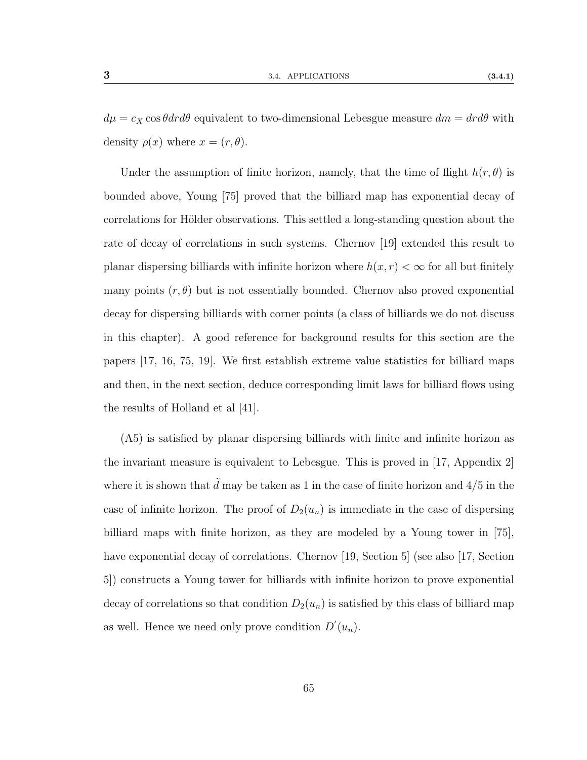$d\mu = c_X \cos\theta dr d\theta$ equivalent to two-dimensional Lebesgue measure $dm = dr d\theta$ with density $\rho(x)$ where $x = (r, \theta)$.

Under the assumption of finite horizon, namely, that the time of flight $h(r, \theta)$ is bounded above, Young [75] proved that the billiard map has exponential decay of correlations for Hölder observations. This settled a long-standing question about the rate of decay of correlations in such systems. Chernov [19] extended this result to planar dispersing billiards with infinite horizon where $h(x, r) < \infty$ for all but finitely many points $(r, \theta)$ but is not essentially bounded. Chernov also proved exponential decay for dispersing billiards with corner points (a class of billiards we do not discuss in this chapter). A good reference for background results for this section are the papers [17, 16, 75, 19]. We first establish extreme value statistics for billiard maps and then, in the next section, deduce corresponding limit laws for billiard flows using the results of Holland et al [41].

(A5) is satisfied by planar dispersing billiards with finite and infinite horizon as the invariant measure is equivalent to Lebesgue. This is proved in [17, Appendix 2] where it is shown that $\tilde{d}$ may be taken as 1 in the case of finite horizon and $4/5$ in the case of infinite horizon. The proof of $D_2(u_n)$ is immediate in the case of dispersing billiard maps with finite horizon, as they are modeled by a Young tower in [75], have exponential decay of correlations. Chernov [19, Section 5] (see also [17, Section 5]) constructs a Young tower for billiards with infinite horizon to prove exponential decay of correlations so that condition $D_2(u_n)$ is satisfied by this class of billiard map as well. Hence we need only prove condition $D'(u_n)$.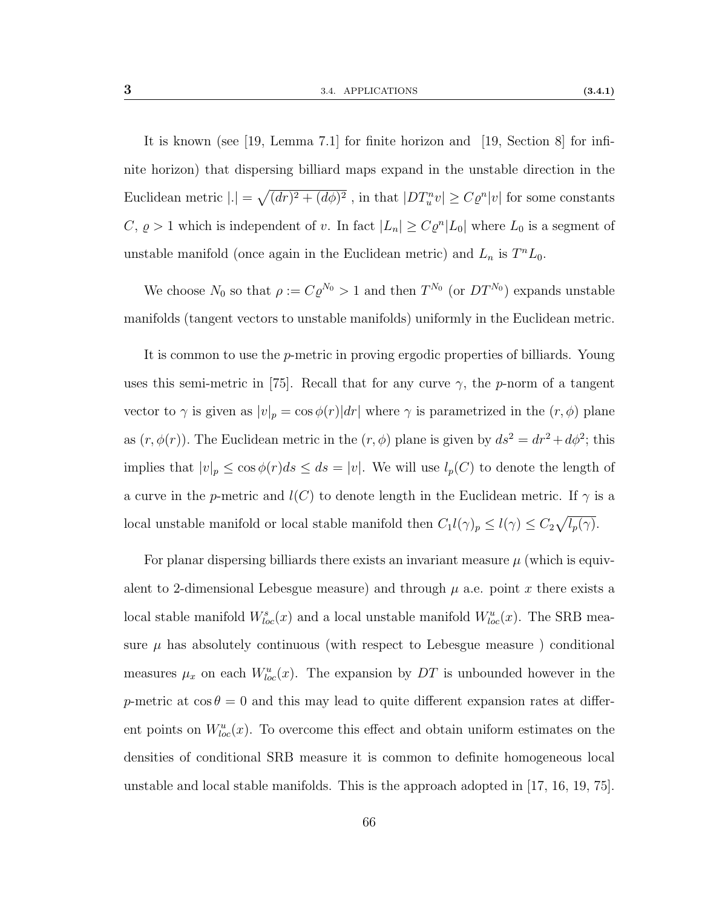It is known (see [19, Lemma 7.1] for finite horizon and [19, Section 8] for infinite horizon) that dispersing billiard maps expand in the unstable direction in the Euclidean metric $|.| = \sqrt{(dr)^2 + (d\phi)^2}$ , in that $|DT_u^n v| \geq C\varrho^n |v|$ for some constants $C$, $\varrho > 1$ which is independent of $v$. In fact $|L_n| \geq C\varrho^n |L_0|$ where $L_0$ is a segment of unstable manifold (once again in the Euclidean metric) and $L_n$ is $T^n L_0$.

We choose $N_0$ so that $\rho := C\varrho^{N_0} > 1$ and then $T^{N_0}$ (or $DT^{N_0}$) expands unstable manifolds (tangent vectors to unstable manifolds) uniformly in the Euclidean metric.

It is common to use the $p$-metric in proving ergodic properties of billiards. Young uses this semi-metric in [75]. Recall that for any curve $\gamma$, the $p$-norm of a tangent vector to $\gamma$ is given as $|v|_p = \cos\phi(r)|dr|$ where $\gamma$ is parametrized in the $(r, \phi)$ plane as $(r, \phi(r))$. The Euclidean metric in the $(r, \phi)$ plane is given by $ds^2 = dr^2 + d\phi^2$; this implies that $|v|_p \leq \cos\phi(r)ds \leq ds = |v|$. We will use $l_p(C)$ to denote the length of a curve in the $p$-metric and $l(C)$ to denote length in the Euclidean metric. If $\gamma$ is a local unstable manifold or local stable manifold then $C_1 l(\gamma)_p \leq l(\gamma) \leq C_2\sqrt{l_p(\gamma)}$.

For planar dispersing billiards there exists an invariant measure $\mu$ (which is equivalent to 2-dimensional Lebesgue measure) and through $\mu$ a.e. point $x$ there exists a local stable manifold $W^s_{loc}(x)$ and a local unstable manifold $W^u_{loc}(x)$. The SRB measure $\mu$ has absolutely continuous (with respect to Lebesgue measure ) conditional measures $\mu_x$ on each $W^u_{loc}(x)$. The expansion by $DT$ is unbounded however in the $p$-metric at $\cos\theta = 0$ and this may lead to quite different expansion rates at different points on $W^u_{loc}(x)$. To overcome this effect and obtain uniform estimates on the densities of conditional SRB measure it is common to definite homogeneous local unstable and local stable manifolds. This is the approach adopted in [17, 16, 19, 75].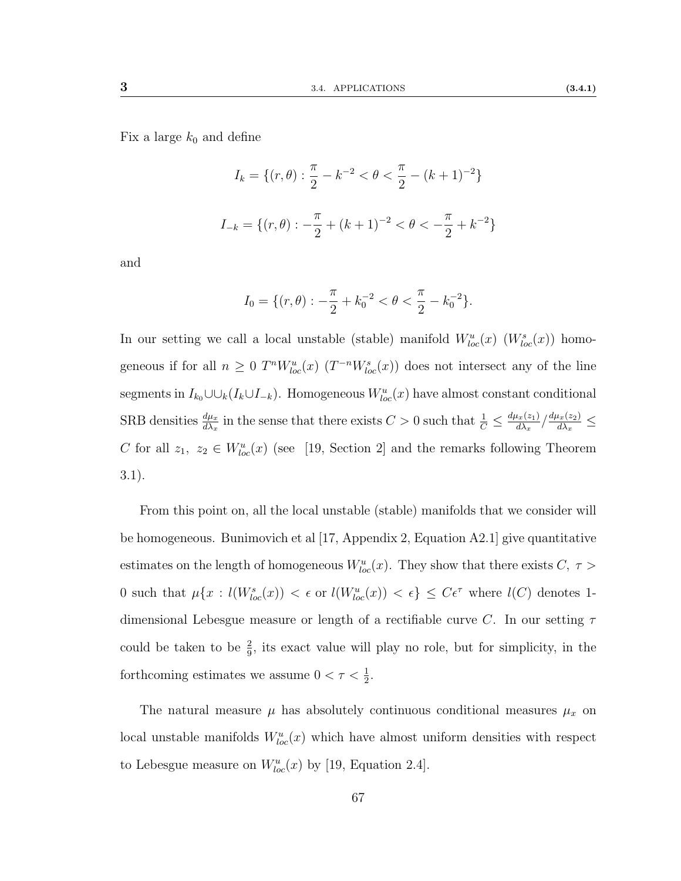Fix a large $k_0$ and define

$$I_k = \{(r, \theta) : \frac{\pi}{2} - k^{-2} < \theta < \frac{\pi}{2} - (k+1)^{-2}\}$$

$$I_{-k} = \{(r, \theta) : -\frac{\pi}{2} + (k+1)^{-2} < \theta < -\frac{\pi}{2} + k^{-2}\}$$

and

$$I_0 = \{(r, \theta) : -\frac{\pi}{2} + k_0^{-2} < \theta < \frac{\pi}{2} - k_0^{-2}\}.$$

In our setting we call a local unstable (stable) manifold $W^u_{loc}(x)$ ($W^s_{loc}(x)$) homogeneous if for all $n \geq 0$ $T^n W^u_{loc}(x)$ ($T^{-n} W^s_{loc}(x)$) does not intersect any of the line segments in $I_{k_0} \cup \cup_k (I_k \cup I_{-k})$. Homogeneous $W^u_{loc}(x)$ have almost constant conditional SRB densities $\frac{d\mu_x}{d\lambda_x}$ in the sense that there exists $C > 0$ such that $\frac{1}{C} \leq \frac{d\mu_x(z_1)}{d\lambda_x} / \frac{d\mu_x(z_2)}{d\lambda_x} \leq C$ for all $z_1,\ z_2 \in W^u_{loc}(x)$ (see [19, Section 2] and the remarks following Theorem 3.1).

From this point on, all the local unstable (stable) manifolds that we consider will be homogeneous. Bunimovich et al [17, Appendix 2, Equation A2.1] give quantitative estimates on the length of homogeneous $W^u_{loc}(x)$. They show that there exists $C,\ \tau > 0$ such that $\mu\{x : l(W^s_{loc}(x)) < \epsilon \text{ or } l(W^u_{loc}(x)) < \epsilon\} \leq C\epsilon^\tau$ where $l(C)$ denotes 1-dimensional Lebesgue measure or length of a rectifiable curve $C$. In our setting $\tau$ could be taken to be $\frac{2}{9}$, its exact value will play no role, but for simplicity, in the forthcoming estimates we assume $0 < \tau < \frac{1}{2}$.

The natural measure $\mu$ has absolutely continuous conditional measures $\mu_x$ on local unstable manifolds $W^u_{loc}(x)$ which have almost uniform densities with respect to Lebesgue measure on $W^u_{loc}(x)$ by [19, Equation 2.4].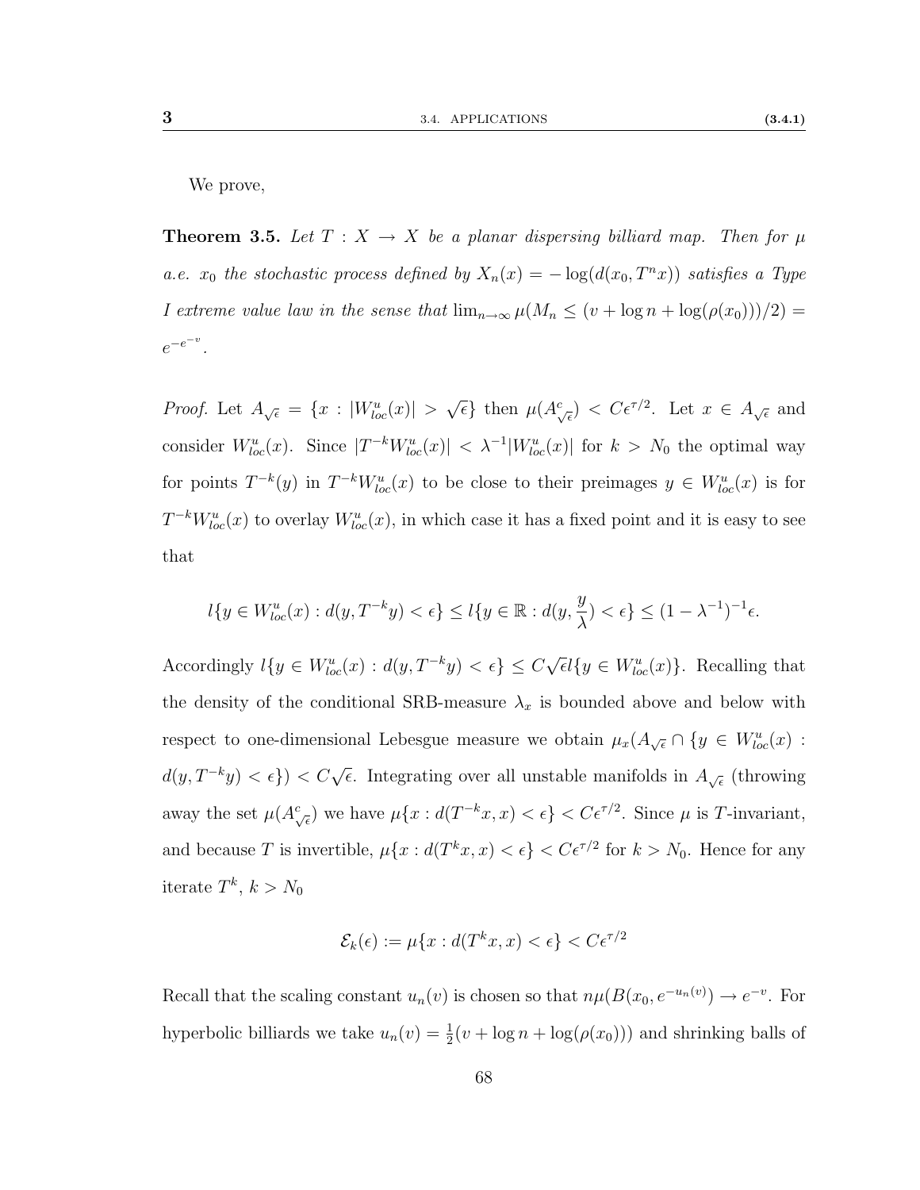We prove,

**Theorem 3.5.** *Let $T : X \to X$ be a planar dispersing billiard map. Then for $\mu$ a.e. $x_0$ the stochastic process defined by $X_n(x) = -\log(d(x_0, T^n x))$ satisfies a Type I extreme value law in the sense that $\lim_{n\to\infty} \mu(M_n \leq (v + \log n + \log(\rho(x_0)))/2) = e^{-e^{-v}}$.*

*Proof.* Let $A_{\sqrt{\epsilon}} = \{x : |W^u_{loc}(x)| > \sqrt{\epsilon}\}$ then $\mu(A^c_{\sqrt{\epsilon}}) < C\epsilon^{\tau/2}$. Let $x \in A_{\sqrt{\epsilon}}$ and consider $W^u_{loc}(x)$. Since $|T^{-k}W^u_{loc}(x)| < \lambda^{-1}|W^u_{loc}(x)|$ for $k > N_0$ the optimal way for points $T^{-k}(y)$ in $T^{-k}W^u_{loc}(x)$ to be close to their preimages $y \in W^u_{loc}(x)$ is for $T^{-k}W^u_{loc}(x)$ to overlay $W^u_{loc}(x)$, in which case it has a fixed point and it is easy to see that

$$l\{y \in W^u_{loc}(x) : d(y, T^{-k}y) < \epsilon\} \leq l\{y \in \mathbb{R} : d(y, \frac{y}{\lambda}) < \epsilon\} \leq (1 - \lambda^{-1})^{-1}\epsilon.$$

Accordingly $l\{y \in W^u_{loc}(x) : d(y, T^{-k}y) < \epsilon\} \leq C\sqrt{\epsilon} l\{y \in W^u_{loc}(x)\}$. Recalling that the density of the conditional SRB-measure $\lambda_x$ is bounded above and below with respect to one-dimensional Lebesgue measure we obtain $\mu_x(A_{\sqrt{\epsilon}} \cap \{y \in W^u_{loc}(x) : d(y, T^{-k}y) < \epsilon\}) < C\sqrt{\epsilon}$. Integrating over all unstable manifolds in $A_{\sqrt{\epsilon}}$ (throwing away the set $\mu(A^c_{\sqrt{\epsilon}})$ we have $\mu\{x : d(T^{-k}x, x) < \epsilon\} < C\epsilon^{\tau/2}$. Since $\mu$ is $T$-invariant, and because $T$ is invertible, $\mu\{x : d(T^k x, x) < \epsilon\} < C\epsilon^{\tau/2}$ for $k > N_0$. Hence for any iterate $T^k$, $k > N_0$

$$\mathcal{E}_k(\epsilon) := \mu\{x : d(T^k x, x) < \epsilon\} < C\epsilon^{\tau/2}$$

Recall that the scaling constant $u_n(v)$ is chosen so that $n\mu(B(x_0, e^{-u_n(v)}) \to e^{-v}$. For hyperbolic billiards we take $u_n(v) = \frac{1}{2}(v + \log n + \log(\rho(x_0)))$ and shrinking balls of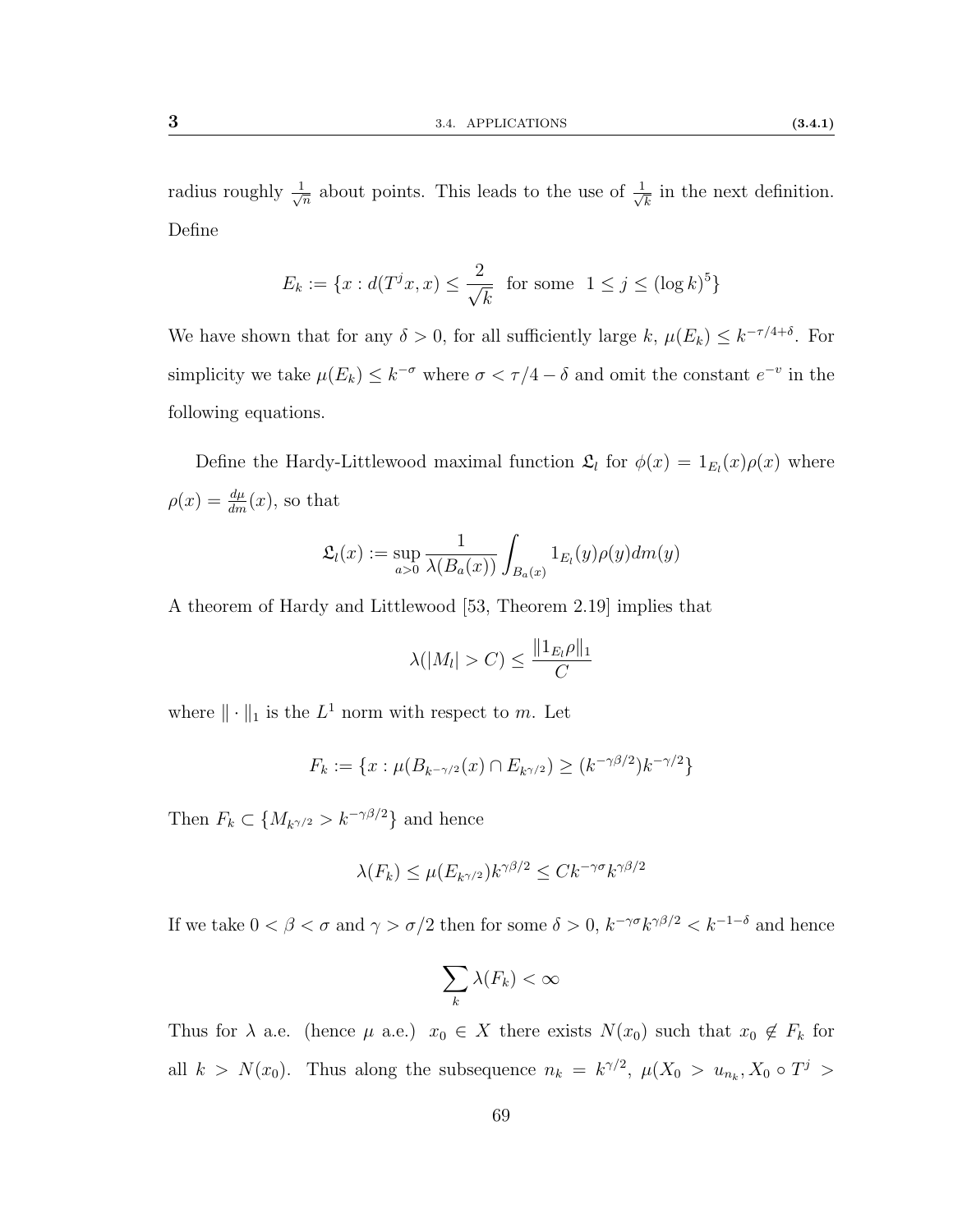radius roughly $\frac{1}{\sqrt{n}}$ about points. This leads to the use of $\frac{1}{\sqrt{k}}$ in the next definition. Define

$$E_k := \{x : d(T^j x, x) \leq \frac{2}{\sqrt{k}} \text{ for some } 1 \leq j \leq (\log k)^5\}$$

We have shown that for any $\delta > 0$, for all sufficiently large $k$, $\mu(E_k) \leq k^{-\tau/4+\delta}$. For simplicity we take $\mu(E_k) \leq k^{-\sigma}$ where $\sigma < \tau/4 - \delta$ and omit the constant $e^{-v}$ in the following equations.

Define the Hardy-Littlewood maximal function $\mathfrak{L}_l$ for $\phi(x) = 1_{E_l}(x)\rho(x)$ where $\rho(x) = \frac{d\mu}{dm}(x)$, so that

$$\mathfrak{L}_l(x) := \sup_{a>0} \frac{1}{\lambda(B_a(x))} \int_{B_a(x)} 1_{E_l}(y)\rho(y)dm(y)$$

A theorem of Hardy and Littlewood [53, Theorem 2.19] implies that

$$\lambda(|M_l| > C) \leq \frac{\|1_{E_l}\rho\|_1}{C}$$

where $\|\cdot\|_1$ is the $L^1$ norm with respect to $m$. Let

$$F_k := \{x : \mu(B_{k^{-\gamma/2}}(x) \cap E_{k^{\gamma/2}}) \geq (k^{-\gamma\beta/2})k^{-\gamma/2}\}$$

Then $F_k \subset \{M_{k^{\gamma/2}} > k^{-\gamma\beta/2}\}$ and hence

$$\lambda(F_k) \leq \mu(E_{k^{\gamma/2}})k^{\gamma\beta/2} \leq Ck^{-\gamma\sigma}k^{\gamma\beta/2}$$

If we take $0 < \beta < \sigma$ and $\gamma > \sigma/2$ then for some $\delta > 0$, $k^{-\gamma\sigma}k^{\gamma\beta/2} < k^{-1-\delta}$ and hence

$$\sum_k \lambda(F_k) < \infty$$

Thus for $\lambda$ a.e. (hence $\mu$ a.e.) $x_0 \in X$ there exists $N(x_0)$ such that $x_0 \notin F_k$ for all $k > N(x_0)$. Thus along the subsequence $n_k = k^{\gamma/2}$, $\mu(X_0 > u_{n_k}, X_0 \circ T^j >$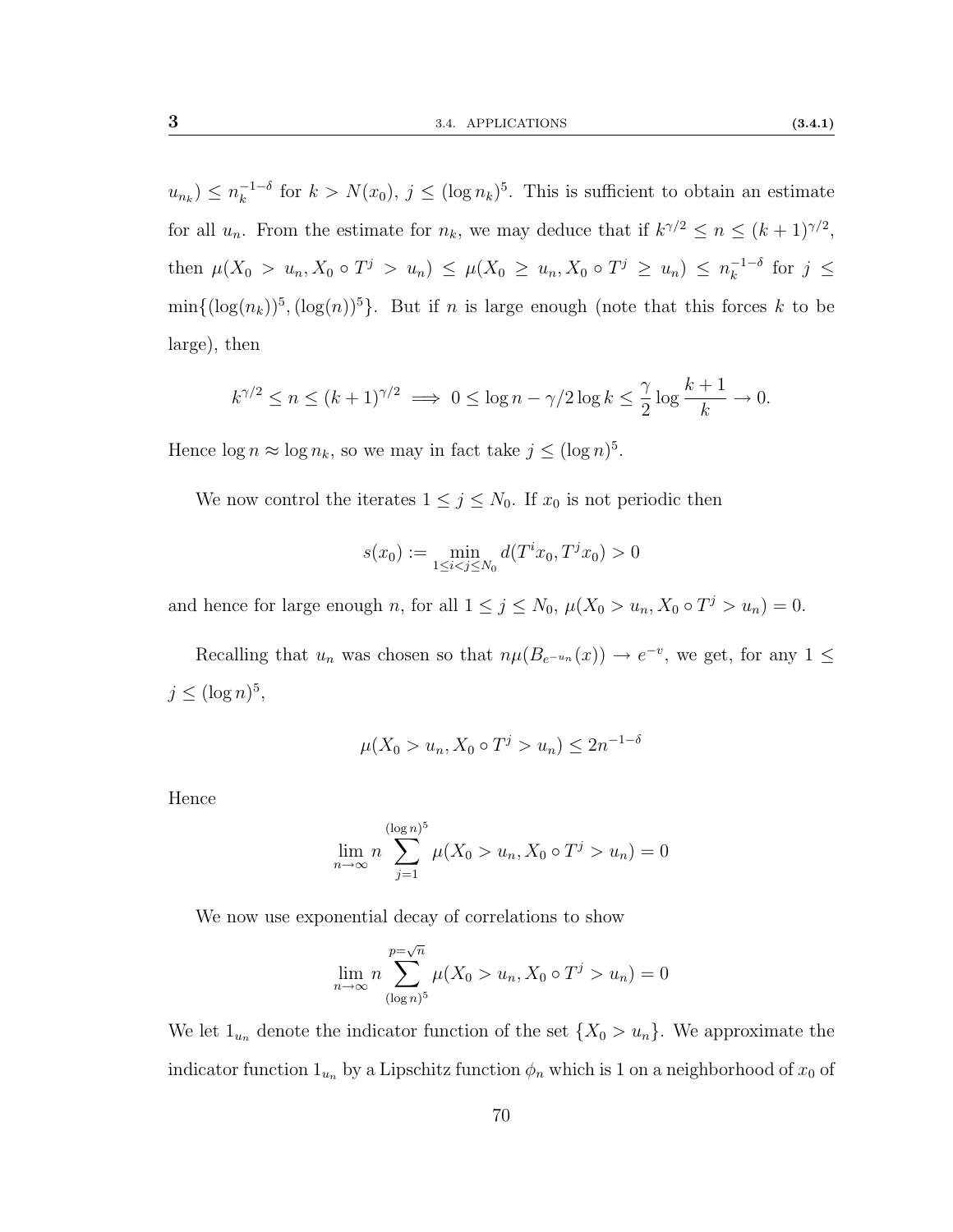$u_{n_k}) \leq n_k^{-1-\delta}$ for $k > N(x_0)$, $j \leq (\log n_k)^5$. This is sufficient to obtain an estimate for all $u_n$. From the estimate for $n_k$, we may deduce that if $k^{\gamma/2} \leq n \leq (k+1)^{\gamma/2}$, then $\mu(X_0 > u_n, X_0 \circ T^j > u_n) \leq \mu(X_0 \geq u_n, X_0 \circ T^j \geq u_n) \leq n_k^{-1-\delta}$ for $j \leq \min\{(\log(n_k))^5, (\log(n))^5\}$. But if $n$ is large enough (note that this forces $k$ to be large), then

$$k^{\gamma/2} \leq n \leq (k+1)^{\gamma/2} \implies 0 \leq \log n - \gamma/2 \log k \leq \frac{\gamma}{2} \log \frac{k+1}{k} \to 0.$$

Hence $\log n \approx \log n_k$, so we may in fact take $j \leq (\log n)^5$.

We now control the iterates $1 \leq j \leq N_0$. If $x_0$ is not periodic then

$$s(x_0) := \min_{1 \leq i < j \leq N_0} d(T^i x_0, T^j x_0) > 0$$

and hence for large enough $n$, for all $1 \leq j \leq N_0$, $\mu(X_0 > u_n, X_0 \circ T^j > u_n) = 0$.

Recalling that $u_n$ was chosen so that $n\mu(B_{e^{-u_n}}(x)) \to e^{-v}$, we get, for any $1 \leq j \leq (\log n)^5$,

$$\mu(X_0 > u_n, X_0 \circ T^j > u_n) \leq 2n^{-1-\delta}$$

Hence

$$\lim_{n\to\infty} n \sum_{j=1}^{(\log n)^5} \mu(X_0 > u_n, X_0 \circ T^j > u_n) = 0$$

We now use exponential decay of correlations to show

$$\lim_{n\to\infty} n \sum_{(\log n)^5}^{p=\sqrt{n}} \mu(X_0 > u_n, X_0 \circ T^j > u_n) = 0$$

We let $1_{u_n}$ denote the indicator function of the set $\{X_0 > u_n\}$. We approximate the indicator function $1_{u_n}$ by a Lipschitz function $\phi_n$ which is 1 on a neighborhood of $x_0$ of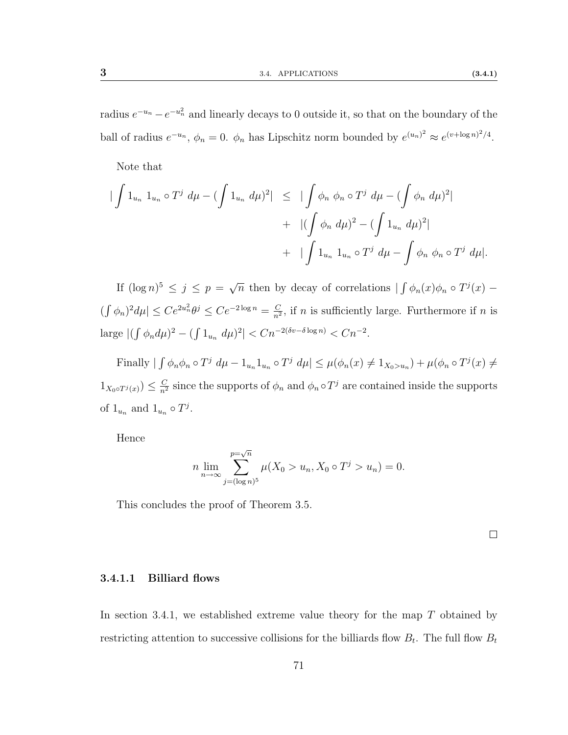radius $e^{-u_n} - e^{-u_n^2}$ and linearly decays to 0 outside it, so that on the boundary of the ball of radius $e^{-u_n}$, $\phi_n = 0$. $\phi_n$ has Lipschitz norm bounded by $e^{(u_n)^2} \approx e^{(v+\log n)^2/4}$.

Note that

$$
\begin{aligned}
|\int 1_{u_n}\ 1_{u_n} \circ T^j\ d\mu - (\int 1_{u_n}\ d\mu)^2| \ &\leq\ |\int \phi_n\ \phi_n \circ T^j\ d\mu - (\int \phi_n\ d\mu)^2| \\
&+\ |(\int \phi_n\ d\mu)^2 - (\int 1_{u_n}\ d\mu)^2| \\
&+\ |\int 1_{u_n}\ 1_{u_n} \circ T^j\ d\mu - \int \phi_n\ \phi_n \circ T^j\ d\mu|.
\end{aligned}
$$

If $(\log n)^5 \leq j \leq p = \sqrt{n}$ then by decay of correlations $|\int \phi_n(x)\phi_n \circ T^j(x) - (\int \phi_n)^2 d\mu| \leq Ce^{2u_n^2}\theta^j \leq Ce^{-2\log n} = \frac{C}{n^2}$, if $n$ is sufficiently large. Furthermore if $n$ is large $|(\int \phi_n d\mu)^2 - (\int 1_{u_n}\ d\mu)^2| < Cn^{-2(\delta v - \delta \log n)} < Cn^{-2}$.

Finally $|\int \phi_n \phi_n \circ T^j\ d\mu - 1_{u_n} 1_{u_n} \circ T^j\ d\mu| \leq \mu(\phi_n(x) \neq 1_{X_0 > u_n}) + \mu(\phi_n \circ T^j(x) \neq 1_{X_0 \circ T^j(x)}) \leq \frac{C}{n^2}$ since the supports of $\phi_n$ and $\phi_n \circ T^j$ are contained inside the supports of $1_{u_n}$ and $1_{u_n} \circ T^j$.

Hence

$$
n \lim_{n\to\infty} \sum_{j=(\log n)^5}^{p=\sqrt{n}} \mu(X_0 > u_n, X_0 \circ T^j > u_n) = 0.
$$

This concludes the proof of Theorem 3.5.

□

#### 3.4.1.1 Billiard flows

In section 3.4.1, we established extreme value theory for the map $T$ obtained by restricting attention to successive collisions for the billiards flow $B_t$. The full flow $B_t$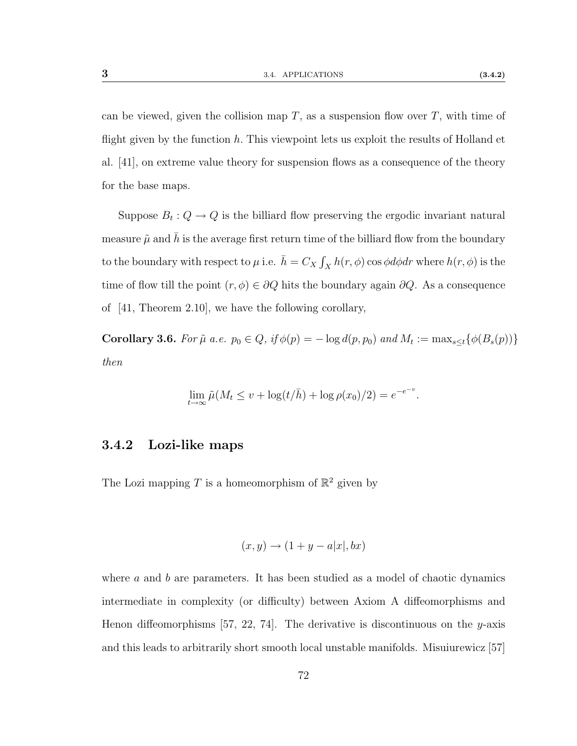can be viewed, given the collision map $T$, as a suspension flow over $T$, with time of flight given by the function $h$. This viewpoint lets us exploit the results of Holland et al. [41], on extreme value theory for suspension flows as a consequence of the theory for the base maps.

Suppose $B_t : Q \to Q$ is the billiard flow preserving the ergodic invariant natural measure $\tilde{\mu}$ and $\bar{h}$ is the average first return time of the billiard flow from the boundary to the boundary with respect to $\mu$ i.e. $\bar{h} = C_X \int_X h(r, \phi) \cos \phi d\phi dr$ where $h(r, \phi)$ is the time of flow till the point $(r, \phi) \in \partial Q$ hits the boundary again $\partial Q$. As a consequence of [41, Theorem 2.10], we have the following corollary,

**Corollary 3.6.** *For $\tilde{\mu}$ a.e. $p_0 \in Q$, if $\phi(p) = -\log d(p, p_0)$ and $M_t := \max_{s \leq t}\{\phi(B_s(p))\}$ then*

$$\lim_{t \to \infty} \tilde{\mu}(M_t \leq v + \log(t/\bar{h}) + \log \rho(x_0)/2) = e^{-e^{-v}}.$$

### 3.4.2 Lozi-like maps

The Lozi mapping $T$ is a homeomorphism of $\mathbb{R}^2$ given by

$$(x, y) \to (1 + y - a|x|, bx)$$

where $a$ and $b$ are parameters. It has been studied as a model of chaotic dynamics intermediate in complexity (or difficulty) between Axiom A diffeomorphisms and Henon diffeomorphisms [57, 22, 74]. The derivative is discontinuous on the $y$-axis and this leads to arbitrarily short smooth local unstable manifolds. Misiuirewicz [57]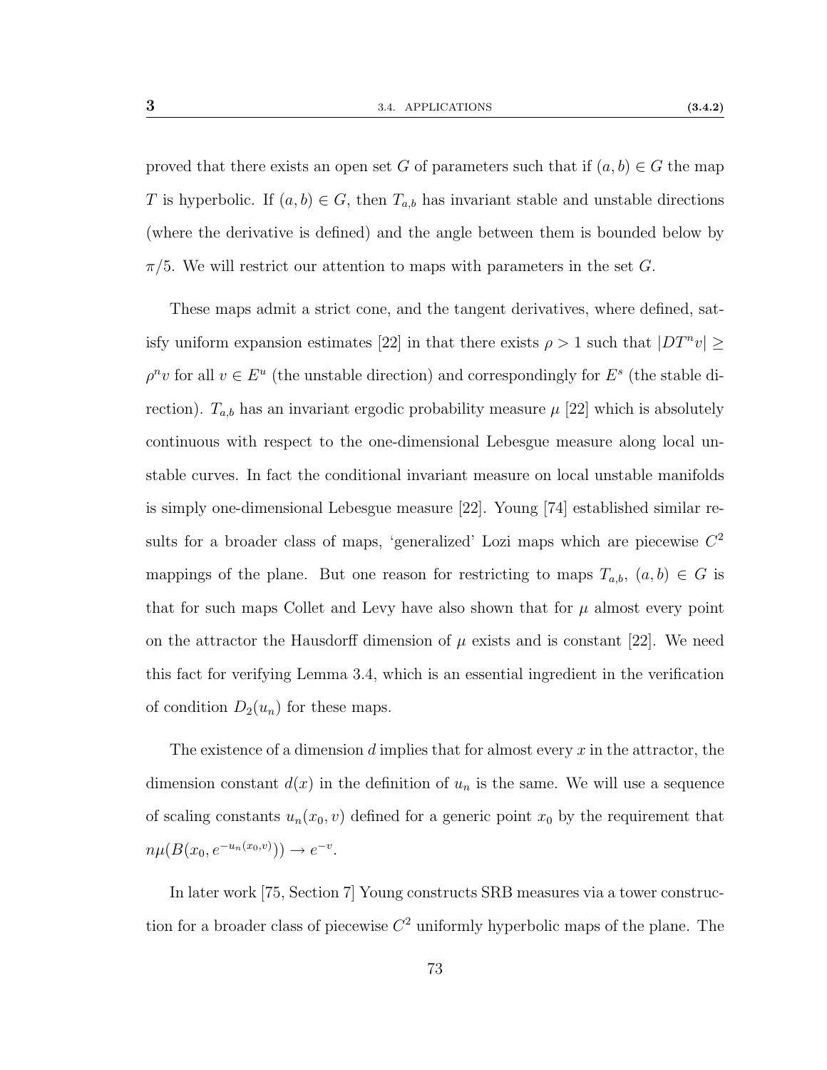proved that there exists an open set $G$ of parameters such that if $(a, b) \in G$ the map $T$ is hyperbolic. If $(a, b) \in G$, then $T_{a,b}$ has invariant stable and unstable directions (where the derivative is defined) and the angle between them is bounded below by $\pi/5$. We will restrict our attention to maps with parameters in the set $G$.

These maps admit a strict cone, and the tangent derivatives, where defined, satisfy uniform expansion estimates [22] in that there exists $\rho > 1$ such that $|DT^n v| \geq \rho^n v$ for all $v \in E^u$ (the unstable direction) and correspondingly for $E^s$ (the stable direction). $T_{a,b}$ has an invariant ergodic probability measure $\mu$ [22] which is absolutely continuous with respect to the one-dimensional Lebesgue measure along local unstable curves. In fact the conditional invariant measure on local unstable manifolds is simply one-dimensional Lebesgue measure [22]. Young [74] established similar results for a broader class of maps, 'generalized' Lozi maps which are piecewise $C^2$ mappings of the plane. But one reason for restricting to maps $T_{a,b}$, $(a, b) \in G$ is that for such maps Collet and Levy have also shown that for $\mu$ almost every point on the attractor the Hausdorff dimension of $\mu$ exists and is constant [22]. We need this fact for verifying Lemma 3.4, which is an essential ingredient in the verification of condition $D_2(u_n)$ for these maps.

The existence of a dimension $d$ implies that for almost every $x$ in the attractor, the dimension constant $d(x)$ in the definition of $u_n$ is the same. We will use a sequence of scaling constants $u_n(x_0, v)$ defined for a generic point $x_0$ by the requirement that $n\mu(B(x_0, e^{-u_n(x_0,v)})) \to e^{-v}$.

In later work [75, Section 7] Young constructs SRB measures via a tower construction for a broader class of piecewise $C^2$ uniformly hyperbolic maps of the plane. The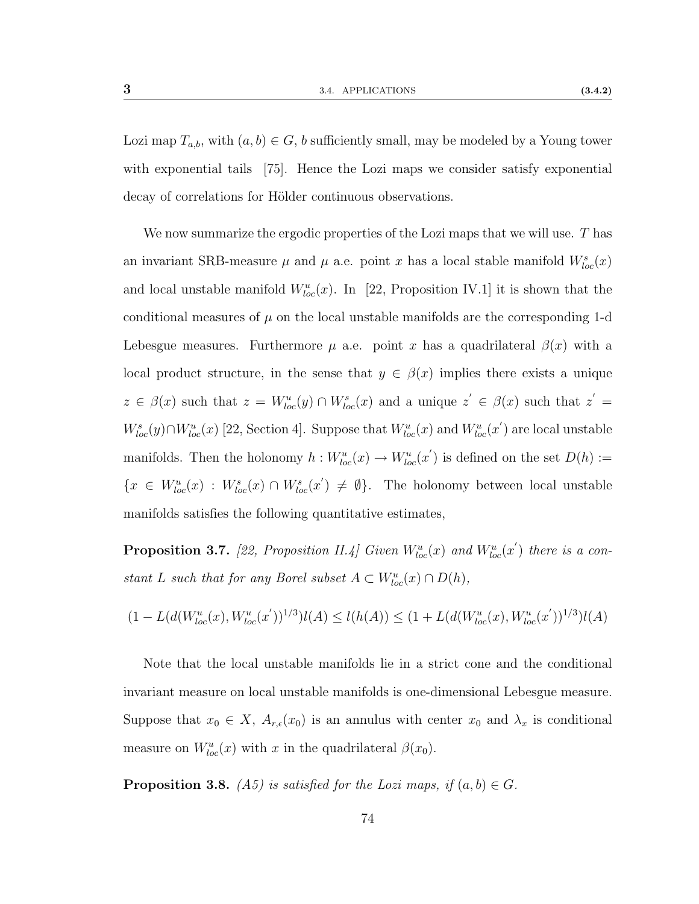Lozi map $T_{a,b}$, with $(a,b) \in G$, $b$ sufficiently small, may be modeled by a Young tower with exponential tails [75]. Hence the Lozi maps we consider satisfy exponential decay of correlations for Hölder continuous observations.

We now summarize the ergodic properties of the Lozi maps that we will use. $T$ has an invariant SRB-measure $\mu$ and $\mu$ a.e. point $x$ has a local stable manifold $W^s_{loc}(x)$ and local unstable manifold $W^u_{loc}(x)$. In [22, Proposition IV.1] it is shown that the conditional measures of $\mu$ on the local unstable manifolds are the corresponding 1-d Lebesgue measures. Furthermore $\mu$ a.e. point $x$ has a quadrilateral $\beta(x)$ with a local product structure, in the sense that $y \in \beta(x)$ implies there exists a unique $z \in \beta(x)$ such that $z = W^u_{loc}(y) \cap W^s_{loc}(x)$ and a unique $z' \in \beta(x)$ such that $z' = W^s_{loc}(y) \cap W^u_{loc}(x)$ [22, Section 4]. Suppose that $W^u_{loc}(x)$ and $W^u_{loc}(x')$ are local unstable manifolds. Then the holonomy $h : W^u_{loc}(x) \to W^u_{loc}(x')$ is defined on the set $D(h) := \{x \in W^u_{loc}(x) : W^s_{loc}(x) \cap W^s_{loc}(x') \neq \emptyset\}$. The holonomy between local unstable manifolds satisfies the following quantitative estimates,

**Proposition 3.7.** *[22, Proposition II.4] Given $W^u_{loc}(x)$ and $W^u_{loc}(x')$ there is a constant $L$ such that for any Borel subset $A \subset W^u_{loc}(x) \cap D(h)$,*

$$(1 - L(d(W^u_{loc}(x), W^u_{loc}(x'))^{1/3})l(A) \leq l(h(A)) \leq (1 + L(d(W^u_{loc}(x), W^u_{loc}(x'))^{1/3})l(A)$$

Note that the local unstable manifolds lie in a strict cone and the conditional invariant measure on local unstable manifolds is one-dimensional Lebesgue measure. Suppose that $x_0 \in X$, $A_{r,\epsilon}(x_0)$ is an annulus with center $x_0$ and $\lambda_x$ is conditional measure on $W^u_{loc}(x)$ with $x$ in the quadrilateral $\beta(x_0)$.

**Proposition 3.8.** *(A5) is satisfied for the Lozi maps, if $(a,b) \in G$.*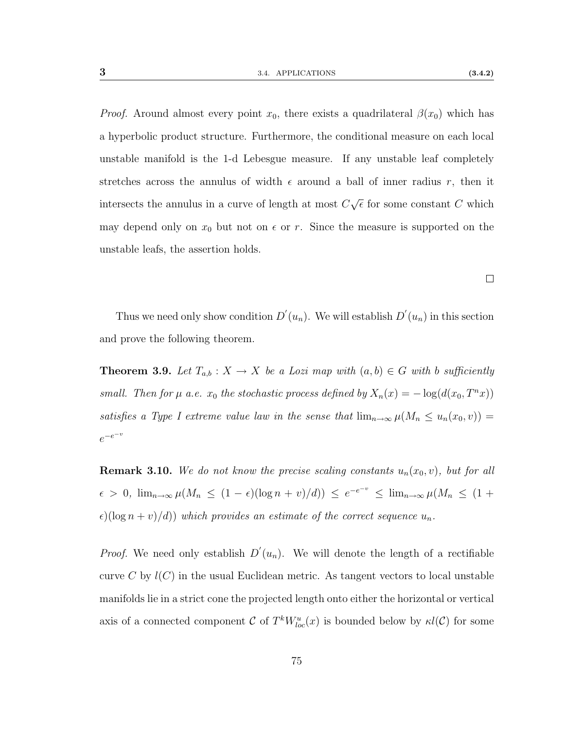*Proof.* Around almost every point $x_0$, there exists a quadrilateral $\beta(x_0)$ which has a hyperbolic product structure. Furthermore, the conditional measure on each local unstable manifold is the 1-d Lebesgue measure. If any unstable leaf completely stretches across the annulus of width $\epsilon$ around a ball of inner radius $r$, then it intersects the annulus in a curve of length at most $C\sqrt{\epsilon}$ for some constant $C$ which may depend only on $x_0$ but not on $\epsilon$ or $r$. Since the measure is supported on the unstable leafs, the assertion holds.

$\square$

Thus we need only show condition $D^{'}(u_n)$. We will establish $D^{'}(u_n)$ in this section and prove the following theorem.

**Theorem 3.9.** *Let $T_{a,b} : X \to X$ be a Lozi map with $(a, b) \in G$ with $b$ sufficiently small. Then for $\mu$ a.e. $x_0$ the stochastic process defined by $X_n(x) = -\log(d(x_0, T^n x))$ satisfies a Type I extreme value law in the sense that $\lim_{n\to\infty} \mu(M_n \leq u_n(x_0, v)) = e^{-e^{-v}}$*

**Remark 3.10.** *We do not know the precise scaling constants $u_n(x_0, v)$, but for all $\epsilon > 0$, $\lim_{n\to\infty} \mu(M_n \leq (1 - \epsilon)(\log n + v)/d)) \leq e^{-e^{-v}} \leq \lim_{n\to\infty} \mu(M_n \leq (1 + \epsilon)(\log n + v)/d))$ which provides an estimate of the correct sequence $u_n$.*

*Proof.* We need only establish $D^{'}(u_n)$. We will denote the length of a rectifiable curve $C$ by $l(C)$ in the usual Euclidean metric. As tangent vectors to local unstable manifolds lie in a strict cone the projected length onto either the horizontal or vertical axis of a connected component $\mathcal{C}$ of $T^k W^u_{loc}(x)$ is bounded below by $\kappa l(\mathcal{C})$ for some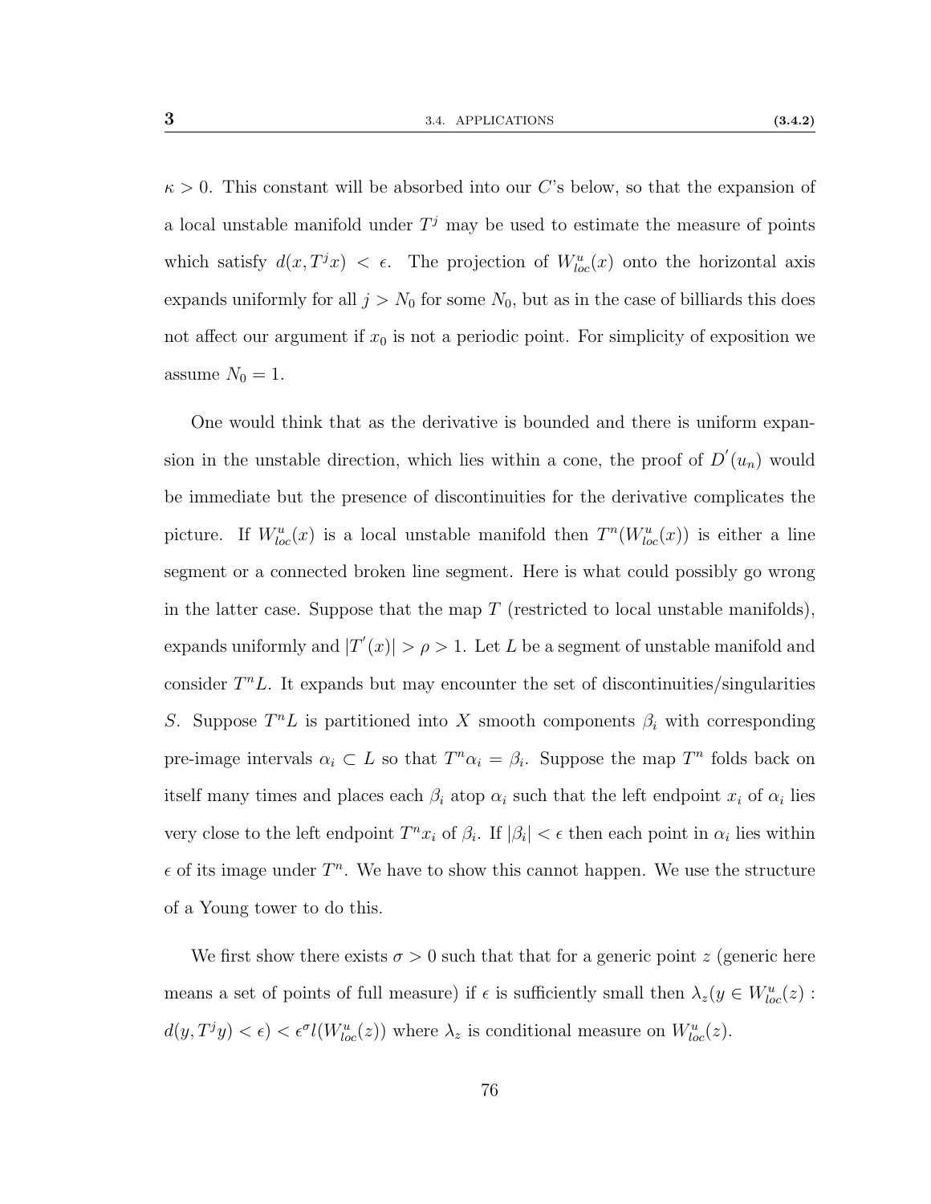$\kappa > 0$. This constant will be absorbed into our $C$'s below, so that the expansion of a local unstable manifold under $T^j$ may be used to estimate the measure of points which satisfy $d(x, T^j x) < \epsilon$. The projection of $W^u_{loc}(x)$ onto the horizontal axis expands uniformly for all $j > N_0$ for some $N_0$, but as in the case of billiards this does not affect our argument if $x_0$ is not a periodic point. For simplicity of exposition we assume $N_0 = 1$.

One would think that as the derivative is bounded and there is uniform expansion in the unstable direction, which lies within a cone, the proof of $D'(u_n)$ would be immediate but the presence of discontinuities for the derivative complicates the picture. If $W^u_{loc}(x)$ is a local unstable manifold then $T^n(W^u_{loc}(x))$ is either a line segment or a connected broken line segment. Here is what could possibly go wrong in the latter case. Suppose that the map $T$ (restricted to local unstable manifolds), expands uniformly and $|T'(x)| > \rho > 1$. Let $L$ be a segment of unstable manifold and consider $T^n L$. It expands but may encounter the set of discontinuities/singularities $S$. Suppose $T^n L$ is partitioned into $X$ smooth components $\beta_i$ with corresponding pre-image intervals $\alpha_i \subset L$ so that $T^n \alpha_i = \beta_i$. Suppose the map $T^n$ folds back on itself many times and places each $\beta_i$ atop $\alpha_i$ such that the left endpoint $x_i$ of $\alpha_i$ lies very close to the left endpoint $T^n x_i$ of $\beta_i$. If $|\beta_i| < \epsilon$ then each point in $\alpha_i$ lies within $\epsilon$ of its image under $T^n$. We have to show this cannot happen. We use the structure of a Young tower to do this.

We first show there exists $\sigma > 0$ such that that for a generic point $z$ (generic here means a set of points of full measure) if $\epsilon$ is sufficiently small then $\lambda_z(y \in W^u_{loc}(z) : d(y, T^j y) < \epsilon) < \epsilon^\sigma l(W^u_{loc}(z))$ where $\lambda_z$ is conditional measure on $W^u_{loc}(z)$.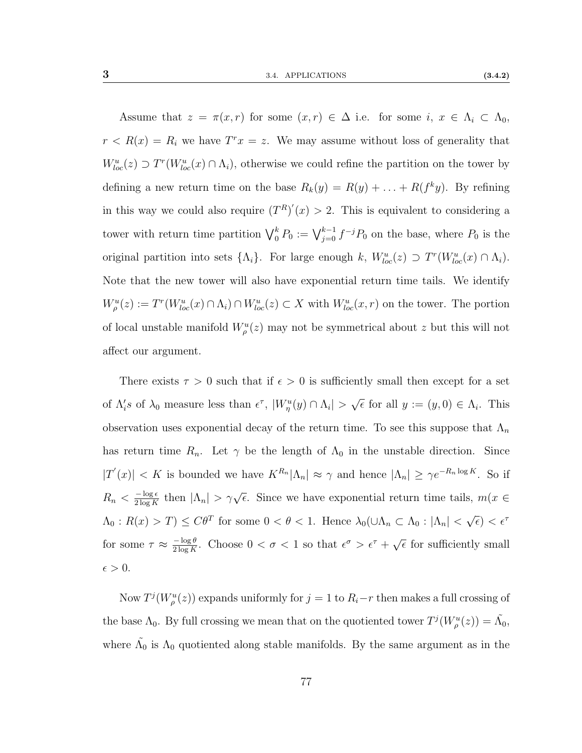Assume that $z = \pi(x, r)$ for some $(x, r) \in \Delta$ i.e. for some $i$, $x \in \Lambda_i \subset \Lambda_0$, $r < R(x) = R_i$ we have $T^r x = z$. We may assume without loss of generality that $W^u_{loc}(z) \supset T^r(W^u_{loc}(x) \cap \Lambda_i)$, otherwise we could refine the partition on the tower by defining a new return time on the base $R_k(y) = R(y) + \ldots + R(f^k y)$. By refining in this way we could also require $(T^R)'(x) > 2$. This is equivalent to considering a tower with return time partition $\bigvee_0^k P_0 := \bigvee_{j=0}^{k-1} f^{-j} P_0$ on the base, where $P_0$ is the original partition into sets $\{\Lambda_i\}$. For large enough $k$, $W^u_{loc}(z) \supset T^r(W^u_{loc}(x) \cap \Lambda_i)$. Note that the new tower will also have exponential return time tails. We identify $W^u_\rho(z) := T^r(W^u_{loc}(x) \cap \Lambda_i) \cap W^u_{loc}(z) \subset X$ with $W^u_{loc}(x, r)$ on the tower. The portion of local unstable manifold $W^u_\rho(z)$ may not be symmetrical about $z$ but this will not affect our argument.

There exists $\tau > 0$ such that if $\epsilon > 0$ is sufficiently small then except for a set of $\Lambda_i's$ of $\lambda_0$ measure less than $\epsilon^\tau$, $|W^u_\eta(y) \cap \Lambda_i| > \sqrt{\epsilon}$ for all $y := (y, 0) \in \Lambda_i$. This observation uses exponential decay of the return time. To see this suppose that $\Lambda_n$ has return time $R_n$. Let $\gamma$ be the length of $\Lambda_0$ in the unstable direction. Since $|T'(x)| < K$ is bounded we have $K^{R_n}|\Lambda_n| \approx \gamma$ and hence $|\Lambda_n| \geq \gamma e^{-R_n \log K}$. So if $R_n < \frac{-\log \epsilon}{2 \log K}$ then $|\Lambda_n| > \gamma\sqrt{\epsilon}$. Since we have exponential return time tails, $m(x \in \Lambda_0 : R(x) > T) \leq C\theta^T$ for some $0 < \theta < 1$. Hence $\lambda_0(\cup \Lambda_n \subset \Lambda_0 : |\Lambda_n| < \sqrt{\epsilon}) < \epsilon^\tau$ for some $\tau \approx \frac{-\log \theta}{2 \log K}$. Choose $0 < \sigma < 1$ so that $\epsilon^\sigma > \epsilon^\tau + \sqrt{\epsilon}$ for sufficiently small $\epsilon > 0$.

Now $T^j(W^u_\rho(z))$ expands uniformly for $j = 1$ to $R_i - r$ then makes a full crossing of the base $\Lambda_0$. By full crossing we mean that on the quotiented tower $T^j(W^u_\rho(z)) = \tilde{\Lambda_0}$, where $\tilde{\Lambda_0}$ is $\Lambda_0$ quotiented along stable manifolds. By the same argument as in the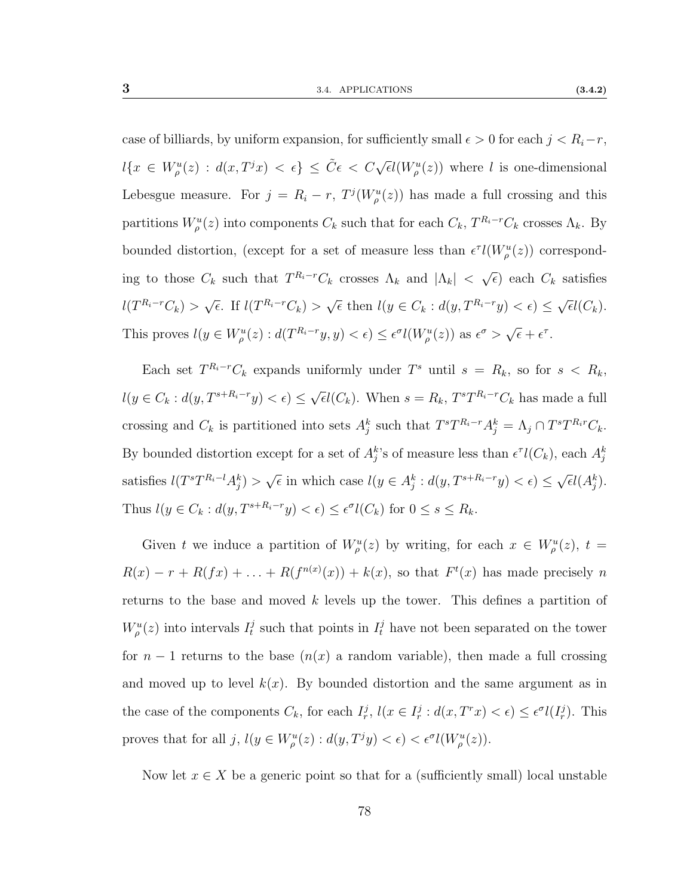case of billiards, by uniform expansion, for sufficiently small $\epsilon > 0$ for each $j < R_i - r$, $l\{x \in W^u_\rho(z) : d(x, T^j x) < \epsilon\} \leq \tilde{C}\epsilon < C\sqrt{\epsilon}\, l(W^u_\rho(z))$ where $l$ is one-dimensional Lebesgue measure. For $j = R_i - r$, $T^j(W^u_\rho(z))$ has made a full crossing and this partitions $W^u_\rho(z)$ into components $C_k$ such that for each $C_k$, $T^{R_i - r}C_k$ crosses $\Lambda_k$. By bounded distortion, (except for a set of measure less than $\epsilon^\tau l(W^u_\rho(z))$ corresponding to those $C_k$ such that $T^{R_i-r}C_k$ crosses $\Lambda_k$ and $|\Lambda_k| < \sqrt{\epsilon}$) each $C_k$ satisfies $l(T^{R_i-r}C_k) > \sqrt{\epsilon}$. If $l(T^{R_i-r}C_k) > \sqrt{\epsilon}$ then $l(y \in C_k : d(y, T^{R_i-r}y) < \epsilon) \leq \sqrt{\epsilon}\, l(C_k)$. This proves $l(y \in W^u_\rho(z) : d(T^{R_i-r}y, y) < \epsilon) \leq \epsilon^\sigma l(W^u_\rho(z))$ as $\epsilon^\sigma > \sqrt{\epsilon} + \epsilon^\tau$.

Each set $T^{R_i-r}C_k$ expands uniformly under $T^s$ until $s = R_k$, so for $s < R_k$, $l(y \in C_k : d(y, T^{s+R_i-r}y) < \epsilon) \leq \sqrt{\epsilon}\, l(C_k)$. When $s = R_k$, $T^s T^{R_i-r}C_k$ has made a full crossing and $C_k$ is partitioned into sets $A^k_j$ such that $T^s T^{R_i-r}A^k_j = \Lambda_j \cap T^s T^{R_i r}C_k$. By bounded distortion except for a set of $A^k_j$'s of measure less than $\epsilon^\tau l(C_k)$, each $A^k_j$ satisfies $l(T^s T^{R_i-l}A^k_j) > \sqrt{\epsilon}$ in which case $l(y \in A^k_j : d(y, T^{s+R_i-r}y) < \epsilon) \leq \sqrt{\epsilon}\, l(A^k_j)$. Thus $l(y \in C_k : d(y, T^{s+R_i-r}y) < \epsilon) \leq \epsilon^\sigma l(C_k)$ for $0 \leq s \leq R_k$.

Given $t$ we induce a partition of $W^u_\rho(z)$ by writing, for each $x \in W^u_\rho(z)$, $t = R(x) - r + R(fx) + \ldots + R(f^{n(x)}(x)) + k(x)$, so that $F^t(x)$ has made precisely $n$ returns to the base and moved $k$ levels up the tower. This defines a partition of $W^u_\rho(z)$ into intervals $I^j_t$ such that points in $I^j_t$ have not been separated on the tower for $n-1$ returns to the base ($n(x)$ a random variable), then made a full crossing and moved up to level $k(x)$. By bounded distortion and the same argument as in the case of the components $C_k$, for each $I^j_r$, $l(x \in I^j_r : d(x, T^r x) < \epsilon) \leq \epsilon^\sigma l(I^j_r)$. This proves that for all $j$, $l(y \in W^u_\rho(z) : d(y, T^j y) < \epsilon) < \epsilon^\sigma l(W^u_\rho(z))$.

Now let $x \in X$ be a generic point so that for a (sufficiently small) local unstable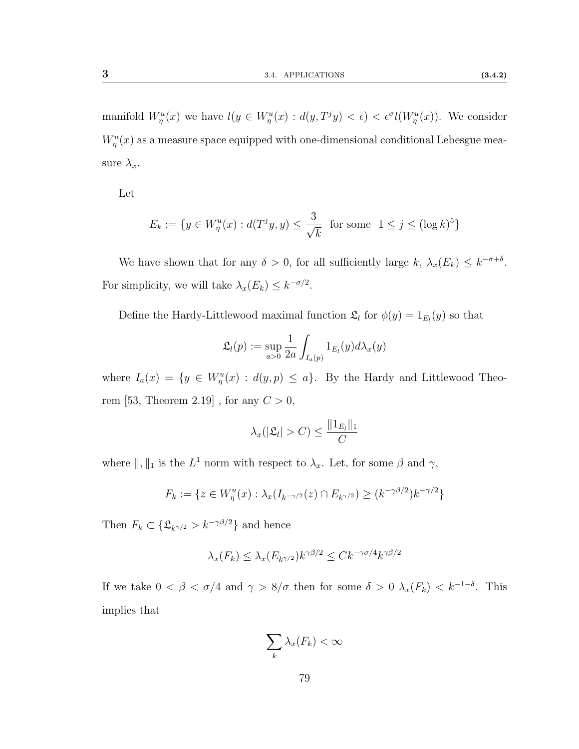manifold $W^u_\eta(x)$ we have $l(y \in W^u_\eta(x) : d(y, T^j y) < \epsilon) < \epsilon^\sigma l(W^u_\eta(x))$. We consider $W^u_\eta(x)$ as a measure space equipped with one-dimensional conditional Lebesgue measure $\lambda_x$.

Let

$$E_k := \{y \in W^u_\eta(x) : d(T^j y, y) \leq \frac{3}{\sqrt{k}} \text{ for some } 1 \leq j \leq (\log k)^5\}$$

We have shown that for any $\delta > 0$, for all sufficiently large $k$, $\lambda_x(E_k) \leq k^{-\sigma+\delta}$. For simplicity, we will take $\lambda_x(E_k) \leq k^{-\sigma/2}$.

Define the Hardy-Littlewood maximal function $\mathfrak{L}_l$ for $\phi(y) = 1_{E_l}(y)$ so that

$$\mathfrak{L}_l(p) := \sup_{a>0} \frac{1}{2a} \int_{I_a(p)} 1_{E_l}(y) d\lambda_x(y)$$

where $I_a(x) = \{y \in W^u_\eta(x) : d(y, p) \leq a\}$. By the Hardy and Littlewood Theorem [53, Theorem 2.19] , for any $C > 0$,

$$\lambda_x(|\mathfrak{L}_l| > C) \leq \frac{\|1_{E_l}\|_1}{C}$$

where $\|, \|_1$ is the $L^1$ norm with respect to $\lambda_x$. Let, for some $\beta$ and $\gamma$,

$$F_k := \{z \in W^u_\eta(x) : \lambda_x(I_{k^{-\gamma/2}}(z) \cap E_{k^{\gamma/2}}) \geq (k^{-\gamma\beta/2}) k^{-\gamma/2}\}$$

Then $F_k \subset \{\mathfrak{L}_{k^{\gamma/2}} > k^{-\gamma\beta/2}\}$ and hence

$$\lambda_x(F_k) \leq \lambda_x(E_{k^{\gamma/2}}) k^{\gamma\beta/2} \leq C k^{-\gamma\sigma/4} k^{\gamma\beta/2}$$

If we take $0 < \beta < \sigma/4$ and $\gamma > 8/\sigma$ then for some $\delta > 0$ $\lambda_x(F_k) < k^{-1-\delta}$. This implies that

$$\sum_k \lambda_x(F_k) < \infty$$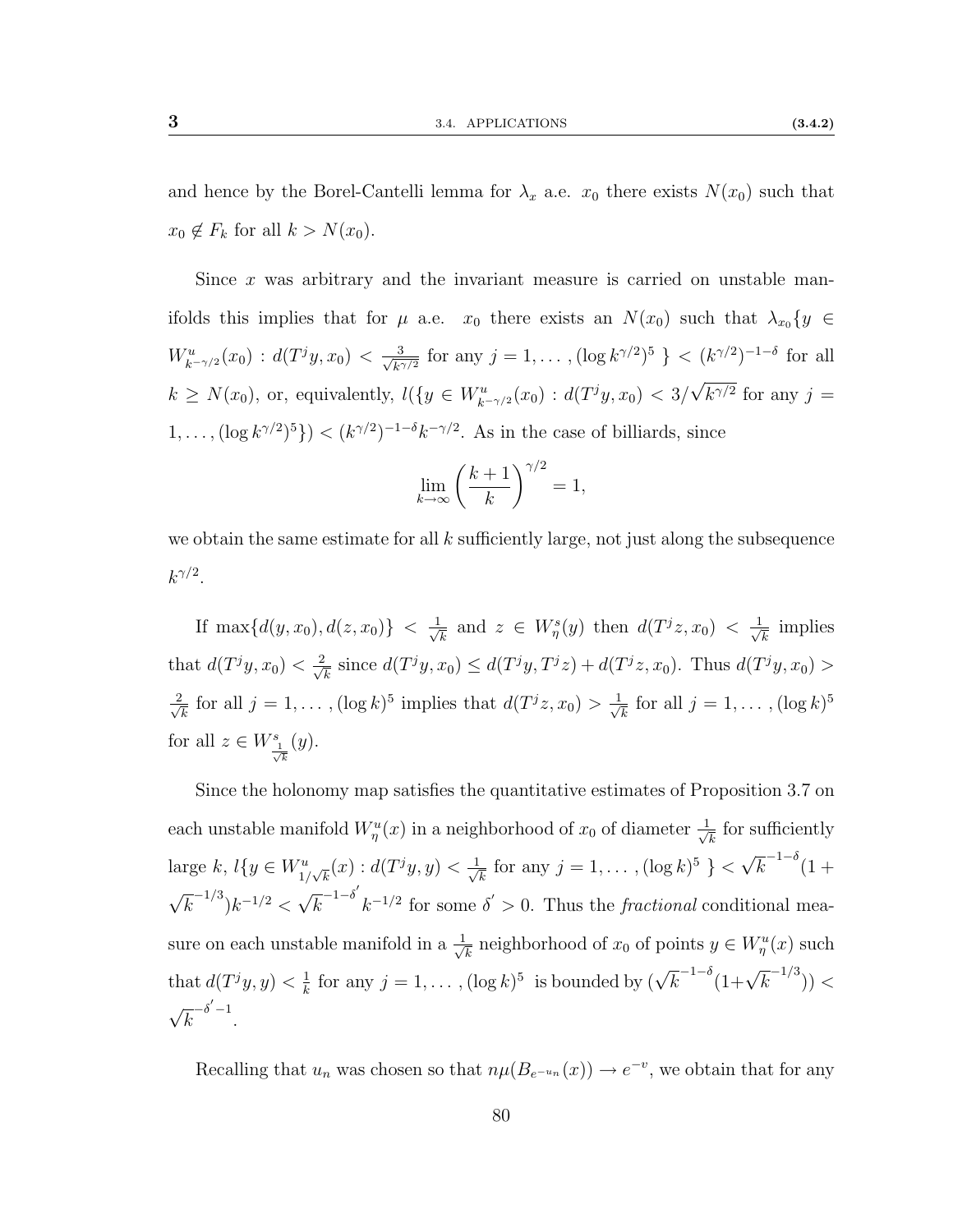and hence by the Borel-Cantelli lemma for $\lambda_x$ a.e. $x_0$ there exists $N(x_0)$ such that $x_0 \notin F_k$ for all $k > N(x_0)$.

Since $x$ was arbitrary and the invariant measure is carried on unstable manifolds this implies that for $\mu$ a.e. $x_0$ there exists an $N(x_0)$ such that $\lambda_{x_0}\{y \in W^u_{k^{-\gamma/2}}(x_0) : d(T^j y, x_0) < \frac{3}{\sqrt{k^{\gamma/2}}}$ for any $j = 1, \ldots, (\log k^{\gamma/2})^5 \} < (k^{\gamma/2})^{-1-\delta}$ for all $k \geq N(x_0)$, or, equivalently, $l(\{y \in W^u_{k^{-\gamma/2}}(x_0) : d(T^j y, x_0) < 3/\sqrt{k^{\gamma/2}}$ for any $j = 1, \ldots, (\log k^{\gamma/2})^5\}) < (k^{\gamma/2})^{-1-\delta} k^{-\gamma/2}$. As in the case of billiards, since

$$\lim_{k\to\infty} \left(\frac{k+1}{k}\right)^{\gamma/2} = 1,$$

we obtain the same estimate for all $k$ sufficiently large, not just along the subsequence $k^{\gamma/2}$.

If $\max\{d(y, x_0), d(z, x_0)\} < \frac{1}{\sqrt{k}}$ and $z \in W^s_\eta(y)$ then $d(T^j z, x_0) < \frac{1}{\sqrt{k}}$ implies that $d(T^j y, x_0) < \frac{2}{\sqrt{k}}$ since $d(T^j y, x_0) \leq d(T^j y, T^j z) + d(T^j z, x_0)$. Thus $d(T^j y, x_0) > \frac{2}{\sqrt{k}}$ for all $j = 1, \ldots, (\log k)^5$ implies that $d(T^j z, x_0) > \frac{1}{\sqrt{k}}$ for all $j = 1, \ldots, (\log k)^5$ for all $z \in W^s_{\frac{1}{\sqrt{k}}}(y)$.

Since the holonomy map satisfies the quantitative estimates of Proposition 3.7 on each unstable manifold $W^u_\eta(x)$ in a neighborhood of $x_0$ of diameter $\frac{1}{\sqrt{k}}$ for sufficiently large $k$, $l\{y \in W^u_{1/\sqrt{k}}(x) : d(T^j y, y) < \frac{1}{\sqrt{k}}$ for any $j = 1, \ldots, (\log k)^5 \} < \sqrt{k}^{-1-\delta}(1 + \sqrt{k}^{-1/3})k^{-1/2} < \sqrt{k}^{-1-\delta'} k^{-1/2}$ for some $\delta' > 0$. Thus the *fractional* conditional measure on each unstable manifold in a $\frac{1}{\sqrt{k}}$ neighborhood of $x_0$ of points $y \in W^u_\eta(x)$ such that $d(T^j y, y) < \frac{1}{k}$ for any $j = 1, \ldots, (\log k)^5$ is bounded by $(\sqrt{k}^{-1-\delta}(1+\sqrt{k}^{-1/3})) < \sqrt{k}^{-\delta'-1}$.

Recalling that $u_n$ was chosen so that $n\mu(B_{e^{-u_n}}(x)) \to e^{-v}$, we obtain that for any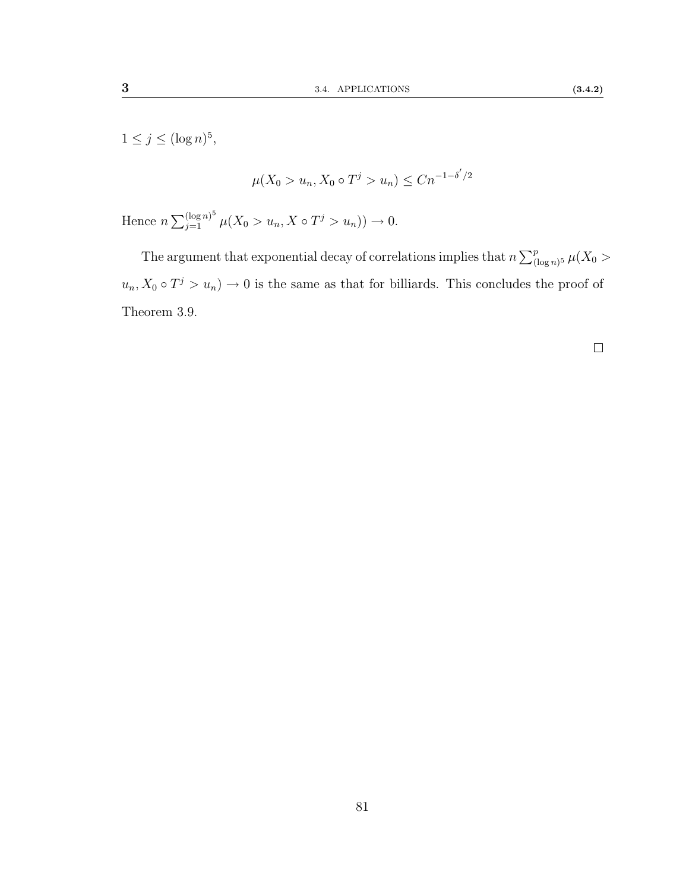$1 \leq j \leq (\log n)^5$,

$$\mu(X_0 > u_n, X_0 \circ T^j > u_n) \leq Cn^{-1-\delta'/2}$$

Hence $n \sum_{j=1}^{(\log n)^5} \mu(X_0 > u_n, X \circ T^j > u_n)) \to 0$.

The argument that exponential decay of correlations implies that $n \sum_{(\log n)^5}^{p} \mu(X_0 > u_n, X_0 \circ T^j > u_n) \to 0$ is the same as that for billiards. This concludes the proof of Theorem 3.9.

□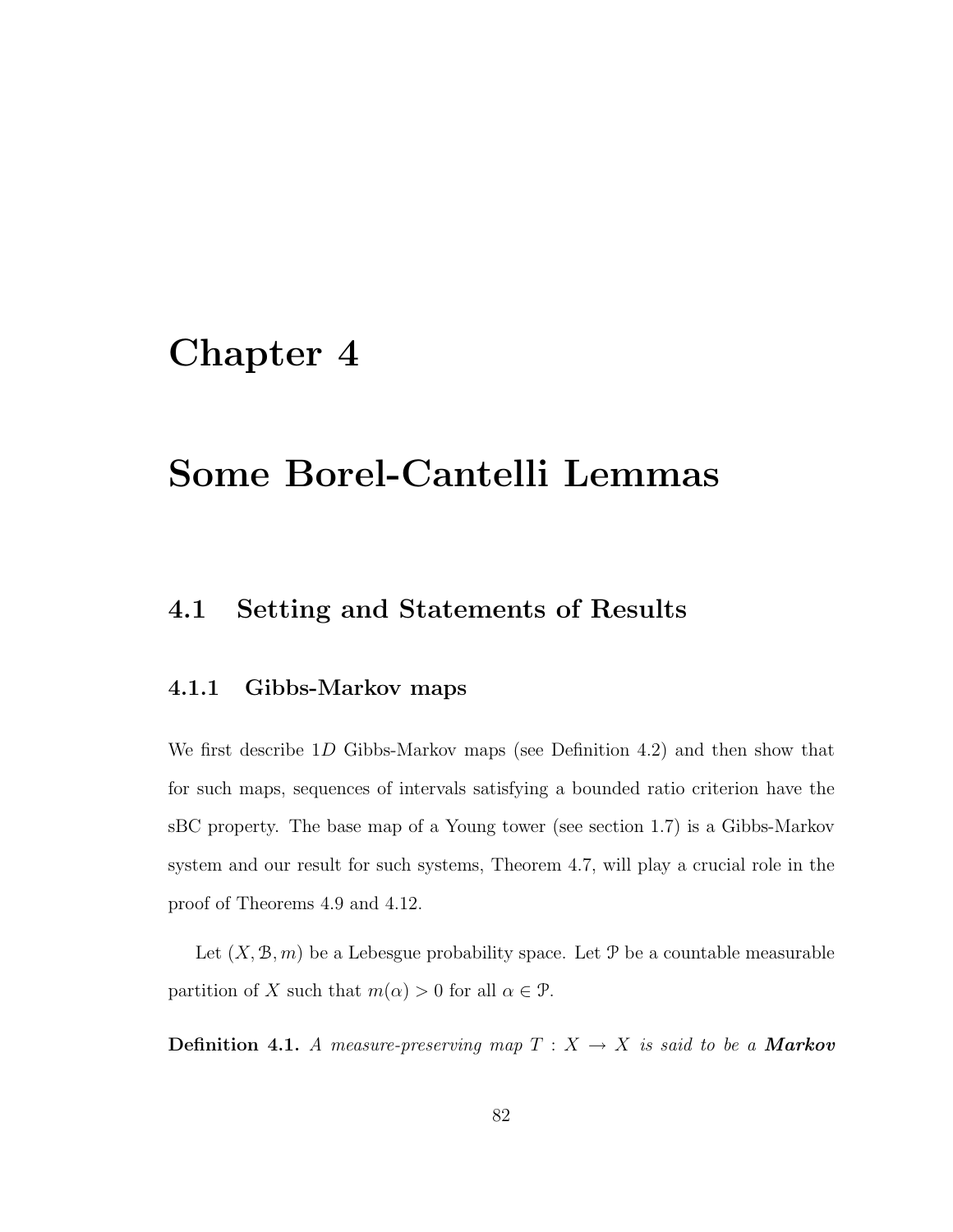# Chapter 4

# Some Borel-Cantelli Lemmas

## 4.1 Setting and Statements of Results

### 4.1.1 Gibbs-Markov maps

We first describe $1D$ Gibbs-Markov maps (see Definition 4.2) and then show that for such maps, sequences of intervals satisfying a bounded ratio criterion have the sBC property. The base map of a Young tower (see section 1.7) is a Gibbs-Markov system and our result for such systems, Theorem 4.7, will play a crucial role in the proof of Theorems 4.9 and 4.12.

Let $(X, \mathcal{B}, m)$ be a Lebesgue probability space. Let $\mathcal{P}$ be a countable measurable partition of $X$ such that $m(\alpha) > 0$ for all $\alpha \in \mathcal{P}$.

**Definition 4.1.** *A measure-preserving map $T : X \to X$ is said to be a* ***Markov***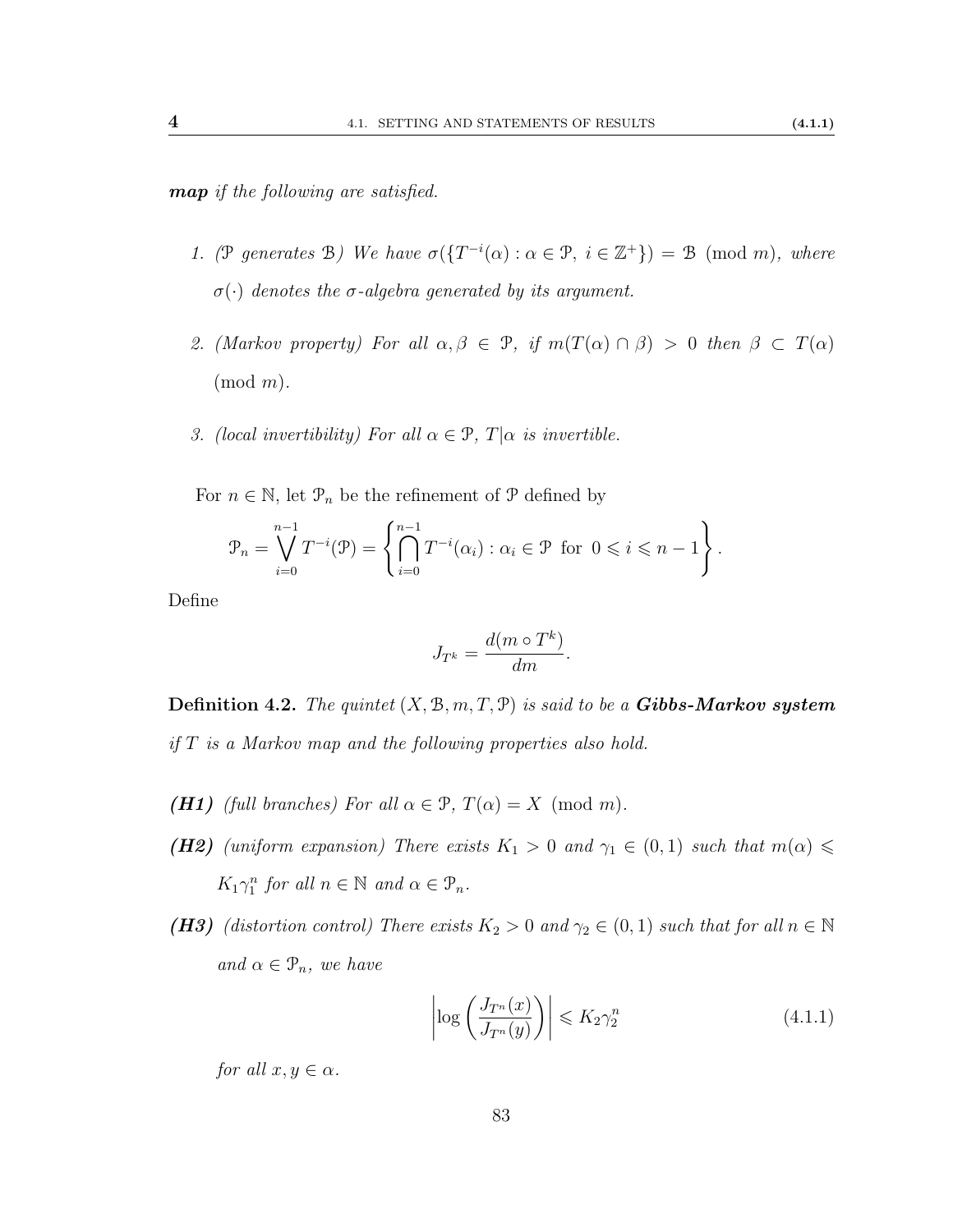***map*** *if the following are satisfied.*

1. *($\mathcal{P}$ generates $\mathcal{B}$) We have $\sigma(\{T^{-i}(\alpha) : \alpha \in \mathcal{P},\ i \in \mathbb{Z}^+\}) = \mathcal{B} \pmod{m}$, where $\sigma(\cdot)$ denotes the $\sigma$-algebra generated by its argument.*

2. *(Markov property) For all $\alpha, \beta \in \mathcal{P}$, if $m(T(\alpha) \cap \beta) > 0$ then $\beta \subset T(\alpha)$ $\pmod{m}$.*

3. *(local invertibility) For all $\alpha \in \mathcal{P}$, $T|\alpha$ is invertible.*

For $n \in \mathbb{N}$, let $\mathcal{P}_n$ be the refinement of $\mathcal{P}$ defined by

$$\mathcal{P}_n = \bigvee_{i=0}^{n-1} T^{-i}(\mathcal{P}) = \left\{ \bigcap_{i=0}^{n-1} T^{-i}(\alpha_i) : \alpha_i \in \mathcal{P} \text{ for } 0 \leqslant i \leqslant n-1 \right\}.$$

Define

$$J_{T^k} = \frac{d(m \circ T^k)}{dm}.$$

**Definition 4.2.** *The quintet $(X, \mathcal{B}, m, T, \mathcal{P})$ is said to be a **Gibbs-Markov system** if $T$ is a Markov map and the following properties also hold.*

***(H1)*** *(full branches) For all $\alpha \in \mathcal{P}$, $T(\alpha) = X \pmod{m}$.*

***(H2)*** *(uniform expansion) There exists $K_1 > 0$ and $\gamma_1 \in (0,1)$ such that $m(\alpha) \leqslant K_1 \gamma_1^n$ for all $n \in \mathbb{N}$ and $\alpha \in \mathcal{P}_n$.*

***(H3)*** *(distortion control) There exists $K_2 > 0$ and $\gamma_2 \in (0,1)$ such that for all $n \in \mathbb{N}$ and $\alpha \in \mathcal{P}_n$, we have*

$$\left| \log \left( \frac{J_{T^n}(x)}{J_{T^n}(y)} \right) \right| \leqslant K_2 \gamma_2^n \tag{4.1.1}$$

*for all $x, y \in \alpha$.*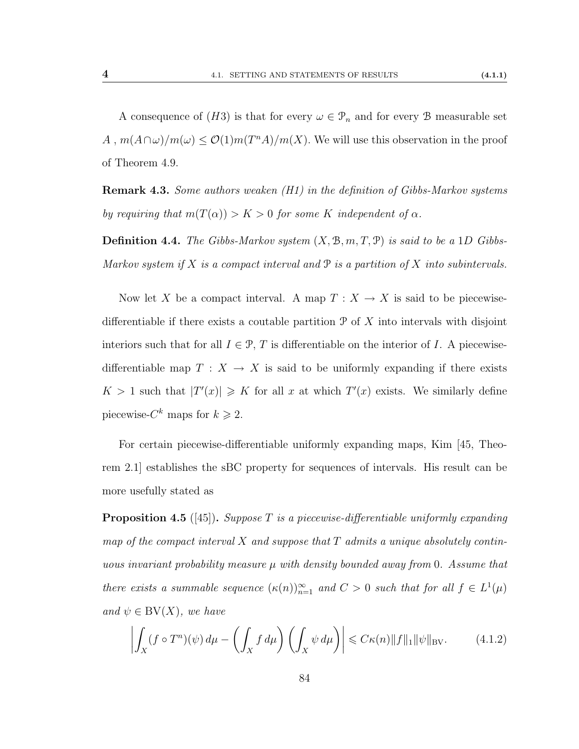A consequence of $(H3)$ is that for every $\omega \in \mathcal{P}_n$ and for every $\mathcal{B}$ measurable set $A$ , $m(A\cap\omega)/m(\omega) \leq \mathcal{O}(1)m(T^nA)/m(X)$. We will use this observation in the proof of Theorem 4.9.

**Remark 4.3.** *Some authors weaken (H1) in the definition of Gibbs-Markov systems by requiring that $m(T(\alpha)) > K > 0$ for some $K$ independent of $\alpha$.*

**Definition 4.4.** *The Gibbs-Markov system $(X, \mathcal{B}, m, T, \mathcal{P})$ is said to be a 1D Gibbs-Markov system if $X$ is a compact interval and $\mathcal{P}$ is a partition of $X$ into subintervals.*

Now let $X$ be a compact interval. A map $T : X \to X$ is said to be piecewise-differentiable if there exists a coutable partition $\mathcal{P}$ of $X$ into intervals with disjoint interiors such that for all $I \in \mathcal{P}$, $T$ is differentiable on the interior of $I$. A piecewise-differentiable map $T : X \to X$ is said to be uniformly expanding if there exists $K > 1$ such that $|T'(x)| \geqslant K$ for all $x$ at which $T'(x)$ exists. We similarly define piecewise-$C^k$ maps for $k \geqslant 2$.

For certain piecewise-differentiable uniformly expanding maps, Kim [45, Theorem 2.1] establishes the sBC property for sequences of intervals. His result can be more usefully stated as

**Proposition 4.5** ([45])**.** *Suppose $T$ is a piecewise-differentiable uniformly expanding map of the compact interval $X$ and suppose that $T$ admits a unique absolutely continuous invariant probability measure $\mu$ with density bounded away from 0. Assume that there exists a summable sequence $(\kappa(n))_{n=1}^{\infty}$ and $C > 0$ such that for all $f \in L^1(\mu)$ and $\psi \in \mathrm{BV}(X)$, we have*

$$\left| \int_X (f \circ T^n)(\psi)\, d\mu - \left( \int_X f\, d\mu \right) \left( \int_X \psi\, d\mu \right) \right| \leqslant C\kappa(n)\|f\|_1 \|\psi\|_{\mathrm{BV}}. \tag{4.1.2}$$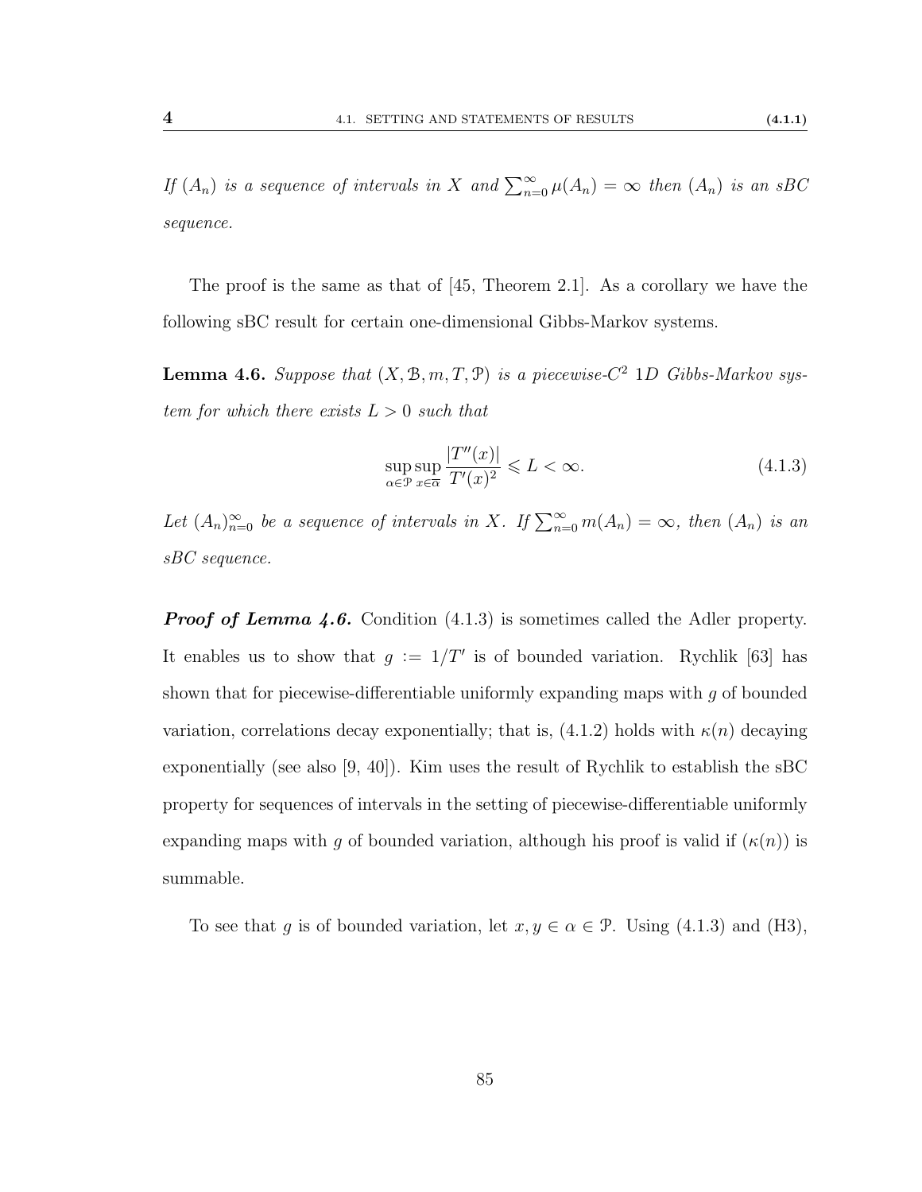*If $(A_n)$ is a sequence of intervals in $X$ and $\sum_{n=0}^{\infty} \mu(A_n) = \infty$ then $(A_n)$ is an sBC sequence.*

The proof is the same as that of [45, Theorem 2.1]. As a corollary we have the following sBC result for certain one-dimensional Gibbs-Markov systems.

**Lemma 4.6.** *Suppose that $(X, \mathcal{B}, m, T, \mathcal{P})$ is a piecewise-$C^2$ 1D Gibbs-Markov system for which there exists $L > 0$ such that*

$$\sup_{\alpha \in \mathcal{P}} \sup_{x \in \overline{\alpha}} \frac{|T''(x)|}{T'(x)^2} \leqslant L < \infty. \tag{4.1.3}$$

*Let $(A_n)_{n=0}^{\infty}$ be a sequence of intervals in $X$. If $\sum_{n=0}^{\infty} m(A_n) = \infty$, then $(A_n)$ is an sBC sequence.*

***Proof of Lemma 4.6.*** Condition (4.1.3) is sometimes called the Adler property. It enables us to show that $g := 1/T'$ is of bounded variation. Rychlik [63] has shown that for piecewise-differentiable uniformly expanding maps with $g$ of bounded variation, correlations decay exponentially; that is, (4.1.2) holds with $\kappa(n)$ decaying exponentially (see also [9, 40]). Kim uses the result of Rychlik to establish the sBC property for sequences of intervals in the setting of piecewise-differentiable uniformly expanding maps with $g$ of bounded variation, although his proof is valid if $(\kappa(n))$ is summable.

To see that $g$ is of bounded variation, let $x, y \in \alpha \in \mathcal{P}$. Using (4.1.3) and (H3),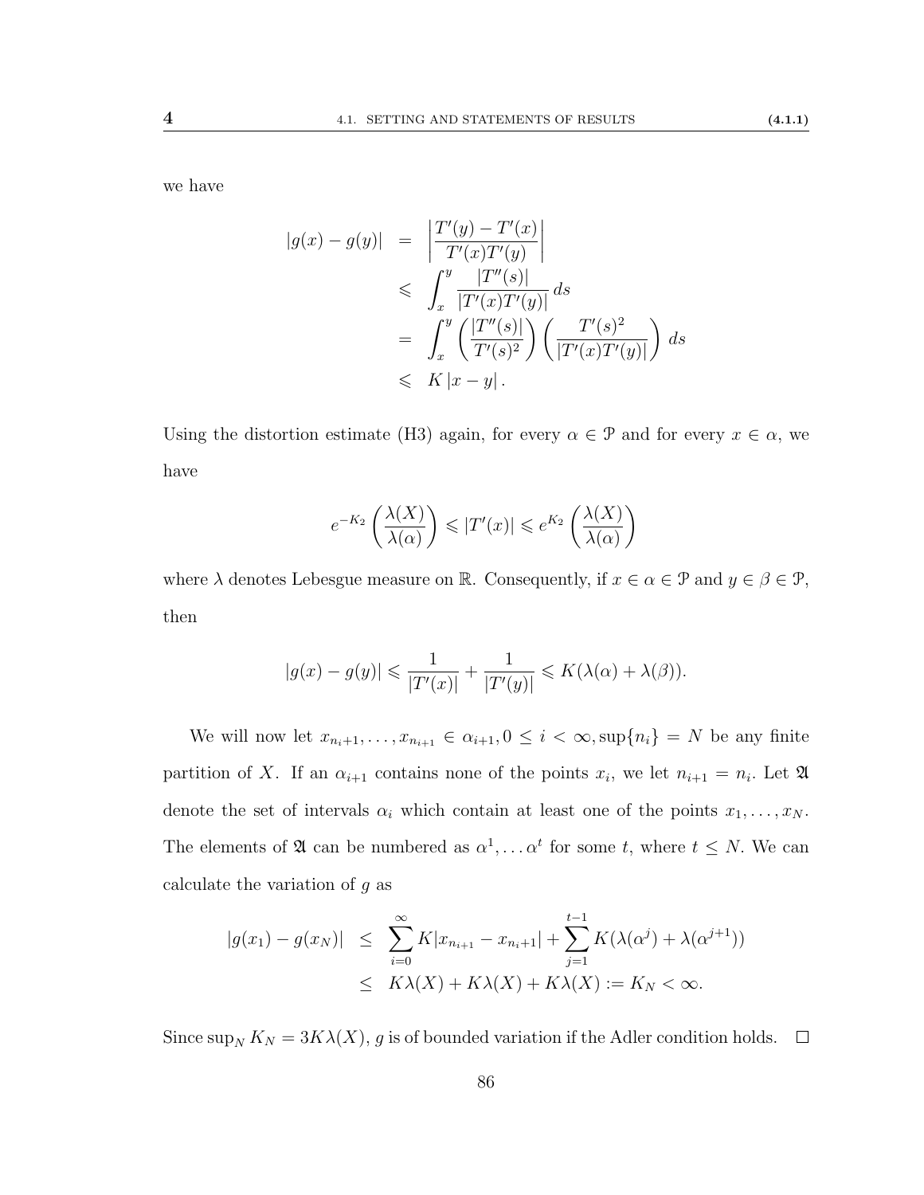we have

$$
\begin{aligned}
|g(x) - g(y)| &= \left| \frac{T'(y) - T'(x)}{T'(x)T'(y)} \right| \\
&\leqslant \int_x^y \frac{|T''(s)|}{|T'(x)T'(y)|}\, ds \\
&= \int_x^y \left( \frac{|T''(s)|}{T'(s)^2} \right) \left( \frac{T'(s)^2}{|T'(x)T'(y)|} \right) ds \\
&\leqslant K\,|x - y|\,.
\end{aligned}
$$

Using the distortion estimate (H3) again, for every $\alpha \in \mathcal{P}$ and for every $x \in \alpha$, we have

$$
e^{-K_2} \left( \frac{\lambda(X)}{\lambda(\alpha)} \right) \leqslant |T'(x)| \leqslant e^{K_2} \left( \frac{\lambda(X)}{\lambda(\alpha)} \right)
$$

where $\lambda$ denotes Lebesgue measure on $\mathbb{R}$. Consequently, if $x \in \alpha \in \mathcal{P}$ and $y \in \beta \in \mathcal{P}$, then

$$
|g(x) - g(y)| \leqslant \frac{1}{|T'(x)|} + \frac{1}{|T'(y)|} \leqslant K(\lambda(\alpha) + \lambda(\beta)).
$$

We will now let $x_{n_i+1}, \ldots, x_{n_{i+1}} \in \alpha_{i+1}, 0 \leq i < \infty, \sup\{n_i\} = N$ be any finite partition of $X$. If an $\alpha_{i+1}$ contains none of the points $x_i$, we let $n_{i+1} = n_i$. Let $\mathfrak{A}$ denote the set of intervals $\alpha_i$ which contain at least one of the points $x_1, \ldots, x_N$. The elements of $\mathfrak{A}$ can be numbered as $\alpha^1, \ldots \alpha^t$ for some $t$, where $t \leq N$. We can calculate the variation of $g$ as

$$
\begin{aligned}
|g(x_1) - g(x_N)| &\leq \sum_{i=0}^{\infty} K|x_{n_{i+1}} - x_{n_i+1}| + \sum_{j=1}^{t-1} K(\lambda(\alpha^j) + \lambda(\alpha^{j+1})) \\
&\leq K\lambda(X) + K\lambda(X) + K\lambda(X) := K_N < \infty.
\end{aligned}
$$

Since $\sup_N K_N = 3K\lambda(X)$, $g$ is of bounded variation if the Adler condition holds. $\square$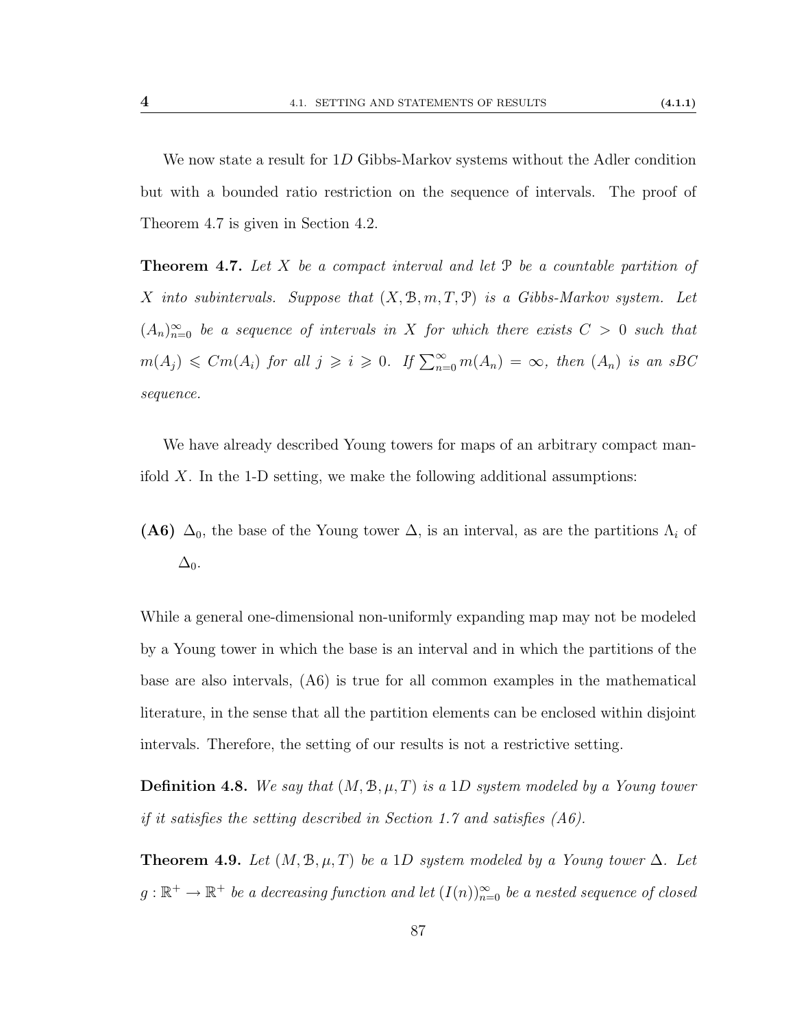We now state a result for $1D$ Gibbs-Markov systems without the Adler condition but with a bounded ratio restriction on the sequence of intervals. The proof of Theorem 4.7 is given in Section 4.2.

**Theorem 4.7.** *Let $X$ be a compact interval and let $\mathcal{P}$ be a countable partition of $X$ into subintervals. Suppose that $(X, \mathcal{B}, m, T, \mathcal{P})$ is a Gibbs-Markov system. Let $(A_n)_{n=0}^{\infty}$ be a sequence of intervals in $X$ for which there exists $C > 0$ such that $m(A_j) \leqslant Cm(A_i)$ for all $j \geqslant i \geqslant 0$. If $\sum_{n=0}^{\infty} m(A_n) = \infty$, then $(A_n)$ is an sBC sequence.*

We have already described Young towers for maps of an arbitrary compact manifold $X$. In the 1-D setting, we make the following additional assumptions:

**(A6)** $\Delta_0$, the base of the Young tower $\Delta$, is an interval, as are the partitions $\Lambda_i$ of $\Delta_0$.

While a general one-dimensional non-uniformly expanding map may not be modeled by a Young tower in which the base is an interval and in which the partitions of the base are also intervals, (A6) is true for all common examples in the mathematical literature, in the sense that all the partition elements can be enclosed within disjoint intervals. Therefore, the setting of our results is not a restrictive setting.

**Definition 4.8.** *We say that $(M, \mathcal{B}, \mu, T)$ is a $1D$ system modeled by a Young tower if it satisfies the setting described in Section 1.7 and satisfies (A6).*

**Theorem 4.9.** *Let $(M, \mathcal{B}, \mu, T)$ be a $1D$ system modeled by a Young tower $\Delta$. Let $g : \mathbb{R}^+ \to \mathbb{R}^+$ be a decreasing function and let $(I(n))_{n=0}^{\infty}$ be a nested sequence of closed*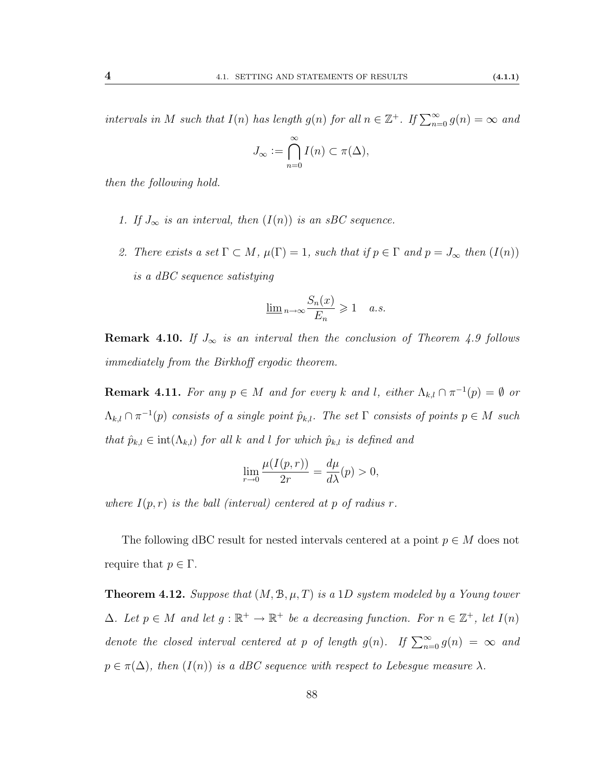*intervals in $M$ such that $I(n)$ has length $g(n)$ for all $n \in \mathbb{Z}^+$. If $\sum_{n=0}^{\infty} g(n) = \infty$ and*

$$J_\infty := \bigcap_{n=0}^{\infty} I(n) \subset \pi(\Delta),$$

*then the following hold.*

1. *If $J_\infty$ is an interval, then $(I(n))$ is an sBC sequence.*

2. *There exists a set $\Gamma \subset M$, $\mu(\Gamma) = 1$, such that if $p \in \Gamma$ and $p = J_\infty$ then $(I(n))$ is a dBC sequence satistying*

$$\underline{\lim}_{n\to\infty} \frac{S_n(x)}{E_n} \geqslant 1 \quad a.s.$$

**Remark 4.10.** *If $J_\infty$ is an interval then the conclusion of Theorem 4.9 follows immediately from the Birkhoff ergodic theorem.*

**Remark 4.11.** *For any $p \in M$ and for every $k$ and $l$, either $\Lambda_{k,l} \cap \pi^{-1}(p) = \emptyset$ or $\Lambda_{k,l} \cap \pi^{-1}(p)$ consists of a single point $\hat{p}_{k,l}$. The set $\Gamma$ consists of points $p \in M$ such that $\hat{p}_{k,l} \in \operatorname{int}(\Lambda_{k,l})$ for all $k$ and $l$ for which $\hat{p}_{k,l}$ is defined and*

$$\lim_{r\to 0} \frac{\mu(I(p,r))}{2r} = \frac{d\mu}{d\lambda}(p) > 0,$$

*where $I(p,r)$ is the ball (interval) centered at $p$ of radius $r$.*

The following dBC result for nested intervals centered at a point $p \in M$ does not require that $p \in \Gamma$.

**Theorem 4.12.** *Suppose that $(M, \mathcal{B}, \mu, T)$ is a $1D$ system modeled by a Young tower $\Delta$. Let $p \in M$ and let $g : \mathbb{R}^+ \to \mathbb{R}^+$ be a decreasing function. For $n \in \mathbb{Z}^+$, let $I(n)$ denote the closed interval centered at $p$ of length $g(n)$. If $\sum_{n=0}^{\infty} g(n) = \infty$ and $p \in \pi(\Delta)$, then $(I(n))$ is a dBC sequence with respect to Lebesgue measure $\lambda$.*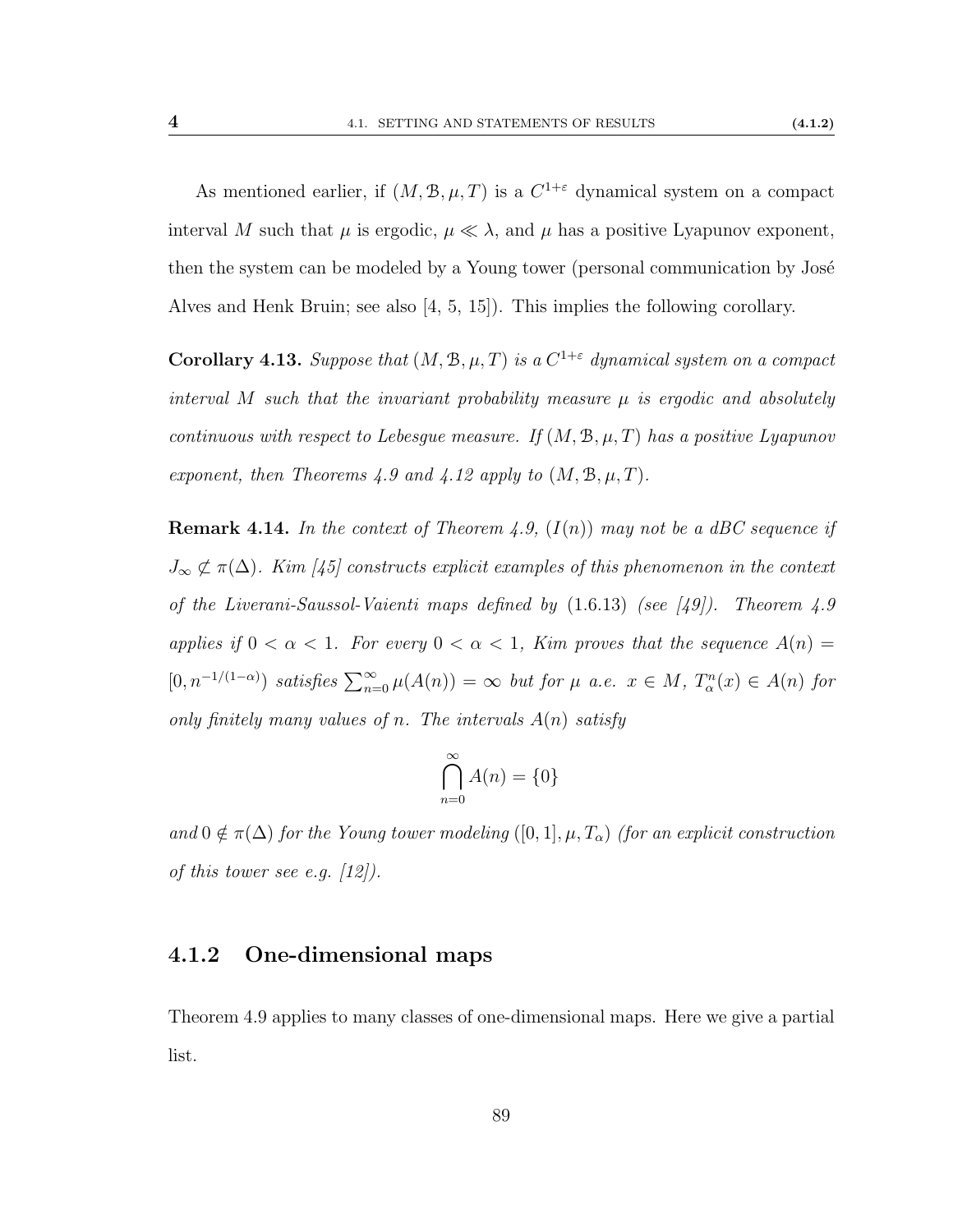As mentioned earlier, if $(M, \mathcal{B}, \mu, T)$ is a $C^{1+\varepsilon}$ dynamical system on a compact interval $M$ such that $\mu$ is ergodic, $\mu \ll \lambda$, and $\mu$ has a positive Lyapunov exponent, then the system can be modeled by a Young tower (personal communication by José Alves and Henk Bruin; see also [4, 5, 15]). This implies the following corollary.

**Corollary 4.13.** *Suppose that $(M, \mathcal{B}, \mu, T)$ is a $C^{1+\varepsilon}$ dynamical system on a compact interval $M$ such that the invariant probability measure $\mu$ is ergodic and absolutely continuous with respect to Lebesgue measure. If $(M, \mathcal{B}, \mu, T)$ has a positive Lyapunov exponent, then Theorems 4.9 and 4.12 apply to $(M, \mathcal{B}, \mu, T)$.*

**Remark 4.14.** *In the context of Theorem 4.9, $(I(n))$ may not be a dBC sequence if $J_\infty \not\subset \pi(\Delta)$. Kim [45] constructs explicit examples of this phenomenon in the context of the Liverani-Saussol-Vaienti maps defined by* (1.6.13) *(see [49]). Theorem 4.9 applies if $0 < \alpha < 1$. For every $0 < \alpha < 1$, Kim proves that the sequence $A(n) = [0, n^{-1/(1-\alpha)})$ satisfies $\sum_{n=0}^{\infty} \mu(A(n)) = \infty$ but for $\mu$ a.e. $x \in M$, $T_\alpha^n(x) \in A(n)$ for only finitely many values of $n$. The intervals $A(n)$ satisfy*

$$\bigcap_{n=0}^{\infty} A(n) = \{0\}$$

*and $0 \notin \pi(\Delta)$ for the Young tower modeling $([0,1], \mu, T_\alpha)$ (for an explicit construction of this tower see e.g. [12]).*

### 4.1.2 One-dimensional maps

Theorem 4.9 applies to many classes of one-dimensional maps. Here we give a partial list.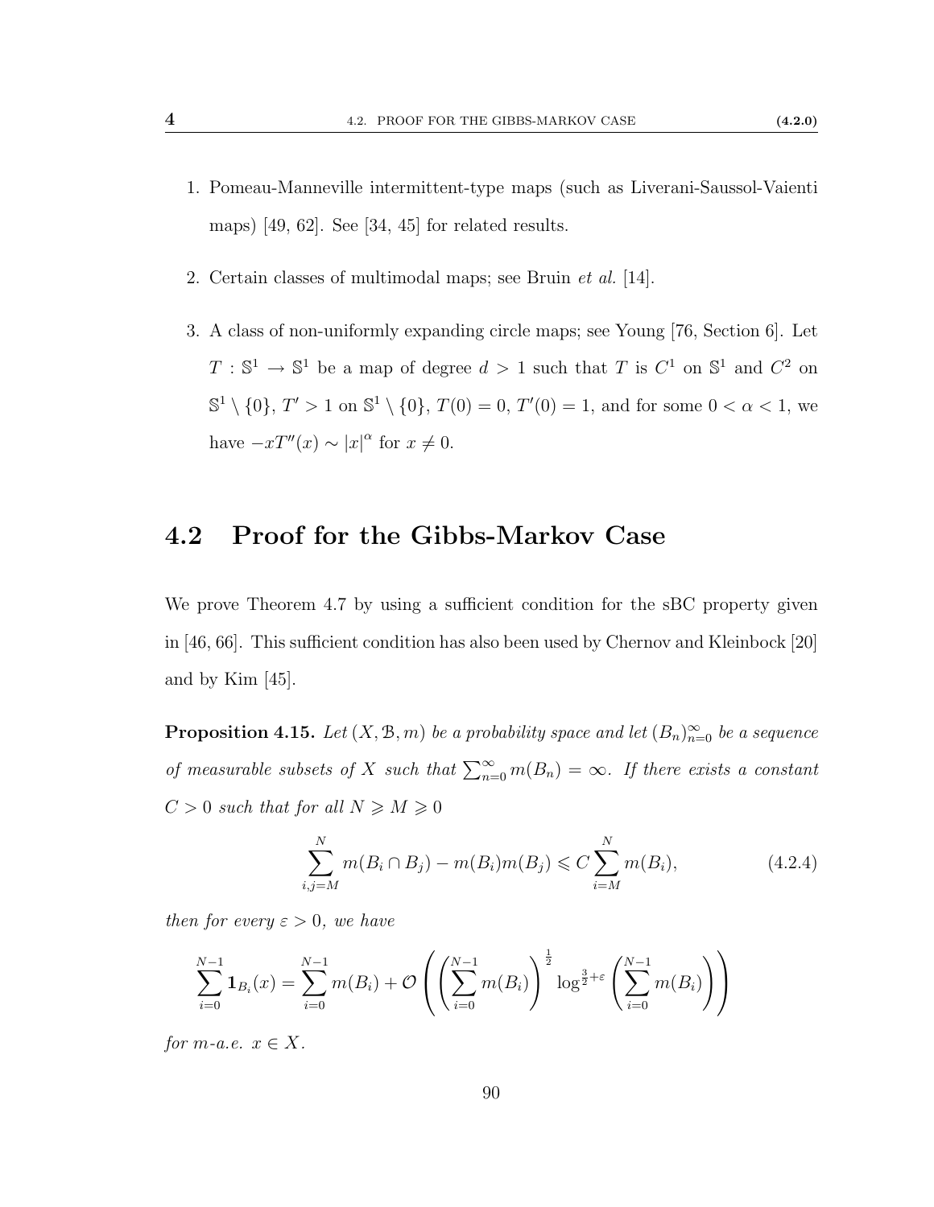1. Pomeau-Manneville intermittent-type maps (such as Liverani-Saussol-Vaienti maps) [49, 62]. See [34, 45] for related results.

2. Certain classes of multimodal maps; see Bruin *et al.* [14].

3. A class of non-uniformly expanding circle maps; see Young [76, Section 6]. Let $T : \mathbb{S}^1 \to \mathbb{S}^1$ be a map of degree $d > 1$ such that $T$ is $C^1$ on $\mathbb{S}^1$ and $C^2$ on $\mathbb{S}^1 \setminus \{0\}$, $T' > 1$ on $\mathbb{S}^1 \setminus \{0\}$, $T(0) = 0$, $T'(0) = 1$, and for some $0 < \alpha < 1$, we have $-xT''(x) \sim |x|^\alpha$ for $x \neq 0$.

## 4.2 Proof for the Gibbs-Markov Case

We prove Theorem 4.7 by using a sufficient condition for the sBC property given in [46, 66]. This sufficient condition has also been used by Chernov and Kleinbock [20] and by Kim [45].

**Proposition 4.15.** *Let $(X, \mathcal{B}, m)$ be a probability space and let $(B_n)_{n=0}^\infty$ be a sequence of measurable subsets of $X$ such that $\sum_{n=0}^\infty m(B_n) = \infty$. If there exists a constant $C > 0$ such that for all $N \geqslant M \geqslant 0$*

$$\sum_{i,j=M}^{N} m(B_i \cap B_j) - m(B_i)m(B_j) \leqslant C \sum_{i=M}^{N} m(B_i), \tag{4.2.4}$$

*then for every $\varepsilon > 0$, we have*

$$\sum_{i=0}^{N-1} \mathbf{1}_{B_i}(x) = \sum_{i=0}^{N-1} m(B_i) + \mathcal{O}\left( \left( \sum_{i=0}^{N-1} m(B_i) \right)^{\frac{1}{2}} \log^{\frac{3}{2}+\varepsilon} \left( \sum_{i=0}^{N-1} m(B_i) \right) \right)$$

*for $m$-a.e. $x \in X$.*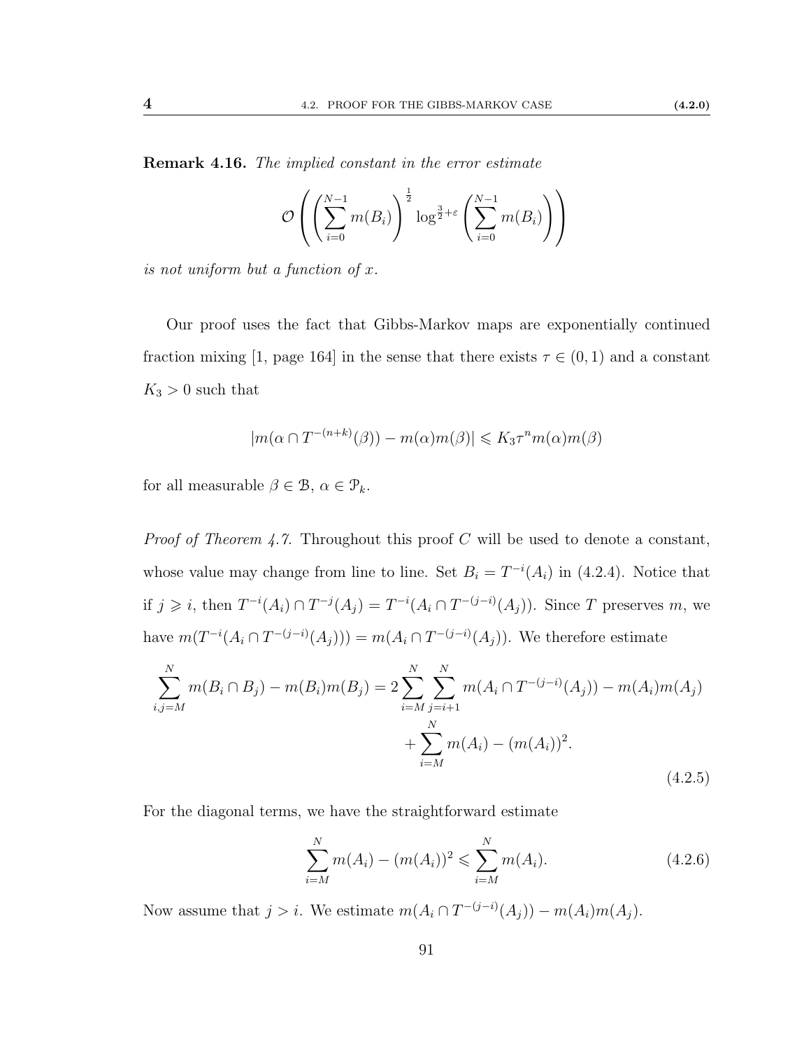**Remark 4.16.** *The implied constant in the error estimate*

$$\mathcal{O}\left(\left(\sum_{i=0}^{N-1} m(B_i)\right)^{\frac{1}{2}} \log^{\frac{3}{2}+\varepsilon}\left(\sum_{i=0}^{N-1} m(B_i)\right)\right)$$

*is not uniform but a function of $x$.*

Our proof uses the fact that Gibbs-Markov maps are exponentially continued fraction mixing [1, page 164] in the sense that there exists $\tau \in (0,1)$ and a constant $K_3 > 0$ such that

$$|m(\alpha \cap T^{-(n+k)}(\beta)) - m(\alpha)m(\beta)| \leqslant K_3 \tau^n m(\alpha)m(\beta)$$

for all measurable $\beta \in \mathcal{B}$, $\alpha \in \mathcal{P}_k$.

*Proof of Theorem 4.7.* Throughout this proof $C$ will be used to denote a constant, whose value may change from line to line. Set $B_i = T^{-i}(A_i)$ in (4.2.4). Notice that if $j \geqslant i$, then $T^{-i}(A_i) \cap T^{-j}(A_j) = T^{-i}(A_i \cap T^{-(j-i)}(A_j))$. Since $T$ preserves $m$, we have $m(T^{-i}(A_i \cap T^{-(j-i)}(A_j))) = m(A_i \cap T^{-(j-i)}(A_j))$. We therefore estimate

$$\begin{aligned}\sum_{i,j=M}^{N} m(B_i \cap B_j) - m(B_i)m(B_j) = 2\sum_{i=M}^{N}\sum_{j=i+1}^{N} m(A_i \cap T^{-(j-i)}(A_j)) - m(A_i)m(A_j) \\ + \sum_{i=M}^{N} m(A_i) - (m(A_i))^2.\end{aligned} \tag{4.2.5}$$

For the diagonal terms, we have the straightforward estimate

$$\sum_{i=M}^{N} m(A_i) - (m(A_i))^2 \leqslant \sum_{i=M}^{N} m(A_i). \tag{4.2.6}$$

Now assume that $j > i$. We estimate $m(A_i \cap T^{-(j-i)}(A_j)) - m(A_i)m(A_j)$.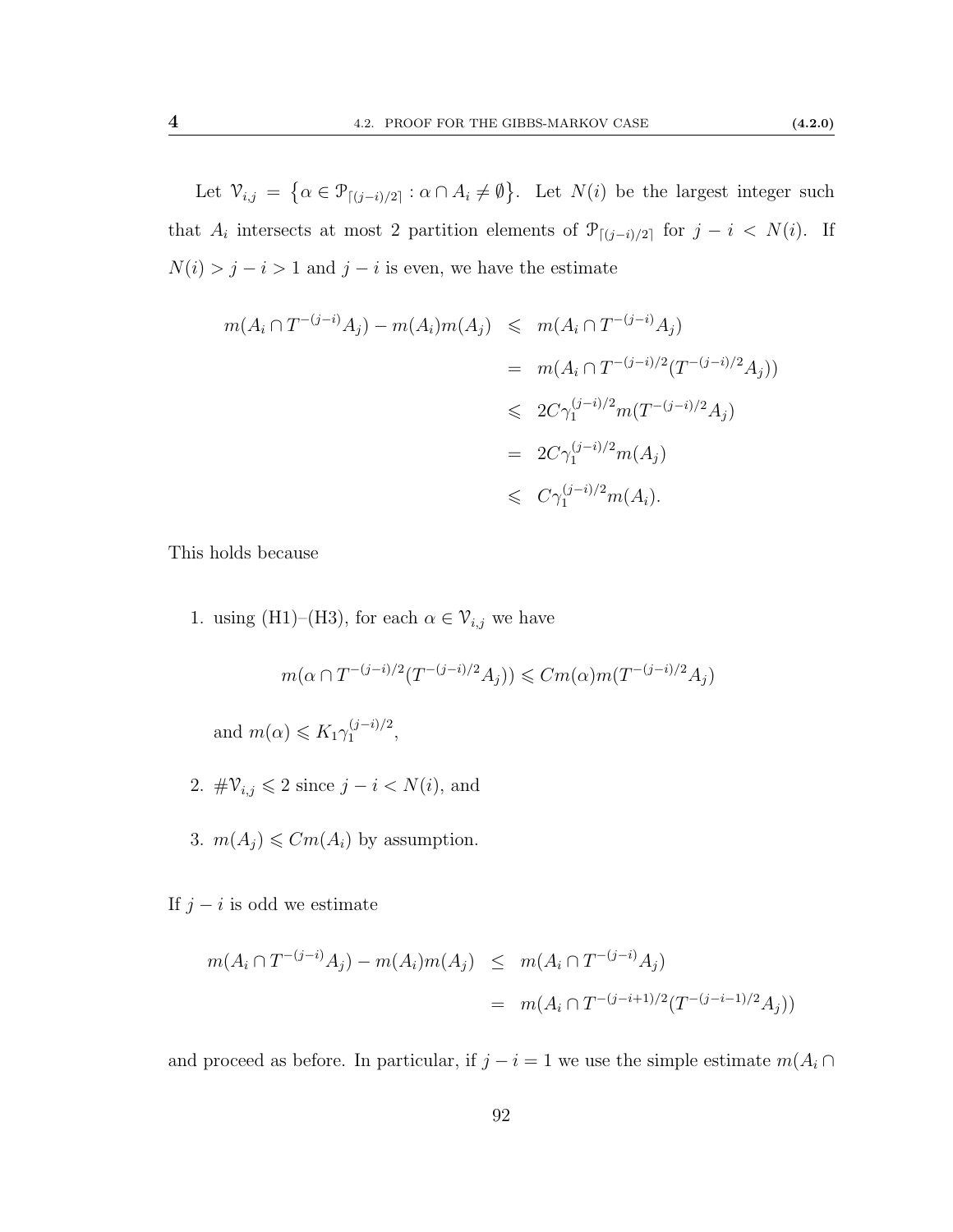Let $\mathcal{V}_{i,j} = \{\alpha \in \mathcal{P}_{\lceil (j-i)/2 \rceil} : \alpha \cap A_i \neq \emptyset\}$. Let $N(i)$ be the largest integer such that $A_i$ intersects at most 2 partition elements of $\mathcal{P}_{\lceil (j-i)/2 \rceil}$ for $j - i < N(i)$. If $N(i) > j - i > 1$ and $j - i$ is even, we have the estimate

$$
\begin{aligned}
m(A_i \cap T^{-(j-i)} A_j) - m(A_i)m(A_j) &\leqslant m(A_i \cap T^{-(j-i)} A_j) \\
&= m(A_i \cap T^{-(j-i)/2}(T^{-(j-i)/2} A_j)) \\
&\leqslant 2C\gamma_1^{(j-i)/2} m(T^{-(j-i)/2} A_j) \\
&= 2C\gamma_1^{(j-i)/2} m(A_j) \\
&\leqslant C\gamma_1^{(j-i)/2} m(A_i).
\end{aligned}
$$

This holds because

1. using (H1)–(H3), for each $\alpha \in \mathcal{V}_{i,j}$ we have

   $$m(\alpha \cap T^{-(j-i)/2}(T^{-(j-i)/2} A_j)) \leqslant C m(\alpha) m(T^{-(j-i)/2} A_j)$$

   and $m(\alpha) \leqslant K_1 \gamma_1^{(j-i)/2}$,

2. $\# \mathcal{V}_{i,j} \leqslant 2$ since $j - i < N(i)$, and

3. $m(A_j) \leqslant C m(A_i)$ by assumption.

If $j - i$ is odd we estimate

$$
\begin{aligned}
m(A_i \cap T^{-(j-i)} A_j) - m(A_i)m(A_j) &\leq m(A_i \cap T^{-(j-i)} A_j) \\
&= m(A_i \cap T^{-(j-i+1)/2}(T^{-(j-i-1)/2} A_j))
\end{aligned}
$$

and proceed as before. In particular, if $j - i = 1$ we use the simple estimate $m(A_i \cap$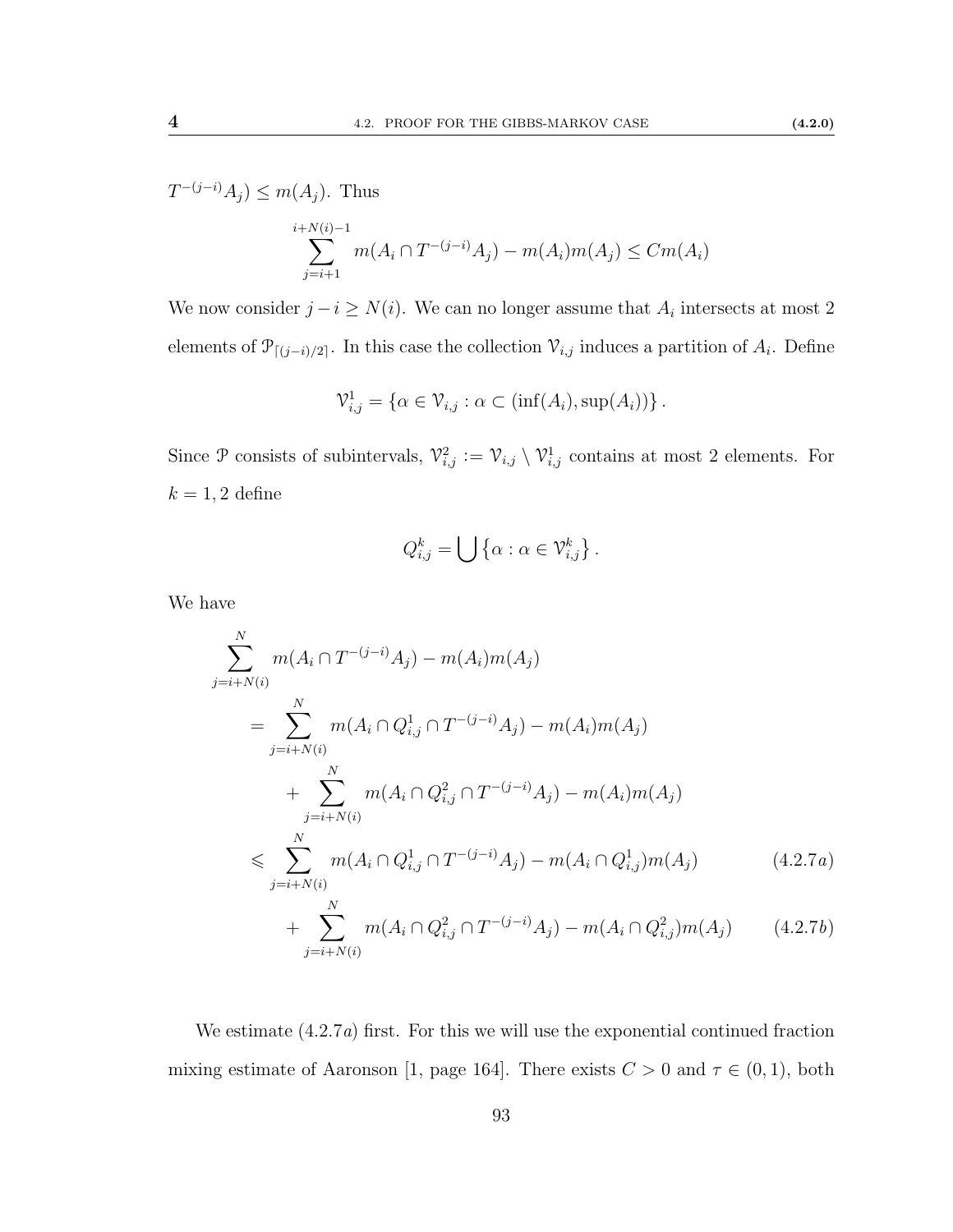$T^{-(j-i)}A_j) \leq m(A_j)$. Thus

$$\sum_{j=i+1}^{i+N(i)-1} m(A_i \cap T^{-(j-i)}A_j) - m(A_i)m(A_j) \leq Cm(A_i)$$

We now consider $j - i \geq N(i)$. We can no longer assume that $A_i$ intersects at most 2 elements of $\mathcal{P}_{\lceil (j-i)/2 \rceil}$. In this case the collection $\mathcal{V}_{i,j}$ induces a partition of $A_i$. Define

$$\mathcal{V}_{i,j}^1 = \{\alpha \in \mathcal{V}_{i,j} : \alpha \subset (\inf(A_i), \sup(A_i))\}.$$

Since $\mathcal{P}$ consists of subintervals, $\mathcal{V}_{i,j}^2 := \mathcal{V}_{i,j} \setminus \mathcal{V}_{i,j}^1$ contains at most 2 elements. For $k = 1, 2$ define

$$Q_{i,j}^k = \bigcup \{\alpha : \alpha \in \mathcal{V}_{i,j}^k\}.$$

We have

$$\begin{aligned}
&\sum_{j=i+N(i)}^{N} m(A_i \cap T^{-(j-i)}A_j) - m(A_i)m(A_j) \\
&\quad = \sum_{j=i+N(i)}^{N} m(A_i \cap Q_{i,j}^1 \cap T^{-(j-i)}A_j) - m(A_i)m(A_j) \\
&\qquad + \sum_{j=i+N(i)}^{N} m(A_i \cap Q_{i,j}^2 \cap T^{-(j-i)}A_j) - m(A_i)m(A_j) \\
&\quad \leqslant \sum_{j=i+N(i)}^{N} m(A_i \cap Q_{i,j}^1 \cap T^{-(j-i)}A_j) - m(A_i \cap Q_{i,j}^1)m(A_j) \qquad (4.2.7a) \\
&\qquad + \sum_{j=i+N(i)}^{N} m(A_i \cap Q_{i,j}^2 \cap T^{-(j-i)}A_j) - m(A_i \cap Q_{i,j}^2)m(A_j) \qquad (4.2.7b)
\end{aligned}$$

We estimate $(4.2.7a)$ first. For this we will use the exponential continued fraction mixing estimate of Aaronson [1, page 164]. There exists $C > 0$ and $\tau \in (0, 1)$, both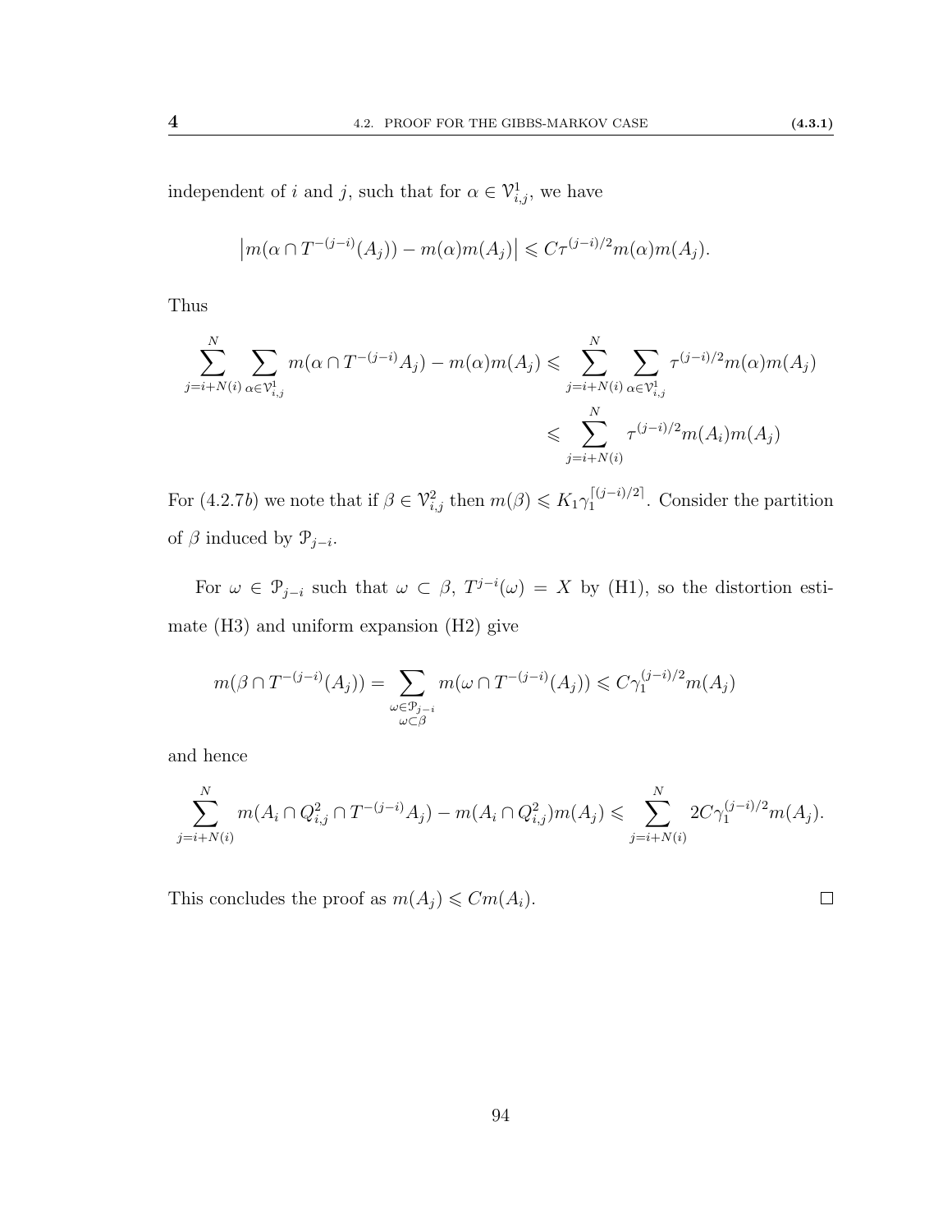independent of $i$ and $j$, such that for $\alpha \in \mathcal{V}^1_{i,j}$, we have

$$\left|m(\alpha \cap T^{-(j-i)}(A_j)) - m(\alpha)m(A_j)\right| \leqslant C\tau^{(j-i)/2} m(\alpha)m(A_j).$$

Thus

$$\begin{aligned}\sum_{j=i+N(i)}^{N} \sum_{\alpha \in \mathcal{V}^1_{i,j}} m(\alpha \cap T^{-(j-i)}A_j) - m(\alpha)m(A_j) &\leqslant \sum_{j=i+N(i)}^{N} \sum_{\alpha \in \mathcal{V}^1_{i,j}} \tau^{(j-i)/2} m(\alpha)m(A_j) \\ &\leqslant \sum_{j=i+N(i)}^{N} \tau^{(j-i)/2} m(A_i)m(A_j)\end{aligned}$$

For (4.2.7$b$) we note that if $\beta \in \mathcal{V}^2_{i,j}$ then $m(\beta) \leqslant K_1 \gamma_1^{\lceil (j-i)/2 \rceil}$. Consider the partition of $\beta$ induced by $\mathcal{P}_{j-i}$.

For $\omega \in \mathcal{P}_{j-i}$ such that $\omega \subset \beta$, $T^{j-i}(\omega) = X$ by (H1), so the distortion estimate (H3) and uniform expansion (H2) give

$$m(\beta \cap T^{-(j-i)}(A_j)) = \sum_{\substack{\omega \in \mathcal{P}_{j-i} \\ \omega \subset \beta}} m(\omega \cap T^{-(j-i)}(A_j)) \leqslant C\gamma_1^{(j-i)/2} m(A_j)$$

and hence

$$\sum_{j=i+N(i)}^{N} m(A_i \cap Q^2_{i,j} \cap T^{-(j-i)}A_j) - m(A_i \cap Q^2_{i,j})m(A_j) \leqslant \sum_{j=i+N(i)}^{N} 2C\gamma_1^{(j-i)/2} m(A_j).$$

This concludes the proof as $m(A_j) \leqslant Cm(A_i)$. □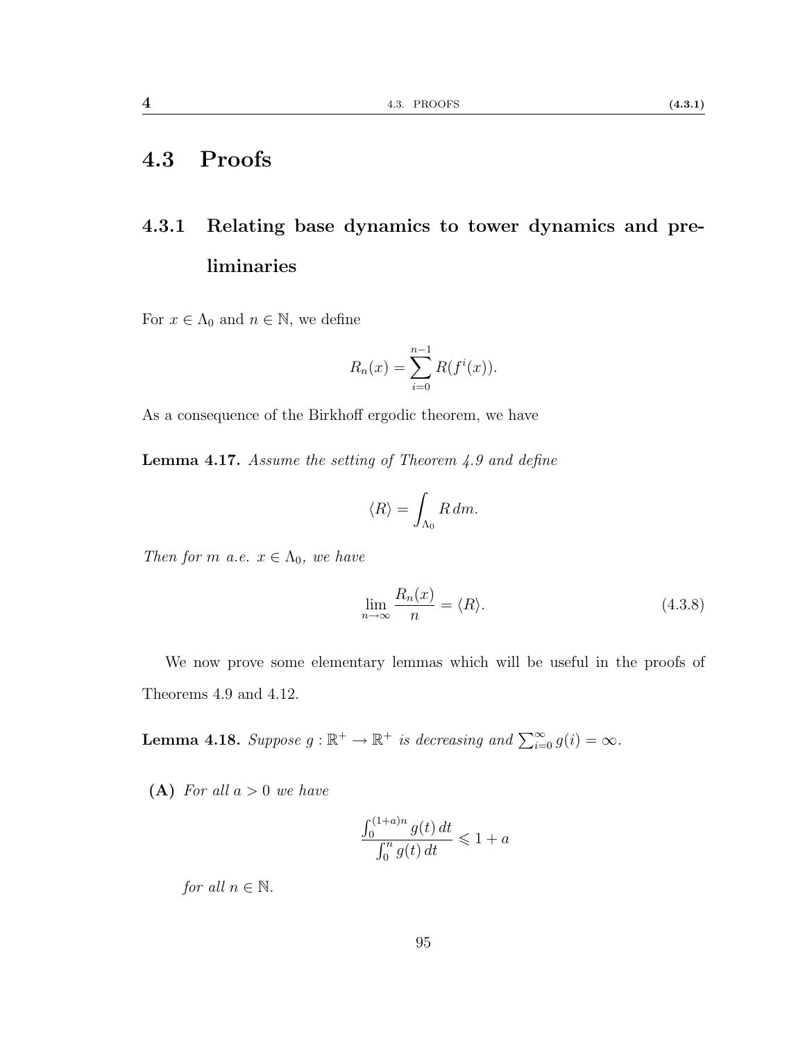## 4.3 Proofs

### 4.3.1 Relating base dynamics to tower dynamics and preliminaries

For $x \in \Lambda_0$ and $n \in \mathbb{N}$, we define

$$R_n(x) = \sum_{i=0}^{n-1} R(f^i(x)).$$

As a consequence of the Birkhoff ergodic theorem, we have

**Lemma 4.17.** *Assume the setting of Theorem 4.9 and define*

$$\langle R \rangle = \int_{\Lambda_0} R \, dm.$$

*Then for $m$ a.e. $x \in \Lambda_0$, we have*

$$\lim_{n \to \infty} \frac{R_n(x)}{n} = \langle R \rangle. \tag{4.3.8}$$

We now prove some elementary lemmas which will be useful in the proofs of Theorems 4.9 and 4.12.

**Lemma 4.18.** *Suppose $g : \mathbb{R}^+ \to \mathbb{R}^+$ is decreasing and $\sum_{i=0}^{\infty} g(i) = \infty$.*

**(A)** *For all $a > 0$ we have*

$$\frac{\int_0^{(1+a)n} g(t) \, dt}{\int_0^n g(t) \, dt} \leqslant 1 + a$$

*for all $n \in \mathbb{N}$.*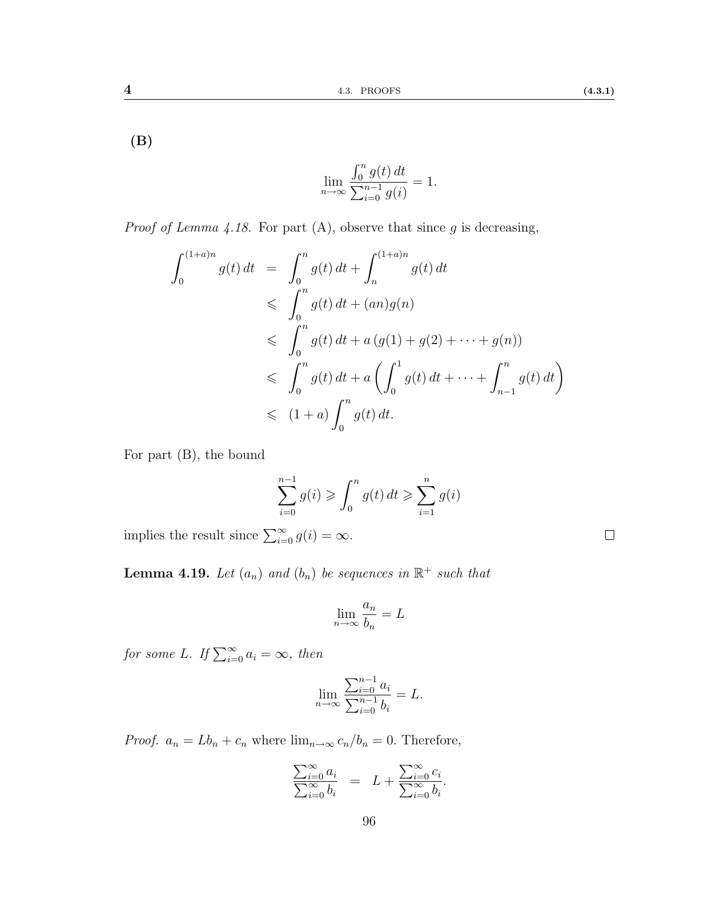**(B)**

$$\lim_{n\to\infty} \frac{\int_0^n g(t)\,dt}{\sum_{i=0}^{n-1} g(i)} = 1.$$

*Proof of Lemma 4.18.* For part (A), observe that since $g$ is decreasing,

$$\begin{aligned}
\int_0^{(1+a)n} g(t)\,dt &= \int_0^n g(t)\,dt + \int_n^{(1+a)n} g(t)\,dt \\
&\leqslant \int_0^n g(t)\,dt + (an)g(n) \\
&\leqslant \int_0^n g(t)\,dt + a\,(g(1) + g(2) + \cdots + g(n)) \\
&\leqslant \int_0^n g(t)\,dt + a\left(\int_0^1 g(t)\,dt + \cdots + \int_{n-1}^n g(t)\,dt\right) \\
&\leqslant (1+a)\int_0^n g(t)\,dt.
\end{aligned}$$

For part (B), the bound

$$\sum_{i=0}^{n-1} g(i) \geqslant \int_0^n g(t)\,dt \geqslant \sum_{i=1}^{n} g(i)$$

implies the result since $\sum_{i=0}^{\infty} g(i) = \infty$. □

**Lemma 4.19.** *Let $(a_n)$ and $(b_n)$ be sequences in $\mathbb{R}^+$ such that*

$$\lim_{n\to\infty} \frac{a_n}{b_n} = L$$

*for some $L$. If $\sum_{i=0}^{\infty} a_i = \infty$, then*

$$\lim_{n\to\infty} \frac{\sum_{i=0}^{n-1} a_i}{\sum_{i=0}^{n-1} b_i} = L.$$

*Proof.* $a_n = Lb_n + c_n$ where $\lim_{n\to\infty} c_n/b_n = 0$. Therefore,

$$\frac{\sum_{i=0}^{\infty} a_i}{\sum_{i=0}^{\infty} b_i} = L + \frac{\sum_{i=0}^{\infty} c_i}{\sum_{i=0}^{\infty} b_i}.$$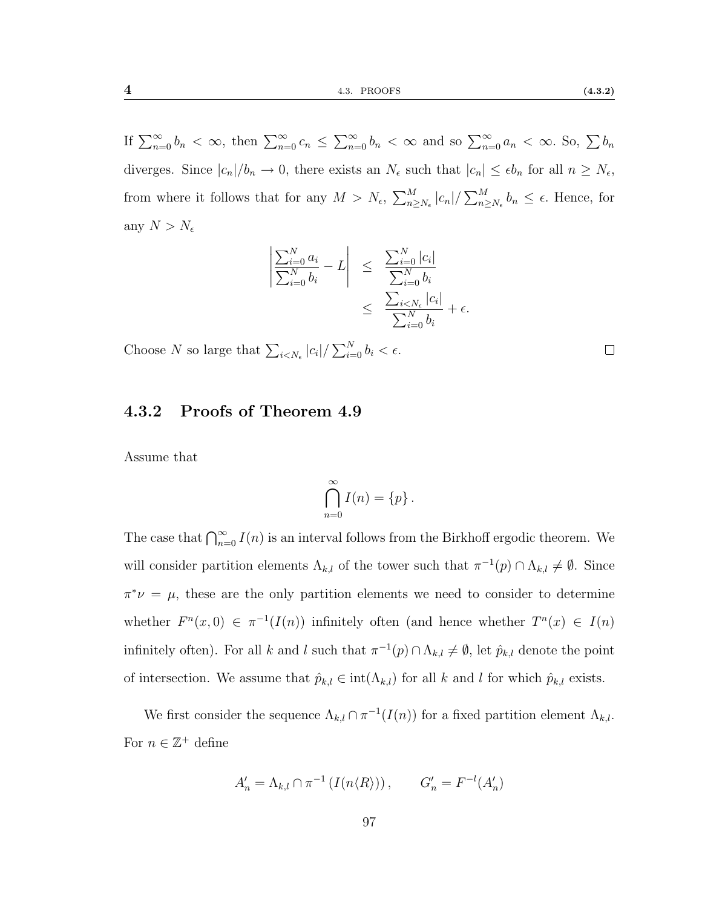If $\sum_{n=0}^{\infty} b_n < \infty$, then $\sum_{n=0}^{\infty} c_n \leq \sum_{n=0}^{\infty} b_n < \infty$ and so $\sum_{n=0}^{\infty} a_n < \infty$. So, $\sum b_n$ diverges. Since $|c_n|/b_n \to 0$, there exists an $N_\epsilon$ such that $|c_n| \leq \epsilon b_n$ for all $n \geq N_\epsilon$, from where it follows that for any $M > N_\epsilon$, $\sum_{n \geq N_\epsilon}^{M} |c_n| / \sum_{n \geq N_\epsilon}^{M} b_n \leq \epsilon$. Hence, for any $N > N_\epsilon$

$$
\begin{aligned}
\left| \frac{\sum_{i=0}^{N} a_i}{\sum_{i=0}^{N} b_i} - L \right| &\leq \frac{\sum_{i=0}^{N} |c_i|}{\sum_{i=0}^{N} b_i} \\
&\leq \frac{\sum_{i<N_\epsilon} |c_i|}{\sum_{i=0}^{N} b_i} + \epsilon.
\end{aligned}
$$

Choose $N$ so large that $\sum_{i<N_\epsilon} |c_i| / \sum_{i=0}^{N} b_i < \epsilon$. □

### 4.3.2 Proofs of Theorem 4.9

Assume that

$$
\bigcap_{n=0}^{\infty} I(n) = \{p\}.
$$

The case that $\bigcap_{n=0}^{\infty} I(n)$ is an interval follows from the Birkhoff ergodic theorem. We will consider partition elements $\Lambda_{k,l}$ of the tower such that $\pi^{-1}(p) \cap \Lambda_{k,l} \neq \emptyset$. Since $\pi^* \nu = \mu$, these are the only partition elements we need to consider to determine whether $F^n(x, 0) \in \pi^{-1}(I(n))$ infinitely often (and hence whether $T^n(x) \in I(n)$ infinitely often). For all $k$ and $l$ such that $\pi^{-1}(p) \cap \Lambda_{k,l} \neq \emptyset$, let $\hat{p}_{k,l}$ denote the point of intersection. We assume that $\hat{p}_{k,l} \in \operatorname{int}(\Lambda_{k,l})$ for all $k$ and $l$ for which $\hat{p}_{k,l}$ exists.

We first consider the sequence $\Lambda_{k,l} \cap \pi^{-1}(I(n))$ for a fixed partition element $\Lambda_{k,l}$. For $n \in \mathbb{Z}^+$ define

$$
A'_n = \Lambda_{k,l} \cap \pi^{-1}\left(I(n\langle R \rangle)\right), \qquad G'_n = F^{-l}(A'_n)
$$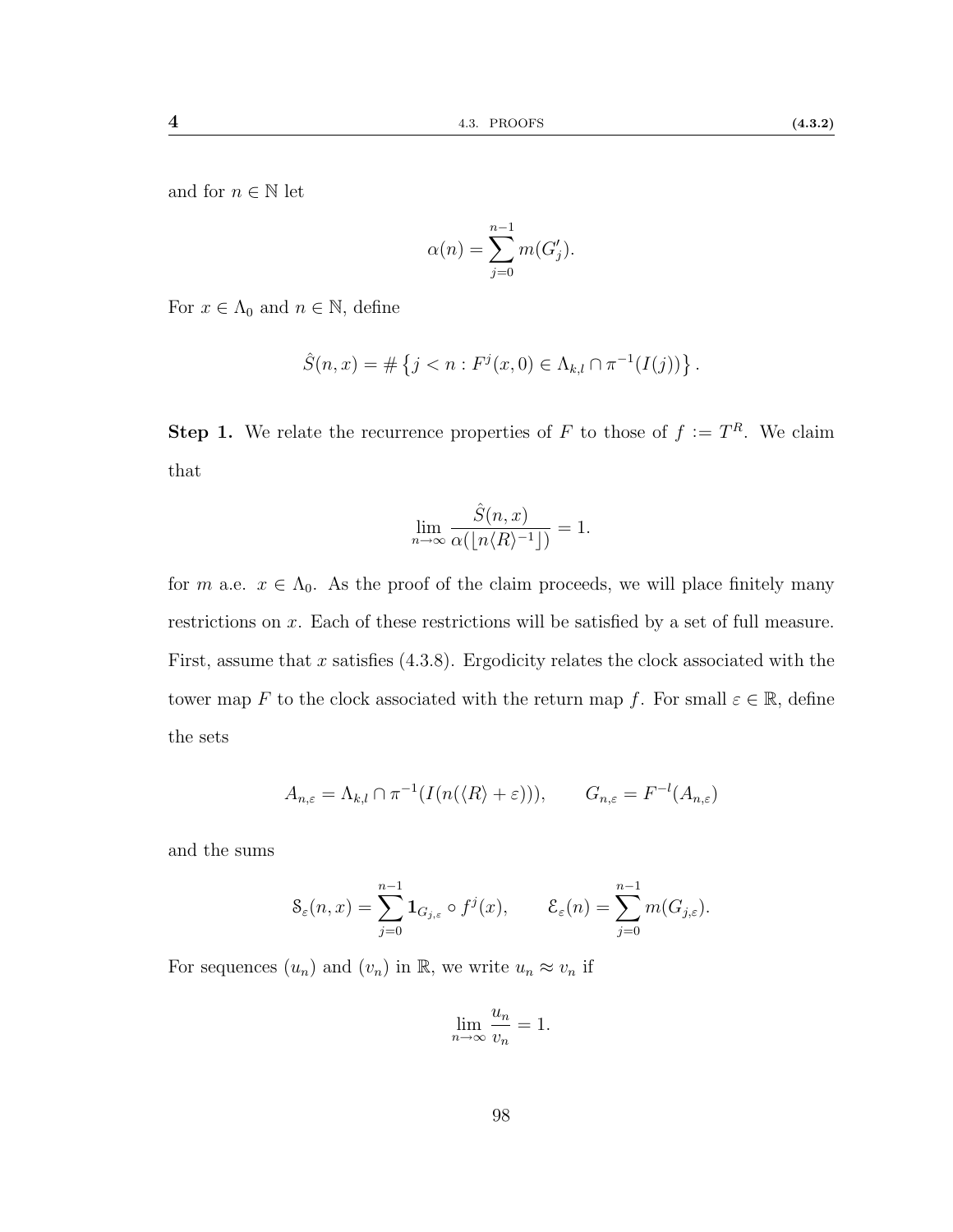and for $n \in \mathbb{N}$ let

$$\alpha(n) = \sum_{j=0}^{n-1} m(G'_j).$$

For $x \in \Lambda_0$ and $n \in \mathbb{N}$, define

$$\hat{S}(n,x) = \#\left\{ j < n : F^j(x,0) \in \Lambda_{k,l} \cap \pi^{-1}(I(j)) \right\}.$$

**Step 1.** We relate the recurrence properties of $F$ to those of $f := T^R$. We claim that

$$\lim_{n\to\infty} \frac{\hat{S}(n,x)}{\alpha(\lfloor n\langle R\rangle^{-1}\rfloor)} = 1.$$

for $m$ a.e. $x \in \Lambda_0$. As the proof of the claim proceeds, we will place finitely many restrictions on $x$. Each of these restrictions will be satisfied by a set of full measure. First, assume that $x$ satisfies (4.3.8). Ergodicity relates the clock associated with the tower map $F$ to the clock associated with the return map $f$. For small $\varepsilon \in \mathbb{R}$, define the sets

$$A_{n,\varepsilon} = \Lambda_{k,l} \cap \pi^{-1}(I(n(\langle R\rangle + \varepsilon))), \qquad G_{n,\varepsilon} = F^{-l}(A_{n,\varepsilon})$$

and the sums

$$\mathcal{S}_\varepsilon(n,x) = \sum_{j=0}^{n-1} \mathbf{1}_{G_{j,\varepsilon}} \circ f^j(x), \qquad \mathcal{E}_\varepsilon(n) = \sum_{j=0}^{n-1} m(G_{j,\varepsilon}).$$

For sequences $(u_n)$ and $(v_n)$ in $\mathbb{R}$, we write $u_n \approx v_n$ if

$$\lim_{n\to\infty} \frac{u_n}{v_n} = 1.$$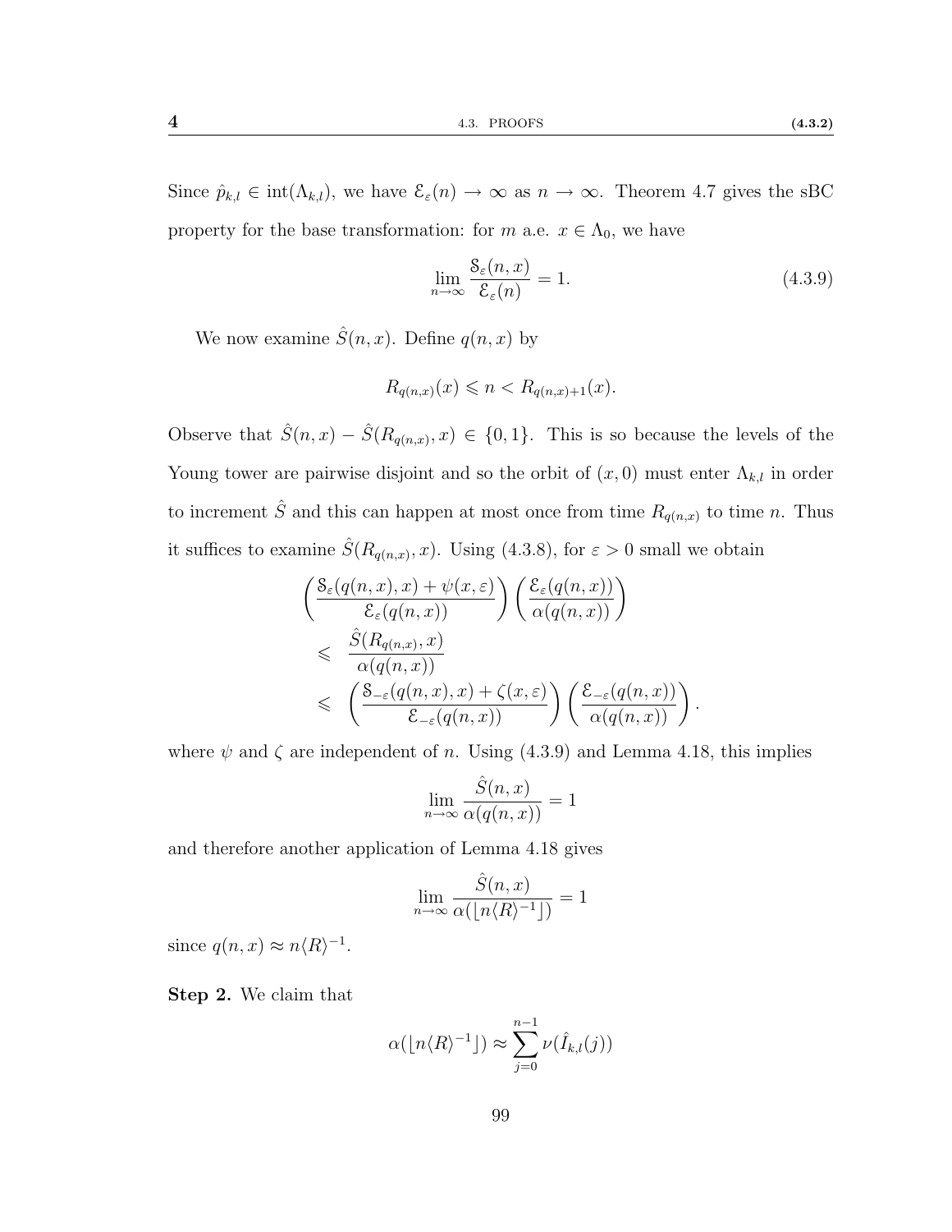Since $\hat{p}_{k,l} \in \mathrm{int}(\Lambda_{k,l})$, we have $\mathcal{E}_\varepsilon(n) \to \infty$ as $n \to \infty$. Theorem 4.7 gives the sBC property for the base transformation: for $m$ a.e. $x \in \Lambda_0$, we have

$$\lim_{n\to\infty} \frac{\mathcal{S}_\varepsilon(n,x)}{\mathcal{E}_\varepsilon(n)} = 1. \tag{4.3.9}$$

We now examine $\hat{S}(n,x)$. Define $q(n,x)$ by

$$R_{q(n,x)}(x) \leqslant n < R_{q(n,x)+1}(x).$$

Observe that $\hat{S}(n,x) - \hat{S}(R_{q(n,x)},x) \in \{0,1\}$. This is so because the levels of the Young tower are pairwise disjoint and so the orbit of $(x,0)$ must enter $\Lambda_{k,l}$ in order to increment $\hat{S}$ and this can happen at most once from time $R_{q(n,x)}$ to time $n$. Thus it suffices to examine $\hat{S}(R_{q(n,x)},x)$. Using (4.3.8), for $\varepsilon > 0$ small we obtain

$$\begin{aligned}
&\left(\frac{\mathcal{S}_\varepsilon(q(n,x),x) + \psi(x,\varepsilon)}{\mathcal{E}_\varepsilon(q(n,x))}\right)\left(\frac{\mathcal{E}_\varepsilon(q(n,x))}{\alpha(q(n,x))}\right) \\
&\leqslant \frac{\hat{S}(R_{q(n,x)},x)}{\alpha(q(n,x))} \\
&\leqslant \left(\frac{\mathcal{S}_{-\varepsilon}(q(n,x),x) + \zeta(x,\varepsilon)}{\mathcal{E}_{-\varepsilon}(q(n,x))}\right)\left(\frac{\mathcal{E}_{-\varepsilon}(q(n,x))}{\alpha(q(n,x))}\right).
\end{aligned}$$

where $\psi$ and $\zeta$ are independent of $n$. Using (4.3.9) and Lemma 4.18, this implies

$$\lim_{n\to\infty} \frac{\hat{S}(n,x)}{\alpha(q(n,x))} = 1$$

and therefore another application of Lemma 4.18 gives

$$\lim_{n\to\infty} \frac{\hat{S}(n,x)}{\alpha(\lfloor n\langle R\rangle^{-1}\rfloor)} = 1$$

since $q(n,x) \approx n\langle R\rangle^{-1}$.

**Step 2.** We claim that

$$\alpha(\lfloor n\langle R\rangle^{-1}\rfloor) \approx \sum_{j=0}^{n-1} \nu(\hat{I}_{k,l}(j))$$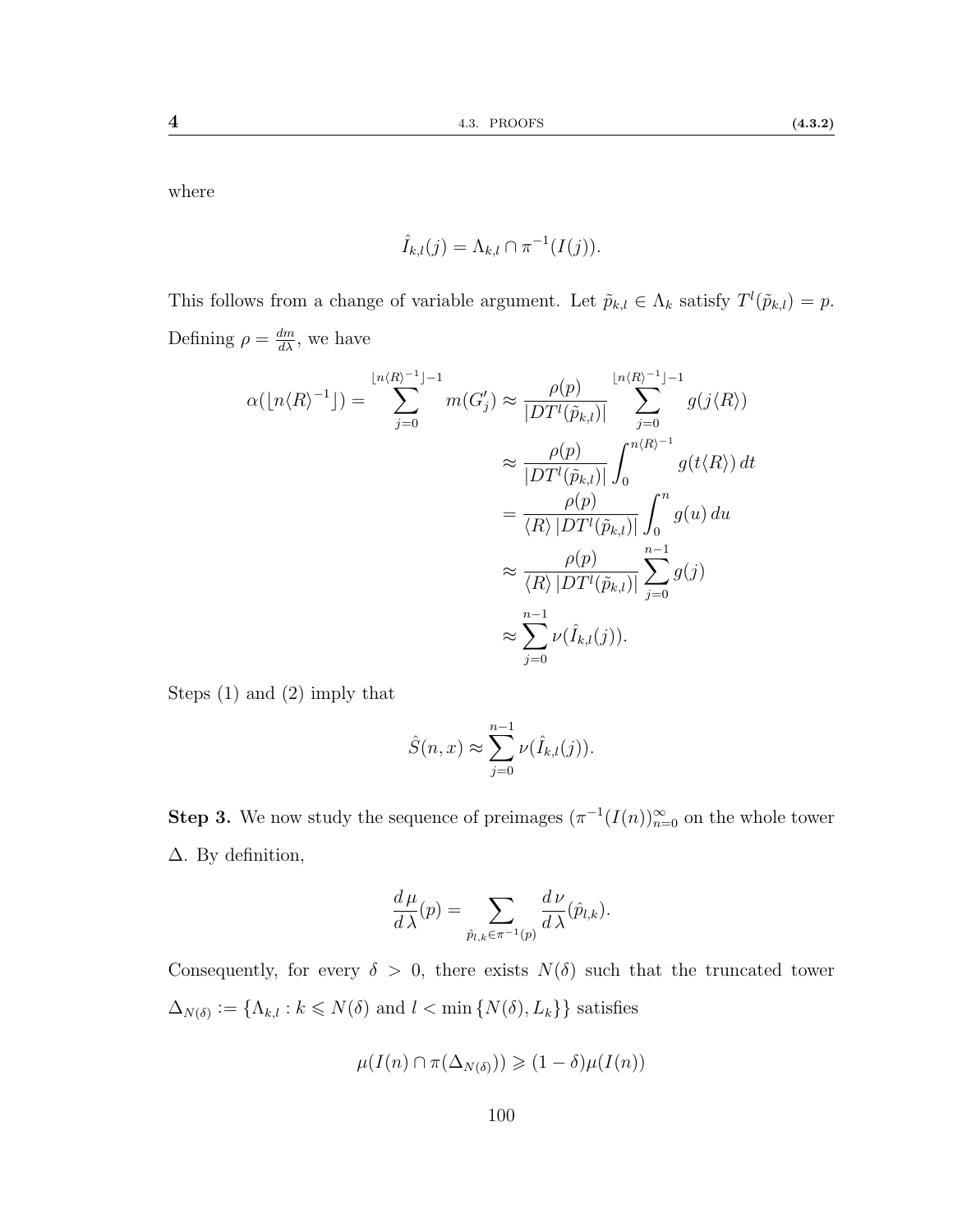where

$$\hat{I}_{k,l}(j) = \Lambda_{k,l} \cap \pi^{-1}(I(j)).$$

This follows from a change of variable argument. Let $\tilde{p}_{k,l} \in \Lambda_k$ satisfy $T^l(\tilde{p}_{k,l}) = p$. Defining $\rho = \frac{dm}{d\lambda}$, we have

$$\begin{aligned}
\alpha(\lfloor n\langle R\rangle^{-1}\rfloor) = \sum_{j=0}^{\lfloor n\langle R\rangle^{-1}\rfloor - 1} m(G'_j) &\approx \frac{\rho(p)}{|DT^l(\tilde{p}_{k,l})|} \sum_{j=0}^{\lfloor n\langle R\rangle^{-1}\rfloor - 1} g(j\langle R\rangle) \\
&\approx \frac{\rho(p)}{|DT^l(\tilde{p}_{k,l})|} \int_0^{n\langle R\rangle^{-1}} g(t\langle R\rangle)\, dt \\
&= \frac{\rho(p)}{\langle R\rangle\, |DT^l(\tilde{p}_{k,l})|} \int_0^{n} g(u)\, du \\
&\approx \frac{\rho(p)}{\langle R\rangle\, |DT^l(\tilde{p}_{k,l})|} \sum_{j=0}^{n-1} g(j) \\
&\approx \sum_{j=0}^{n-1} \nu(\hat{I}_{k,l}(j)).
\end{aligned}$$

Steps (1) and (2) imply that

$$\hat{S}(n,x) \approx \sum_{j=0}^{n-1} \nu(\hat{I}_{k,l}(j)).$$

**Step 3.** We now study the sequence of preimages $(\pi^{-1}(I(n)))_{n=0}^{\infty}$ on the whole tower $\Delta$. By definition,

$$\frac{d\,\mu}{d\,\lambda}(p) = \sum_{\hat{p}_{l,k} \in \pi^{-1}(p)} \frac{d\,\nu}{d\,\lambda}(\hat{p}_{l,k}).$$

Consequently, for every $\delta > 0$, there exists $N(\delta)$ such that the truncated tower $\Delta_{N(\delta)} := \{\Lambda_{k,l} : k \leqslant N(\delta) \text{ and } l < \min\{N(\delta), L_k\}\}$ satisfies

$$\mu(I(n) \cap \pi(\Delta_{N(\delta)})) \geqslant (1-\delta)\mu(I(n))$$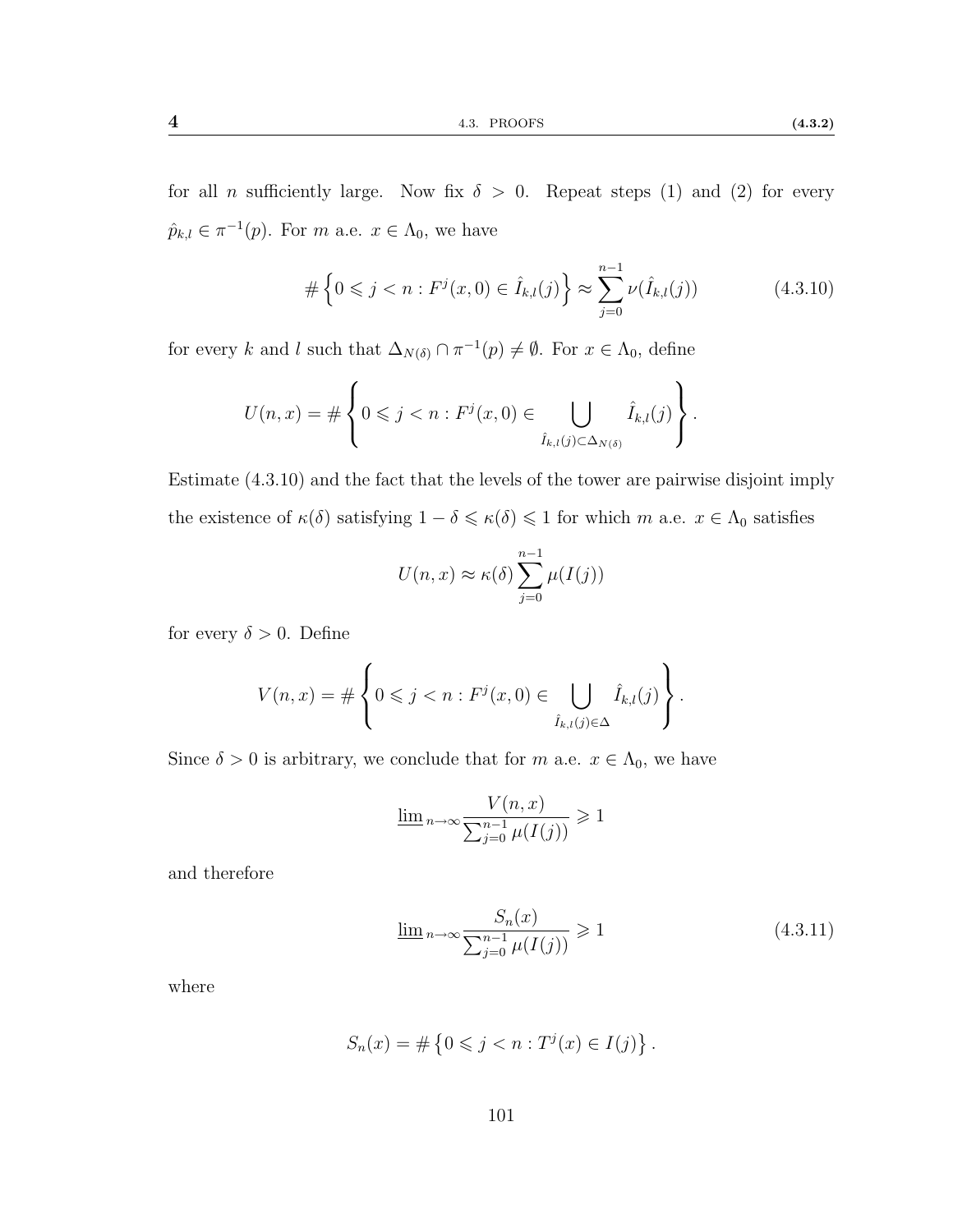for all $n$ sufficiently large. Now fix $\delta > 0$. Repeat steps (1) and (2) for every $\hat{p}_{k,l} \in \pi^{-1}(p)$. For $m$ a.e. $x \in \Lambda_0$, we have

$$\#\left\{0 \leqslant j < n : F^j(x,0) \in \hat{I}_{k,l}(j)\right\} \approx \sum_{j=0}^{n-1} \nu(\hat{I}_{k,l}(j)) \tag{4.3.10}$$

for every $k$ and $l$ such that $\Delta_{N(\delta)} \cap \pi^{-1}(p) \neq \emptyset$. For $x \in \Lambda_0$, define

$$U(n,x) = \#\left\{0 \leqslant j < n : F^j(x,0) \in \bigcup_{\hat{I}_{k,l}(j) \subset \Delta_{N(\delta)}} \hat{I}_{k,l}(j)\right\}.$$

Estimate (4.3.10) and the fact that the levels of the tower are pairwise disjoint imply the existence of $\kappa(\delta)$ satisfying $1 - \delta \leqslant \kappa(\delta) \leqslant 1$ for which $m$ a.e. $x \in \Lambda_0$ satisfies

$$U(n,x) \approx \kappa(\delta) \sum_{j=0}^{n-1} \mu(I(j))$$

for every $\delta > 0$. Define

$$V(n,x) = \#\left\{0 \leqslant j < n : F^j(x,0) \in \bigcup_{\hat{I}_{k,l}(j) \in \Delta} \hat{I}_{k,l}(j)\right\}.$$

Since $\delta > 0$ is arbitrary, we conclude that for $m$ a.e. $x \in \Lambda_0$, we have

$$\underline{\lim}_{n\to\infty} \frac{V(n,x)}{\sum_{j=0}^{n-1} \mu(I(j))} \geqslant 1$$

and therefore

$$\underline{\lim}_{n\to\infty} \frac{S_n(x)}{\sum_{j=0}^{n-1} \mu(I(j))} \geqslant 1 \tag{4.3.11}$$

where

$$S_n(x) = \#\left\{0 \leqslant j < n : T^j(x) \in I(j)\right\}.$$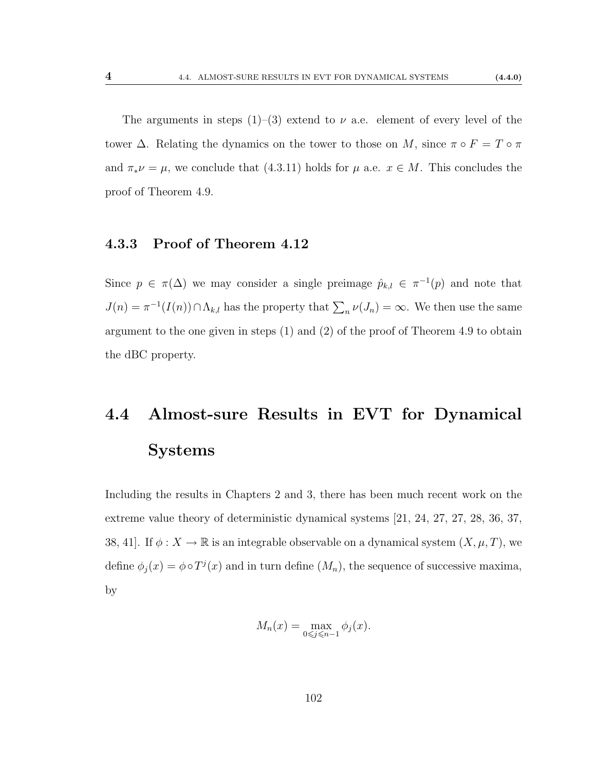The arguments in steps (1)–(3) extend to $\nu$ a.e. element of every level of the tower $\Delta$. Relating the dynamics on the tower to those on $M$, since $\pi \circ F = T \circ \pi$ and $\pi_* \nu = \mu$, we conclude that (4.3.11) holds for $\mu$ a.e. $x \in M$. This concludes the proof of Theorem 4.9.

### 4.3.3 Proof of Theorem 4.12

Since $p \in \pi(\Delta)$ we may consider a single preimage $\hat{p}_{k,l} \in \pi^{-1}(p)$ and note that $J(n) = \pi^{-1}(I(n)) \cap \Lambda_{k,l}$ has the property that $\sum_n \nu(J_n) = \infty$. We then use the same argument to the one given in steps (1) and (2) of the proof of Theorem 4.9 to obtain the dBC property.

## 4.4 Almost-sure Results in EVT for Dynamical Systems

Including the results in Chapters 2 and 3, there has been much recent work on the extreme value theory of deterministic dynamical systems [21, 24, 27, 27, 28, 36, 37, 38, 41]. If $\phi : X \to \mathbb{R}$ is an integrable observable on a dynamical system $(X, \mu, T)$, we define $\phi_j(x) = \phi \circ T^j(x)$ and in turn define $(M_n)$, the sequence of successive maxima, by

$$M_n(x) = \max_{0 \leqslant j \leqslant n-1} \phi_j(x).$$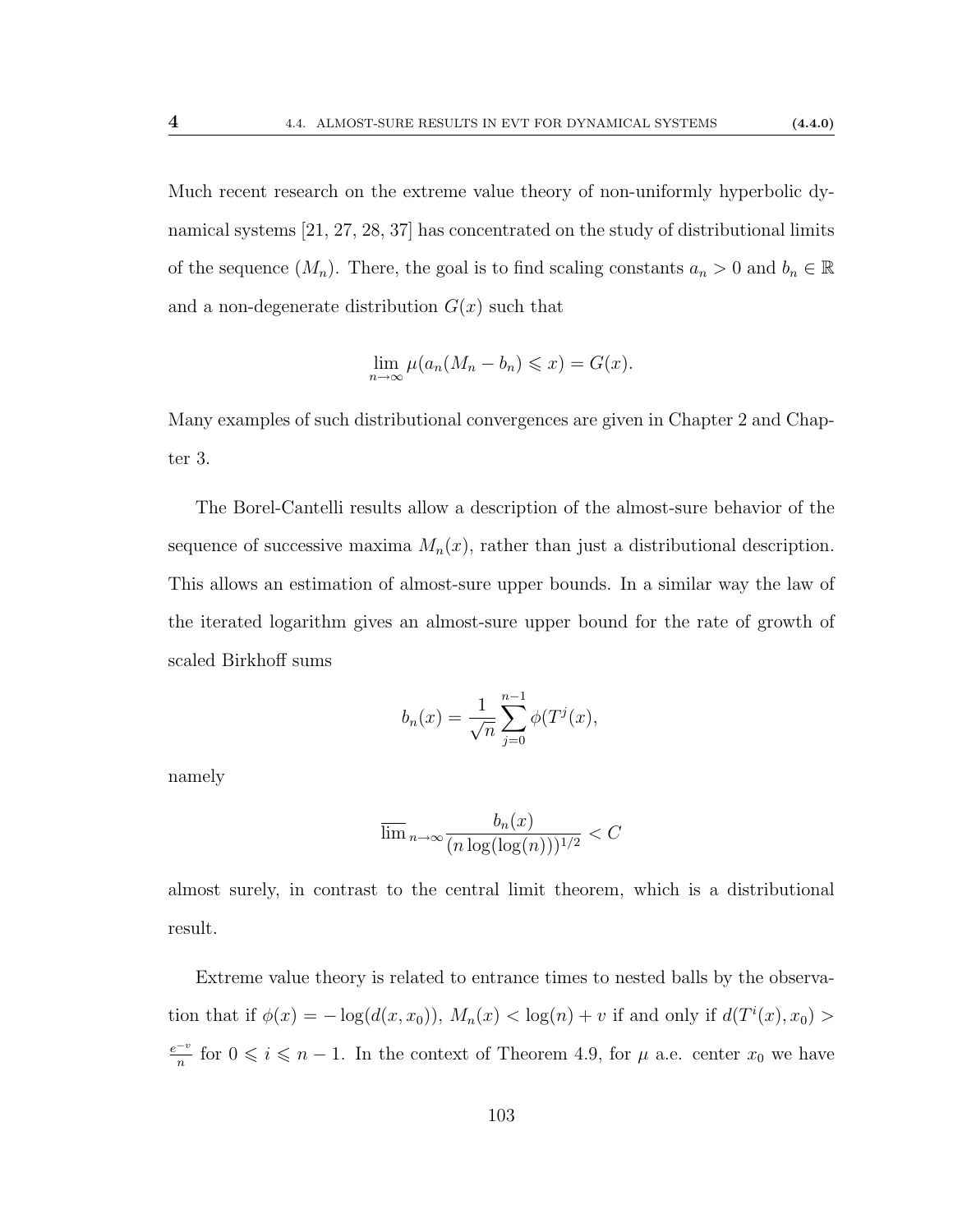Much recent research on the extreme value theory of non-uniformly hyperbolic dynamical systems [21, 27, 28, 37] has concentrated on the study of distributional limits of the sequence $(M_n)$. There, the goal is to find scaling constants $a_n > 0$ and $b_n \in \mathbb{R}$ and a non-degenerate distribution $G(x)$ such that

$$\lim_{n\to\infty} \mu(a_n(M_n - b_n) \leqslant x) = G(x).$$

Many examples of such distributional convergences are given in Chapter 2 and Chapter 3.

The Borel-Cantelli results allow a description of the almost-sure behavior of the sequence of successive maxima $M_n(x)$, rather than just a distributional description. This allows an estimation of almost-sure upper bounds. In a similar way the law of the iterated logarithm gives an almost-sure upper bound for the rate of growth of scaled Birkhoff sums

$$b_n(x) = \frac{1}{\sqrt{n}} \sum_{j=0}^{n-1} \phi(T^j(x),$$

namely

$$\overline{\lim}_{n\to\infty} \frac{b_n(x)}{(n \log(\log(n)))^{1/2}} < C$$

almost surely, in contrast to the central limit theorem, which is a distributional result.

Extreme value theory is related to entrance times to nested balls by the observation that if $\phi(x) = -\log(d(x, x_0))$, $M_n(x) < \log(n) + v$ if and only if $d(T^i(x), x_0) > \frac{e^{-v}}{n}$ for $0 \leqslant i \leqslant n-1$. In the context of Theorem 4.9, for $\mu$ a.e. center $x_0$ we have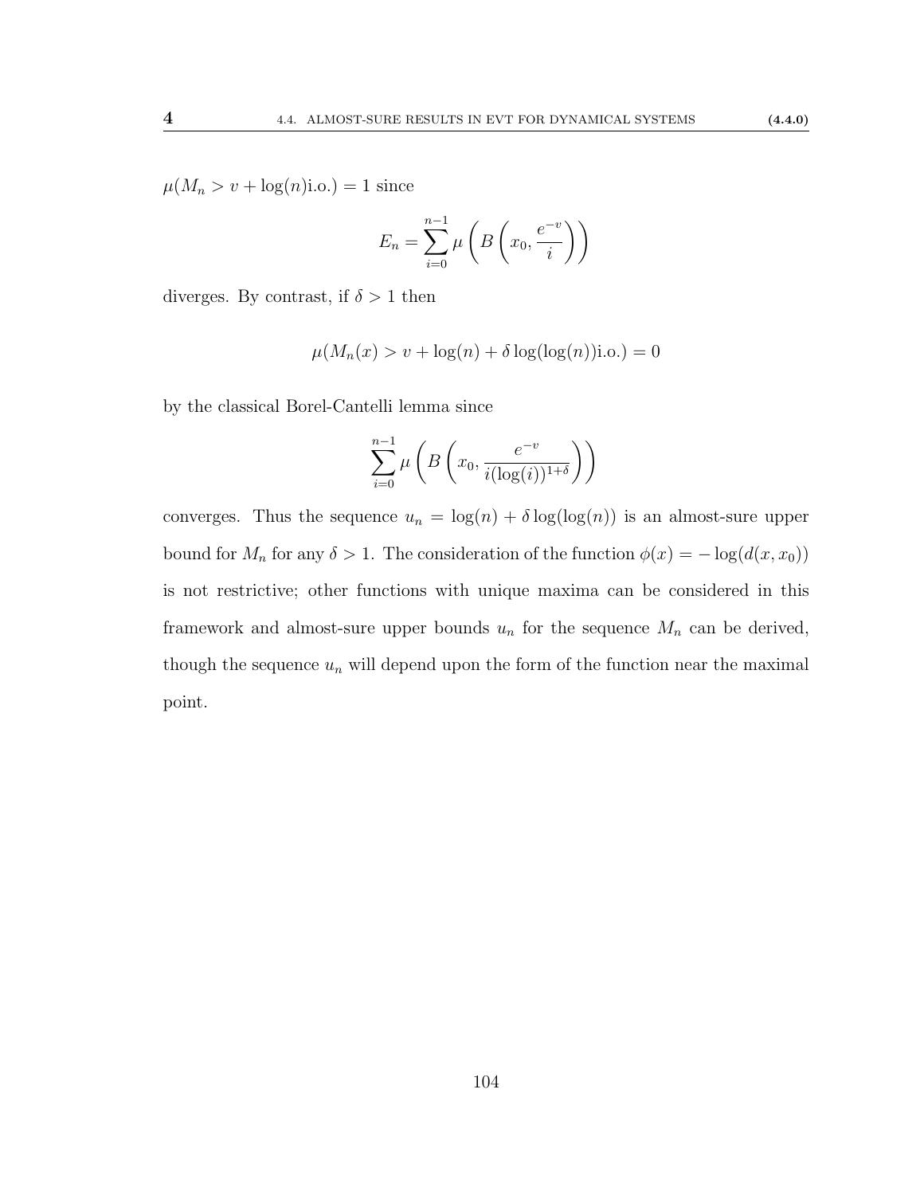$\mu(M_n > v + \log(n)\text{i.o.}) = 1$ since

$$E_n = \sum_{i=0}^{n-1} \mu\left(B\left(x_0, \frac{e^{-v}}{i}\right)\right)$$

diverges. By contrast, if $\delta > 1$ then

$$\mu(M_n(x) > v + \log(n) + \delta \log(\log(n))\text{i.o.}) = 0$$

by the classical Borel-Cantelli lemma since

$$\sum_{i=0}^{n-1} \mu\left(B\left(x_0, \frac{e^{-v}}{i(\log(i))^{1+\delta}}\right)\right)$$

converges. Thus the sequence $u_n = \log(n) + \delta \log(\log(n))$ is an almost-sure upper bound for $M_n$ for any $\delta > 1$. The consideration of the function $\phi(x) = -\log(d(x, x_0))$ is not restrictive; other functions with unique maxima can be considered in this framework and almost-sure upper bounds $u_n$ for the sequence $M_n$ can be derived, though the sequence $u_n$ will depend upon the form of the function near the maximal point.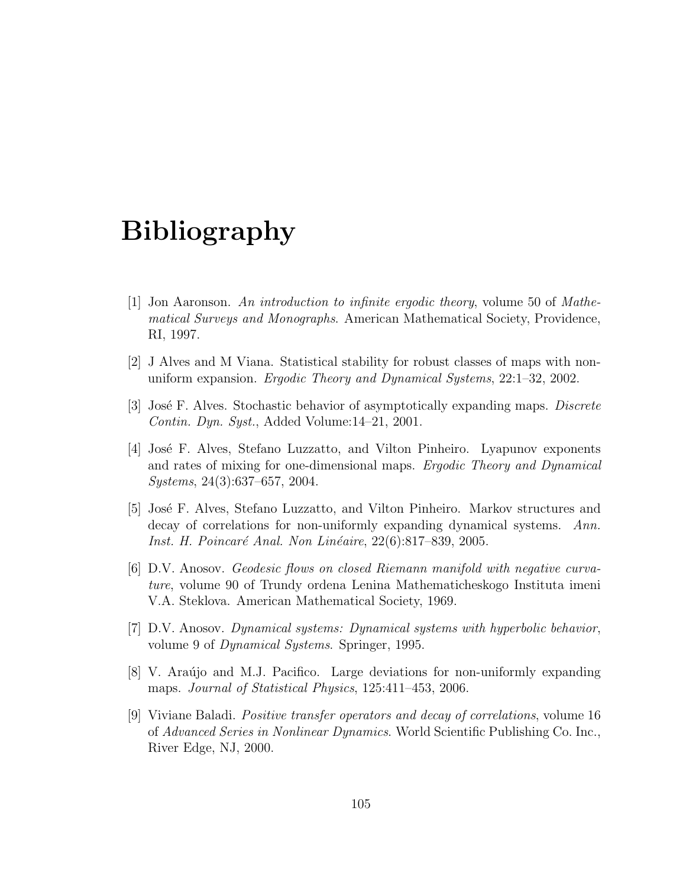# Bibliography

[1] Jon Aaronson. *An introduction to infinite ergodic theory*, volume 50 of *Mathematical Surveys and Monographs*. American Mathematical Society, Providence, RI, 1997.

[2] J Alves and M Viana. Statistical stability for robust classes of maps with non-uniform expansion. *Ergodic Theory and Dynamical Systems*, 22:1–32, 2002.

[3] José F. Alves. Stochastic behavior of asymptotically expanding maps. *Discrete Contin. Dyn. Syst.*, Added Volume:14–21, 2001.

[4] José F. Alves, Stefano Luzzatto, and Vilton Pinheiro. Lyapunov exponents and rates of mixing for one-dimensional maps. *Ergodic Theory and Dynamical Systems*, 24(3):637–657, 2004.

[5] José F. Alves, Stefano Luzzatto, and Vilton Pinheiro. Markov structures and decay of correlations for non-uniformly expanding dynamical systems. *Ann. Inst. H. Poincaré Anal. Non Linéaire*, 22(6):817–839, 2005.

[6] D.V. Anosov. *Geodesic flows on closed Riemann manifold with negative curvature*, volume 90 of Trundy ordena Lenina Mathematicheskogo Instituta imeni V.A. Steklova. American Mathematical Society, 1969.

[7] D.V. Anosov. *Dynamical systems: Dynamical systems with hyperbolic behavior*, volume 9 of *Dynamical Systems*. Springer, 1995.

[8] V. Araújo and M.J. Pacifico. Large deviations for non-uniformly expanding maps. *Journal of Statistical Physics*, 125:411–453, 2006.

[9] Viviane Baladi. *Positive transfer operators and decay of correlations*, volume 16 of *Advanced Series in Nonlinear Dynamics*. World Scientific Publishing Co. Inc., River Edge, NJ, 2000.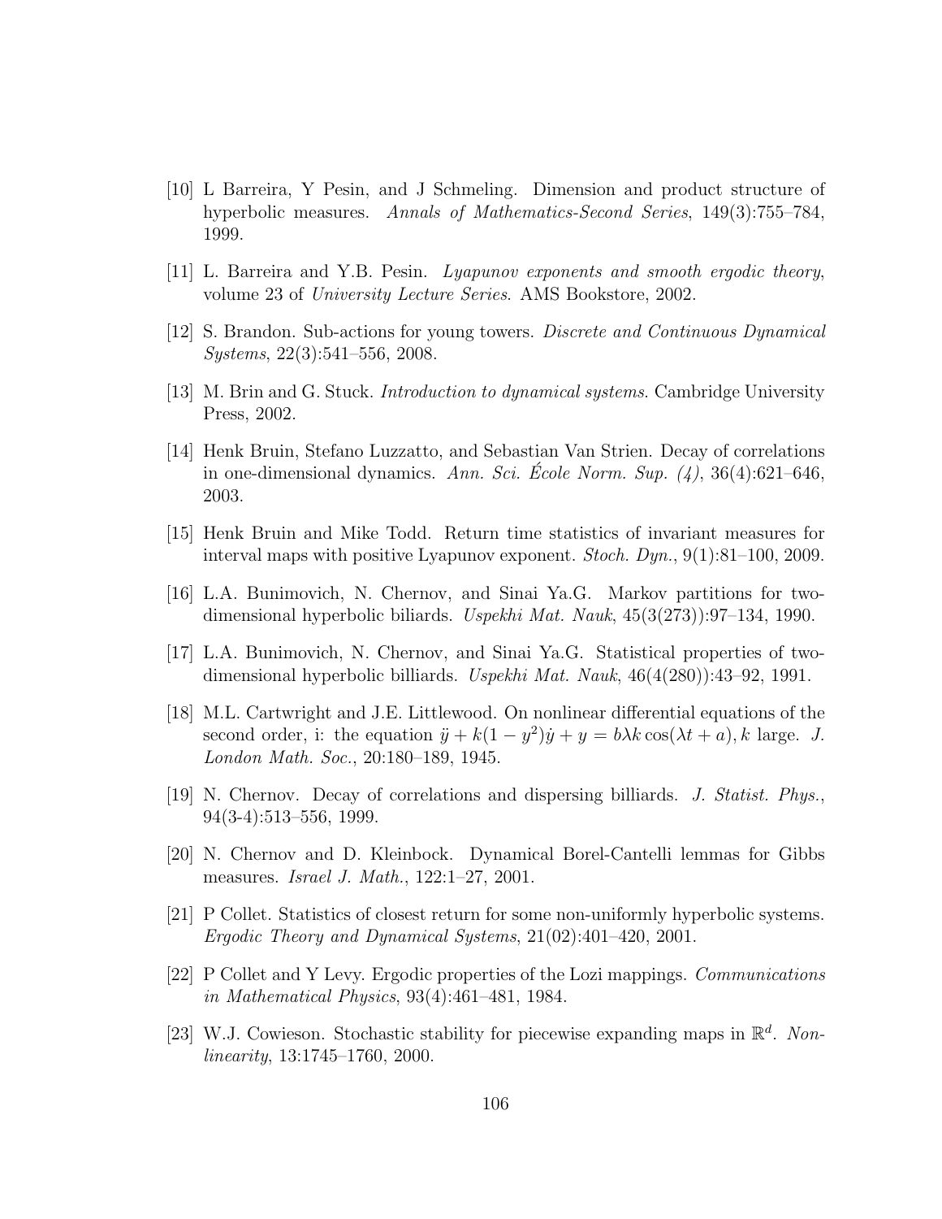[10] L Barreira, Y Pesin, and J Schmeling. Dimension and product structure of hyperbolic measures. *Annals of Mathematics-Second Series*, 149(3):755–784, 1999.

[11] L. Barreira and Y.B. Pesin. *Lyapunov exponents and smooth ergodic theory*, volume 23 of *University Lecture Series*. AMS Bookstore, 2002.

[12] S. Brandon. Sub-actions for young towers. *Discrete and Continuous Dynamical Systems*, 22(3):541–556, 2008.

[13] M. Brin and G. Stuck. *Introduction to dynamical systems*. Cambridge University Press, 2002.

[14] Henk Bruin, Stefano Luzzatto, and Sebastian Van Strien. Decay of correlations in one-dimensional dynamics. *Ann. Sci. École Norm. Sup. (4)*, 36(4):621–646, 2003.

[15] Henk Bruin and Mike Todd. Return time statistics of invariant measures for interval maps with positive Lyapunov exponent. *Stoch. Dyn.*, 9(1):81–100, 2009.

[16] L.A. Bunimovich, N. Chernov, and Sinai Ya.G. Markov partitions for two-dimensional hyperbolic biliards. *Uspekhi Mat. Nauk*, 45(3(273)):97–134, 1990.

[17] L.A. Bunimovich, N. Chernov, and Sinai Ya.G. Statistical properties of two-dimensional hyperbolic billiards. *Uspekhi Mat. Nauk*, 46(4(280)):43–92, 1991.

[18] M.L. Cartwright and J.E. Littlewood. On nonlinear differential equations of the second order, i: the equation $\ddot{y} + k(1-y^2)\dot{y} + y = b\lambda k\cos(\lambda t + a), k$ large. *J. London Math. Soc.*, 20:180–189, 1945.

[19] N. Chernov. Decay of correlations and dispersing billiards. *J. Statist. Phys.*, 94(3-4):513–556, 1999.

[20] N. Chernov and D. Kleinbock. Dynamical Borel-Cantelli lemmas for Gibbs measures. *Israel J. Math.*, 122:1–27, 2001.

[21] P Collet. Statistics of closest return for some non-uniformly hyperbolic systems. *Ergodic Theory and Dynamical Systems*, 21(02):401–420, 2001.

[22] P Collet and Y Levy. Ergodic properties of the Lozi mappings. *Communications in Mathematical Physics*, 93(4):461–481, 1984.

[23] W.J. Cowieson. Stochastic stability for piecewise expanding maps in $\mathbb{R}^d$. *Nonlinearity*, 13:1745–1760, 2000.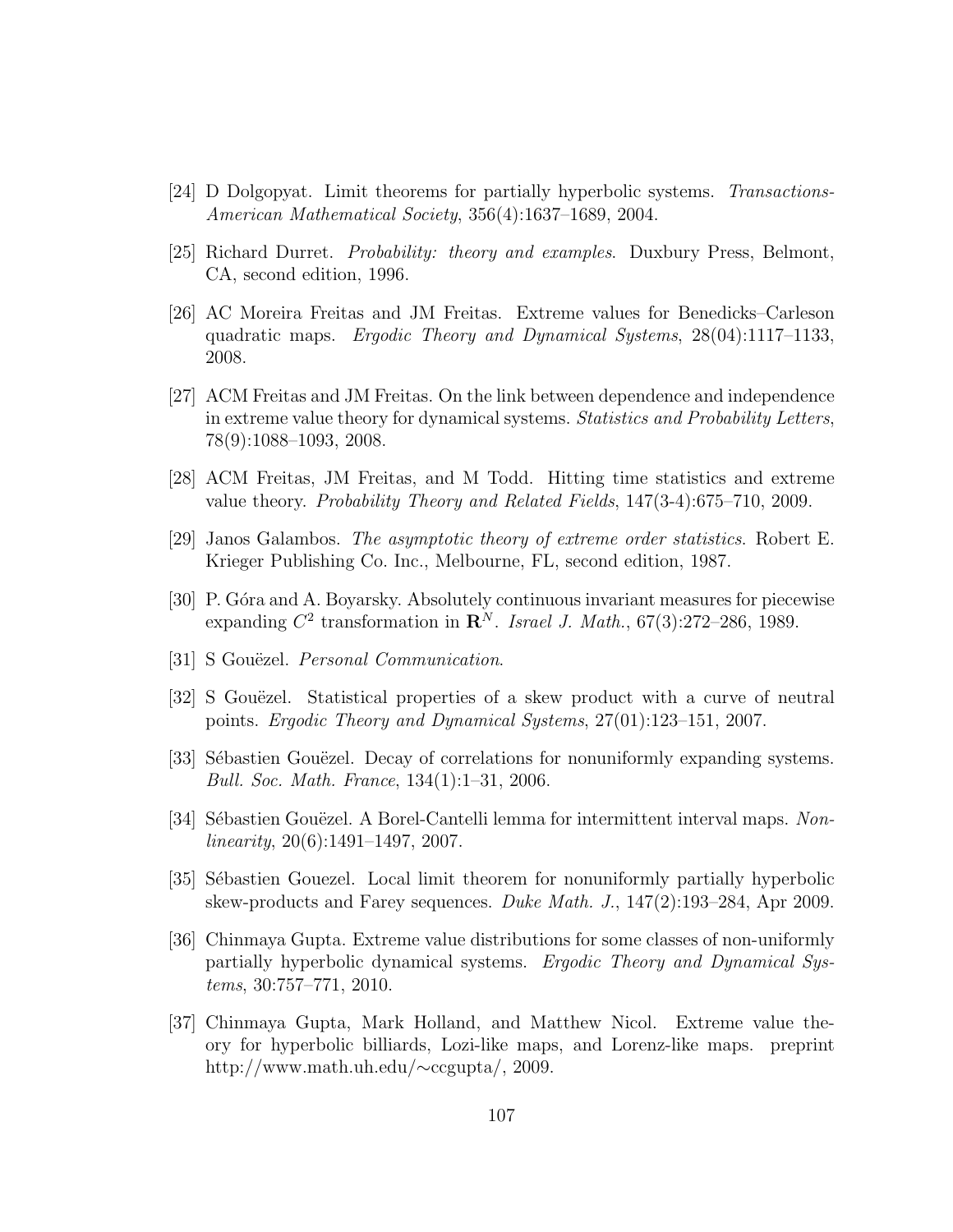[24] D Dolgopyat. Limit theorems for partially hyperbolic systems. *Transactions-American Mathematical Society*, 356(4):1637–1689, 2004.

[25] Richard Durret. *Probability: theory and examples*. Duxbury Press, Belmont, CA, second edition, 1996.

[26] AC Moreira Freitas and JM Freitas. Extreme values for Benedicks–Carleson quadratic maps. *Ergodic Theory and Dynamical Systems*, 28(04):1117–1133, 2008.

[27] ACM Freitas and JM Freitas. On the link between dependence and independence in extreme value theory for dynamical systems. *Statistics and Probability Letters*, 78(9):1088–1093, 2008.

[28] ACM Freitas, JM Freitas, and M Todd. Hitting time statistics and extreme value theory. *Probability Theory and Related Fields*, 147(3-4):675–710, 2009.

[29] Janos Galambos. *The asymptotic theory of extreme order statistics*. Robert E. Krieger Publishing Co. Inc., Melbourne, FL, second edition, 1987.

[30] P. Góra and A. Boyarsky. Absolutely continuous invariant measures for piecewise expanding $C^2$ transformation in $\mathbf{R}^N$. *Israel J. Math.*, 67(3):272–286, 1989.

[31] S Gouëzel. *Personal Communication*.

[32] S Gouëzel. Statistical properties of a skew product with a curve of neutral points. *Ergodic Theory and Dynamical Systems*, 27(01):123–151, 2007.

[33] Sébastien Gouëzel. Decay of correlations for nonuniformly expanding systems. *Bull. Soc. Math. France*, 134(1):1–31, 2006.

[34] Sébastien Gouëzel. A Borel-Cantelli lemma for intermittent interval maps. *Nonlinearity*, 20(6):1491–1497, 2007.

[35] Sébastien Gouezel. Local limit theorem for nonuniformly partially hyperbolic skew-products and Farey sequences. *Duke Math. J.*, 147(2):193–284, Apr 2009.

[36] Chinmaya Gupta. Extreme value distributions for some classes of non-uniformly partially hyperbolic dynamical systems. *Ergodic Theory and Dynamical Systems*, 30:757–771, 2010.

[37] Chinmaya Gupta, Mark Holland, and Matthew Nicol. Extreme value theory for hyperbolic billiards, Lozi-like maps, and Lorenz-like maps. preprint http://www.math.uh.edu/∼ccgupta/, 2009.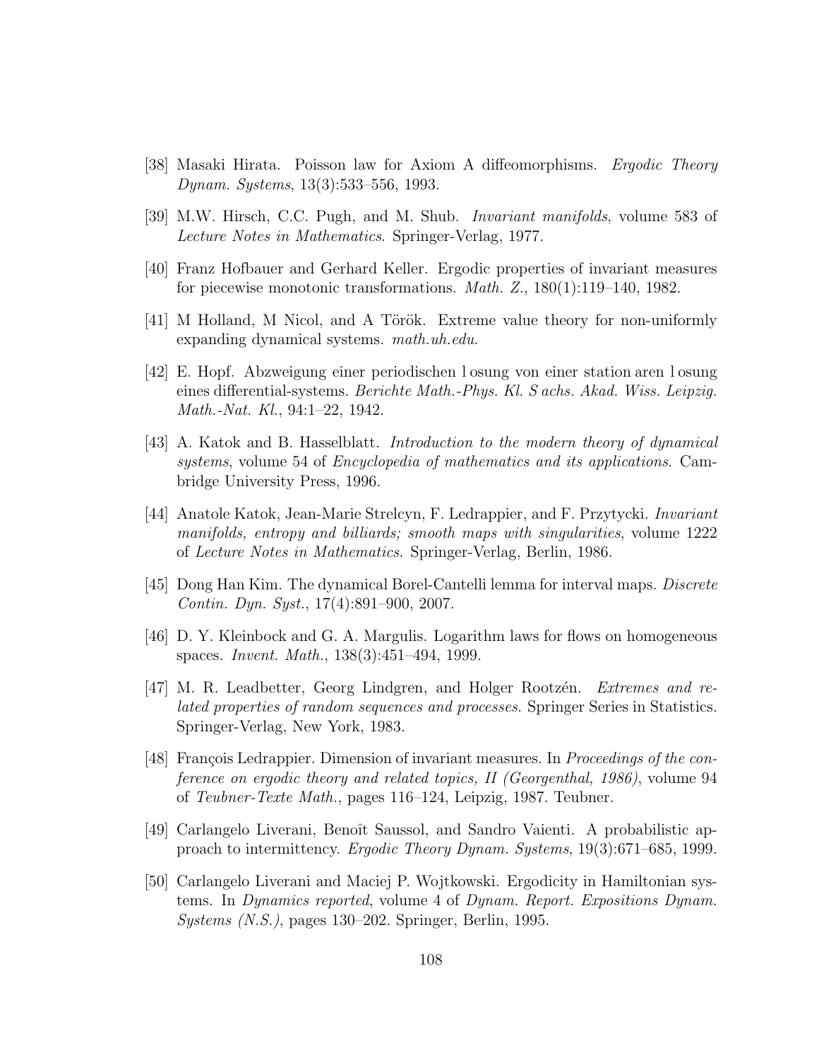[38] Masaki Hirata. Poisson law for Axiom A diffeomorphisms. *Ergodic Theory Dynam. Systems*, 13(3):533–556, 1993.

[39] M.W. Hirsch, C.C. Pugh, and M. Shub. *Invariant manifolds*, volume 583 of *Lecture Notes in Mathematics*. Springer-Verlag, 1977.

[40] Franz Hofbauer and Gerhard Keller. Ergodic properties of invariant measures for piecewise monotonic transformations. *Math. Z.*, 180(1):119–140, 1982.

[41] M Holland, M Nicol, and A Török. Extreme value theory for non-uniformly expanding dynamical systems. *math.uh.edu*.

[42] E. Hopf. Abzweigung einer periodischen l osung von einer station aren l osung eines differential-systems. *Berichte Math.-Phys. Kl. S achs. Akad. Wiss. Leipzig. Math.-Nat. Kl.*, 94:1–22, 1942.

[43] A. Katok and B. Hasselblatt. *Introduction to the modern theory of dynamical systems*, volume 54 of *Encyclopedia of mathematics and its applications*. Cambridge University Press, 1996.

[44] Anatole Katok, Jean-Marie Strelcyn, F. Ledrappier, and F. Przytycki. *Invariant manifolds, entropy and billiards; smooth maps with singularities*, volume 1222 of *Lecture Notes in Mathematics*. Springer-Verlag, Berlin, 1986.

[45] Dong Han Kim. The dynamical Borel-Cantelli lemma for interval maps. *Discrete Contin. Dyn. Syst.*, 17(4):891–900, 2007.

[46] D. Y. Kleinbock and G. A. Margulis. Logarithm laws for flows on homogeneous spaces. *Invent. Math.*, 138(3):451–494, 1999.

[47] M. R. Leadbetter, Georg Lindgren, and Holger Rootzén. *Extremes and related properties of random sequences and processes*. Springer Series in Statistics. Springer-Verlag, New York, 1983.

[48] François Ledrappier. Dimension of invariant measures. In *Proceedings of the conference on ergodic theory and related topics, II (Georgenthal, 1986)*, volume 94 of *Teubner-Texte Math.*, pages 116–124, Leipzig, 1987. Teubner.

[49] Carlangelo Liverani, Benoît Saussol, and Sandro Vaienti. A probabilistic approach to intermittency. *Ergodic Theory Dynam. Systems*, 19(3):671–685, 1999.

[50] Carlangelo Liverani and Maciej P. Wojtkowski. Ergodicity in Hamiltonian systems. In *Dynamics reported*, volume 4 of *Dynam. Report. Expositions Dynam. Systems (N.S.)*, pages 130–202. Springer, Berlin, 1995.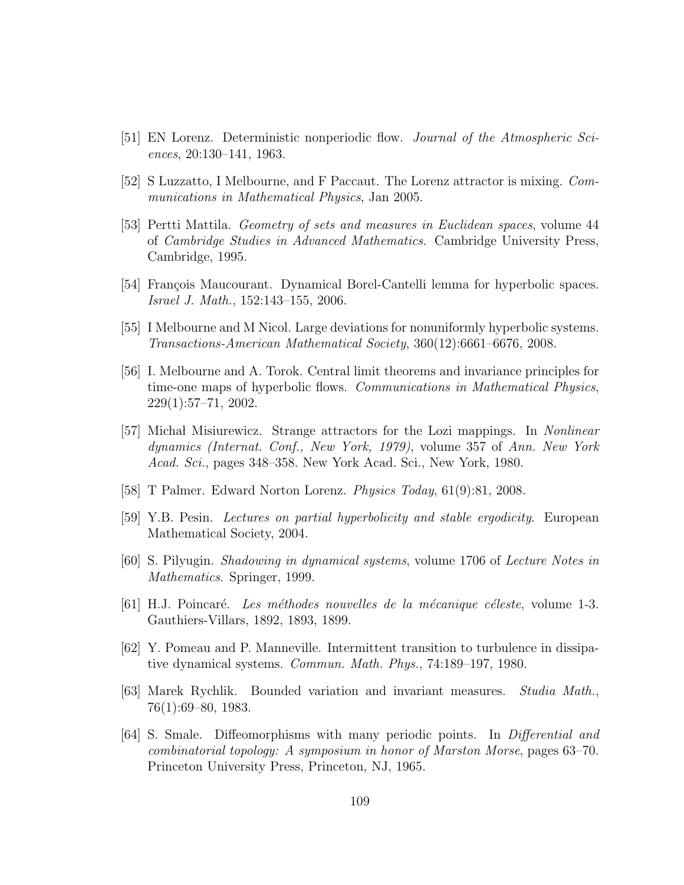[51] EN Lorenz. Deterministic nonperiodic flow. *Journal of the Atmospheric Sciences*, 20:130–141, 1963.

[52] S Luzzatto, I Melbourne, and F Paccaut. The Lorenz attractor is mixing. *Communications in Mathematical Physics*, Jan 2005.

[53] Pertti Mattila. *Geometry of sets and measures in Euclidean spaces*, volume 44 of *Cambridge Studies in Advanced Mathematics*. Cambridge University Press, Cambridge, 1995.

[54] François Maucourant. Dynamical Borel-Cantelli lemma for hyperbolic spaces. *Israel J. Math.*, 152:143–155, 2006.

[55] I Melbourne and M Nicol. Large deviations for nonuniformly hyperbolic systems. *Transactions-American Mathematical Society*, 360(12):6661–6676, 2008.

[56] I. Melbourne and A. Torok. Central limit theorems and invariance principles for time-one maps of hyperbolic flows. *Communications in Mathematical Physics*, 229(1):57–71, 2002.

[57] Michał Misiurewicz. Strange attractors for the Lozi mappings. In *Nonlinear dynamics (Internat. Conf., New York, 1979)*, volume 357 of *Ann. New York Acad. Sci.*, pages 348–358. New York Acad. Sci., New York, 1980.

[58] T Palmer. Edward Norton Lorenz. *Physics Today*, 61(9):81, 2008.

[59] Y.B. Pesin. *Lectures on partial hyperbolicity and stable ergodicity*. European Mathematical Society, 2004.

[60] S. Pilyugin. *Shadowing in dynamical systems*, volume 1706 of *Lecture Notes in Mathematics*. Springer, 1999.

[61] H.J. Poincaré. *Les méthodes nouvelles de la mécanique céleste*, volume 1-3. Gauthiers-Villars, 1892, 1893, 1899.

[62] Y. Pomeau and P. Manneville. Intermittent transition to turbulence in dissipative dynamical systems. *Commun. Math. Phys.*, 74:189–197, 1980.

[63] Marek Rychlik. Bounded variation and invariant measures. *Studia Math.*, 76(1):69–80, 1983.

[64] S. Smale. Diffeomorphisms with many periodic points. In *Differential and combinatorial topology: A symposium in honor of Marston Morse*, pages 63–70. Princeton University Press, Princeton, NJ, 1965.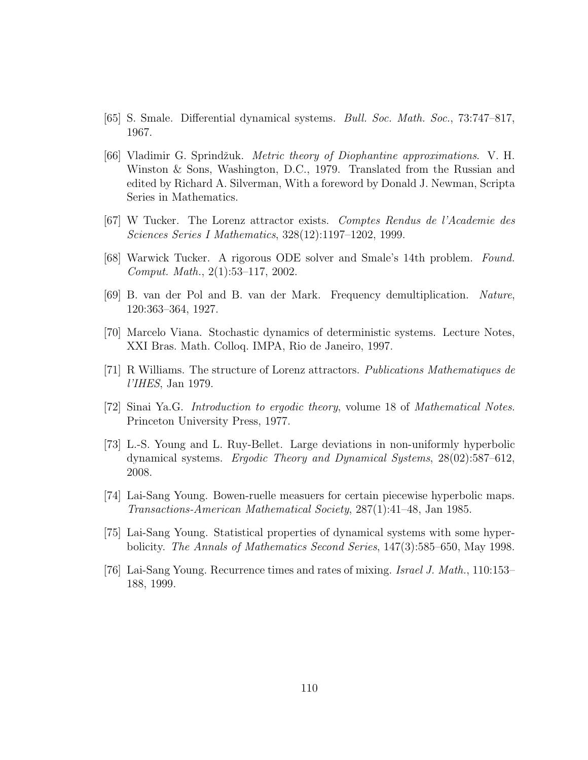[65] S. Smale. Differential dynamical systems. *Bull. Soc. Math. Soc.*, 73:747–817, 1967.

[66] Vladimir G. Sprindžuk. *Metric theory of Diophantine approximations*. V. H. Winston & Sons, Washington, D.C., 1979. Translated from the Russian and edited by Richard A. Silverman, With a foreword by Donald J. Newman, Scripta Series in Mathematics.

[67] W Tucker. The Lorenz attractor exists. *Comptes Rendus de l'Academie des Sciences Series I Mathematics*, 328(12):1197–1202, 1999.

[68] Warwick Tucker. A rigorous ODE solver and Smale's 14th problem. *Found. Comput. Math.*, 2(1):53–117, 2002.

[69] B. van der Pol and B. van der Mark. Frequency demultiplication. *Nature*, 120:363–364, 1927.

[70] Marcelo Viana. Stochastic dynamics of deterministic systems. Lecture Notes, XXI Bras. Math. Colloq. IMPA, Rio de Janeiro, 1997.

[71] R Williams. The structure of Lorenz attractors. *Publications Mathematiques de l'IHES*, Jan 1979.

[72] Sinai Ya.G. *Introduction to ergodic theory*, volume 18 of *Mathematical Notes*. Princeton University Press, 1977.

[73] L.-S. Young and L. Ruy-Bellet. Large deviations in non-uniformly hyperbolic dynamical systems. *Ergodic Theory and Dynamical Systems*, 28(02):587–612, 2008.

[74] Lai-Sang Young. Bowen-ruelle measuers for certain piecewise hyperbolic maps. *Transactions-American Mathematical Society*, 287(1):41–48, Jan 1985.

[75] Lai-Sang Young. Statistical properties of dynamical systems with some hyperbolicity. *The Annals of Mathematics Second Series*, 147(3):585–650, May 1998.

[76] Lai-Sang Young. Recurrence times and rates of mixing. *Israel J. Math.*, 110:153–188, 1999.